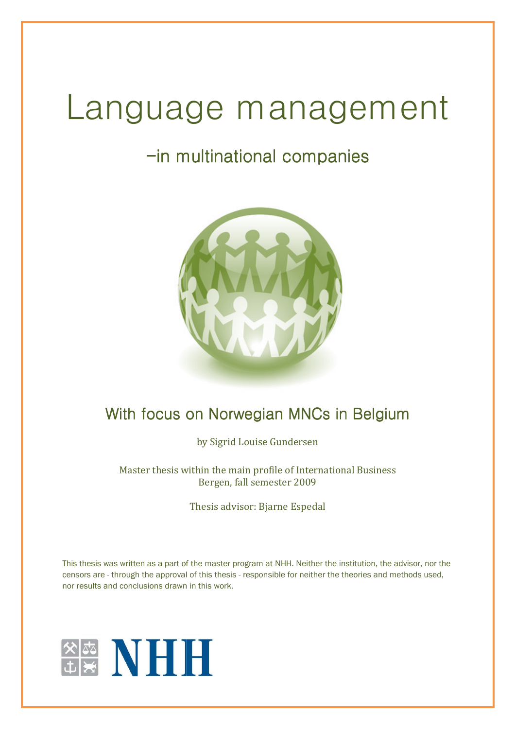# Language management

## –in multinational companies

### With focus on Norwegian MNCs in Belgium

by Sigrid Louise Gundersen

Master thesis within the main profile of International Business
Bergen, fall semester 2009

Thesis advisor: Bjarne Espedal

This thesis was written as a part of the master program at NHH. Neither the institution, the advisor, nor the censors are - through the approval of this thesis - responsible for neither the theories and methods used, nor results and conclusions drawn in this work.

NHH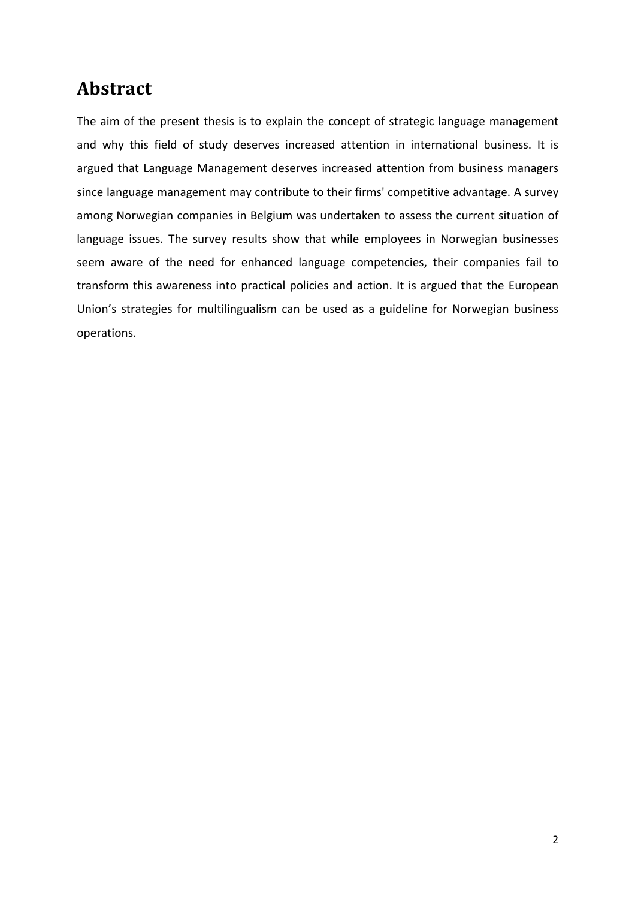# Abstract

The aim of the present thesis is to explain the concept of strategic language management and why this field of study deserves increased attention in international business. It is argued that Language Management deserves increased attention from business managers since language management may contribute to their firms' competitive advantage. A survey among Norwegian companies in Belgium was undertaken to assess the current situation of language issues. The survey results show that while employees in Norwegian businesses seem aware of the need for enhanced language competencies, their companies fail to transform this awareness into practical policies and action. It is argued that the European Union's strategies for multilingualism can be used as a guideline for Norwegian business operations.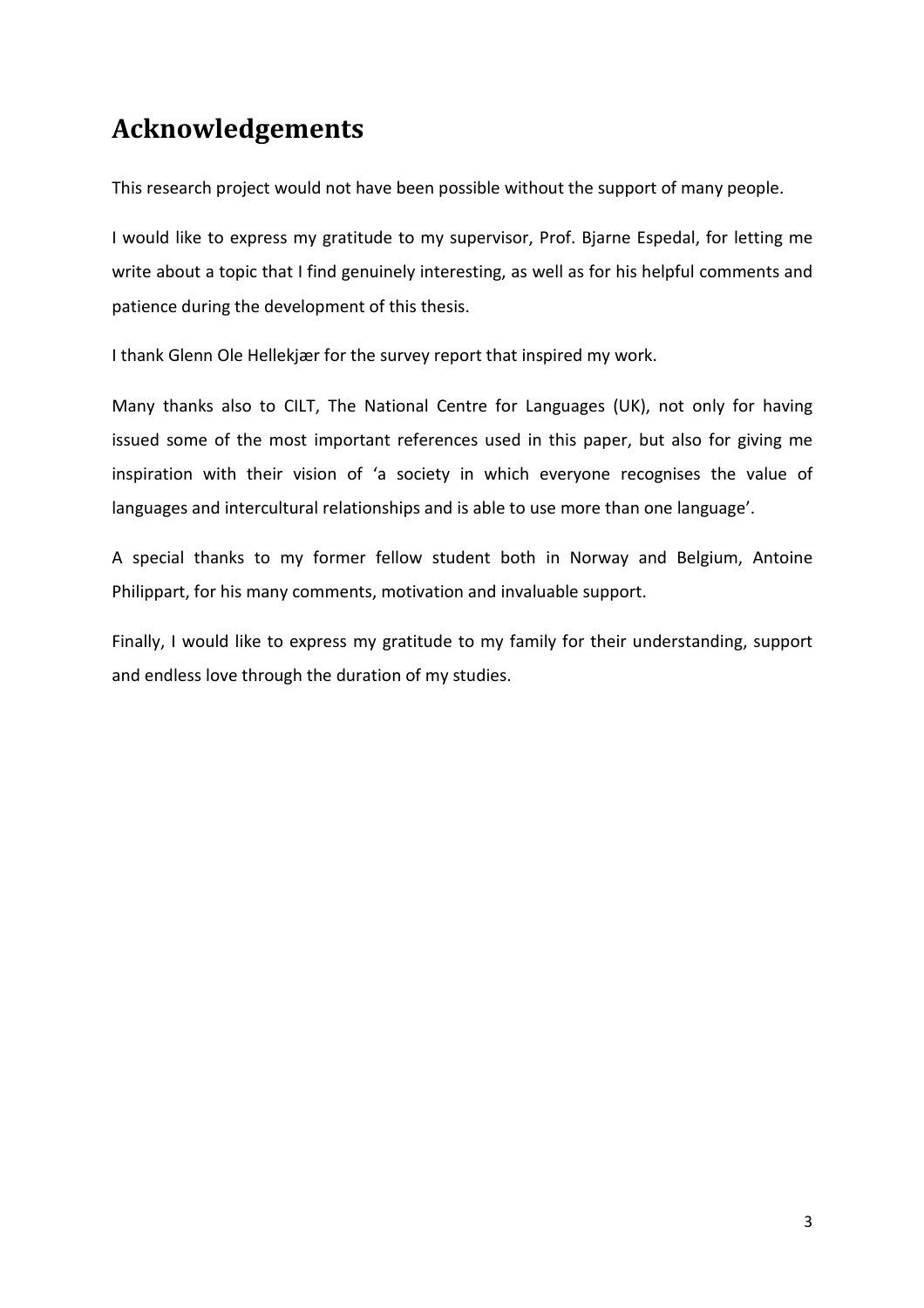# Acknowledgements

This research project would not have been possible without the support of many people.

I would like to express my gratitude to my supervisor, Prof. Bjarne Espedal, for letting me write about a topic that I find genuinely interesting, as well as for his helpful comments and patience during the development of this thesis.

I thank Glenn Ole Hellekjær for the survey report that inspired my work.

Many thanks also to CILT, The National Centre for Languages (UK), not only for having issued some of the most important references used in this paper, but also for giving me inspiration with their vision of 'a society in which everyone recognises the value of languages and intercultural relationships and is able to use more than one language'.

A special thanks to my former fellow student both in Norway and Belgium, Antoine Philippart, for his many comments, motivation and invaluable support.

Finally, I would like to express my gratitude to my family for their understanding, support and endless love through the duration of my studies.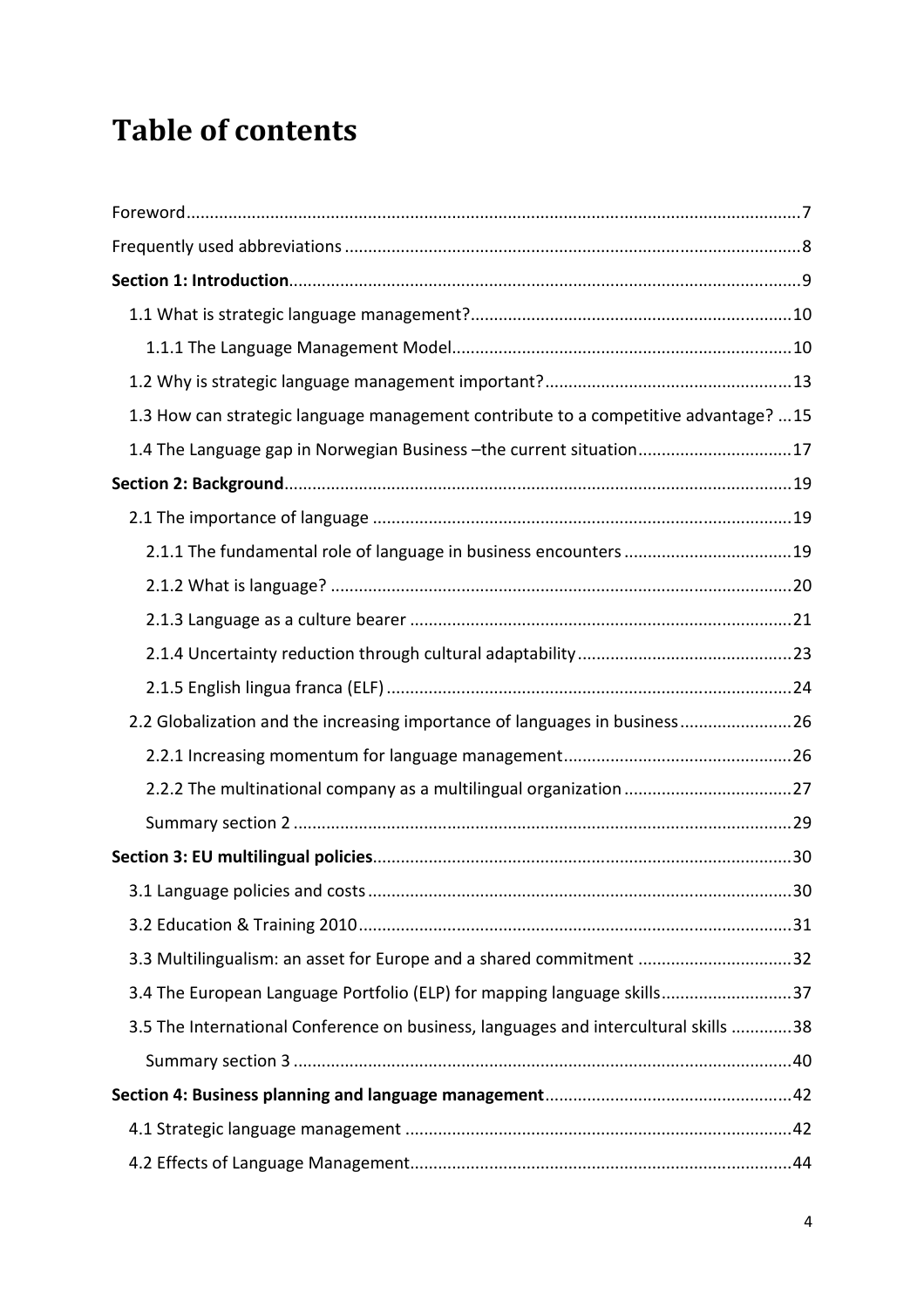# Table of contents

Foreword ... 7

Frequently used abbreviations ... 8

**Section 1: Introduction** ... 9

- 1.1 What is strategic language management? ... 10
  - 1.1.1 The Language Management Model ... 10
- 1.2 Why is strategic language management important? ... 13
- 1.3 How can strategic language management contribute to a competitive advantage? ... 15
- 1.4 The Language gap in Norwegian Business –the current situation ... 17

**Section 2: Background** ... 19

- 2.1 The importance of language ... 19
  - 2.1.1 The fundamental role of language in business encounters ... 19
  - 2.1.2 What is language? ... 20
  - 2.1.3 Language as a culture bearer ... 21
  - 2.1.4 Uncertainty reduction through cultural adaptability ... 23
  - 2.1.5 English lingua franca (ELF) ... 24
- 2.2 Globalization and the increasing importance of languages in business ... 26
  - 2.2.1 Increasing momentum for language management ... 26
  - 2.2.2 The multinational company as a multilingual organization ... 27
  - Summary section 2 ... 29

**Section 3: EU multilingual policies** ... 30

- 3.1 Language policies and costs ... 30
- 3.2 Education & Training 2010 ... 31
- 3.3 Multilingualism: an asset for Europe and a shared commitment ... 32
- 3.4 The European Language Portfolio (ELP) for mapping language skills ... 37
- 3.5 The International Conference on business, languages and intercultural skills ... 38
  - Summary section 3 ... 40

**Section 4: Business planning and language management** ... 42

- 4.1 Strategic language management ... 42
- 4.2 Effects of Language Management ... 44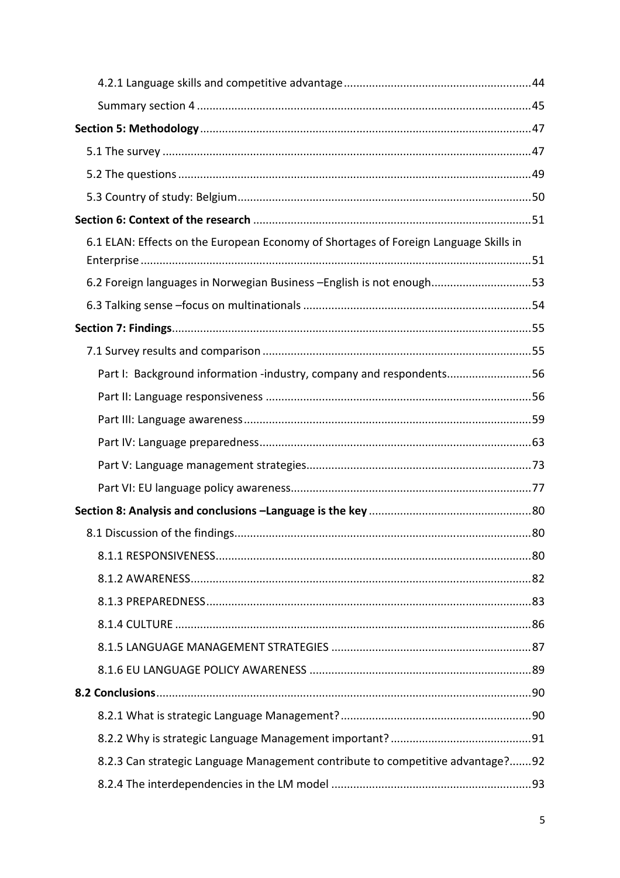4.2.1 Language skills and competitive advantage ........................................................... 44

Summary section 4 ........................................................................................................ 45

**Section 5: Methodology** ........................................................................................................ 47

5.1 The survey .................................................................................................................. 47

5.2 The questions .............................................................................................................. 49

5.3 Country of study: Belgium ........................................................................................... 50

**Section 6: Context of the research** ..................................................................................... 51

6.1 ELAN: Effects on the European Economy of Shortages of Foreign Language Skills in Enterprise .......................................................................................................................... 51

6.2 Foreign languages in Norwegian Business –English is not enough ................................ 53

6.3 Talking sense –focus on multinationals ........................................................................ 54

**Section 7: Findings** ................................................................................................................. 55

7.1 Survey results and comparison .................................................................................... 55

Part I: Background information -industry, company and respondents ........................... 56

Part II: Language responsiveness ...................................................................................... 56

Part III: Language awareness ............................................................................................. 59

Part IV: Language preparedness ........................................................................................ 63

Part V: Language management strategies ......................................................................... 73

Part VI: EU language policy awareness .............................................................................. 77

**Section 8: Analysis and conclusions –Language is the key** .................................................. 80

8.1 Discussion of the findings ............................................................................................. 80

8.1.1 RESPONSIVENESS ..................................................................................................... 80

8.1.2 AWARENESS ............................................................................................................. 82

8.1.3 PREPAREDNESS ........................................................................................................ 83

8.1.4 CULTURE .................................................................................................................. 86

8.1.5 LANGUAGE MANAGEMENT STRATEGIES .................................................................. 87

8.1.6 EU LANGUAGE POLICY AWARENESS ......................................................................... 89

**8.2 Conclusions** ........................................................................................................................ 90

8.2.1 What is strategic Language Management? ................................................................ 90

8.2.2 Why is strategic Language Management important? ................................................ 91

8.2.3 Can strategic Language Management contribute to competitive advantage? ........ 92

8.2.4 The interdependencies in the LM model ................................................................... 93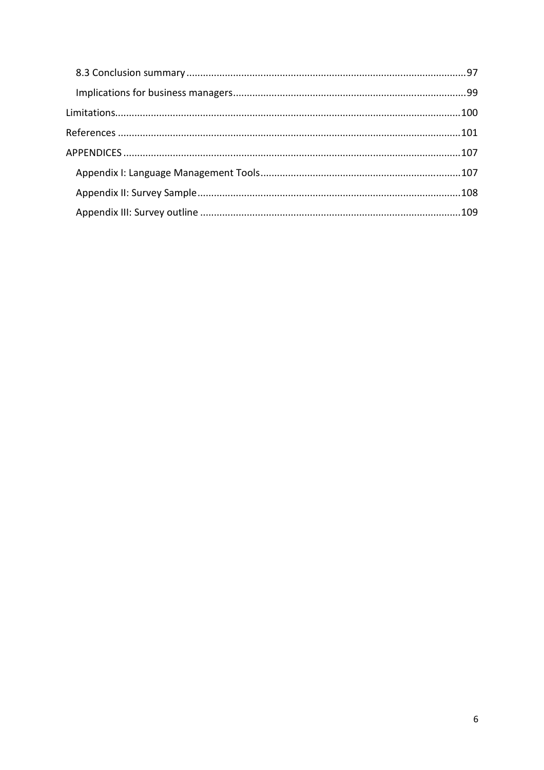8.3 Conclusion summary ..........97

Implications for business managers ..........99

Limitations ..........100

References ..........101

APPENDICES ..........107

Appendix I: Language Management Tools ..........107

Appendix II: Survey Sample ..........108

Appendix III: Survey outline ..........109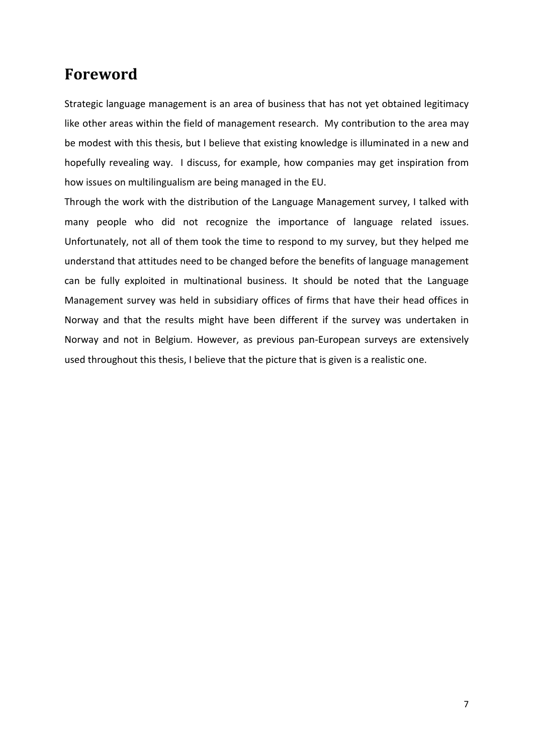# Foreword

Strategic language management is an area of business that has not yet obtained legitimacy like other areas within the field of management research. My contribution to the area may be modest with this thesis, but I believe that existing knowledge is illuminated in a new and hopefully revealing way. I discuss, for example, how companies may get inspiration from how issues on multilingualism are being managed in the EU.

Through the work with the distribution of the Language Management survey, I talked with many people who did not recognize the importance of language related issues. Unfortunately, not all of them took the time to respond to my survey, but they helped me understand that attitudes need to be changed before the benefits of language management can be fully exploited in multinational business. It should be noted that the Language Management survey was held in subsidiary offices of firms that have their head offices in Norway and that the results might have been different if the survey was undertaken in Norway and not in Belgium. However, as previous pan-European surveys are extensively used throughout this thesis, I believe that the picture that is given is a realistic one.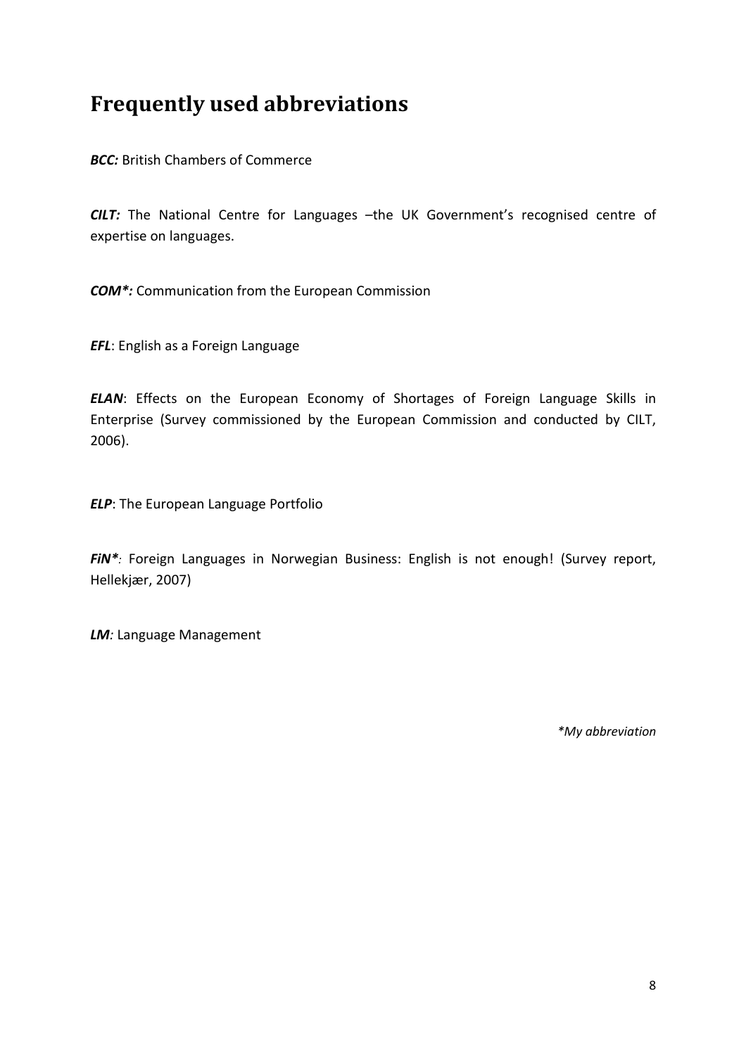# Frequently used abbreviations

***BCC:*** British Chambers of Commerce

***CILT:*** The National Centre for Languages –the UK Government's recognised centre of expertise on languages.

***COM*:*** Communication from the European Commission

***EFL***: English as a Foreign Language

***ELAN***: Effects on the European Economy of Shortages of Foreign Language Skills in Enterprise (Survey commissioned by the European Commission and conducted by CILT, 2006).

***ELP***: The European Language Portfolio

***FiN*****:* Foreign Languages in Norwegian Business: English is not enough! (Survey report, Hellekjær, 2007)

***LM****:* Language Management

*\*My abbreviation*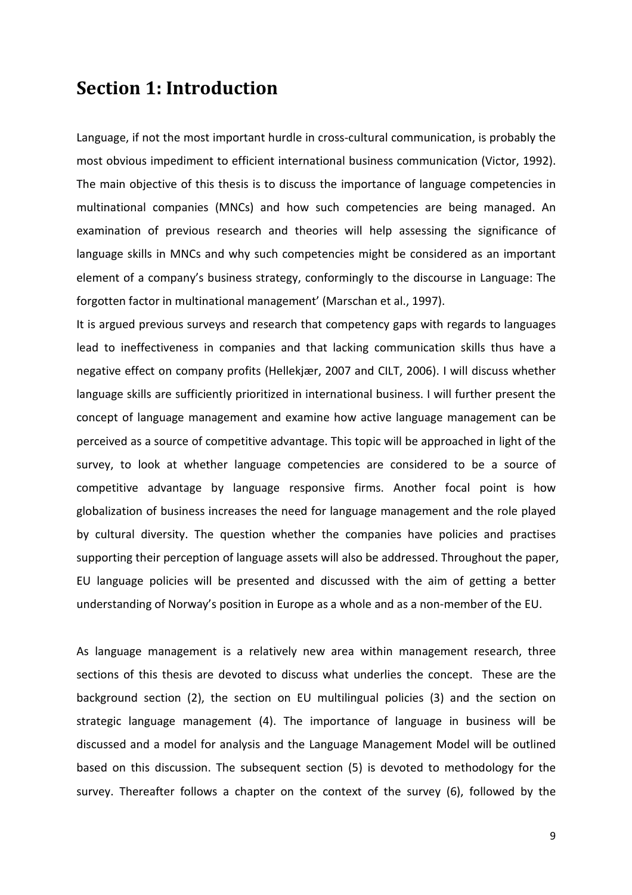# Section 1: Introduction

Language, if not the most important hurdle in cross-cultural communication, is probably the most obvious impediment to efficient international business communication (Victor, 1992). The main objective of this thesis is to discuss the importance of language competencies in multinational companies (MNCs) and how such competencies are being managed. An examination of previous research and theories will help assessing the significance of language skills in MNCs and why such competencies might be considered as an important element of a company's business strategy, conformingly to the discourse in Language: The forgotten factor in multinational management' (Marschan et al., 1997).

It is argued previous surveys and research that competency gaps with regards to languages lead to ineffectiveness in companies and that lacking communication skills thus have a negative effect on company profits (Hellekjær, 2007 and CILT, 2006). I will discuss whether language skills are sufficiently prioritized in international business. I will further present the concept of language management and examine how active language management can be perceived as a source of competitive advantage. This topic will be approached in light of the survey, to look at whether language competencies are considered to be a source of competitive advantage by language responsive firms. Another focal point is how globalization of business increases the need for language management and the role played by cultural diversity. The question whether the companies have policies and practises supporting their perception of language assets will also be addressed. Throughout the paper, EU language policies will be presented and discussed with the aim of getting a better understanding of Norway's position in Europe as a whole and as a non-member of the EU.

As language management is a relatively new area within management research, three sections of this thesis are devoted to discuss what underlies the concept. These are the background section (2), the section on EU multilingual policies (3) and the section on strategic language management (4). The importance of language in business will be discussed and a model for analysis and the Language Management Model will be outlined based on this discussion. The subsequent section (5) is devoted to methodology for the survey. Thereafter follows a chapter on the context of the survey (6), followed by the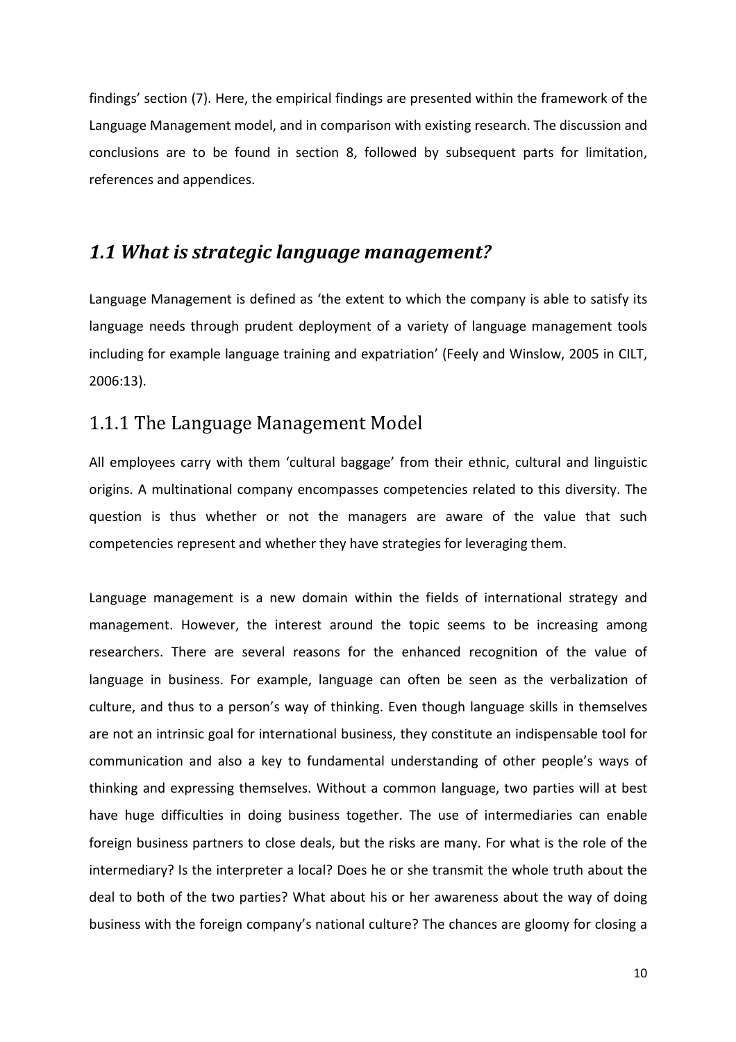findings' section (7). Here, the empirical findings are presented within the framework of the Language Management model, and in comparison with existing research. The discussion and conclusions are to be found in section 8, followed by subsequent parts for limitation, references and appendices.

## *1.1 What is strategic language management?*

Language Management is defined as 'the extent to which the company is able to satisfy its language needs through prudent deployment of a variety of language management tools including for example language training and expatriation' (Feely and Winslow, 2005 in CILT, 2006:13).

### 1.1.1 The Language Management Model

All employees carry with them 'cultural baggage' from their ethnic, cultural and linguistic origins. A multinational company encompasses competencies related to this diversity. The question is thus whether or not the managers are aware of the value that such competencies represent and whether they have strategies for leveraging them.

Language management is a new domain within the fields of international strategy and management. However, the interest around the topic seems to be increasing among researchers. There are several reasons for the enhanced recognition of the value of language in business. For example, language can often be seen as the verbalization of culture, and thus to a person's way of thinking. Even though language skills in themselves are not an intrinsic goal for international business, they constitute an indispensable tool for communication and also a key to fundamental understanding of other people's ways of thinking and expressing themselves. Without a common language, two parties will at best have huge difficulties in doing business together. The use of intermediaries can enable foreign business partners to close deals, but the risks are many. For what is the role of the intermediary? Is the interpreter a local? Does he or she transmit the whole truth about the deal to both of the two parties? What about his or her awareness about the way of doing business with the foreign company's national culture? The chances are gloomy for closing a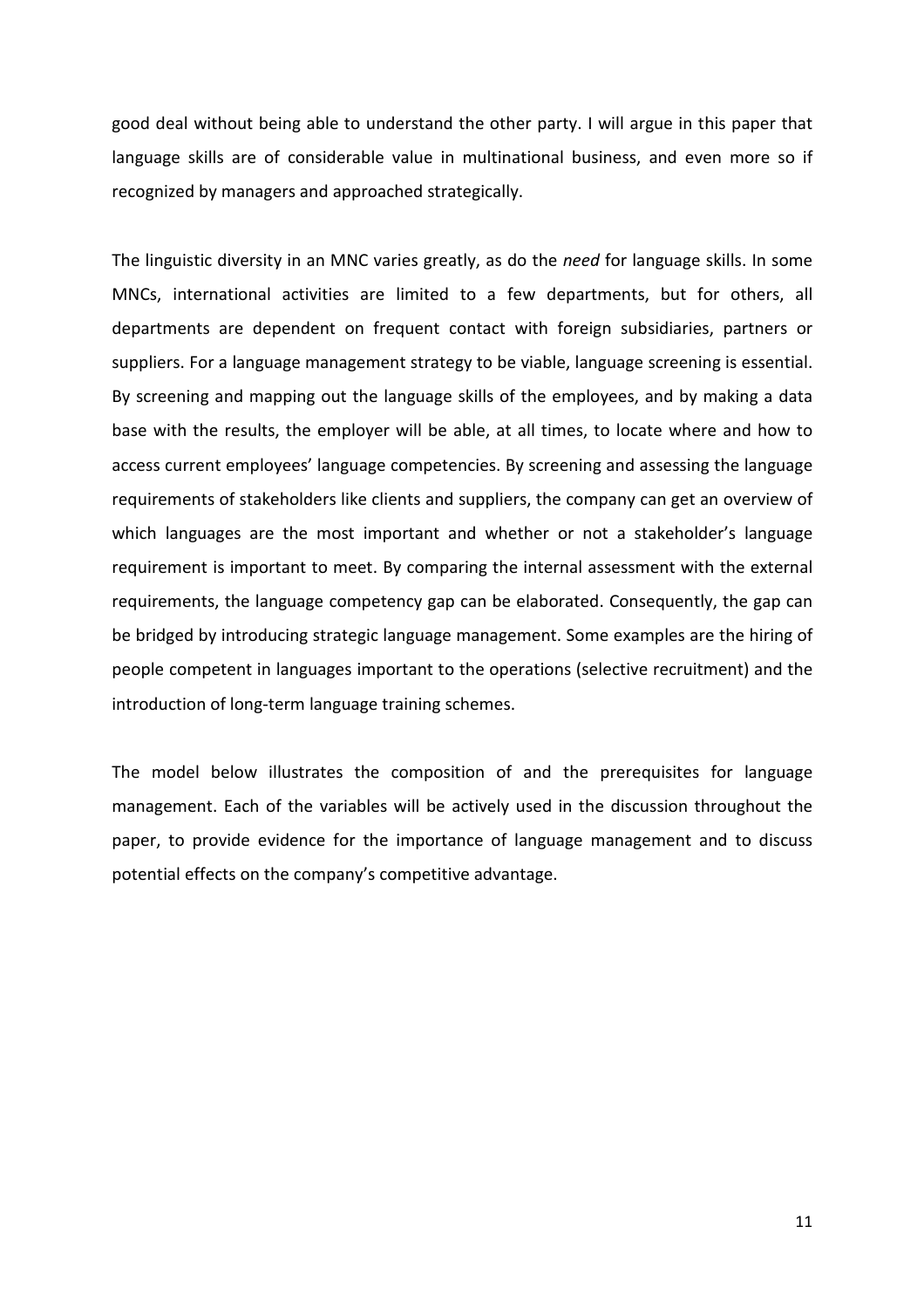good deal without being able to understand the other party. I will argue in this paper that language skills are of considerable value in multinational business, and even more so if recognized by managers and approached strategically.

The linguistic diversity in an MNC varies greatly, as do the *need* for language skills. In some MNCs, international activities are limited to a few departments, but for others, all departments are dependent on frequent contact with foreign subsidiaries, partners or suppliers. For a language management strategy to be viable, language screening is essential. By screening and mapping out the language skills of the employees, and by making a data base with the results, the employer will be able, at all times, to locate where and how to access current employees' language competencies. By screening and assessing the language requirements of stakeholders like clients and suppliers, the company can get an overview of which languages are the most important and whether or not a stakeholder's language requirement is important to meet. By comparing the internal assessment with the external requirements, the language competency gap can be elaborated. Consequently, the gap can be bridged by introducing strategic language management. Some examples are the hiring of people competent in languages important to the operations (selective recruitment) and the introduction of long-term language training schemes.

The model below illustrates the composition of and the prerequisites for language management. Each of the variables will be actively used in the discussion throughout the paper, to provide evidence for the importance of language management and to discuss potential effects on the company's competitive advantage.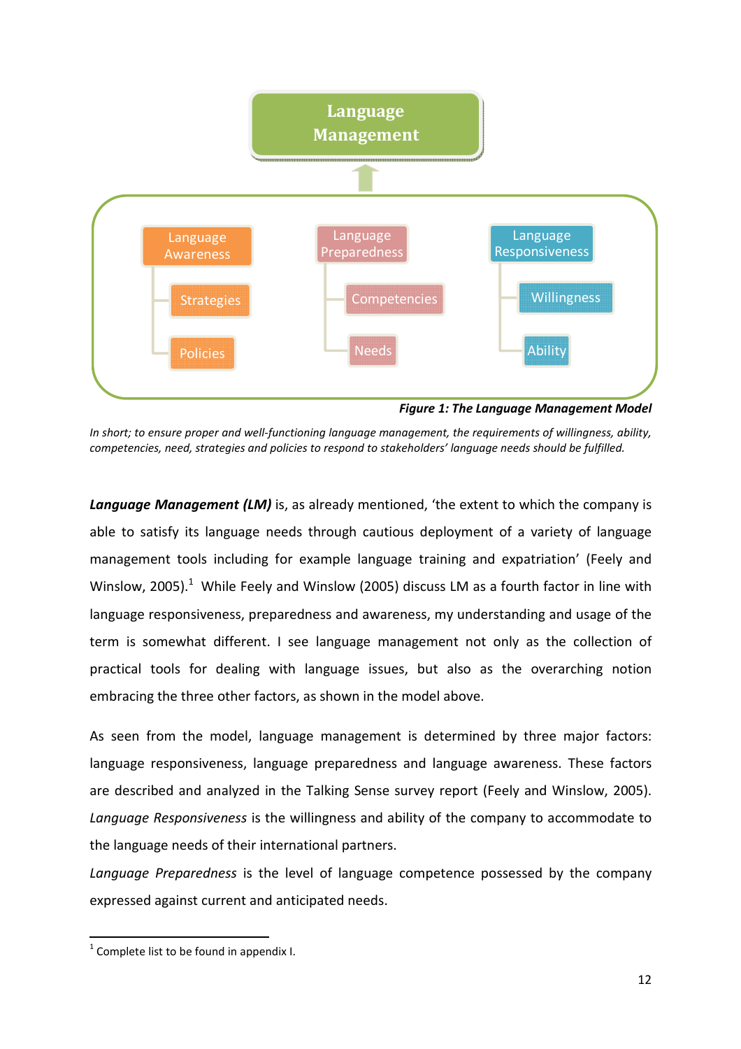Language Management

Language Awareness
- Strategies
- Policies

Language Preparedness
- Competencies
- Needs

Language Responsiveness
- Willingness
- Ability

***Figure 1: The Language Management Model***

*In short; to ensure proper and well-functioning language management, the requirements of willingness, ability, competencies, need, strategies and policies to respond to stakeholders' language needs should be fulfilled.*

***Language Management (LM)*** is, as already mentioned, 'the extent to which the company is able to satisfy its language needs through cautious deployment of a variety of language management tools including for example language training and expatriation' (Feely and Winslow, 2005).[1] While Feely and Winslow (2005) discuss LM as a fourth factor in line with language responsiveness, preparedness and awareness, my understanding and usage of the term is somewhat different. I see language management not only as the collection of practical tools for dealing with language issues, but also as the overarching notion embracing the three other factors, as shown in the model above.

As seen from the model, language management is determined by three major factors: language responsiveness, language preparedness and language awareness. These factors are described and analyzed in the Talking Sense survey report (Feely and Winslow, 2005). *Language Responsiveness* is the willingness and ability of the company to accommodate to the language needs of their international partners.

*Language Preparedness* is the level of language competence possessed by the company expressed against current and anticipated needs.

[1] Complete list to be found in appendix I.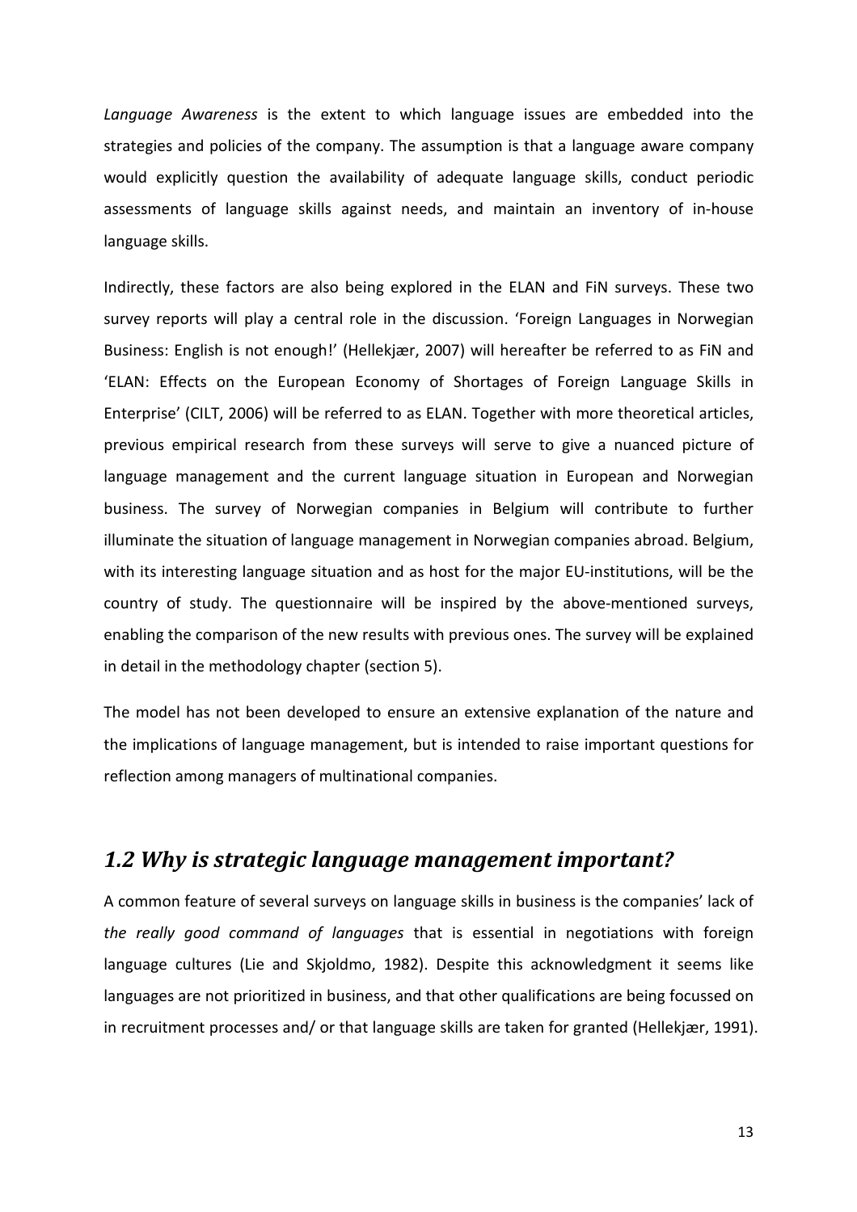*Language Awareness* is the extent to which language issues are embedded into the strategies and policies of the company. The assumption is that a language aware company would explicitly question the availability of adequate language skills, conduct periodic assessments of language skills against needs, and maintain an inventory of in-house language skills.

Indirectly, these factors are also being explored in the ELAN and FiN surveys. These two survey reports will play a central role in the discussion. 'Foreign Languages in Norwegian Business: English is not enough!' (Hellekjær, 2007) will hereafter be referred to as FiN and 'ELAN: Effects on the European Economy of Shortages of Foreign Language Skills in Enterprise' (CILT, 2006) will be referred to as ELAN. Together with more theoretical articles, previous empirical research from these surveys will serve to give a nuanced picture of language management and the current language situation in European and Norwegian business. The survey of Norwegian companies in Belgium will contribute to further illuminate the situation of language management in Norwegian companies abroad. Belgium, with its interesting language situation and as host for the major EU-institutions, will be the country of study. The questionnaire will be inspired by the above-mentioned surveys, enabling the comparison of the new results with previous ones. The survey will be explained in detail in the methodology chapter (section 5).

The model has not been developed to ensure an extensive explanation of the nature and the implications of language management, but is intended to raise important questions for reflection among managers of multinational companies.

## *1.2 Why is strategic language management important?*

A common feature of several surveys on language skills in business is the companies' lack of *the really good command of languages* that is essential in negotiations with foreign language cultures (Lie and Skjoldmo, 1982). Despite this acknowledgment it seems like languages are not prioritized in business, and that other qualifications are being focussed on in recruitment processes and/ or that language skills are taken for granted (Hellekjær, 1991).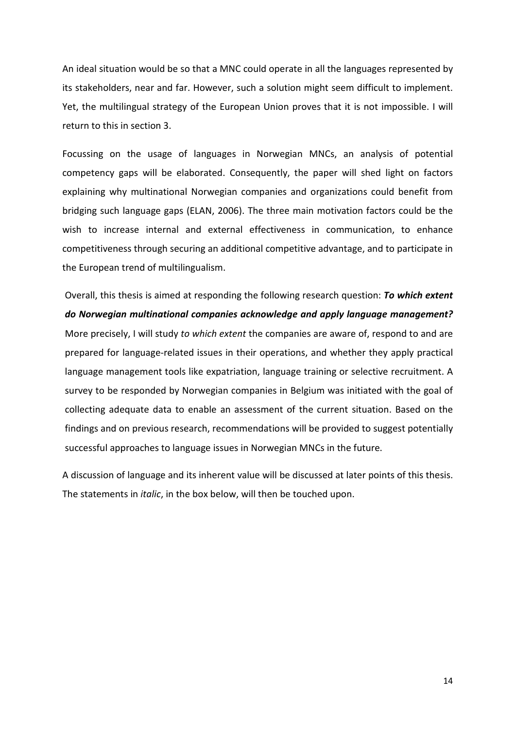An ideal situation would be so that a MNC could operate in all the languages represented by its stakeholders, near and far. However, such a solution might seem difficult to implement. Yet, the multilingual strategy of the European Union proves that it is not impossible. I will return to this in section 3.

Focussing on the usage of languages in Norwegian MNCs, an analysis of potential competency gaps will be elaborated. Consequently, the paper will shed light on factors explaining why multinational Norwegian companies and organizations could benefit from bridging such language gaps (ELAN, 2006). The three main motivation factors could be the wish to increase internal and external effectiveness in communication, to enhance competitiveness through securing an additional competitive advantage, and to participate in the European trend of multilingualism.

Overall, this thesis is aimed at responding the following research question: ***To which extent do Norwegian multinational companies acknowledge and apply language management?*** More precisely, I will study *to which extent* the companies are aware of, respond to and are prepared for language-related issues in their operations, and whether they apply practical language management tools like expatriation, language training or selective recruitment. A survey to be responded by Norwegian companies in Belgium was initiated with the goal of collecting adequate data to enable an assessment of the current situation. Based on the findings and on previous research, recommendations will be provided to suggest potentially successful approaches to language issues in Norwegian MNCs in the future.

A discussion of language and its inherent value will be discussed at later points of this thesis. The statements in *italic*, in the box below, will then be touched upon.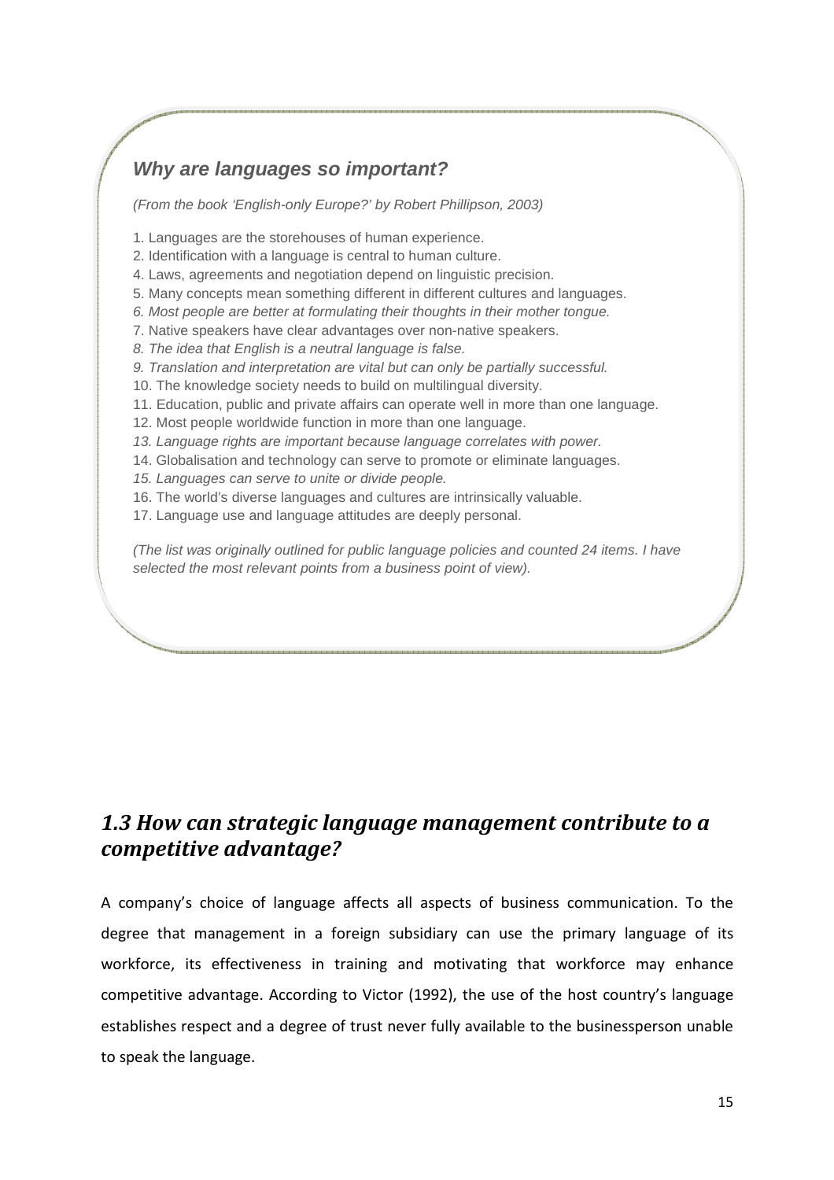### *Why are languages so important?*

*(From the book 'English-only Europe?' by Robert Phillipson, 2003)*

1. Languages are the storehouses of human experience.
2. Identification with a language is central to human culture.
4. Laws, agreements and negotiation depend on linguistic precision.
5. Many concepts mean something different in different cultures and languages.
6. *Most people are better at formulating their thoughts in their mother tongue.*
7. Native speakers have clear advantages over non-native speakers.
8. *The idea that English is a neutral language is false.*
9. *Translation and interpretation are vital but can only be partially successful.*
10. The knowledge society needs to build on multilingual diversity.
11. Education, public and private affairs can operate well in more than one language.
12. Most people worldwide function in more than one language.
13. *Language rights are important because language correlates with power.*
14. Globalisation and technology can serve to promote or eliminate languages.
15. *Languages can serve to unite or divide people.*
16. The world's diverse languages and cultures are intrinsically valuable.
17. Language use and language attitudes are deeply personal.

*(The list was originally outlined for public language policies and counted 24 items. I have selected the most relevant points from a business point of view).*

## *1.3 How can strategic language management contribute to a competitive advantage?*

A company's choice of language affects all aspects of business communication. To the degree that management in a foreign subsidiary can use the primary language of its workforce, its effectiveness in training and motivating that workforce may enhance competitive advantage. According to Victor (1992), the use of the host country's language establishes respect and a degree of trust never fully available to the businessperson unable to speak the language.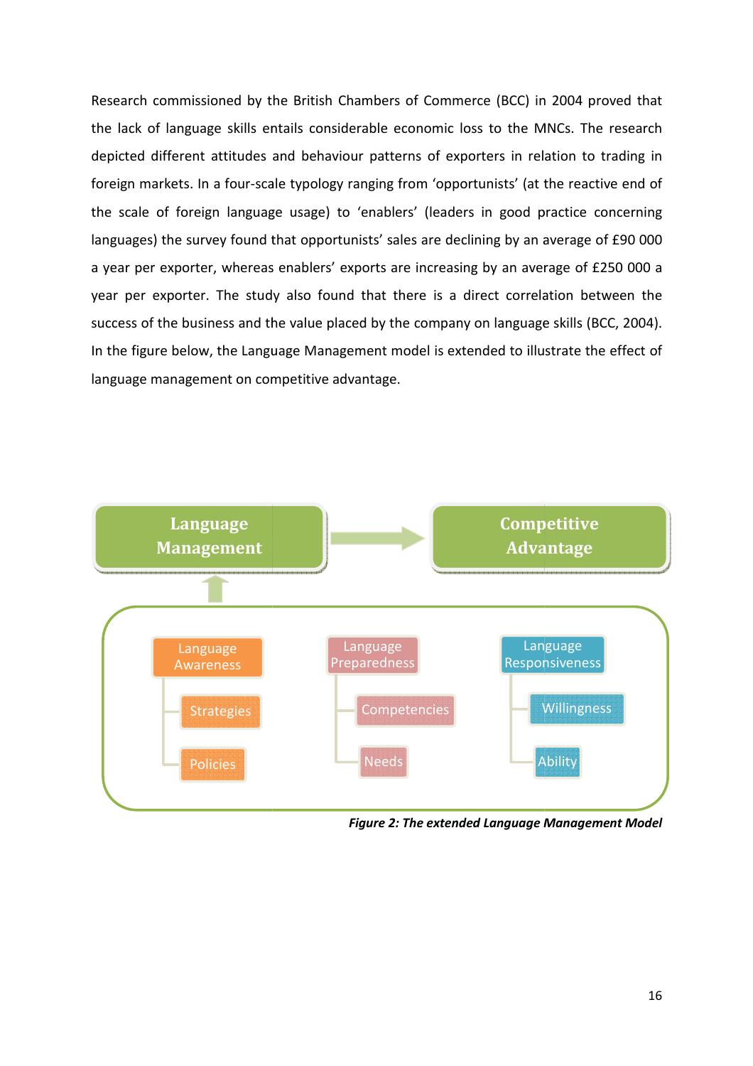Research commissioned by the British Chambers of Commerce (BCC) in 2004 proved that the lack of language skills entails considerable economic loss to the MNCs. The research depicted different attitudes and behaviour patterns of exporters in relation to trading in foreign markets. In a four-scale typology ranging from 'opportunists' (at the reactive end of the scale of foreign language usage) to 'enablers' (leaders in good practice concerning languages) the survey found that opportunists' sales are declining by an average of £90 000 a year per exporter, whereas enablers' exports are increasing by an average of £250 000 a year per exporter. The study also found that there is a direct correlation between the success of the business and the value placed by the company on language skills (BCC, 2004). In the figure below, the Language Management model is extended to illustrate the effect of language management on competitive advantage.

Language Management → Competitive Advantage

- Language Awareness
  - Strategies
  - Policies
- Language Preparedness
  - Competencies
  - Needs
- Language Responsiveness
  - Willingness
  - Ability

***Figure 2: The extended Language Management Model***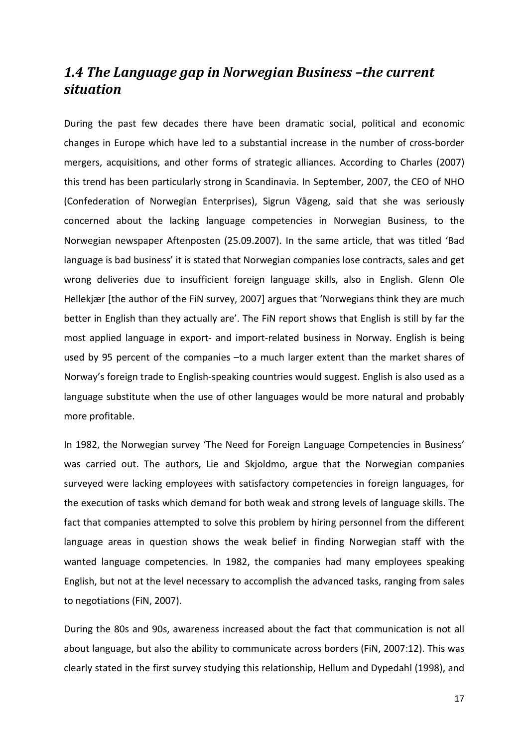## *1.4 The Language gap in Norwegian Business –the current situation*

During the past few decades there have been dramatic social, political and economic changes in Europe which have led to a substantial increase in the number of cross-border mergers, acquisitions, and other forms of strategic alliances. According to Charles (2007) this trend has been particularly strong in Scandinavia. In September, 2007, the CEO of NHO (Confederation of Norwegian Enterprises), Sigrun Vågeng, said that she was seriously concerned about the lacking language competencies in Norwegian Business, to the Norwegian newspaper Aftenposten (25.09.2007). In the same article, that was titled 'Bad language is bad business' it is stated that Norwegian companies lose contracts, sales and get wrong deliveries due to insufficient foreign language skills, also in English. Glenn Ole Hellekjær [the author of the FiN survey, 2007] argues that 'Norwegians think they are much better in English than they actually are'. The FiN report shows that English is still by far the most applied language in export- and import-related business in Norway. English is being used by 95 percent of the companies –to a much larger extent than the market shares of Norway's foreign trade to English-speaking countries would suggest. English is also used as a language substitute when the use of other languages would be more natural and probably more profitable.

In 1982, the Norwegian survey 'The Need for Foreign Language Competencies in Business' was carried out. The authors, Lie and Skjoldmo, argue that the Norwegian companies surveyed were lacking employees with satisfactory competencies in foreign languages, for the execution of tasks which demand for both weak and strong levels of language skills. The fact that companies attempted to solve this problem by hiring personnel from the different language areas in question shows the weak belief in finding Norwegian staff with the wanted language competencies. In 1982, the companies had many employees speaking English, but not at the level necessary to accomplish the advanced tasks, ranging from sales to negotiations (FiN, 2007).

During the 80s and 90s, awareness increased about the fact that communication is not all about language, but also the ability to communicate across borders (FiN, 2007:12). This was clearly stated in the first survey studying this relationship, Hellum and Dypedahl (1998), and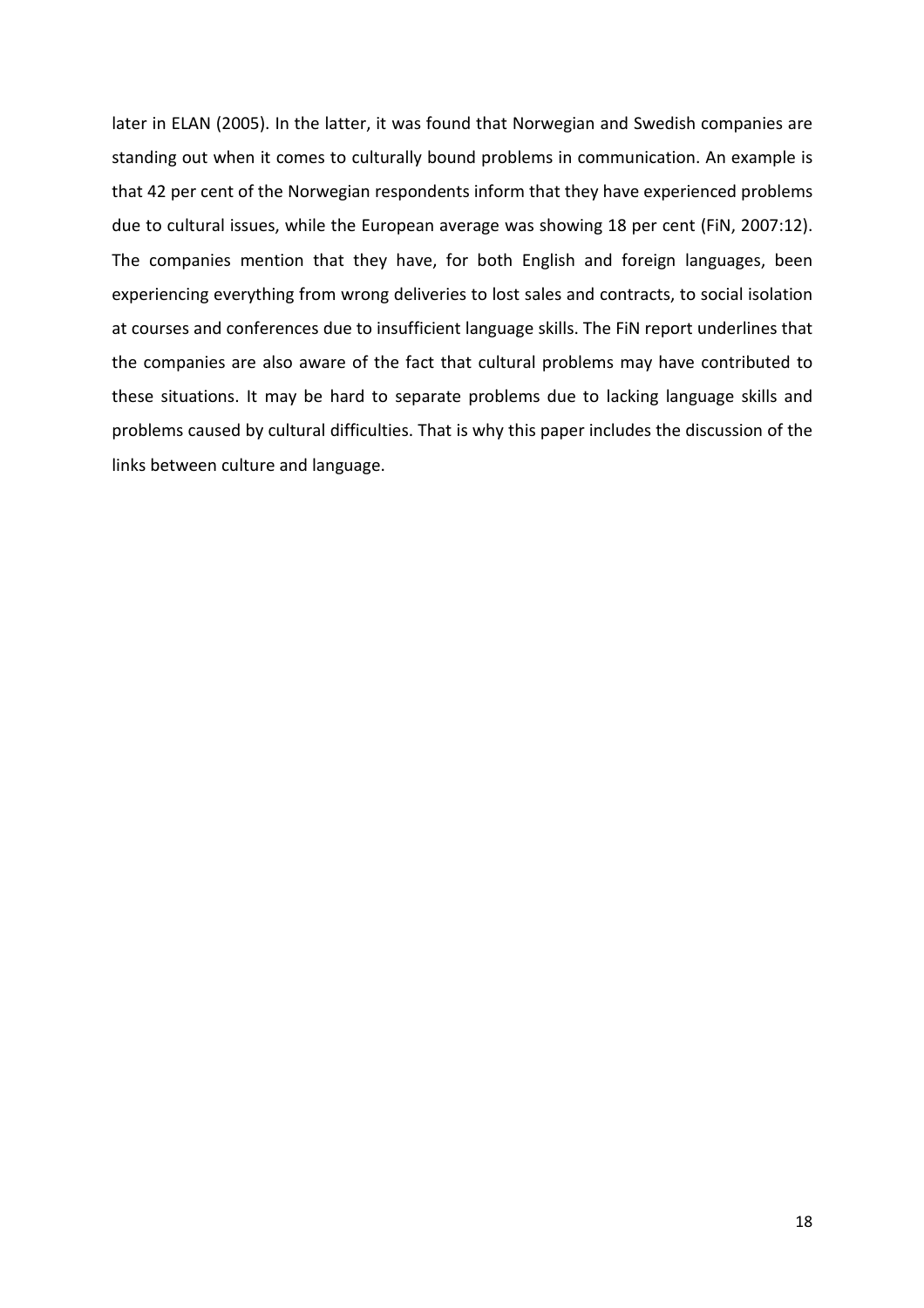later in ELAN (2005). In the latter, it was found that Norwegian and Swedish companies are standing out when it comes to culturally bound problems in communication. An example is that 42 per cent of the Norwegian respondents inform that they have experienced problems due to cultural issues, while the European average was showing 18 per cent (FiN, 2007:12). The companies mention that they have, for both English and foreign languages, been experiencing everything from wrong deliveries to lost sales and contracts, to social isolation at courses and conferences due to insufficient language skills. The FiN report underlines that the companies are also aware of the fact that cultural problems may have contributed to these situations. It may be hard to separate problems due to lacking language skills and problems caused by cultural difficulties. That is why this paper includes the discussion of the links between culture and language.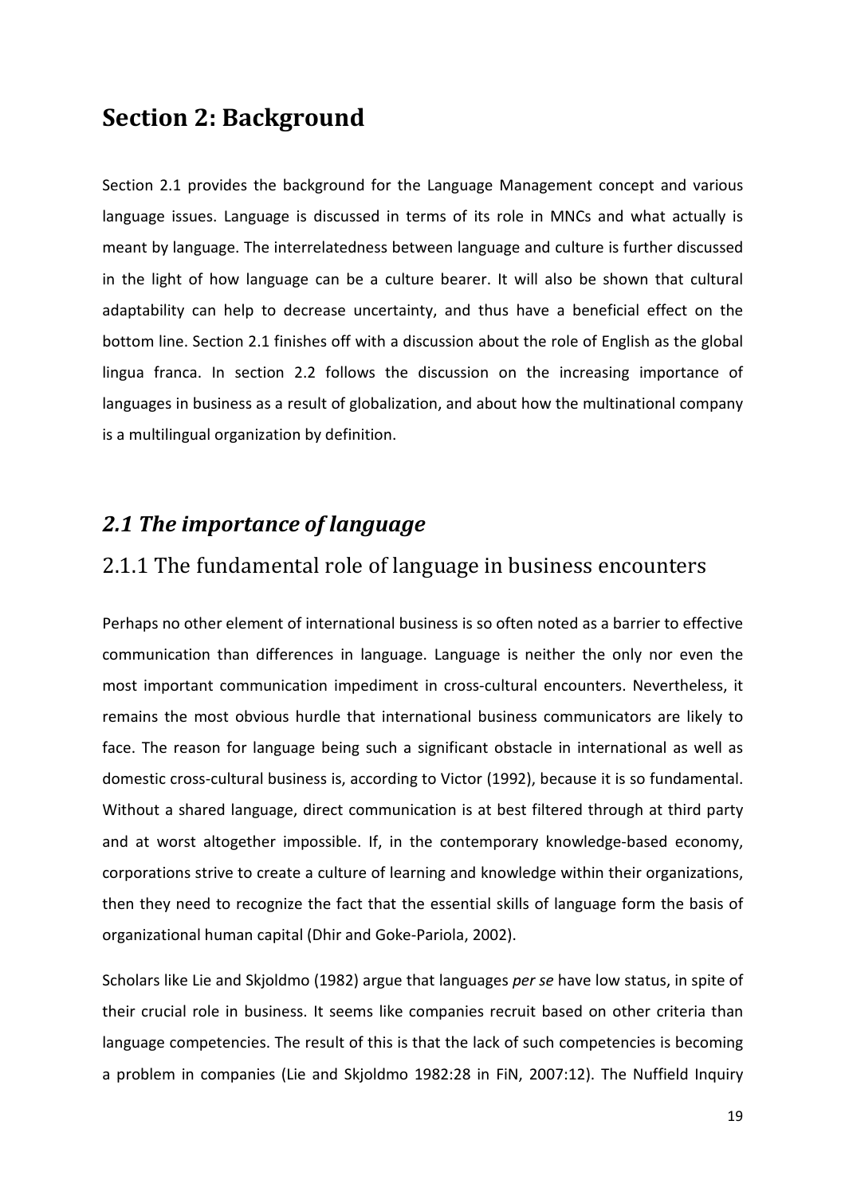# Section 2: Background

Section 2.1 provides the background for the Language Management concept and various language issues. Language is discussed in terms of its role in MNCs and what actually is meant by language. The interrelatedness between language and culture is further discussed in the light of how language can be a culture bearer. It will also be shown that cultural adaptability can help to decrease uncertainty, and thus have a beneficial effect on the bottom line. Section 2.1 finishes off with a discussion about the role of English as the global lingua franca. In section 2.2 follows the discussion on the increasing importance of languages in business as a result of globalization, and about how the multinational company is a multilingual organization by definition.

## *2.1 The importance of language*

### 2.1.1 The fundamental role of language in business encounters

Perhaps no other element of international business is so often noted as a barrier to effective communication than differences in language. Language is neither the only nor even the most important communication impediment in cross-cultural encounters. Nevertheless, it remains the most obvious hurdle that international business communicators are likely to face. The reason for language being such a significant obstacle in international as well as domestic cross-cultural business is, according to Victor (1992), because it is so fundamental. Without a shared language, direct communication is at best filtered through at third party and at worst altogether impossible. If, in the contemporary knowledge-based economy, corporations strive to create a culture of learning and knowledge within their organizations, then they need to recognize the fact that the essential skills of language form the basis of organizational human capital (Dhir and Goke-Pariola, 2002).

Scholars like Lie and Skjoldmo (1982) argue that languages *per se* have low status, in spite of their crucial role in business. It seems like companies recruit based on other criteria than language competencies. The result of this is that the lack of such competencies is becoming a problem in companies (Lie and Skjoldmo 1982:28 in FiN, 2007:12). The Nuffield Inquiry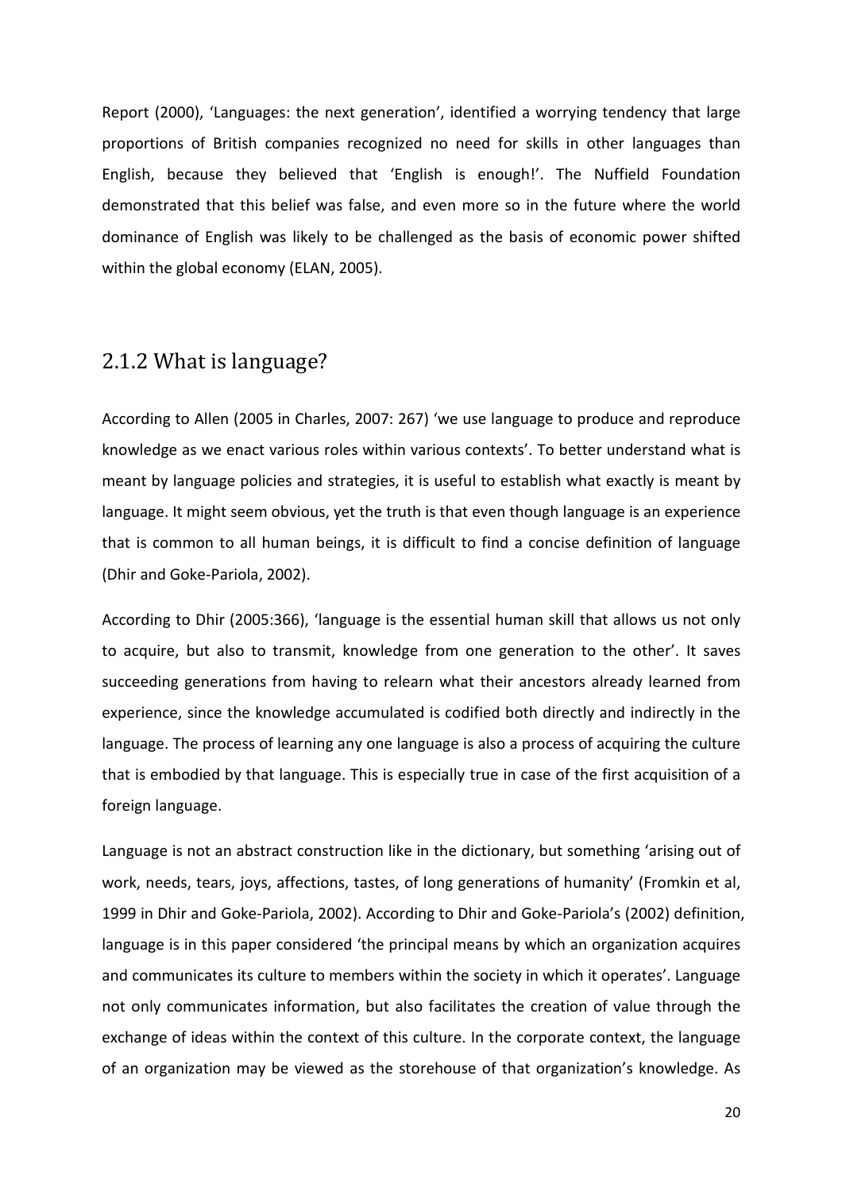Report (2000), 'Languages: the next generation', identified a worrying tendency that large proportions of British companies recognized no need for skills in other languages than English, because they believed that 'English is enough!'. The Nuffield Foundation demonstrated that this belief was false, and even more so in the future where the world dominance of English was likely to be challenged as the basis of economic power shifted within the global economy (ELAN, 2005).

### 2.1.2 What is language?

According to Allen (2005 in Charles, 2007: 267) 'we use language to produce and reproduce knowledge as we enact various roles within various contexts'. To better understand what is meant by language policies and strategies, it is useful to establish what exactly is meant by language. It might seem obvious, yet the truth is that even though language is an experience that is common to all human beings, it is difficult to find a concise definition of language (Dhir and Goke-Pariola, 2002).

According to Dhir (2005:366), 'language is the essential human skill that allows us not only to acquire, but also to transmit, knowledge from one generation to the other'. It saves succeeding generations from having to relearn what their ancestors already learned from experience, since the knowledge accumulated is codified both directly and indirectly in the language. The process of learning any one language is also a process of acquiring the culture that is embodied by that language. This is especially true in case of the first acquisition of a foreign language.

Language is not an abstract construction like in the dictionary, but something 'arising out of work, needs, tears, joys, affections, tastes, of long generations of humanity' (Fromkin et al, 1999 in Dhir and Goke-Pariola, 2002). According to Dhir and Goke-Pariola's (2002) definition, language is in this paper considered 'the principal means by which an organization acquires and communicates its culture to members within the society in which it operates'. Language not only communicates information, but also facilitates the creation of value through the exchange of ideas within the context of this culture. In the corporate context, the language of an organization may be viewed as the storehouse of that organization's knowledge. As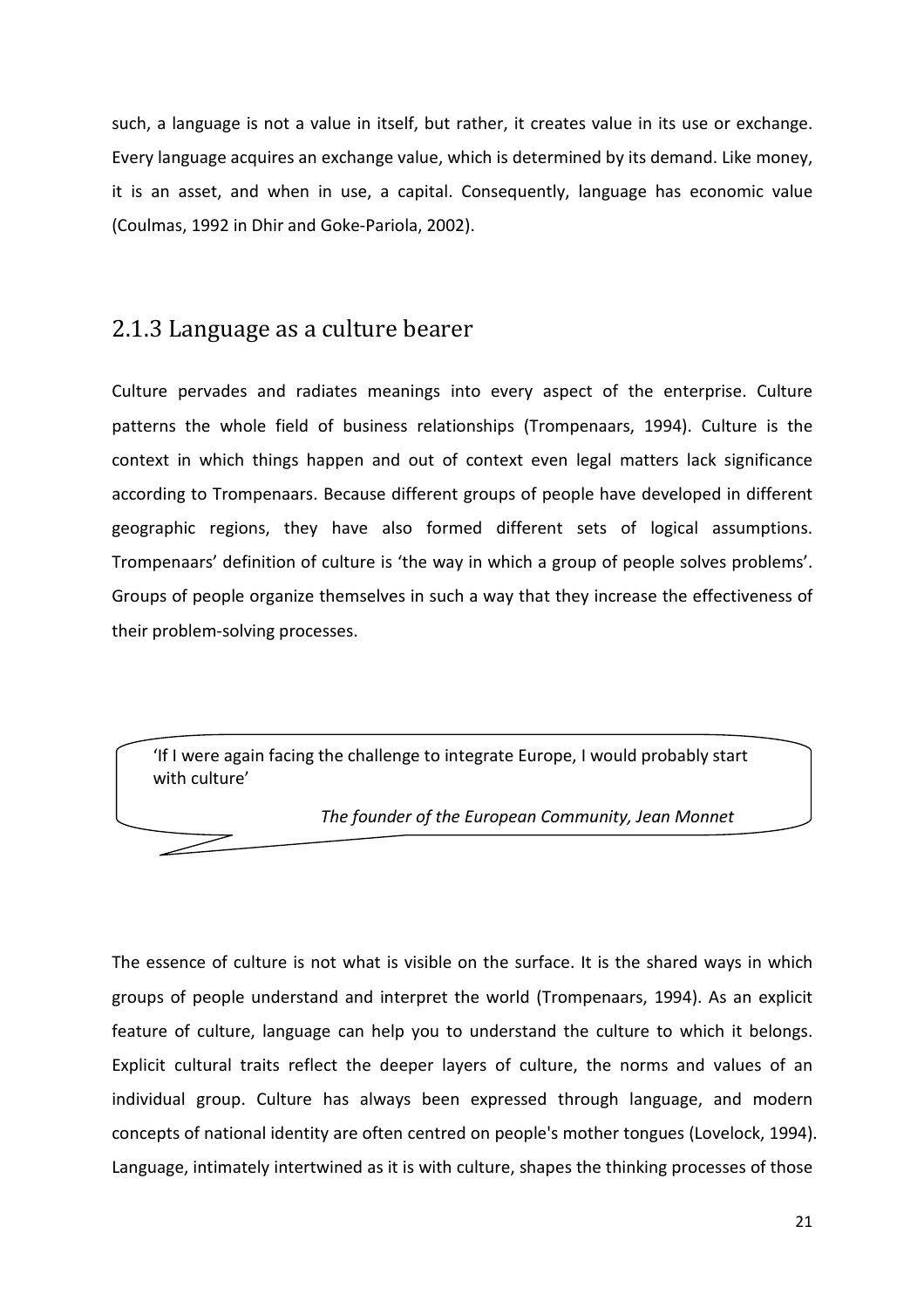such, a language is not a value in itself, but rather, it creates value in its use or exchange. Every language acquires an exchange value, which is determined by its demand. Like money, it is an asset, and when in use, a capital. Consequently, language has economic value (Coulmas, 1992 in Dhir and Goke-Pariola, 2002).

### 2.1.3 Language as a culture bearer

Culture pervades and radiates meanings into every aspect of the enterprise. Culture patterns the whole field of business relationships (Trompenaars, 1994). Culture is the context in which things happen and out of context even legal matters lack significance according to Trompenaars. Because different groups of people have developed in different geographic regions, they have also formed different sets of logical assumptions. Trompenaars' definition of culture is 'the way in which a group of people solves problems'. Groups of people organize themselves in such a way that they increase the effectiveness of their problem-solving processes.

> 'If I were again facing the challenge to integrate Europe, I would probably start with culture'
>
> *The founder of the European Community, Jean Monnet*

The essence of culture is not what is visible on the surface. It is the shared ways in which groups of people understand and interpret the world (Trompenaars, 1994). As an explicit feature of culture, language can help you to understand the culture to which it belongs. Explicit cultural traits reflect the deeper layers of culture, the norms and values of an individual group. Culture has always been expressed through language, and modern concepts of national identity are often centred on people's mother tongues (Lovelock, 1994). Language, intimately intertwined as it is with culture, shapes the thinking processes of those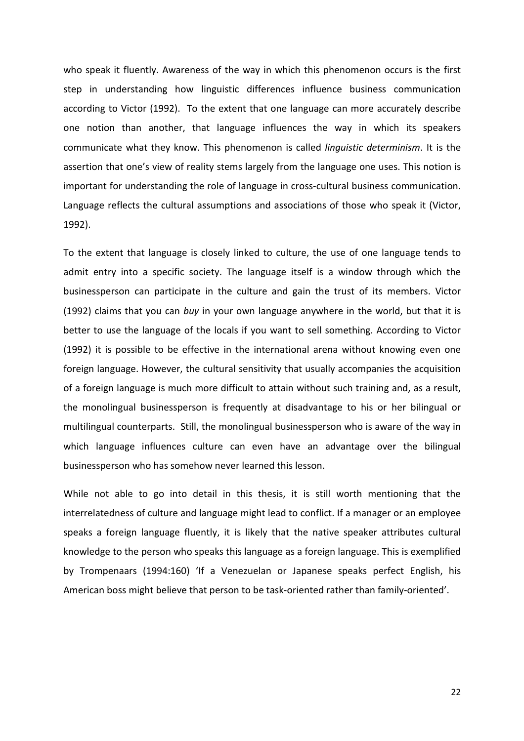who speak it fluently. Awareness of the way in which this phenomenon occurs is the first step in understanding how linguistic differences influence business communication according to Victor (1992). To the extent that one language can more accurately describe one notion than another, that language influences the way in which its speakers communicate what they know. This phenomenon is called *linguistic determinism*. It is the assertion that one's view of reality stems largely from the language one uses. This notion is important for understanding the role of language in cross-cultural business communication. Language reflects the cultural assumptions and associations of those who speak it (Victor, 1992).

To the extent that language is closely linked to culture, the use of one language tends to admit entry into a specific society. The language itself is a window through which the businessperson can participate in the culture and gain the trust of its members. Victor (1992) claims that you can *buy* in your own language anywhere in the world, but that it is better to use the language of the locals if you want to sell something. According to Victor (1992) it is possible to be effective in the international arena without knowing even one foreign language. However, the cultural sensitivity that usually accompanies the acquisition of a foreign language is much more difficult to attain without such training and, as a result, the monolingual businessperson is frequently at disadvantage to his or her bilingual or multilingual counterparts. Still, the monolingual businessperson who is aware of the way in which language influences culture can even have an advantage over the bilingual businessperson who has somehow never learned this lesson.

While not able to go into detail in this thesis, it is still worth mentioning that the interrelatedness of culture and language might lead to conflict. If a manager or an employee speaks a foreign language fluently, it is likely that the native speaker attributes cultural knowledge to the person who speaks this language as a foreign language. This is exemplified by Trompenaars (1994:160) 'If a Venezuelan or Japanese speaks perfect English, his American boss might believe that person to be task-oriented rather than family-oriented'.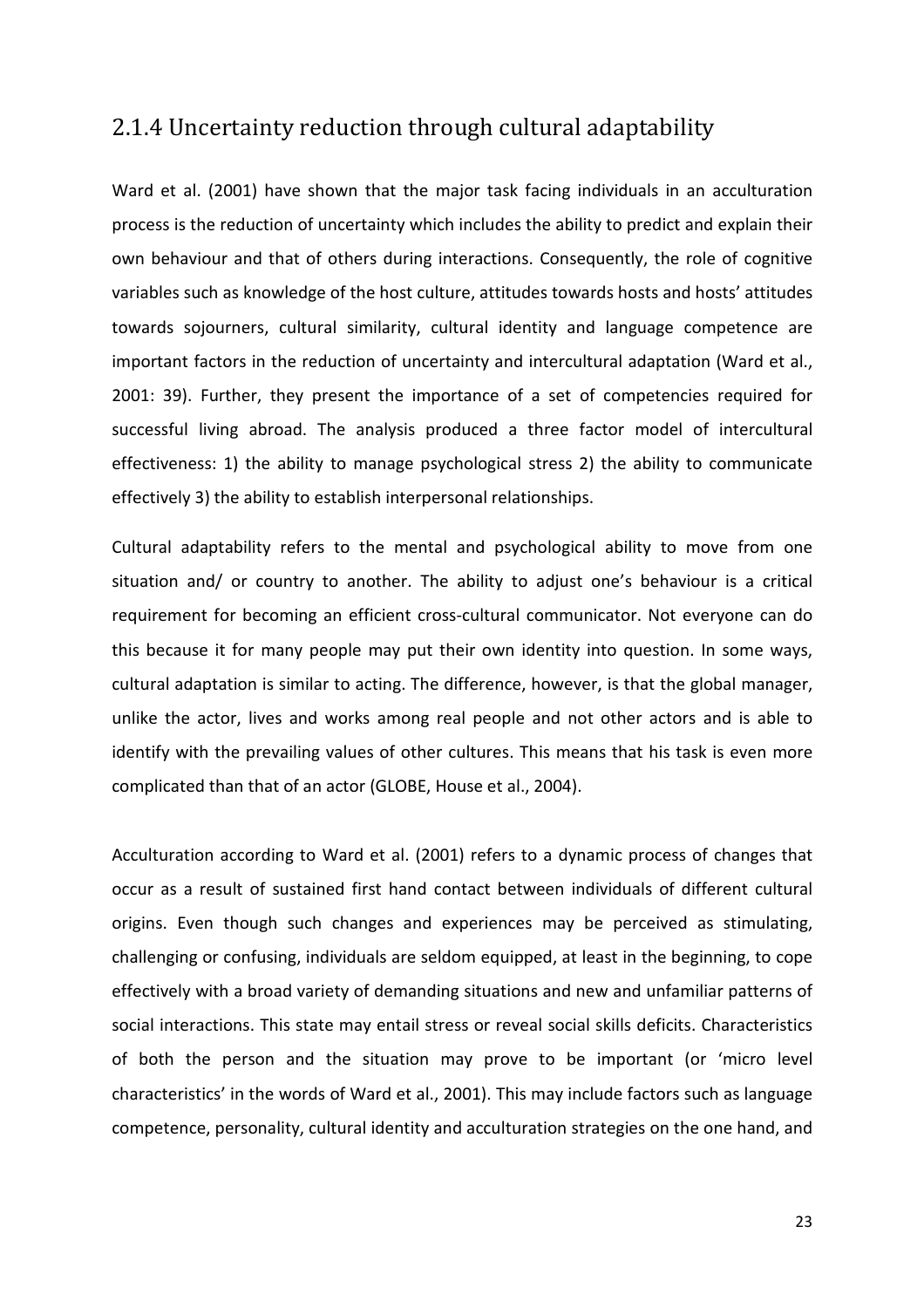## 2.1.4 Uncertainty reduction through cultural adaptability

Ward et al. (2001) have shown that the major task facing individuals in an acculturation process is the reduction of uncertainty which includes the ability to predict and explain their own behaviour and that of others during interactions. Consequently, the role of cognitive variables such as knowledge of the host culture, attitudes towards hosts and hosts' attitudes towards sojourners, cultural similarity, cultural identity and language competence are important factors in the reduction of uncertainty and intercultural adaptation (Ward et al., 2001: 39). Further, they present the importance of a set of competencies required for successful living abroad. The analysis produced a three factor model of intercultural effectiveness: 1) the ability to manage psychological stress 2) the ability to communicate effectively 3) the ability to establish interpersonal relationships.

Cultural adaptability refers to the mental and psychological ability to move from one situation and/ or country to another. The ability to adjust one's behaviour is a critical requirement for becoming an efficient cross-cultural communicator. Not everyone can do this because it for many people may put their own identity into question. In some ways, cultural adaptation is similar to acting. The difference, however, is that the global manager, unlike the actor, lives and works among real people and not other actors and is able to identify with the prevailing values of other cultures. This means that his task is even more complicated than that of an actor (GLOBE, House et al., 2004).

Acculturation according to Ward et al. (2001) refers to a dynamic process of changes that occur as a result of sustained first hand contact between individuals of different cultural origins. Even though such changes and experiences may be perceived as stimulating, challenging or confusing, individuals are seldom equipped, at least in the beginning, to cope effectively with a broad variety of demanding situations and new and unfamiliar patterns of social interactions. This state may entail stress or reveal social skills deficits. Characteristics of both the person and the situation may prove to be important (or 'micro level characteristics' in the words of Ward et al., 2001). This may include factors such as language competence, personality, cultural identity and acculturation strategies on the one hand, and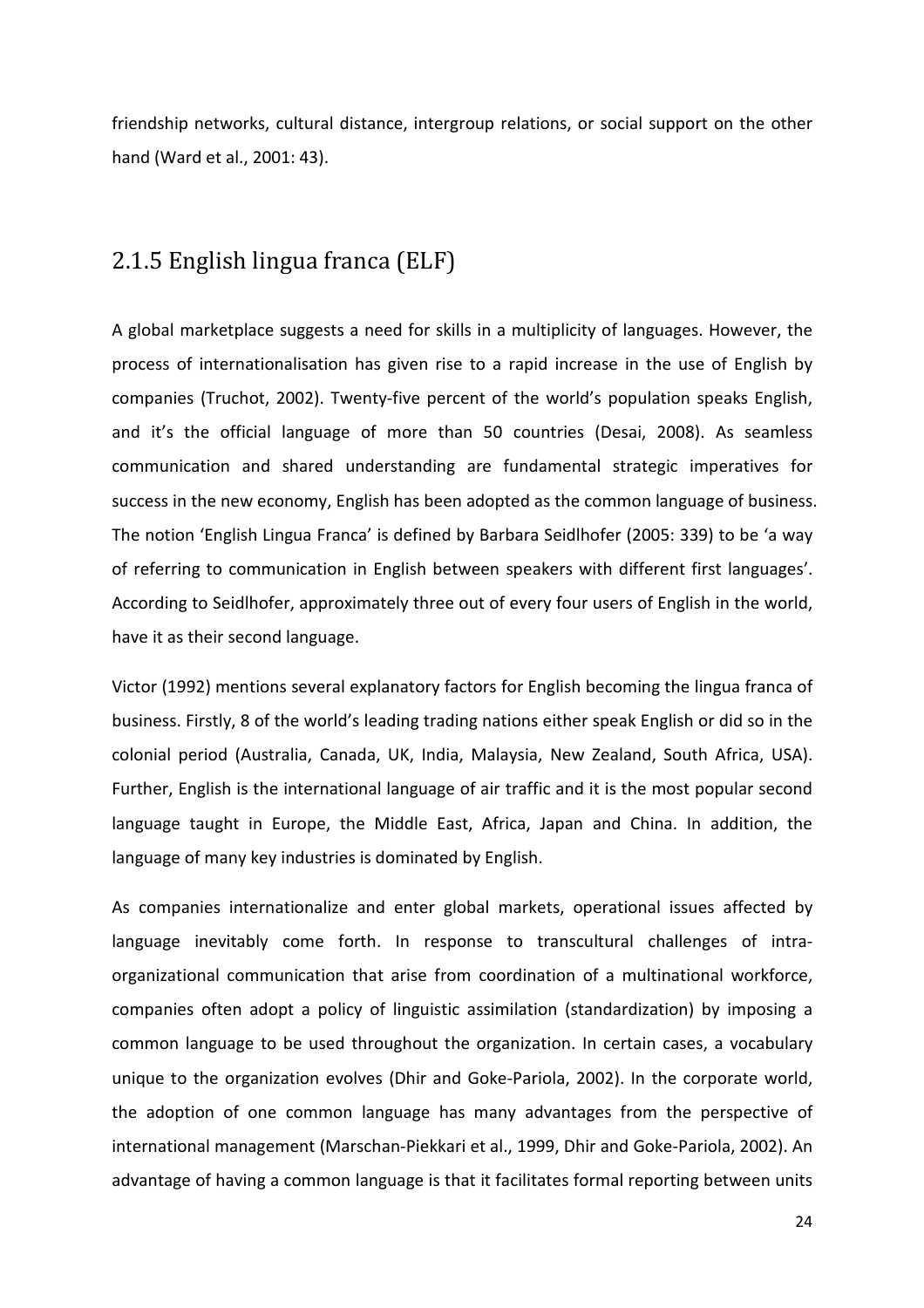friendship networks, cultural distance, intergroup relations, or social support on the other hand (Ward et al., 2001: 43).

### 2.1.5 English lingua franca (ELF)

A global marketplace suggests a need for skills in a multiplicity of languages. However, the process of internationalisation has given rise to a rapid increase in the use of English by companies (Truchot, 2002). Twenty-five percent of the world's population speaks English, and it's the official language of more than 50 countries (Desai, 2008). As seamless communication and shared understanding are fundamental strategic imperatives for success in the new economy, English has been adopted as the common language of business. The notion 'English Lingua Franca' is defined by Barbara Seidlhofer (2005: 339) to be 'a way of referring to communication in English between speakers with different first languages'. According to Seidlhofer, approximately three out of every four users of English in the world, have it as their second language.

Victor (1992) mentions several explanatory factors for English becoming the lingua franca of business. Firstly, 8 of the world's leading trading nations either speak English or did so in the colonial period (Australia, Canada, UK, India, Malaysia, New Zealand, South Africa, USA). Further, English is the international language of air traffic and it is the most popular second language taught in Europe, the Middle East, Africa, Japan and China. In addition, the language of many key industries is dominated by English.

As companies internationalize and enter global markets, operational issues affected by language inevitably come forth. In response to transcultural challenges of intra-organizational communication that arise from coordination of a multinational workforce, companies often adopt a policy of linguistic assimilation (standardization) by imposing a common language to be used throughout the organization. In certain cases, a vocabulary unique to the organization evolves (Dhir and Goke-Pariola, 2002). In the corporate world, the adoption of one common language has many advantages from the perspective of international management (Marschan-Piekkari et al., 1999, Dhir and Goke-Pariola, 2002). An advantage of having a common language is that it facilitates formal reporting between units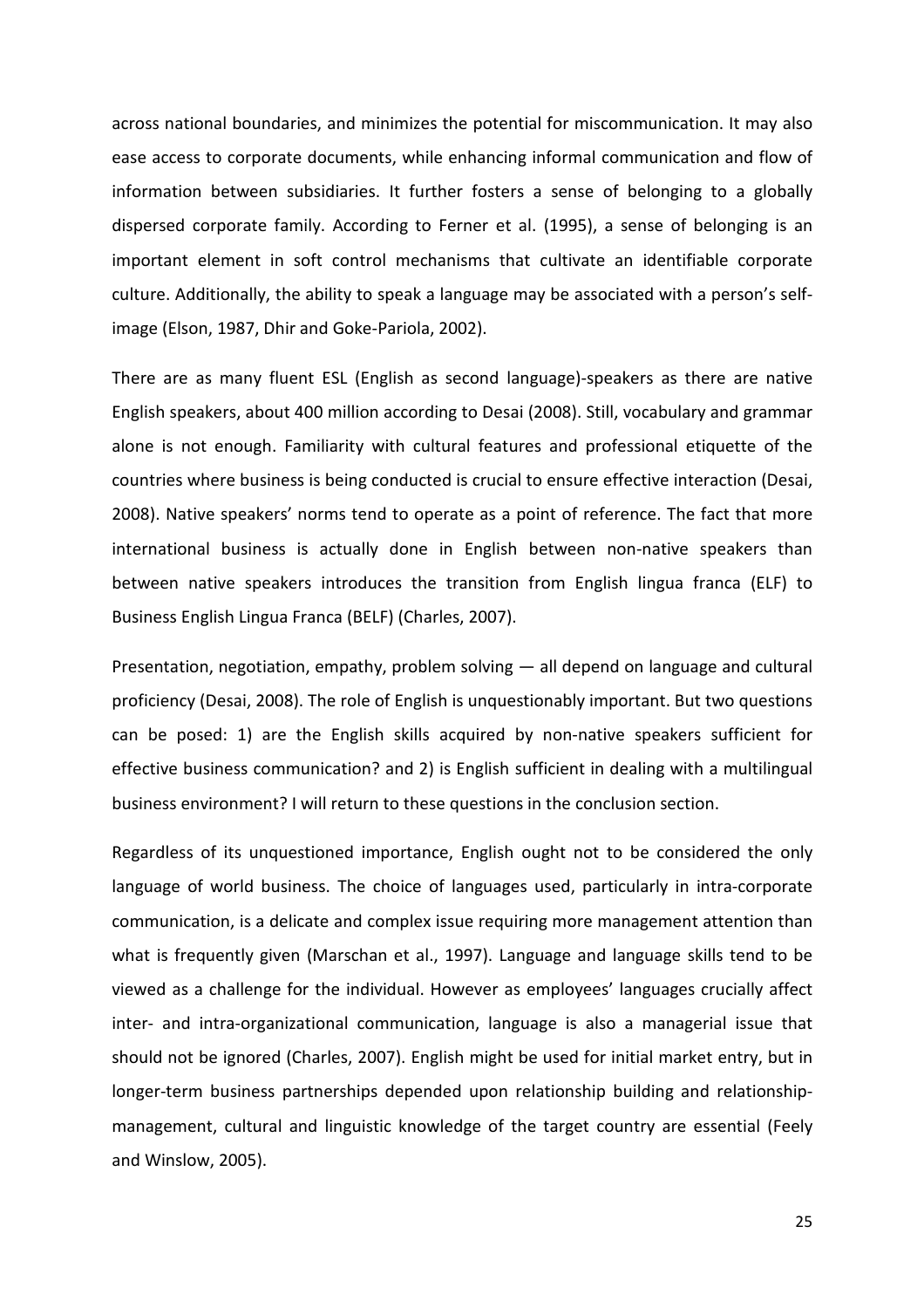across national boundaries, and minimizes the potential for miscommunication. It may also ease access to corporate documents, while enhancing informal communication and flow of information between subsidiaries. It further fosters a sense of belonging to a globally dispersed corporate family. According to Ferner et al. (1995), a sense of belonging is an important element in soft control mechanisms that cultivate an identifiable corporate culture. Additionally, the ability to speak a language may be associated with a person's self-image (Elson, 1987, Dhir and Goke-Pariola, 2002).

There are as many fluent ESL (English as second language)-speakers as there are native English speakers, about 400 million according to Desai (2008). Still, vocabulary and grammar alone is not enough. Familiarity with cultural features and professional etiquette of the countries where business is being conducted is crucial to ensure effective interaction (Desai, 2008). Native speakers' norms tend to operate as a point of reference. The fact that more international business is actually done in English between non-native speakers than between native speakers introduces the transition from English lingua franca (ELF) to Business English Lingua Franca (BELF) (Charles, 2007).

Presentation, negotiation, empathy, problem solving — all depend on language and cultural proficiency (Desai, 2008). The role of English is unquestionably important. But two questions can be posed: 1) are the English skills acquired by non-native speakers sufficient for effective business communication? and 2) is English sufficient in dealing with a multilingual business environment? I will return to these questions in the conclusion section.

Regardless of its unquestioned importance, English ought not to be considered the only language of world business. The choice of languages used, particularly in intra-corporate communication, is a delicate and complex issue requiring more management attention than what is frequently given (Marschan et al., 1997). Language and language skills tend to be viewed as a challenge for the individual. However as employees' languages crucially affect inter- and intra-organizational communication, language is also a managerial issue that should not be ignored (Charles, 2007). English might be used for initial market entry, but in longer-term business partnerships depended upon relationship building and relationship-management, cultural and linguistic knowledge of the target country are essential (Feely and Winslow, 2005).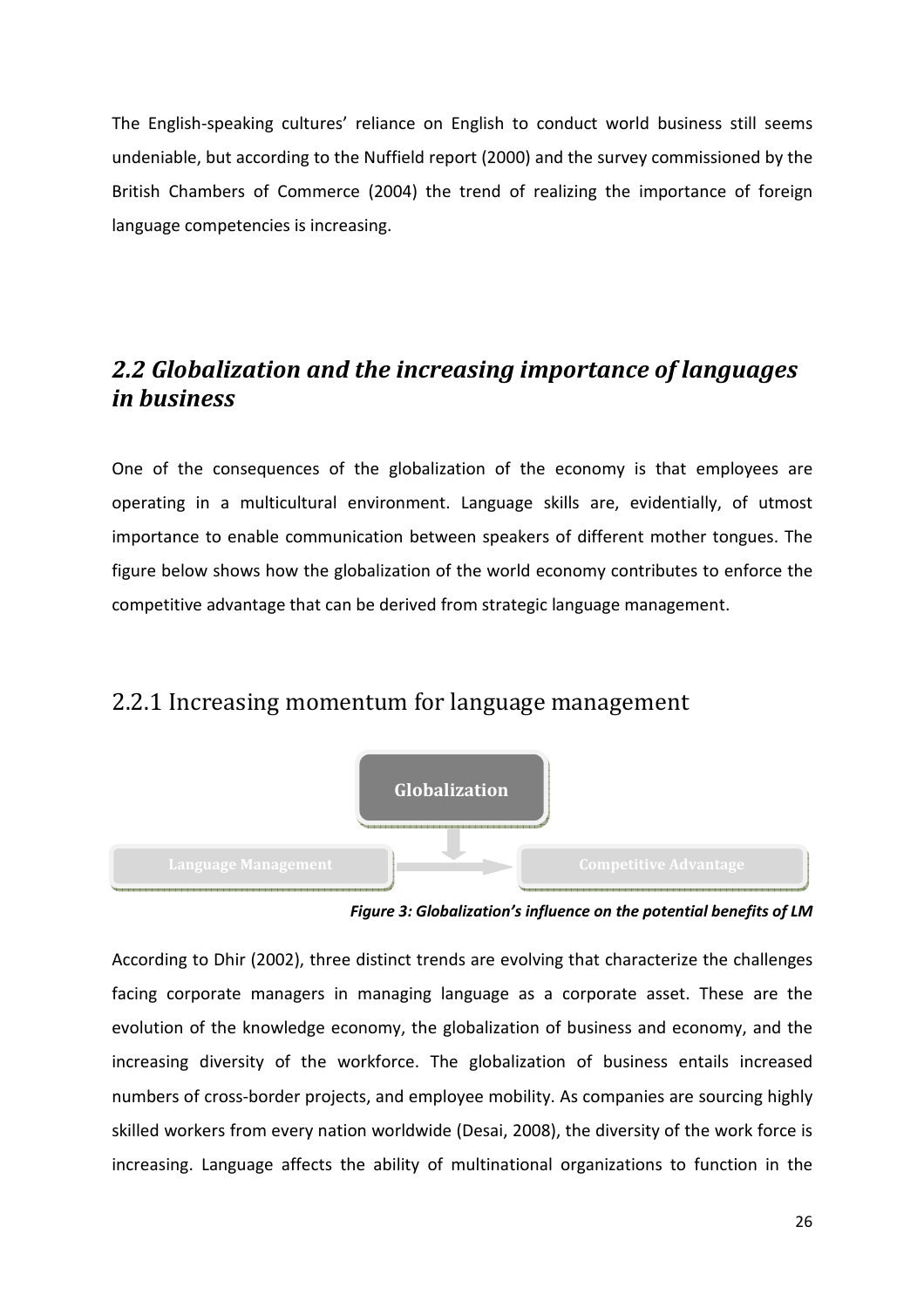The English-speaking cultures' reliance on English to conduct world business still seems undeniable, but according to the Nuffield report (2000) and the survey commissioned by the British Chambers of Commerce (2004) the trend of realizing the importance of foreign language competencies is increasing.

## *2.2 Globalization and the increasing importance of languages in business*

One of the consequences of the globalization of the economy is that employees are operating in a multicultural environment. Language skills are, evidentially, of utmost importance to enable communication between speakers of different mother tongues. The figure below shows how the globalization of the world economy contributes to enforce the competitive advantage that can be derived from strategic language management.

### 2.2.1 Increasing momentum for language management

Globalization

Language Management → Competitive Advantage

***Figure 3: Globalization's influence on the potential benefits of LM***

According to Dhir (2002), three distinct trends are evolving that characterize the challenges facing corporate managers in managing language as a corporate asset. These are the evolution of the knowledge economy, the globalization of business and economy, and the increasing diversity of the workforce. The globalization of business entails increased numbers of cross-border projects, and employee mobility. As companies are sourcing highly skilled workers from every nation worldwide (Desai, 2008), the diversity of the work force is increasing. Language affects the ability of multinational organizations to function in the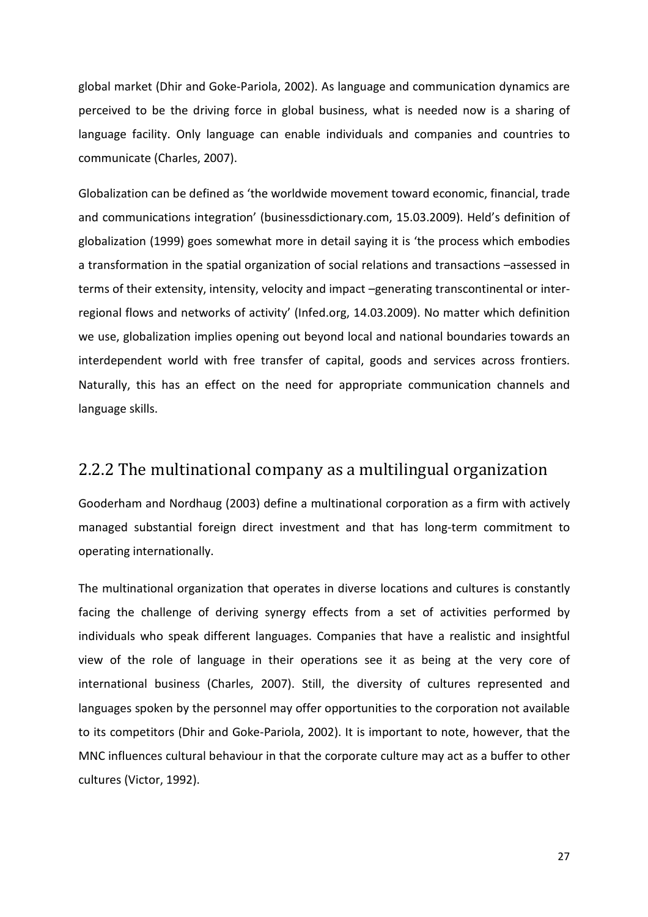global market (Dhir and Goke-Pariola, 2002). As language and communication dynamics are perceived to be the driving force in global business, what is needed now is a sharing of language facility. Only language can enable individuals and companies and countries to communicate (Charles, 2007).

Globalization can be defined as 'the worldwide movement toward economic, financial, trade and communications integration' (businessdictionary.com, 15.03.2009). Held's definition of globalization (1999) goes somewhat more in detail saying it is 'the process which embodies a transformation in the spatial organization of social relations and transactions –assessed in terms of their extensity, intensity, velocity and impact –generating transcontinental or inter-regional flows and networks of activity' (Infed.org, 14.03.2009). No matter which definition we use, globalization implies opening out beyond local and national boundaries towards an interdependent world with free transfer of capital, goods and services across frontiers. Naturally, this has an effect on the need for appropriate communication channels and language skills.

## 2.2.2 The multinational company as a multilingual organization

Gooderham and Nordhaug (2003) define a multinational corporation as a firm with actively managed substantial foreign direct investment and that has long-term commitment to operating internationally.

The multinational organization that operates in diverse locations and cultures is constantly facing the challenge of deriving synergy effects from a set of activities performed by individuals who speak different languages. Companies that have a realistic and insightful view of the role of language in their operations see it as being at the very core of international business (Charles, 2007). Still, the diversity of cultures represented and languages spoken by the personnel may offer opportunities to the corporation not available to its competitors (Dhir and Goke-Pariola, 2002). It is important to note, however, that the MNC influences cultural behaviour in that the corporate culture may act as a buffer to other cultures (Victor, 1992).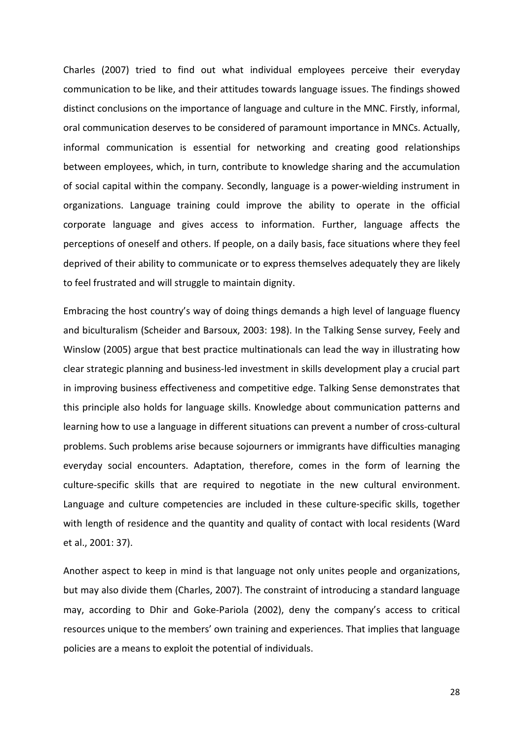Charles (2007) tried to find out what individual employees perceive their everyday communication to be like, and their attitudes towards language issues. The findings showed distinct conclusions on the importance of language and culture in the MNC. Firstly, informal, oral communication deserves to be considered of paramount importance in MNCs. Actually, informal communication is essential for networking and creating good relationships between employees, which, in turn, contribute to knowledge sharing and the accumulation of social capital within the company. Secondly, language is a power-wielding instrument in organizations. Language training could improve the ability to operate in the official corporate language and gives access to information. Further, language affects the perceptions of oneself and others. If people, on a daily basis, face situations where they feel deprived of their ability to communicate or to express themselves adequately they are likely to feel frustrated and will struggle to maintain dignity.

Embracing the host country's way of doing things demands a high level of language fluency and biculturalism (Scheider and Barsoux, 2003: 198). In the Talking Sense survey, Feely and Winslow (2005) argue that best practice multinationals can lead the way in illustrating how clear strategic planning and business-led investment in skills development play a crucial part in improving business effectiveness and competitive edge. Talking Sense demonstrates that this principle also holds for language skills. Knowledge about communication patterns and learning how to use a language in different situations can prevent a number of cross-cultural problems. Such problems arise because sojourners or immigrants have difficulties managing everyday social encounters. Adaptation, therefore, comes in the form of learning the culture-specific skills that are required to negotiate in the new cultural environment. Language and culture competencies are included in these culture-specific skills, together with length of residence and the quantity and quality of contact with local residents (Ward et al., 2001: 37).

Another aspect to keep in mind is that language not only unites people and organizations, but may also divide them (Charles, 2007). The constraint of introducing a standard language may, according to Dhir and Goke-Pariola (2002), deny the company's access to critical resources unique to the members' own training and experiences. That implies that language policies are a means to exploit the potential of individuals.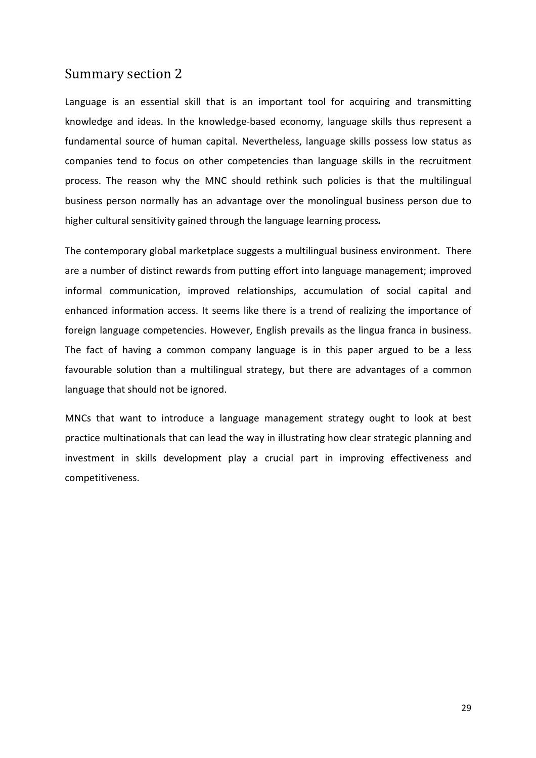## Summary section 2

Language is an essential skill that is an important tool for acquiring and transmitting knowledge and ideas. In the knowledge-based economy, language skills thus represent a fundamental source of human capital. Nevertheless, language skills possess low status as companies tend to focus on other competencies than language skills in the recruitment process. The reason why the MNC should rethink such policies is that the multilingual business person normally has an advantage over the monolingual business person due to higher cultural sensitivity gained through the language learning process.

The contemporary global marketplace suggests a multilingual business environment. There are a number of distinct rewards from putting effort into language management; improved informal communication, improved relationships, accumulation of social capital and enhanced information access. It seems like there is a trend of realizing the importance of foreign language competencies. However, English prevails as the lingua franca in business. The fact of having a common company language is in this paper argued to be a less favourable solution than a multilingual strategy, but there are advantages of a common language that should not be ignored.

MNCs that want to introduce a language management strategy ought to look at best practice multinationals that can lead the way in illustrating how clear strategic planning and investment in skills development play a crucial part in improving effectiveness and competitiveness.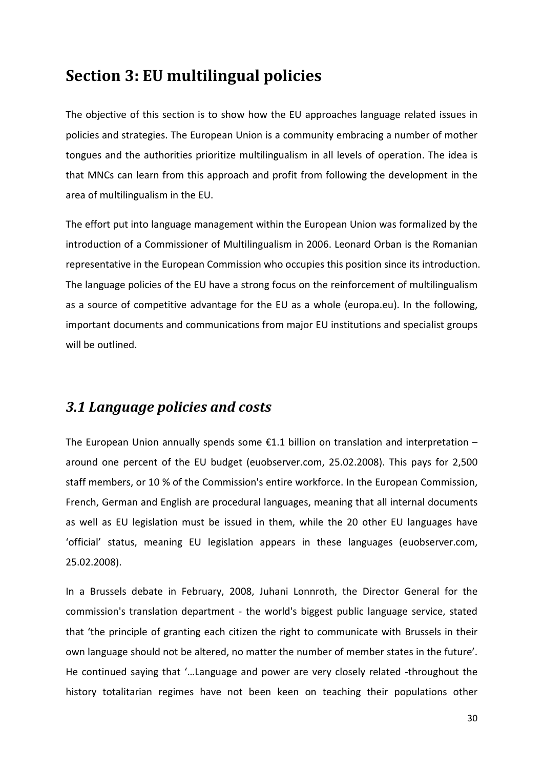# Section 3: EU multilingual policies

The objective of this section is to show how the EU approaches language related issues in policies and strategies. The European Union is a community embracing a number of mother tongues and the authorities prioritize multilingualism in all levels of operation. The idea is that MNCs can learn from this approach and profit from following the development in the area of multilingualism in the EU.

The effort put into language management within the European Union was formalized by the introduction of a Commissioner of Multilingualism in 2006. Leonard Orban is the Romanian representative in the European Commission who occupies this position since its introduction. The language policies of the EU have a strong focus on the reinforcement of multilingualism as a source of competitive advantage for the EU as a whole (europa.eu). In the following, important documents and communications from major EU institutions and specialist groups will be outlined.

## *3.1 Language policies and costs*

The European Union annually spends some €1.1 billion on translation and interpretation – around one percent of the EU budget (euobserver.com, 25.02.2008). This pays for 2,500 staff members, or 10 % of the Commission's entire workforce. In the European Commission, French, German and English are procedural languages, meaning that all internal documents as well as EU legislation must be issued in them, while the 20 other EU languages have 'official' status, meaning EU legislation appears in these languages (euobserver.com, 25.02.2008).

In a Brussels debate in February, 2008, Juhani Lonnroth, the Director General for the commission's translation department - the world's biggest public language service, stated that 'the principle of granting each citizen the right to communicate with Brussels in their own language should not be altered, no matter the number of member states in the future'. He continued saying that '…Language and power are very closely related -throughout the history totalitarian regimes have not been keen on teaching their populations other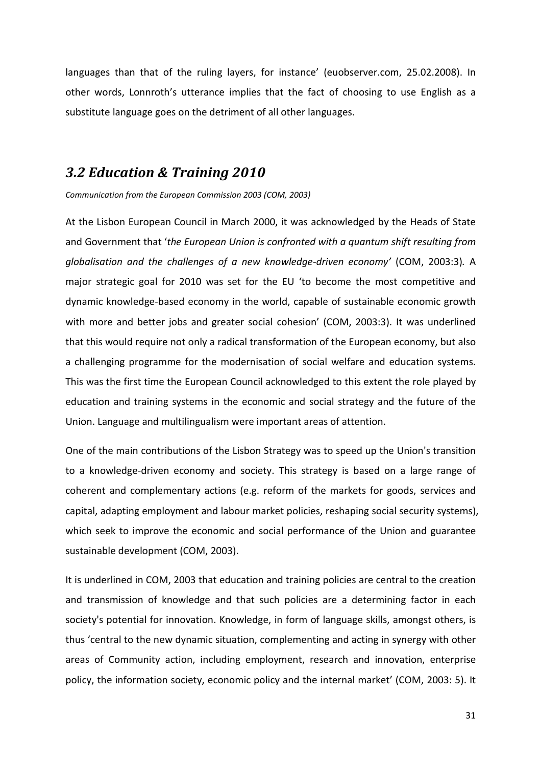languages than that of the ruling layers, for instance' (euobserver.com, 25.02.2008). In other words, Lonnroth's utterance implies that the fact of choosing to use English as a substitute language goes on the detriment of all other languages.

## *3.2 Education & Training 2010*

*Communication from the European Commission 2003 (COM, 2003)*

At the Lisbon European Council in March 2000, it was acknowledged by the Heads of State and Government that '*the European Union is confronted with a quantum shift resulting from globalisation and the challenges of a new knowledge-driven economy'* (COM, 2003:3)*.* A major strategic goal for 2010 was set for the EU 'to become the most competitive and dynamic knowledge-based economy in the world, capable of sustainable economic growth with more and better jobs and greater social cohesion' (COM, 2003:3). It was underlined that this would require not only a radical transformation of the European economy, but also a challenging programme for the modernisation of social welfare and education systems. This was the first time the European Council acknowledged to this extent the role played by education and training systems in the economic and social strategy and the future of the Union. Language and multilingualism were important areas of attention.

One of the main contributions of the Lisbon Strategy was to speed up the Union's transition to a knowledge-driven economy and society. This strategy is based on a large range of coherent and complementary actions (e.g. reform of the markets for goods, services and capital, adapting employment and labour market policies, reshaping social security systems), which seek to improve the economic and social performance of the Union and guarantee sustainable development (COM, 2003).

It is underlined in COM, 2003 that education and training policies are central to the creation and transmission of knowledge and that such policies are a determining factor in each society's potential for innovation. Knowledge, in form of language skills, amongst others, is thus 'central to the new dynamic situation, complementing and acting in synergy with other areas of Community action, including employment, research and innovation, enterprise policy, the information society, economic policy and the internal market' (COM, 2003: 5). It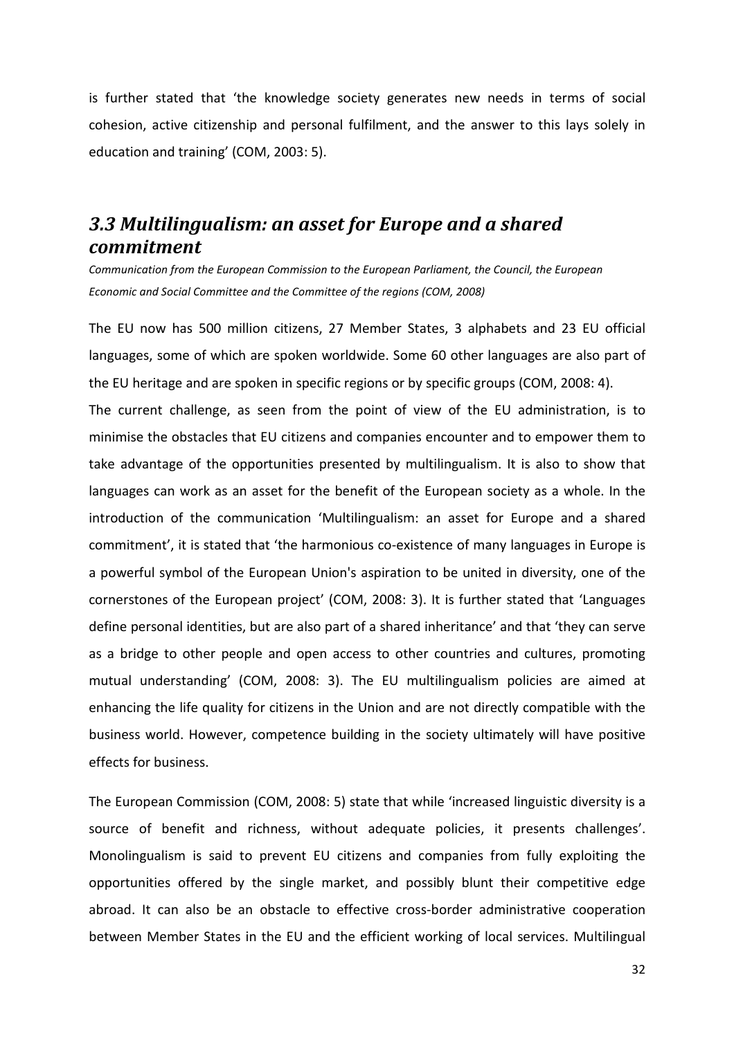is further stated that 'the knowledge society generates new needs in terms of social cohesion, active citizenship and personal fulfilment, and the answer to this lays solely in education and training' (COM, 2003: 5).

## *3.3 Multilingualism: an asset for Europe and a shared commitment*

*Communication from the European Commission to the European Parliament, the Council, the European Economic and Social Committee and the Committee of the regions (COM, 2008)*

The EU now has 500 million citizens, 27 Member States, 3 alphabets and 23 EU official languages, some of which are spoken worldwide. Some 60 other languages are also part of the EU heritage and are spoken in specific regions or by specific groups (COM, 2008: 4).

The current challenge, as seen from the point of view of the EU administration, is to minimise the obstacles that EU citizens and companies encounter and to empower them to take advantage of the opportunities presented by multilingualism. It is also to show that languages can work as an asset for the benefit of the European society as a whole. In the introduction of the communication 'Multilingualism: an asset for Europe and a shared commitment', it is stated that 'the harmonious co-existence of many languages in Europe is a powerful symbol of the European Union's aspiration to be united in diversity, one of the cornerstones of the European project' (COM, 2008: 3). It is further stated that 'Languages define personal identities, but are also part of a shared inheritance' and that 'they can serve as a bridge to other people and open access to other countries and cultures, promoting mutual understanding' (COM, 2008: 3). The EU multilingualism policies are aimed at enhancing the life quality for citizens in the Union and are not directly compatible with the business world. However, competence building in the society ultimately will have positive effects for business.

The European Commission (COM, 2008: 5) state that while 'increased linguistic diversity is a source of benefit and richness, without adequate policies, it presents challenges'. Monolingualism is said to prevent EU citizens and companies from fully exploiting the opportunities offered by the single market, and possibly blunt their competitive edge abroad. It can also be an obstacle to effective cross-border administrative cooperation between Member States in the EU and the efficient working of local services. Multilingual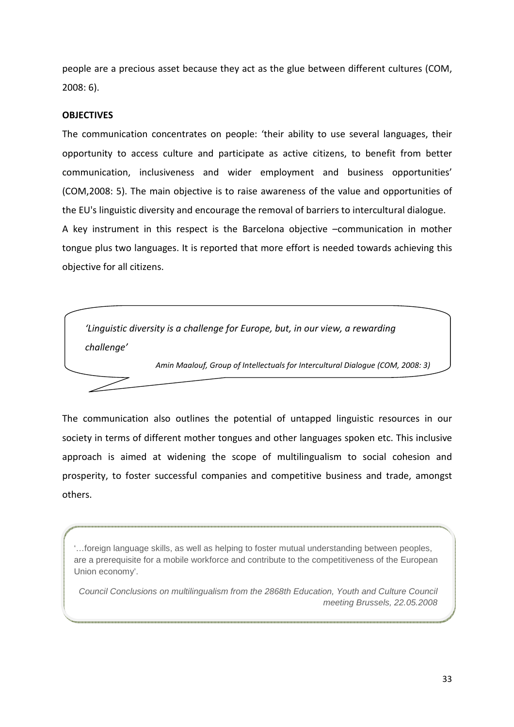people are a precious asset because they act as the glue between different cultures (COM, 2008: 6).

**OBJECTIVES**

The communication concentrates on people: 'their ability to use several languages, their opportunity to access culture and participate as active citizens, to benefit from better communication, inclusiveness and wider employment and business opportunities' (COM,2008: 5). The main objective is to raise awareness of the value and opportunities of the EU's linguistic diversity and encourage the removal of barriers to intercultural dialogue.

A key instrument in this respect is the Barcelona objective –communication in mother tongue plus two languages. It is reported that more effort is needed towards achieving this objective for all citizens.

> *'Linguistic diversity is a challenge for Europe, but, in our view, a rewarding challenge'*
>
> *Amin Maalouf, Group of Intellectuals for Intercultural Dialogue (COM, 2008: 3)*

The communication also outlines the potential of untapped linguistic resources in our society in terms of different mother tongues and other languages spoken etc. This inclusive approach is aimed at widening the scope of multilingualism to social cohesion and prosperity, to foster successful companies and competitive business and trade, amongst others.

> '…foreign language skills, as well as helping to foster mutual understanding between peoples, are a prerequisite for a mobile workforce and contribute to the competitiveness of the European Union economy'.
>
> *Council Conclusions on multilingualism from the 2868th Education, Youth and Culture Council meeting Brussels, 22.05.2008*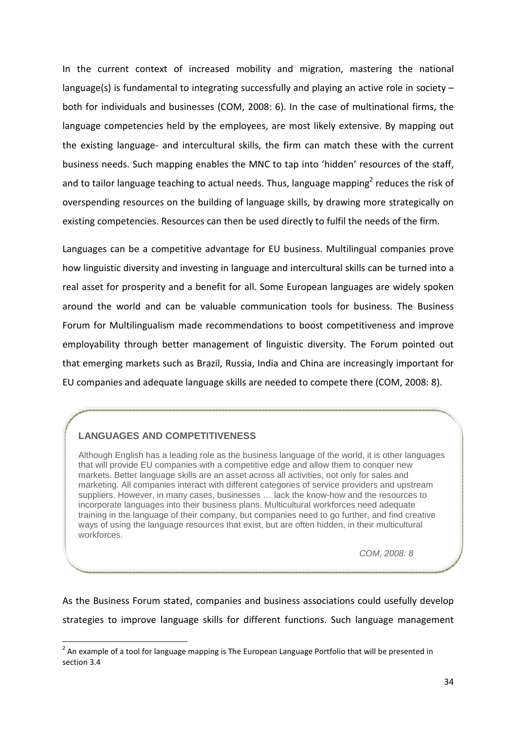In the current context of increased mobility and migration, mastering the national language(s) is fundamental to integrating successfully and playing an active role in society – both for individuals and businesses (COM, 2008: 6). In the case of multinational firms, the language competencies held by the employees, are most likely extensive. By mapping out the existing language- and intercultural skills, the firm can match these with the current business needs. Such mapping enables the MNC to tap into 'hidden' resources of the staff, and to tailor language teaching to actual needs. Thus, language mapping[2] reduces the risk of overspending resources on the building of language skills, by drawing more strategically on existing competencies. Resources can then be used directly to fulfil the needs of the firm.

Languages can be a competitive advantage for EU business. Multilingual companies prove how linguistic diversity and investing in language and intercultural skills can be turned into a real asset for prosperity and a benefit for all. Some European languages are widely spoken around the world and can be valuable communication tools for business. The Business Forum for Multilingualism made recommendations to boost competitiveness and improve employability through better management of linguistic diversity. The Forum pointed out that emerging markets such as Brazil, Russia, India and China are increasingly important for EU companies and adequate language skills are needed to compete there (COM, 2008: 8).

> **LANGUAGES AND COMPETITIVENESS**
>
> Although English has a leading role as the business language of the world, it is other languages that will provide EU companies with a competitive edge and allow them to conquer new markets. Better language skills are an asset across all activities, not only for sales and marketing. All companies interact with different categories of service providers and upstream suppliers. However, in many cases, businesses … lack the know-how and the resources to incorporate languages into their business plans. Multicultural workforces need adequate training in the language of their company, but companies need to go further, and find creative ways of using the language resources that exist, but are often hidden, in their multicultural workforces.
>
> *COM, 2008: 8*

As the Business Forum stated, companies and business associations could usefully develop strategies to improve language skills for different functions. Such language management

[2] An example of a tool for language mapping is The European Language Portfolio that will be presented in section 3.4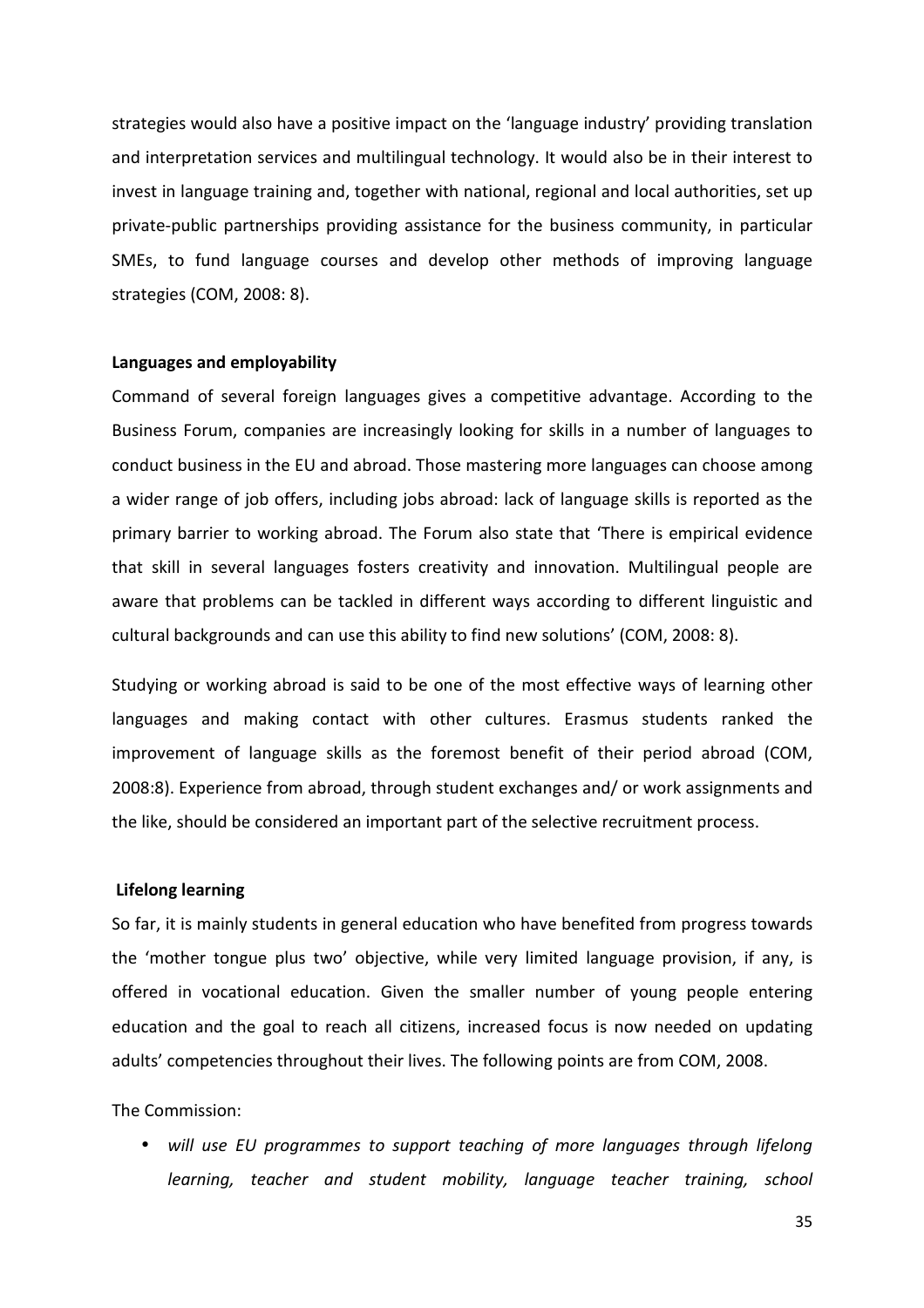strategies would also have a positive impact on the 'language industry' providing translation and interpretation services and multilingual technology. It would also be in their interest to invest in language training and, together with national, regional and local authorities, set up private-public partnerships providing assistance for the business community, in particular SMEs, to fund language courses and develop other methods of improving language strategies (COM, 2008: 8).

**Languages and employability**

Command of several foreign languages gives a competitive advantage. According to the Business Forum, companies are increasingly looking for skills in a number of languages to conduct business in the EU and abroad. Those mastering more languages can choose among a wider range of job offers, including jobs abroad: lack of language skills is reported as the primary barrier to working abroad. The Forum also state that 'There is empirical evidence that skill in several languages fosters creativity and innovation. Multilingual people are aware that problems can be tackled in different ways according to different linguistic and cultural backgrounds and can use this ability to find new solutions' (COM, 2008: 8).

Studying or working abroad is said to be one of the most effective ways of learning other languages and making contact with other cultures. Erasmus students ranked the improvement of language skills as the foremost benefit of their period abroad (COM, 2008:8). Experience from abroad, through student exchanges and/ or work assignments and the like, should be considered an important part of the selective recruitment process.

**Lifelong learning**

So far, it is mainly students in general education who have benefited from progress towards the 'mother tongue plus two' objective, while very limited language provision, if any, is offered in vocational education. Given the smaller number of young people entering education and the goal to reach all citizens, increased focus is now needed on updating adults' competencies throughout their lives. The following points are from COM, 2008.

The Commission:

- *will use EU programmes to support teaching of more languages through lifelong learning, teacher and student mobility, language teacher training, school*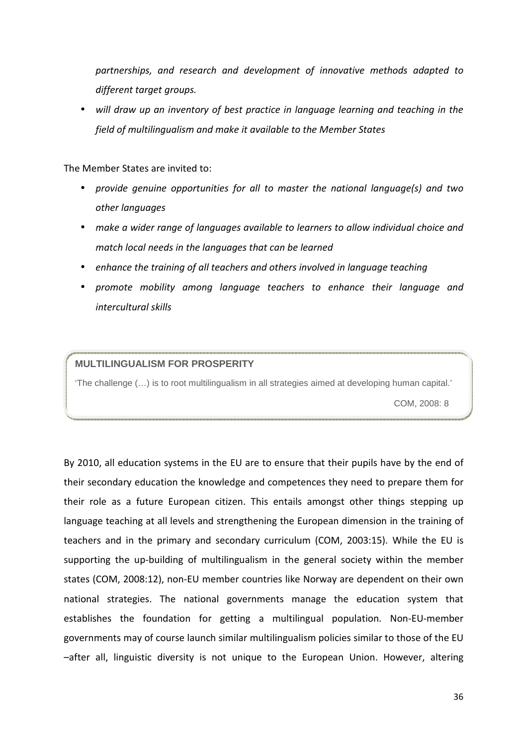*partnerships, and research and development of innovative methods adapted to different target groups.*

- *will draw up an inventory of best practice in language learning and teaching in the field of multilingualism and make it available to the Member States*

The Member States are invited to:

- *provide genuine opportunities for all to master the national language(s) and two other languages*
- *make a wider range of languages available to learners to allow individual choice and match local needs in the languages that can be learned*
- *enhance the training of all teachers and others involved in language teaching*
- *promote mobility among language teachers to enhance their language and intercultural skills*

> **MULTILINGUALISM FOR PROSPERITY**
>
> 'The challenge (…) is to root multilingualism in all strategies aimed at developing human capital.'
>
> COM, 2008: 8

By 2010, all education systems in the EU are to ensure that their pupils have by the end of their secondary education the knowledge and competences they need to prepare them for their role as a future European citizen. This entails amongst other things stepping up language teaching at all levels and strengthening the European dimension in the training of teachers and in the primary and secondary curriculum (COM, 2003:15). While the EU is supporting the up-building of multilingualism in the general society within the member states (COM, 2008:12), non-EU member countries like Norway are dependent on their own national strategies. The national governments manage the education system that establishes the foundation for getting a multilingual population. Non-EU-member governments may of course launch similar multilingualism policies similar to those of the EU –after all, linguistic diversity is not unique to the European Union. However, altering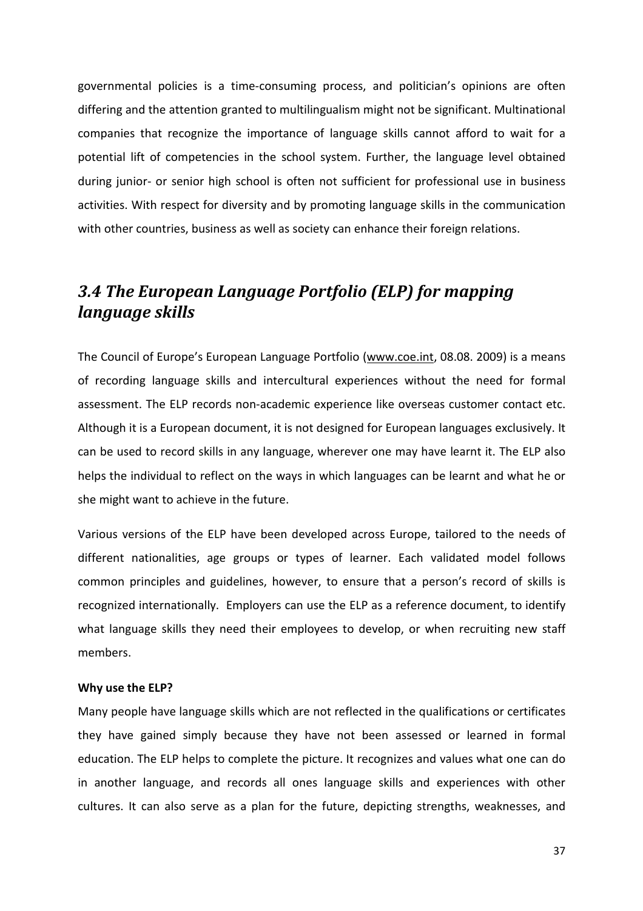governmental policies is a time-consuming process, and politician's opinions are often differing and the attention granted to multilingualism might not be significant. Multinational companies that recognize the importance of language skills cannot afford to wait for a potential lift of competencies in the school system. Further, the language level obtained during junior- or senior high school is often not sufficient for professional use in business activities. With respect for diversity and by promoting language skills in the communication with other countries, business as well as society can enhance their foreign relations.

## *3.4 The European Language Portfolio (ELP) for mapping language skills*

The Council of Europe's European Language Portfolio (www.coe.int, 08.08. 2009) is a means of recording language skills and intercultural experiences without the need for formal assessment. The ELP records non-academic experience like overseas customer contact etc. Although it is a European document, it is not designed for European languages exclusively. It can be used to record skills in any language, wherever one may have learnt it. The ELP also helps the individual to reflect on the ways in which languages can be learnt and what he or she might want to achieve in the future.

Various versions of the ELP have been developed across Europe, tailored to the needs of different nationalities, age groups or types of learner. Each validated model follows common principles and guidelines, however, to ensure that a person's record of skills is recognized internationally. Employers can use the ELP as a reference document, to identify what language skills they need their employees to develop, or when recruiting new staff members.

**Why use the ELP?**

Many people have language skills which are not reflected in the qualifications or certificates they have gained simply because they have not been assessed or learned in formal education. The ELP helps to complete the picture. It recognizes and values what one can do in another language, and records all ones language skills and experiences with other cultures. It can also serve as a plan for the future, depicting strengths, weaknesses, and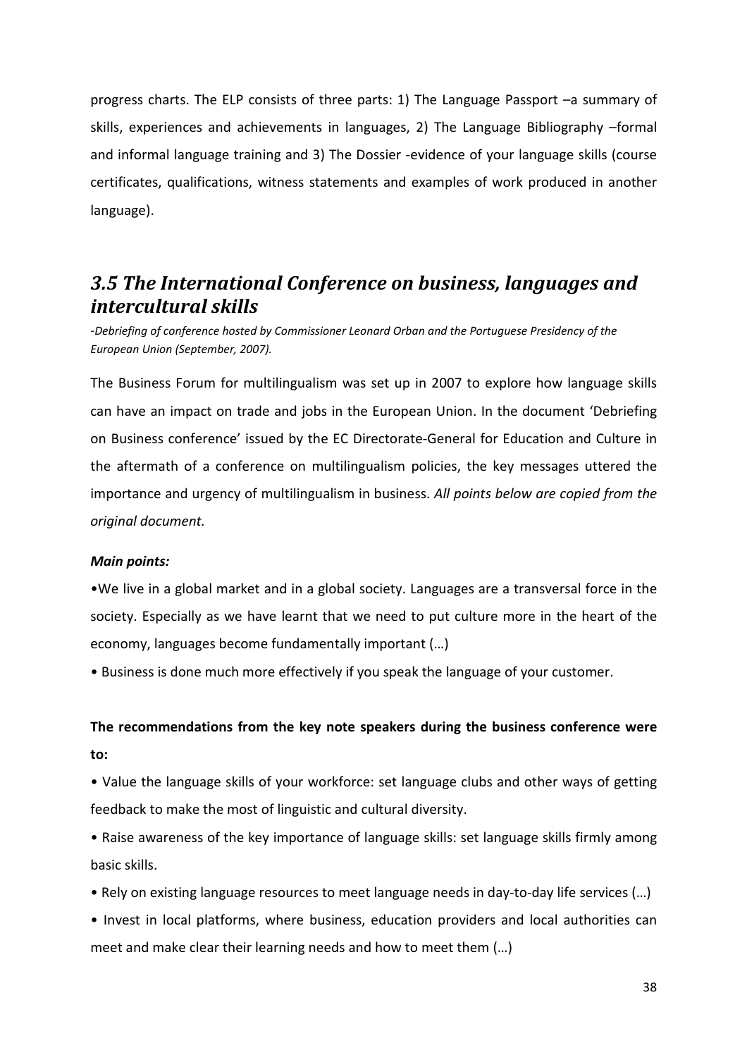progress charts. The ELP consists of three parts: 1) The Language Passport –a summary of skills, experiences and achievements in languages, 2) The Language Bibliography –formal and informal language training and 3) The Dossier -evidence of your language skills (course certificates, qualifications, witness statements and examples of work produced in another language).

## *3.5 The International Conference on business, languages and intercultural skills*

*-Debriefing of conference hosted by Commissioner Leonard Orban and the Portuguese Presidency of the European Union (September, 2007).*

The Business Forum for multilingualism was set up in 2007 to explore how language skills can have an impact on trade and jobs in the European Union. In the document 'Debriefing on Business conference' issued by the EC Directorate-General for Education and Culture in the aftermath of a conference on multilingualism policies, the key messages uttered the importance and urgency of multilingualism in business. *All points below are copied from the original document.*

***Main points:***

•We live in a global market and in a global society. Languages are a transversal force in the society. Especially as we have learnt that we need to put culture more in the heart of the economy, languages become fundamentally important (…)

• Business is done much more effectively if you speak the language of your customer.

**The recommendations from the key note speakers during the business conference were to:**

• Value the language skills of your workforce: set language clubs and other ways of getting feedback to make the most of linguistic and cultural diversity.

• Raise awareness of the key importance of language skills: set language skills firmly among basic skills.

• Rely on existing language resources to meet language needs in day-to-day life services (…)

• Invest in local platforms, where business, education providers and local authorities can meet and make clear their learning needs and how to meet them (…)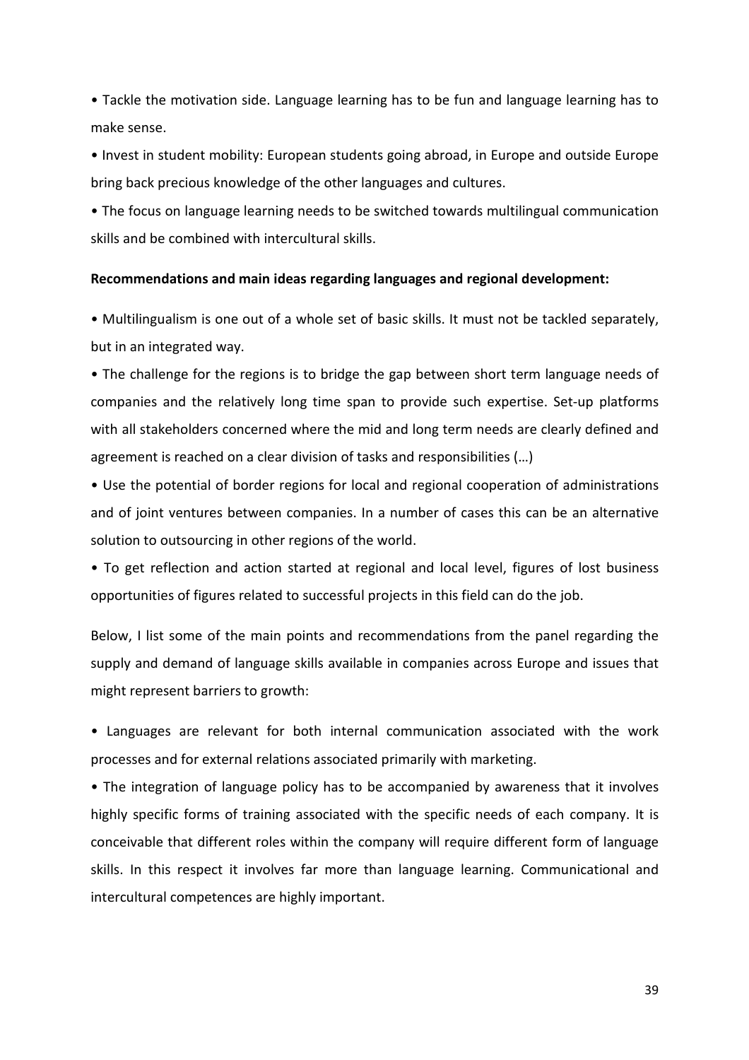- Tackle the motivation side. Language learning has to be fun and language learning has to make sense.
- Invest in student mobility: European students going abroad, in Europe and outside Europe bring back precious knowledge of the other languages and cultures.
- The focus on language learning needs to be switched towards multilingual communication skills and be combined with intercultural skills.

**Recommendations and main ideas regarding languages and regional development:**

- Multilingualism is one out of a whole set of basic skills. It must not be tackled separately, but in an integrated way.
- The challenge for the regions is to bridge the gap between short term language needs of companies and the relatively long time span to provide such expertise. Set-up platforms with all stakeholders concerned where the mid and long term needs are clearly defined and agreement is reached on a clear division of tasks and responsibilities (…)
- Use the potential of border regions for local and regional cooperation of administrations and of joint ventures between companies. In a number of cases this can be an alternative solution to outsourcing in other regions of the world.
- To get reflection and action started at regional and local level, figures of lost business opportunities of figures related to successful projects in this field can do the job.

Below, I list some of the main points and recommendations from the panel regarding the supply and demand of language skills available in companies across Europe and issues that might represent barriers to growth:

- Languages are relevant for both internal communication associated with the work processes and for external relations associated primarily with marketing.
- The integration of language policy has to be accompanied by awareness that it involves highly specific forms of training associated with the specific needs of each company. It is conceivable that different roles within the company will require different form of language skills. In this respect it involves far more than language learning. Communicational and intercultural competences are highly important.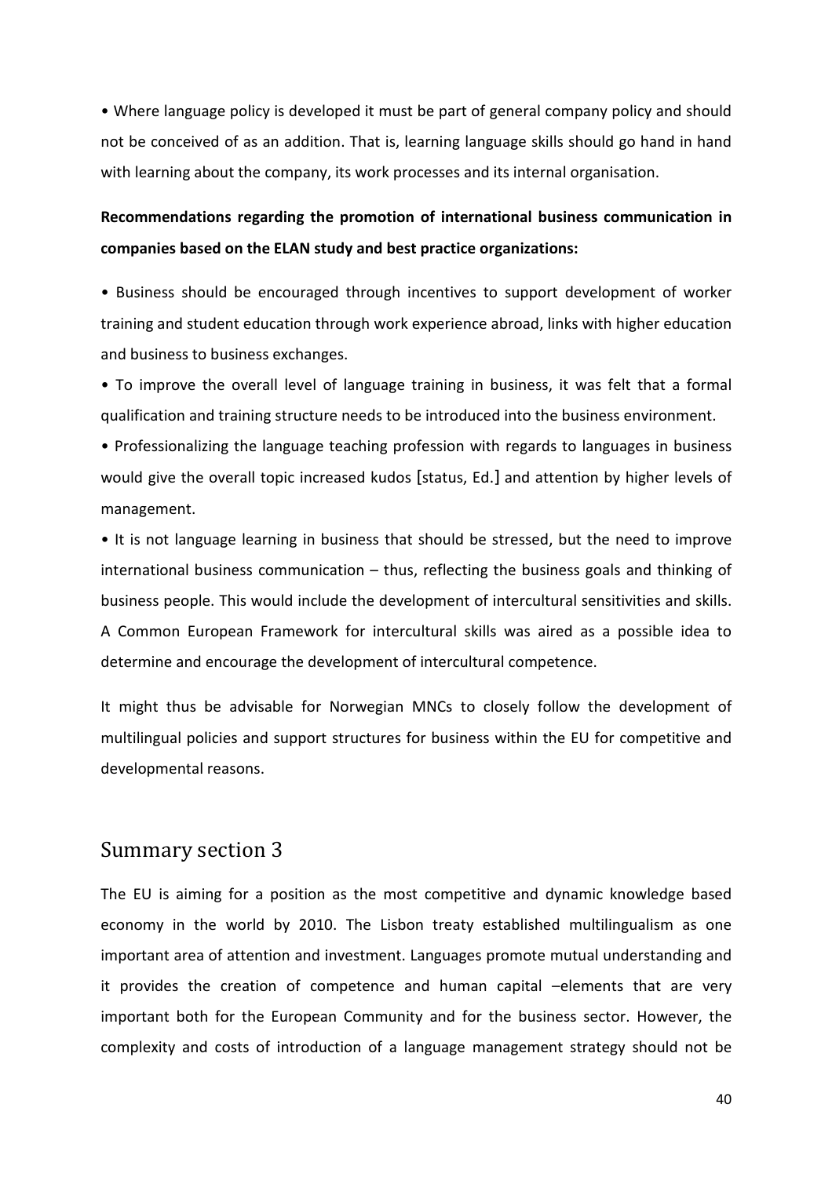- Where language policy is developed it must be part of general company policy and should not be conceived of as an addition. That is, learning language skills should go hand in hand with learning about the company, its work processes and its internal organisation.

**Recommendations regarding the promotion of international business communication in companies based on the ELAN study and best practice organizations:**

- Business should be encouraged through incentives to support development of worker training and student education through work experience abroad, links with higher education and business to business exchanges.
- To improve the overall level of language training in business, it was felt that a formal qualification and training structure needs to be introduced into the business environment.
- Professionalizing the language teaching profession with regards to languages in business would give the overall topic increased kudos [status, Ed.] and attention by higher levels of management.
- It is not language learning in business that should be stressed, but the need to improve international business communication – thus, reflecting the business goals and thinking of business people. This would include the development of intercultural sensitivities and skills. A Common European Framework for intercultural skills was aired as a possible idea to determine and encourage the development of intercultural competence.

It might thus be advisable for Norwegian MNCs to closely follow the development of multilingual policies and support structures for business within the EU for competitive and developmental reasons.

## Summary section 3

The EU is aiming for a position as the most competitive and dynamic knowledge based economy in the world by 2010. The Lisbon treaty established multilingualism as one important area of attention and investment. Languages promote mutual understanding and it provides the creation of competence and human capital –elements that are very important both for the European Community and for the business sector. However, the complexity and costs of introduction of a language management strategy should not be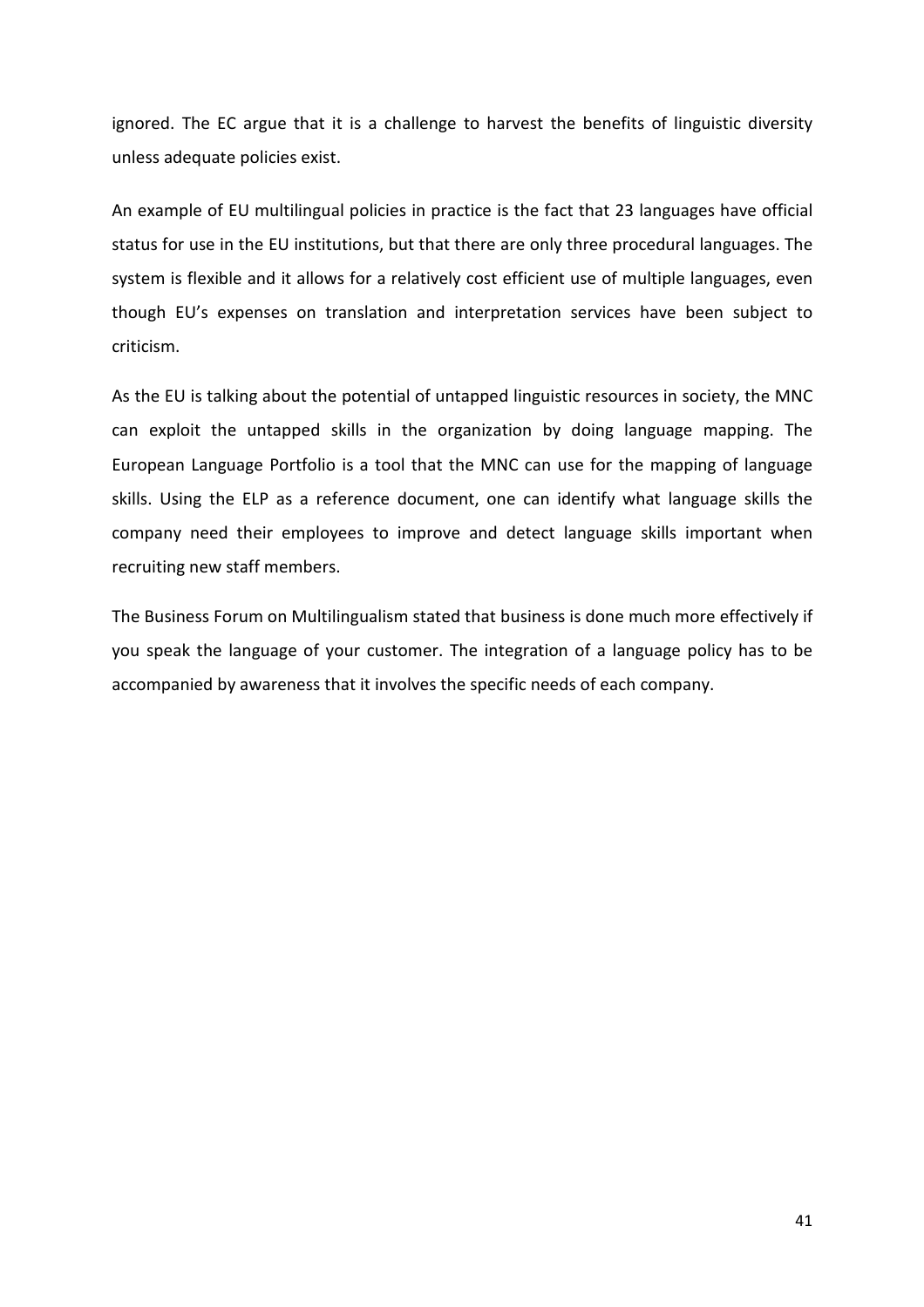ignored. The EC argue that it is a challenge to harvest the benefits of linguistic diversity unless adequate policies exist.

An example of EU multilingual policies in practice is the fact that 23 languages have official status for use in the EU institutions, but that there are only three procedural languages. The system is flexible and it allows for a relatively cost efficient use of multiple languages, even though EU's expenses on translation and interpretation services have been subject to criticism.

As the EU is talking about the potential of untapped linguistic resources in society, the MNC can exploit the untapped skills in the organization by doing language mapping. The European Language Portfolio is a tool that the MNC can use for the mapping of language skills. Using the ELP as a reference document, one can identify what language skills the company need their employees to improve and detect language skills important when recruiting new staff members.

The Business Forum on Multilingualism stated that business is done much more effectively if you speak the language of your customer. The integration of a language policy has to be accompanied by awareness that it involves the specific needs of each company.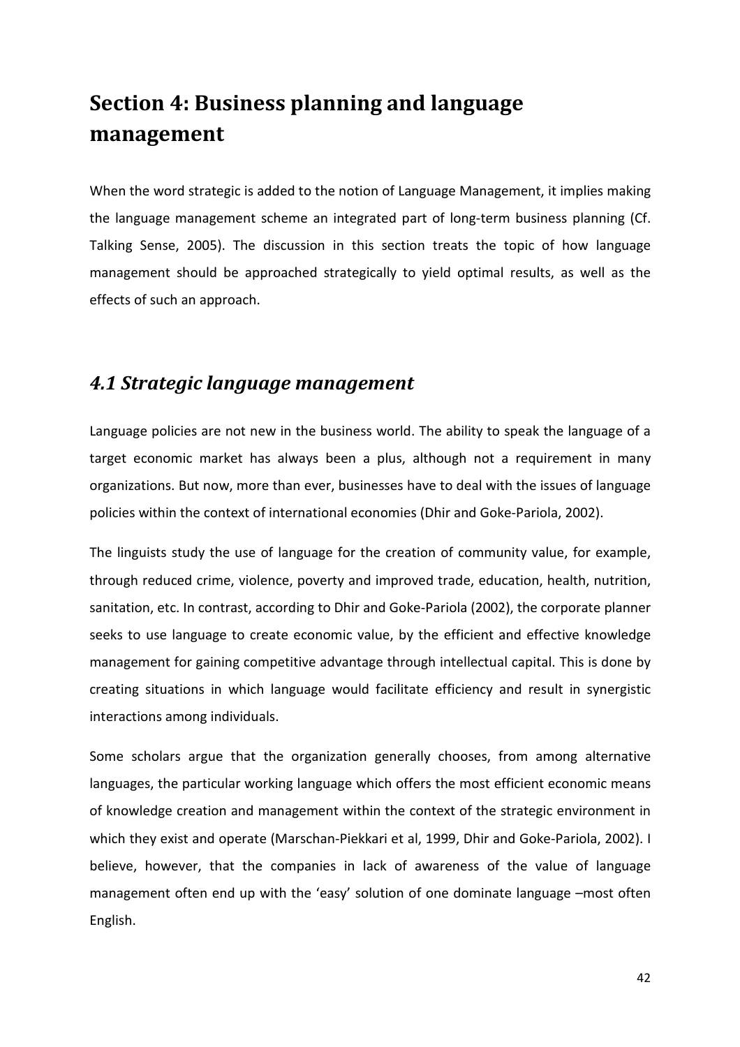# Section 4: Business planning and language management

When the word strategic is added to the notion of Language Management, it implies making the language management scheme an integrated part of long-term business planning (Cf. Talking Sense, 2005). The discussion in this section treats the topic of how language management should be approached strategically to yield optimal results, as well as the effects of such an approach.

## *4.1 Strategic language management*

Language policies are not new in the business world. The ability to speak the language of a target economic market has always been a plus, although not a requirement in many organizations. But now, more than ever, businesses have to deal with the issues of language policies within the context of international economies (Dhir and Goke-Pariola, 2002).

The linguists study the use of language for the creation of community value, for example, through reduced crime, violence, poverty and improved trade, education, health, nutrition, sanitation, etc. In contrast, according to Dhir and Goke-Pariola (2002), the corporate planner seeks to use language to create economic value, by the efficient and effective knowledge management for gaining competitive advantage through intellectual capital. This is done by creating situations in which language would facilitate efficiency and result in synergistic interactions among individuals.

Some scholars argue that the organization generally chooses, from among alternative languages, the particular working language which offers the most efficient economic means of knowledge creation and management within the context of the strategic environment in which they exist and operate (Marschan-Piekkari et al, 1999, Dhir and Goke-Pariola, 2002). I believe, however, that the companies in lack of awareness of the value of language management often end up with the 'easy' solution of one dominate language –most often English.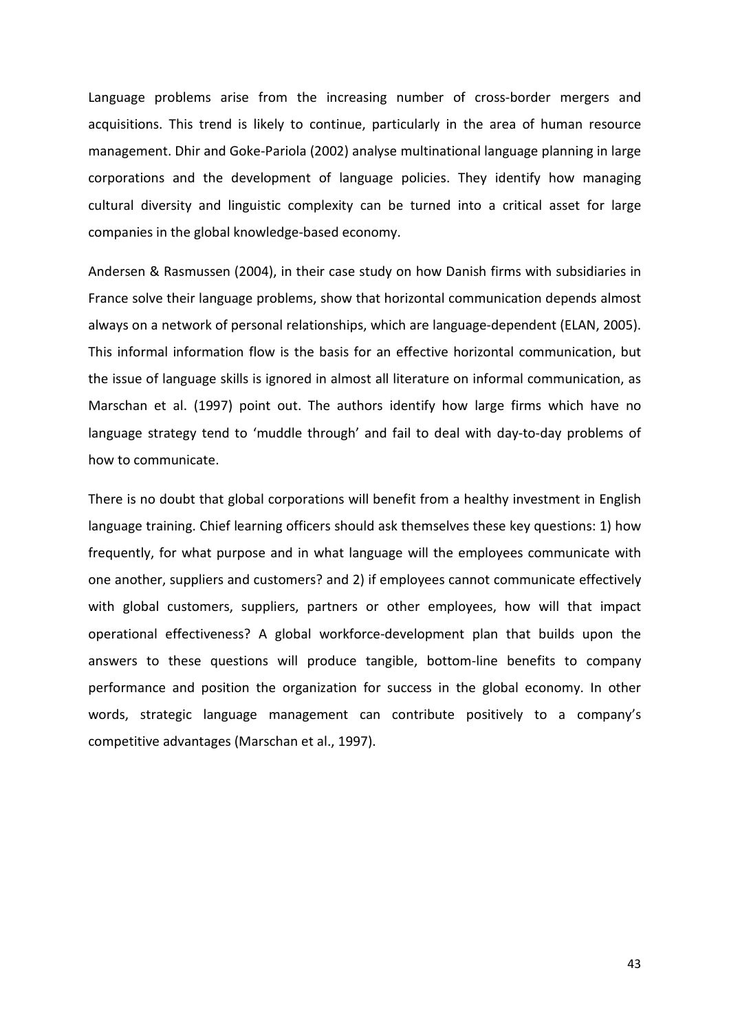Language problems arise from the increasing number of cross-border mergers and acquisitions. This trend is likely to continue, particularly in the area of human resource management. Dhir and Goke-Pariola (2002) analyse multinational language planning in large corporations and the development of language policies. They identify how managing cultural diversity and linguistic complexity can be turned into a critical asset for large companies in the global knowledge-based economy.

Andersen & Rasmussen (2004), in their case study on how Danish firms with subsidiaries in France solve their language problems, show that horizontal communication depends almost always on a network of personal relationships, which are language-dependent (ELAN, 2005). This informal information flow is the basis for an effective horizontal communication, but the issue of language skills is ignored in almost all literature on informal communication, as Marschan et al. (1997) point out. The authors identify how large firms which have no language strategy tend to 'muddle through' and fail to deal with day-to-day problems of how to communicate.

There is no doubt that global corporations will benefit from a healthy investment in English language training. Chief learning officers should ask themselves these key questions: 1) how frequently, for what purpose and in what language will the employees communicate with one another, suppliers and customers? and 2) if employees cannot communicate effectively with global customers, suppliers, partners or other employees, how will that impact operational effectiveness? A global workforce-development plan that builds upon the answers to these questions will produce tangible, bottom-line benefits to company performance and position the organization for success in the global economy. In other words, strategic language management can contribute positively to a company's competitive advantages (Marschan et al., 1997).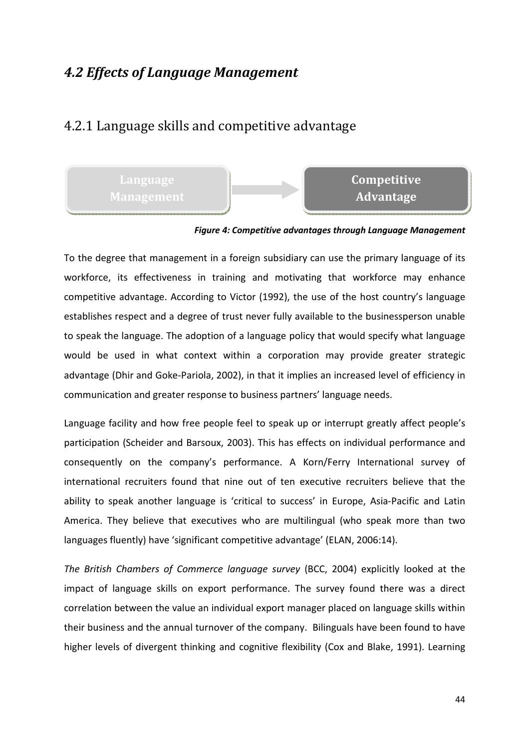## *4.2 Effects of Language Management*

### 4.2.1 Language skills and competitive advantage

Language Management → Competitive Advantage

***Figure 4: Competitive advantages through Language Management***

To the degree that management in a foreign subsidiary can use the primary language of its workforce, its effectiveness in training and motivating that workforce may enhance competitive advantage. According to Victor (1992), the use of the host country's language establishes respect and a degree of trust never fully available to the businessperson unable to speak the language. The adoption of a language policy that would specify what language would be used in what context within a corporation may provide greater strategic advantage (Dhir and Goke-Pariola, 2002), in that it implies an increased level of efficiency in communication and greater response to business partners' language needs.

Language facility and how free people feel to speak up or interrupt greatly affect people's participation (Scheider and Barsoux, 2003). This has effects on individual performance and consequently on the company's performance. A Korn/Ferry International survey of international recruiters found that nine out of ten executive recruiters believe that the ability to speak another language is 'critical to success' in Europe, Asia-Pacific and Latin America. They believe that executives who are multilingual (who speak more than two languages fluently) have 'significant competitive advantage' (ELAN, 2006:14).

*The British Chambers of Commerce language survey* (BCC, 2004) explicitly looked at the impact of language skills on export performance. The survey found there was a direct correlation between the value an individual export manager placed on language skills within their business and the annual turnover of the company. Bilinguals have been found to have higher levels of divergent thinking and cognitive flexibility (Cox and Blake, 1991). Learning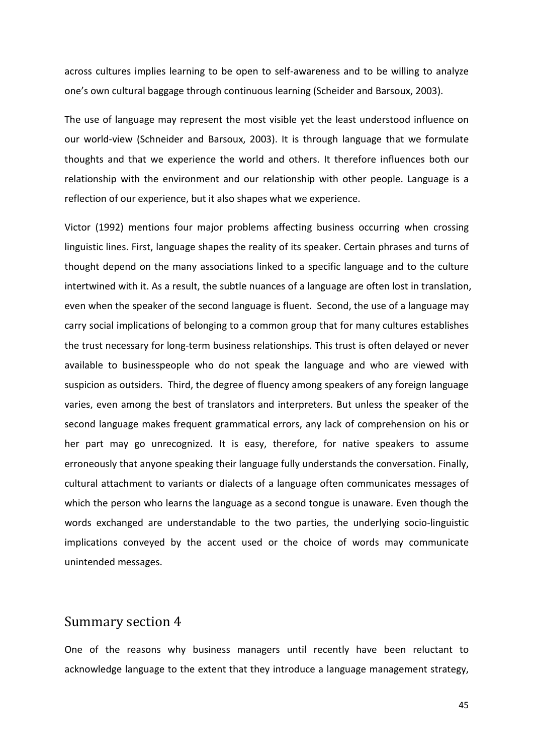across cultures implies learning to be open to self-awareness and to be willing to analyze one's own cultural baggage through continuous learning (Scheider and Barsoux, 2003).

The use of language may represent the most visible yet the least understood influence on our world-view (Schneider and Barsoux, 2003). It is through language that we formulate thoughts and that we experience the world and others. It therefore influences both our relationship with the environment and our relationship with other people. Language is a reflection of our experience, but it also shapes what we experience.

Victor (1992) mentions four major problems affecting business occurring when crossing linguistic lines. First, language shapes the reality of its speaker. Certain phrases and turns of thought depend on the many associations linked to a specific language and to the culture intertwined with it. As a result, the subtle nuances of a language are often lost in translation, even when the speaker of the second language is fluent. Second, the use of a language may carry social implications of belonging to a common group that for many cultures establishes the trust necessary for long-term business relationships. This trust is often delayed or never available to businesspeople who do not speak the language and who are viewed with suspicion as outsiders. Third, the degree of fluency among speakers of any foreign language varies, even among the best of translators and interpreters. But unless the speaker of the second language makes frequent grammatical errors, any lack of comprehension on his or her part may go unrecognized. It is easy, therefore, for native speakers to assume erroneously that anyone speaking their language fully understands the conversation. Finally, cultural attachment to variants or dialects of a language often communicates messages of which the person who learns the language as a second tongue is unaware. Even though the words exchanged are understandable to the two parties, the underlying socio-linguistic implications conveyed by the accent used or the choice of words may communicate unintended messages.

## Summary section 4

One of the reasons why business managers until recently have been reluctant to acknowledge language to the extent that they introduce a language management strategy,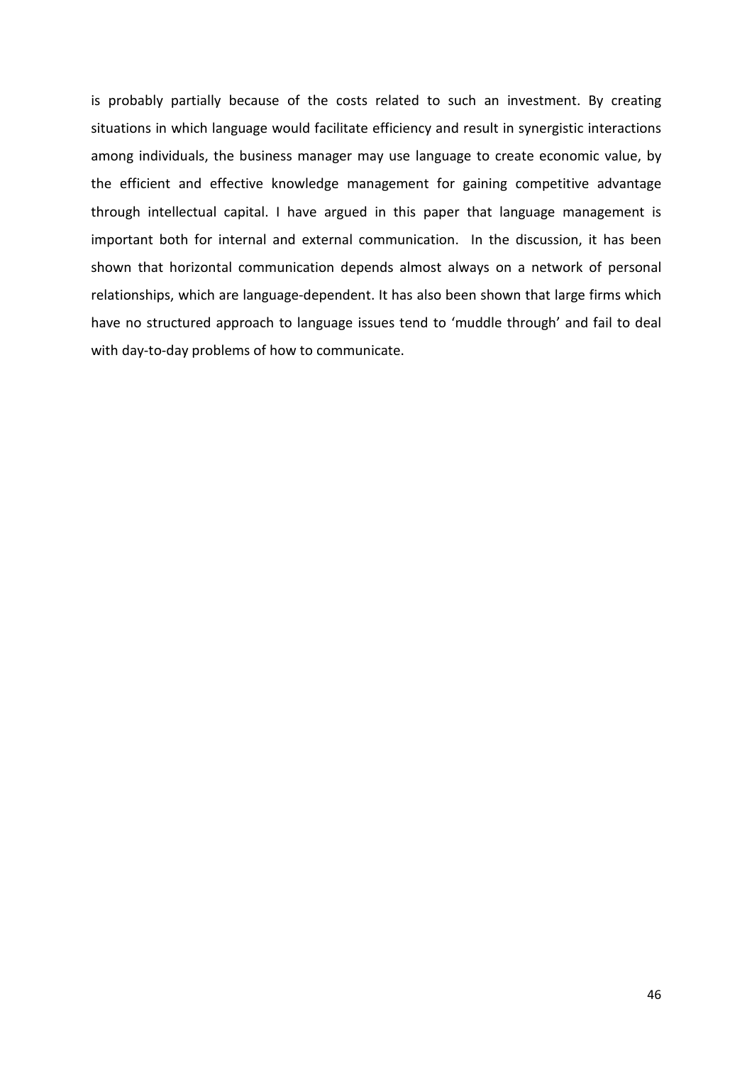is probably partially because of the costs related to such an investment. By creating situations in which language would facilitate efficiency and result in synergistic interactions among individuals, the business manager may use language to create economic value, by the efficient and effective knowledge management for gaining competitive advantage through intellectual capital. I have argued in this paper that language management is important both for internal and external communication. In the discussion, it has been shown that horizontal communication depends almost always on a network of personal relationships, which are language-dependent. It has also been shown that large firms which have no structured approach to language issues tend to 'muddle through' and fail to deal with day-to-day problems of how to communicate.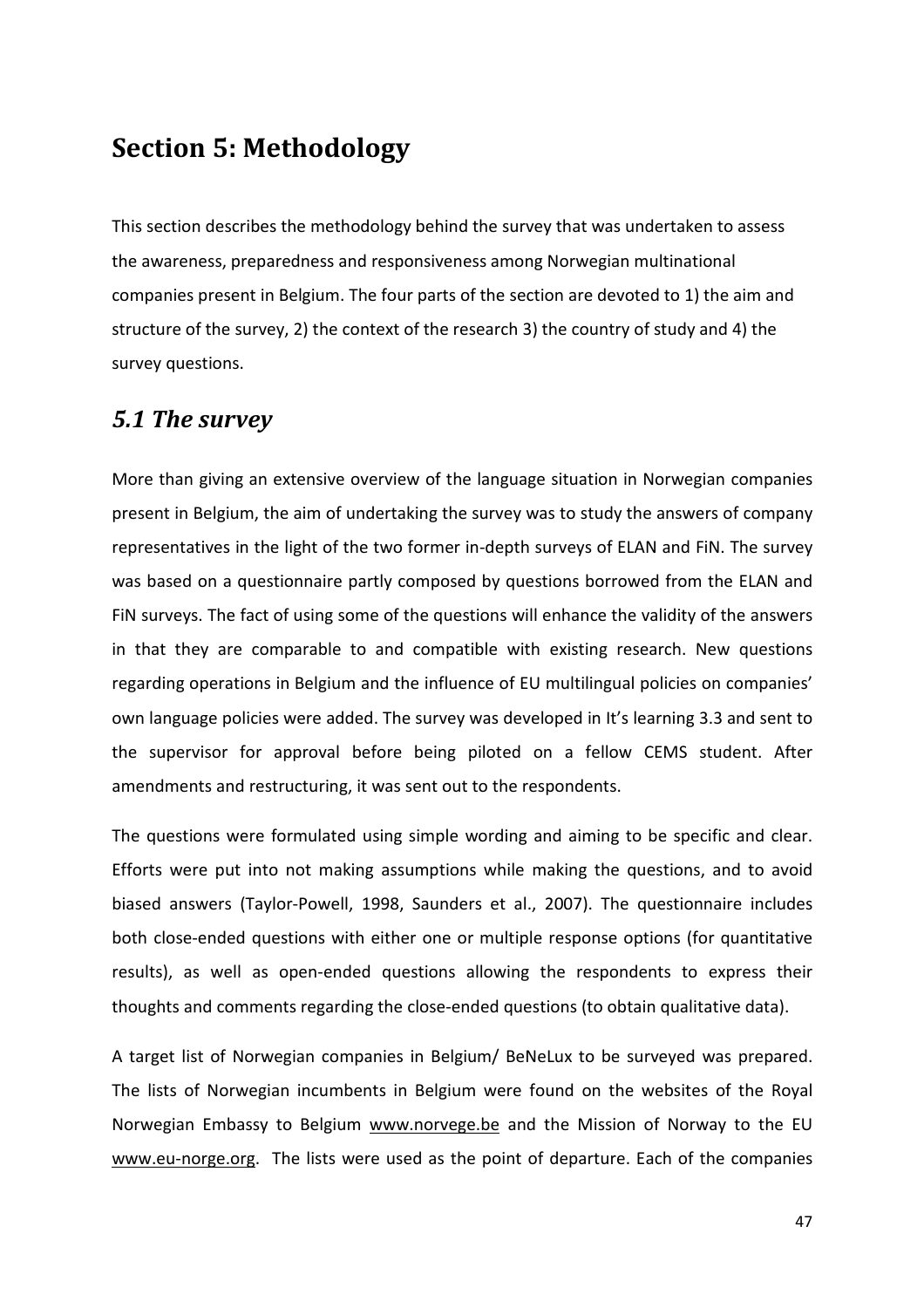# Section 5: Methodology

This section describes the methodology behind the survey that was undertaken to assess the awareness, preparedness and responsiveness among Norwegian multinational companies present in Belgium. The four parts of the section are devoted to 1) the aim and structure of the survey, 2) the context of the research 3) the country of study and 4) the survey questions.

## *5.1 The survey*

More than giving an extensive overview of the language situation in Norwegian companies present in Belgium, the aim of undertaking the survey was to study the answers of company representatives in the light of the two former in-depth surveys of ELAN and FiN. The survey was based on a questionnaire partly composed by questions borrowed from the ELAN and FiN surveys. The fact of using some of the questions will enhance the validity of the answers in that they are comparable to and compatible with existing research. New questions regarding operations in Belgium and the influence of EU multilingual policies on companies' own language policies were added. The survey was developed in It's learning 3.3 and sent to the supervisor for approval before being piloted on a fellow CEMS student. After amendments and restructuring, it was sent out to the respondents.

The questions were formulated using simple wording and aiming to be specific and clear. Efforts were put into not making assumptions while making the questions, and to avoid biased answers (Taylor-Powell, 1998, Saunders et al., 2007). The questionnaire includes both close-ended questions with either one or multiple response options (for quantitative results), as well as open-ended questions allowing the respondents to express their thoughts and comments regarding the close-ended questions (to obtain qualitative data).

A target list of Norwegian companies in Belgium/ BeNeLux to be surveyed was prepared. The lists of Norwegian incumbents in Belgium were found on the websites of the Royal Norwegian Embassy to Belgium www.norvege.be and the Mission of Norway to the EU www.eu-norge.org. The lists were used as the point of departure. Each of the companies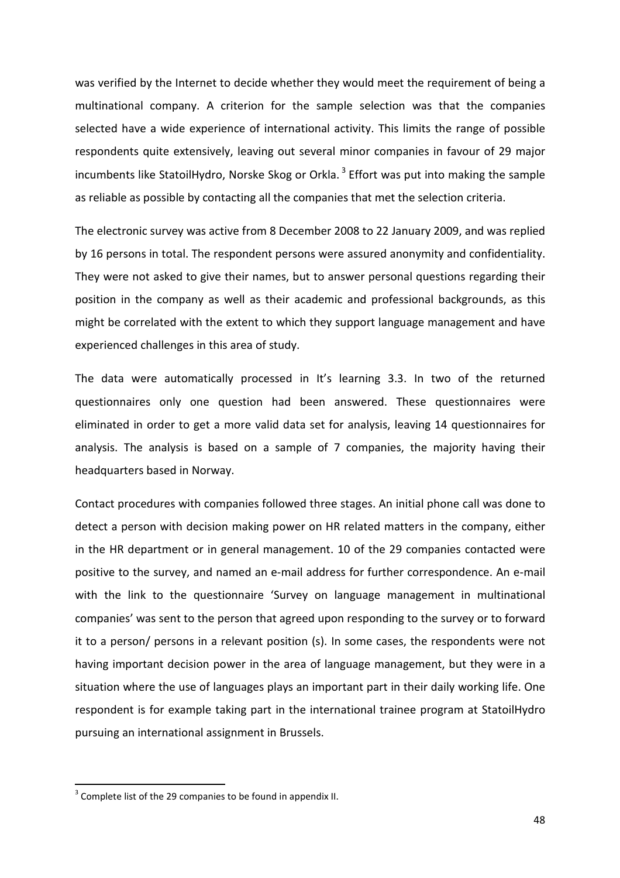was verified by the Internet to decide whether they would meet the requirement of being a multinational company. A criterion for the sample selection was that the companies selected have a wide experience of international activity. This limits the range of possible respondents quite extensively, leaving out several minor companies in favour of 29 major incumbents like StatoilHydro, Norske Skog or Orkla.[3] Effort was put into making the sample as reliable as possible by contacting all the companies that met the selection criteria.

The electronic survey was active from 8 December 2008 to 22 January 2009, and was replied by 16 persons in total. The respondent persons were assured anonymity and confidentiality. They were not asked to give their names, but to answer personal questions regarding their position in the company as well as their academic and professional backgrounds, as this might be correlated with the extent to which they support language management and have experienced challenges in this area of study.

The data were automatically processed in It's learning 3.3. In two of the returned questionnaires only one question had been answered. These questionnaires were eliminated in order to get a more valid data set for analysis, leaving 14 questionnaires for analysis. The analysis is based on a sample of 7 companies, the majority having their headquarters based in Norway.

Contact procedures with companies followed three stages. An initial phone call was done to detect a person with decision making power on HR related matters in the company, either in the HR department or in general management. 10 of the 29 companies contacted were positive to the survey, and named an e-mail address for further correspondence. An e-mail with the link to the questionnaire 'Survey on language management in multinational companies' was sent to the person that agreed upon responding to the survey or to forward it to a person/ persons in a relevant position (s). In some cases, the respondents were not having important decision power in the area of language management, but they were in a situation where the use of languages plays an important part in their daily working life. One respondent is for example taking part in the international trainee program at StatoilHydro pursuing an international assignment in Brussels.

[3] Complete list of the 29 companies to be found in appendix II.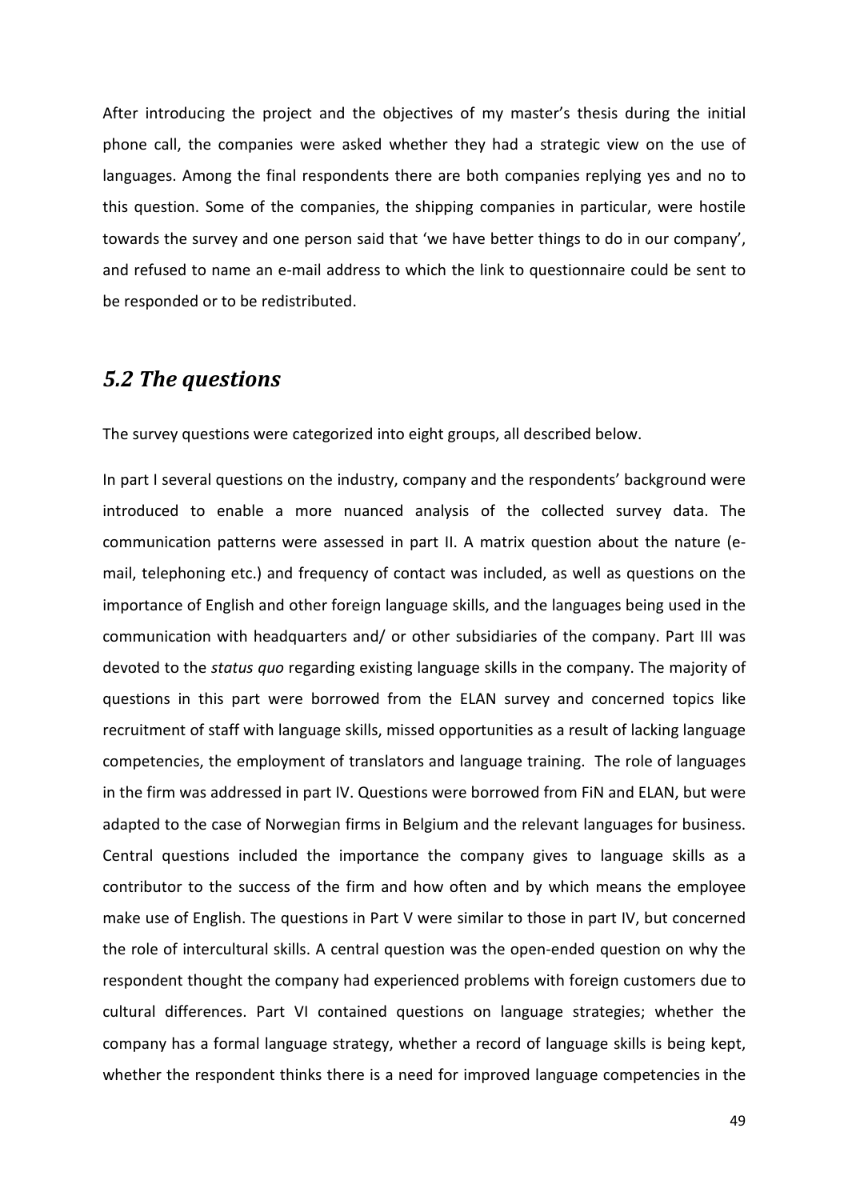After introducing the project and the objectives of my master's thesis during the initial phone call, the companies were asked whether they had a strategic view on the use of languages. Among the final respondents there are both companies replying yes and no to this question. Some of the companies, the shipping companies in particular, were hostile towards the survey and one person said that 'we have better things to do in our company', and refused to name an e-mail address to which the link to questionnaire could be sent to be responded or to be redistributed.

## *5.2 The questions*

The survey questions were categorized into eight groups, all described below.

In part I several questions on the industry, company and the respondents' background were introduced to enable a more nuanced analysis of the collected survey data. The communication patterns were assessed in part II. A matrix question about the nature (e-mail, telephoning etc.) and frequency of contact was included, as well as questions on the importance of English and other foreign language skills, and the languages being used in the communication with headquarters and/ or other subsidiaries of the company. Part III was devoted to the *status quo* regarding existing language skills in the company. The majority of questions in this part were borrowed from the ELAN survey and concerned topics like recruitment of staff with language skills, missed opportunities as a result of lacking language competencies, the employment of translators and language training. The role of languages in the firm was addressed in part IV. Questions were borrowed from FiN and ELAN, but were adapted to the case of Norwegian firms in Belgium and the relevant languages for business. Central questions included the importance the company gives to language skills as a contributor to the success of the firm and how often and by which means the employee make use of English. The questions in Part V were similar to those in part IV, but concerned the role of intercultural skills. A central question was the open-ended question on why the respondent thought the company had experienced problems with foreign customers due to cultural differences. Part VI contained questions on language strategies; whether the company has a formal language strategy, whether a record of language skills is being kept, whether the respondent thinks there is a need for improved language competencies in the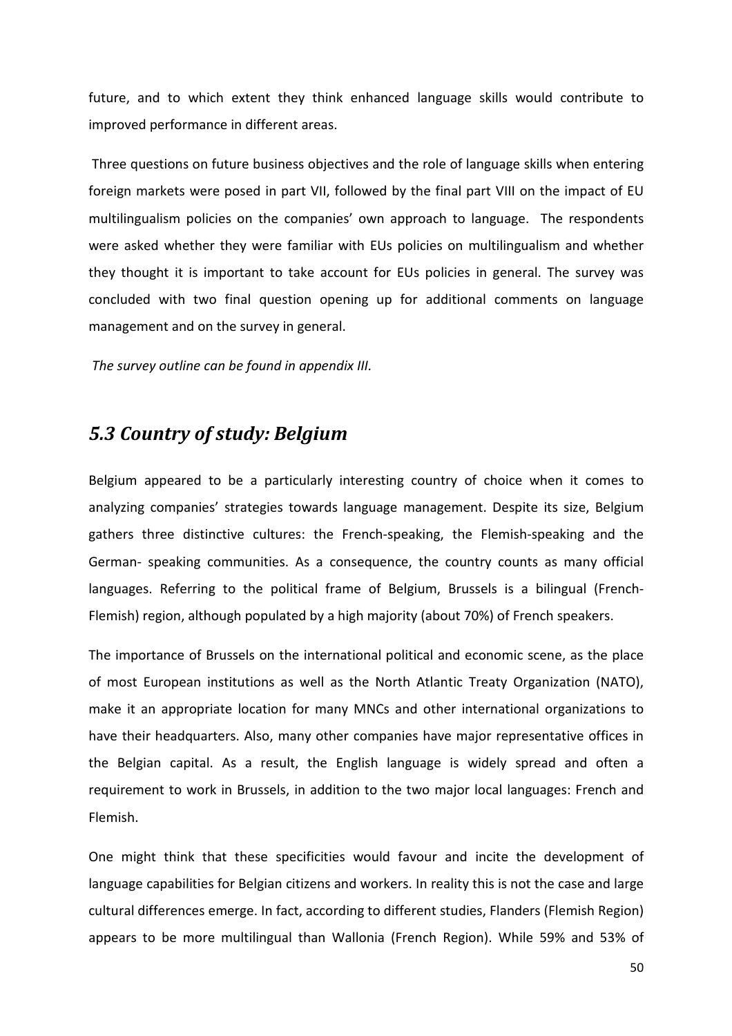future, and to which extent they think enhanced language skills would contribute to improved performance in different areas.

Three questions on future business objectives and the role of language skills when entering foreign markets were posed in part VII, followed by the final part VIII on the impact of EU multilingualism policies on the companies' own approach to language. The respondents were asked whether they were familiar with EUs policies on multilingualism and whether they thought it is important to take account for EUs policies in general. The survey was concluded with two final question opening up for additional comments on language management and on the survey in general.

*The survey outline can be found in appendix III.*

## *5.3 Country of study: Belgium*

Belgium appeared to be a particularly interesting country of choice when it comes to analyzing companies' strategies towards language management. Despite its size, Belgium gathers three distinctive cultures: the French-speaking, the Flemish-speaking and the German- speaking communities. As a consequence, the country counts as many official languages. Referring to the political frame of Belgium, Brussels is a bilingual (French-Flemish) region, although populated by a high majority (about 70%) of French speakers.

The importance of Brussels on the international political and economic scene, as the place of most European institutions as well as the North Atlantic Treaty Organization (NATO), make it an appropriate location for many MNCs and other international organizations to have their headquarters. Also, many other companies have major representative offices in the Belgian capital. As a result, the English language is widely spread and often a requirement to work in Brussels, in addition to the two major local languages: French and Flemish.

One might think that these specificities would favour and incite the development of language capabilities for Belgian citizens and workers. In reality this is not the case and large cultural differences emerge. In fact, according to different studies, Flanders (Flemish Region) appears to be more multilingual than Wallonia (French Region). While 59% and 53% of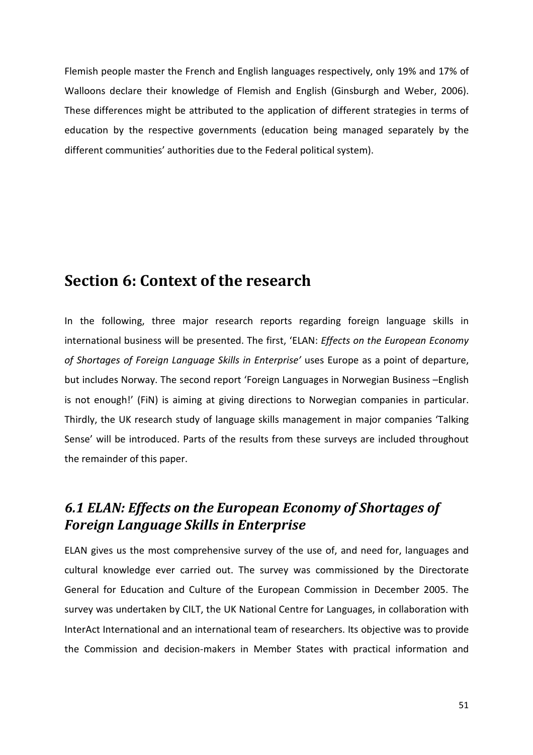Flemish people master the French and English languages respectively, only 19% and 17% of Walloons declare their knowledge of Flemish and English (Ginsburgh and Weber, 2006). These differences might be attributed to the application of different strategies in terms of education by the respective governments (education being managed separately by the different communities' authorities due to the Federal political system).

# Section 6: Context of the research

In the following, three major research reports regarding foreign language skills in international business will be presented. The first, 'ELAN: *Effects on the European Economy of Shortages of Foreign Language Skills in Enterprise'* uses Europe as a point of departure, but includes Norway. The second report 'Foreign Languages in Norwegian Business –English is not enough!' (FiN) is aiming at giving directions to Norwegian companies in particular. Thirdly, the UK research study of language skills management in major companies 'Talking Sense' will be introduced. Parts of the results from these surveys are included throughout the remainder of this paper.

## *6.1 ELAN: Effects on the European Economy of Shortages of Foreign Language Skills in Enterprise*

ELAN gives us the most comprehensive survey of the use of, and need for, languages and cultural knowledge ever carried out. The survey was commissioned by the Directorate General for Education and Culture of the European Commission in December 2005. The survey was undertaken by CILT, the UK National Centre for Languages, in collaboration with InterAct International and an international team of researchers. Its objective was to provide the Commission and decision-makers in Member States with practical information and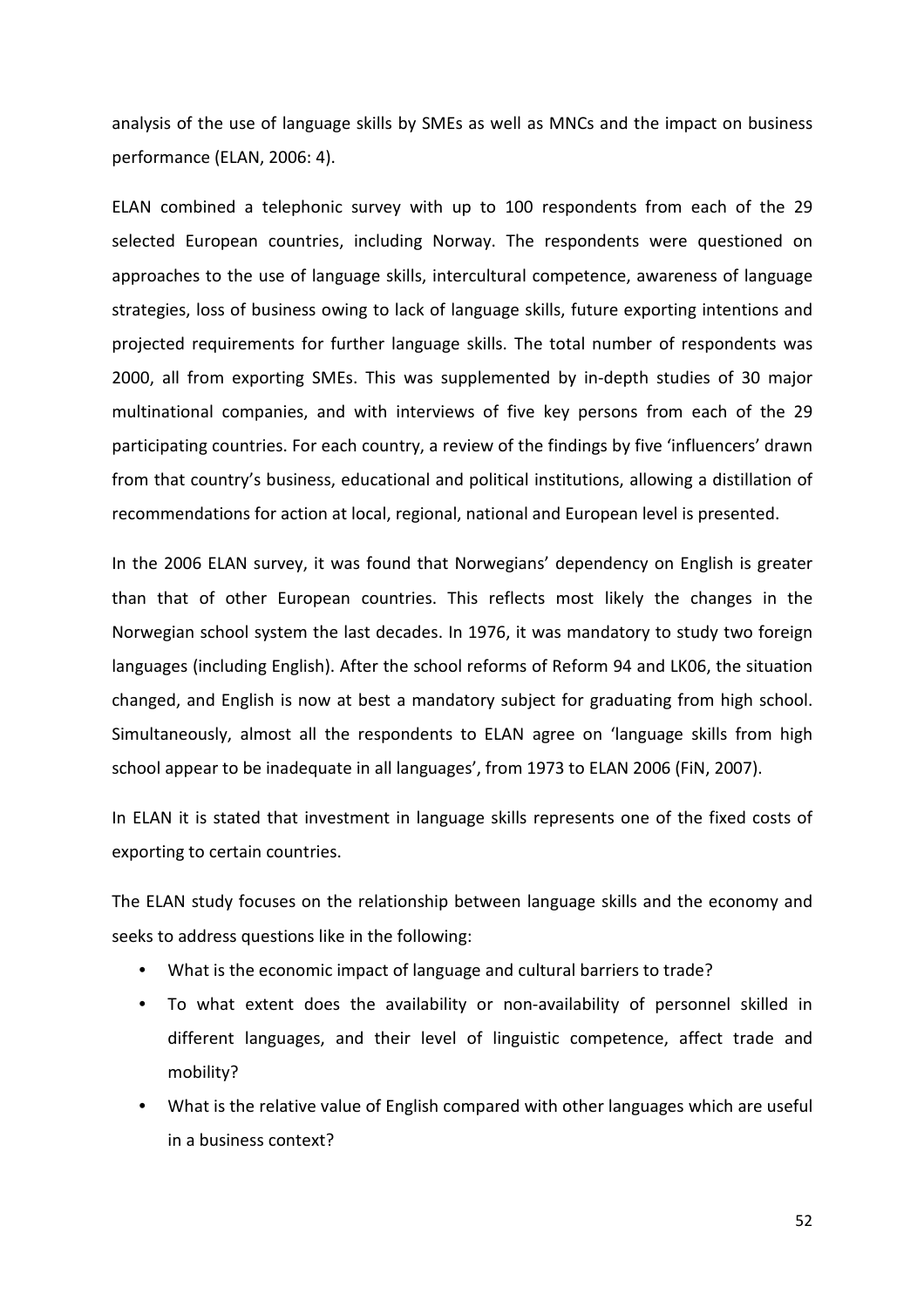analysis of the use of language skills by SMEs as well as MNCs and the impact on business performance (ELAN, 2006: 4).

ELAN combined a telephonic survey with up to 100 respondents from each of the 29 selected European countries, including Norway. The respondents were questioned on approaches to the use of language skills, intercultural competence, awareness of language strategies, loss of business owing to lack of language skills, future exporting intentions and projected requirements for further language skills. The total number of respondents was 2000, all from exporting SMEs. This was supplemented by in-depth studies of 30 major multinational companies, and with interviews of five key persons from each of the 29 participating countries. For each country, a review of the findings by five 'influencers' drawn from that country's business, educational and political institutions, allowing a distillation of recommendations for action at local, regional, national and European level is presented.

In the 2006 ELAN survey, it was found that Norwegians' dependency on English is greater than that of other European countries. This reflects most likely the changes in the Norwegian school system the last decades. In 1976, it was mandatory to study two foreign languages (including English). After the school reforms of Reform 94 and LK06, the situation changed, and English is now at best a mandatory subject for graduating from high school. Simultaneously, almost all the respondents to ELAN agree on 'language skills from high school appear to be inadequate in all languages', from 1973 to ELAN 2006 (FiN, 2007).

In ELAN it is stated that investment in language skills represents one of the fixed costs of exporting to certain countries.

The ELAN study focuses on the relationship between language skills and the economy and seeks to address questions like in the following:

- What is the economic impact of language and cultural barriers to trade?
- To what extent does the availability or non-availability of personnel skilled in different languages, and their level of linguistic competence, affect trade and mobility?
- What is the relative value of English compared with other languages which are useful in a business context?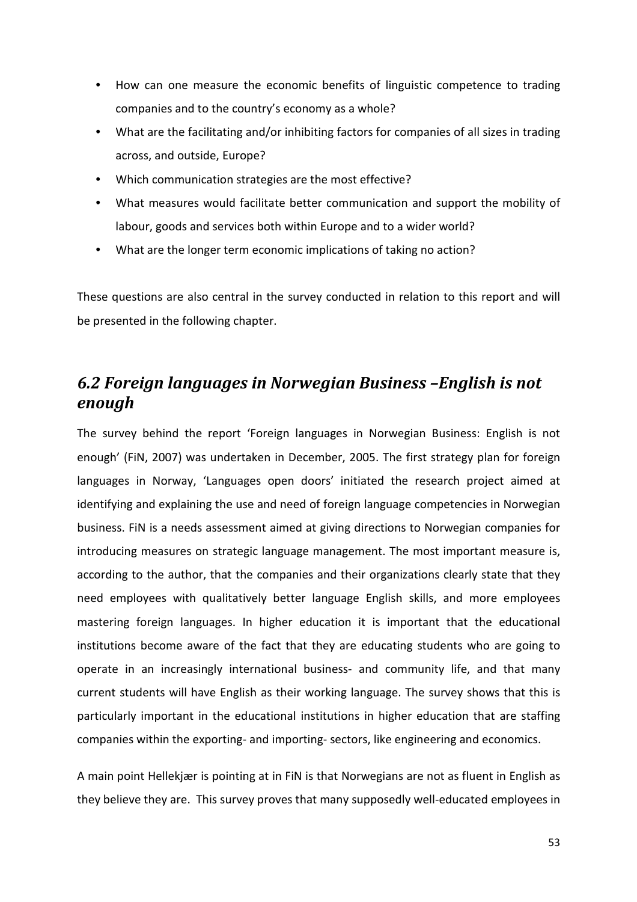- How can one measure the economic benefits of linguistic competence to trading companies and to the country's economy as a whole?
- What are the facilitating and/or inhibiting factors for companies of all sizes in trading across, and outside, Europe?
- Which communication strategies are the most effective?
- What measures would facilitate better communication and support the mobility of labour, goods and services both within Europe and to a wider world?
- What are the longer term economic implications of taking no action?

These questions are also central in the survey conducted in relation to this report and will be presented in the following chapter.

## *6.2 Foreign languages in Norwegian Business –English is not enough*

The survey behind the report 'Foreign languages in Norwegian Business: English is not enough' (FiN, 2007) was undertaken in December, 2005. The first strategy plan for foreign languages in Norway, 'Languages open doors' initiated the research project aimed at identifying and explaining the use and need of foreign language competencies in Norwegian business. FiN is a needs assessment aimed at giving directions to Norwegian companies for introducing measures on strategic language management. The most important measure is, according to the author, that the companies and their organizations clearly state that they need employees with qualitatively better language English skills, and more employees mastering foreign languages. In higher education it is important that the educational institutions become aware of the fact that they are educating students who are going to operate in an increasingly international business- and community life, and that many current students will have English as their working language. The survey shows that this is particularly important in the educational institutions in higher education that are staffing companies within the exporting- and importing- sectors, like engineering and economics.

A main point Hellekjær is pointing at in FiN is that Norwegians are not as fluent in English as they believe they are. This survey proves that many supposedly well-educated employees in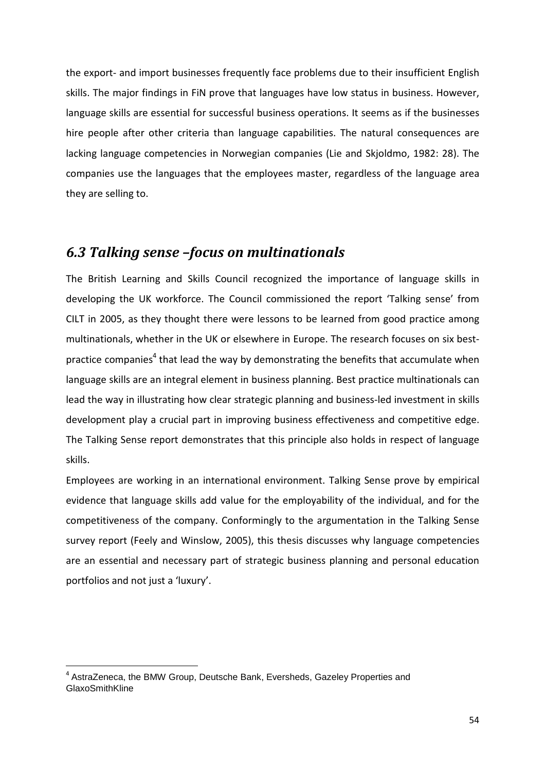the export- and import businesses frequently face problems due to their insufficient English skills. The major findings in FiN prove that languages have low status in business. However, language skills are essential for successful business operations. It seems as if the businesses hire people after other criteria than language capabilities. The natural consequences are lacking language competencies in Norwegian companies (Lie and Skjoldmo, 1982: 28). The companies use the languages that the employees master, regardless of the language area they are selling to.

## *6.3 Talking sense –focus on multinationals*

The British Learning and Skills Council recognized the importance of language skills in developing the UK workforce. The Council commissioned the report 'Talking sense' from CILT in 2005, as they thought there were lessons to be learned from good practice among multinationals, whether in the UK or elsewhere in Europe. The research focuses on six best-practice companies[4] that lead the way by demonstrating the benefits that accumulate when language skills are an integral element in business planning. Best practice multinationals can lead the way in illustrating how clear strategic planning and business-led investment in skills development play a crucial part in improving business effectiveness and competitive edge. The Talking Sense report demonstrates that this principle also holds in respect of language skills.

Employees are working in an international environment. Talking Sense prove by empirical evidence that language skills add value for the employability of the individual, and for the competitiveness of the company. Conformingly to the argumentation in the Talking Sense survey report (Feely and Winslow, 2005), this thesis discusses why language competencies are an essential and necessary part of strategic business planning and personal education portfolios and not just a 'luxury'.

[4] AstraZeneca, the BMW Group, Deutsche Bank, Eversheds, Gazeley Properties and GlaxoSmithKline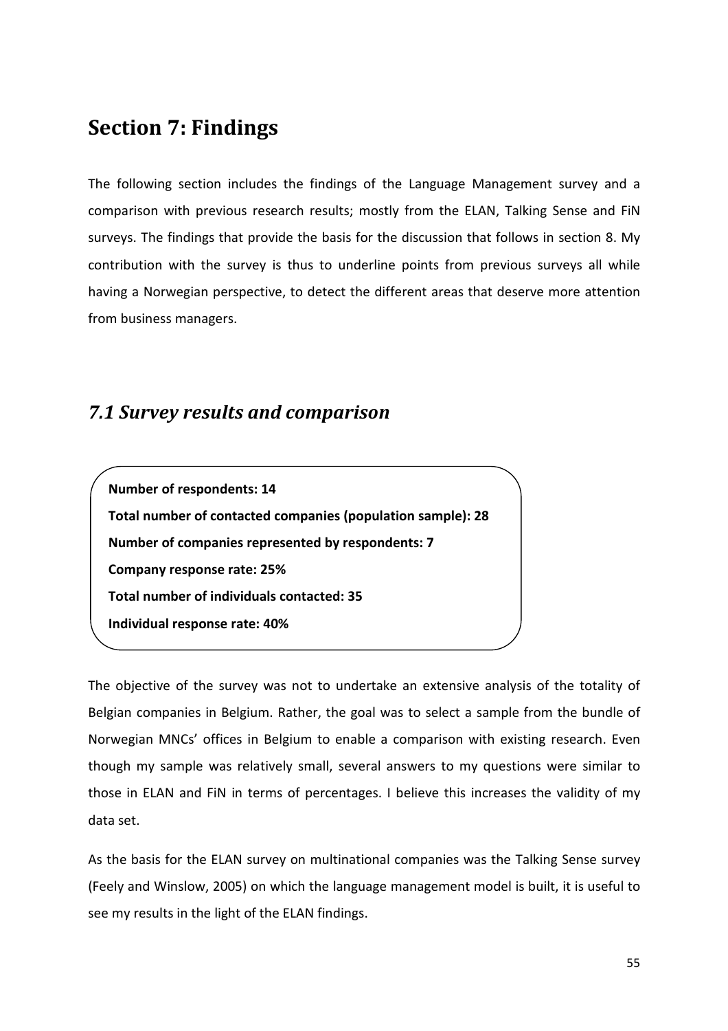# Section 7: Findings

The following section includes the findings of the Language Management survey and a comparison with previous research results; mostly from the ELAN, Talking Sense and FiN surveys. The findings that provide the basis for the discussion that follows in section 8. My contribution with the survey is thus to underline points from previous surveys all while having a Norwegian perspective, to detect the different areas that deserve more attention from business managers.

## *7.1 Survey results and comparison*

**Number of respondents: 14**

**Total number of contacted companies (population sample): 28**

**Number of companies represented by respondents: 7**

**Company response rate: 25%**

**Total number of individuals contacted: 35**

**Individual response rate: 40%**

The objective of the survey was not to undertake an extensive analysis of the totality of Belgian companies in Belgium. Rather, the goal was to select a sample from the bundle of Norwegian MNCs' offices in Belgium to enable a comparison with existing research. Even though my sample was relatively small, several answers to my questions were similar to those in ELAN and FiN in terms of percentages. I believe this increases the validity of my data set.

As the basis for the ELAN survey on multinational companies was the Talking Sense survey (Feely and Winslow, 2005) on which the language management model is built, it is useful to see my results in the light of the ELAN findings.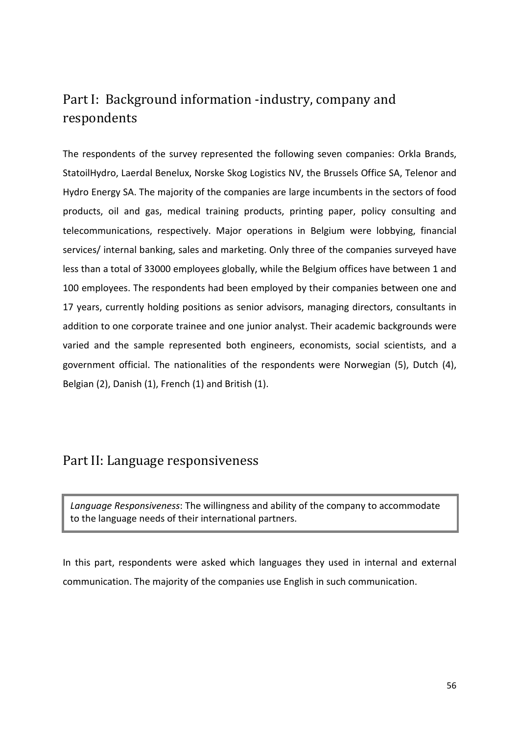## Part I:  Background information -industry, company and respondents

The respondents of the survey represented the following seven companies: Orkla Brands, StatoilHydro, Laerdal Benelux, Norske Skog Logistics NV, the Brussels Office SA, Telenor and Hydro Energy SA. The majority of the companies are large incumbents in the sectors of food products, oil and gas, medical training products, printing paper, policy consulting and telecommunications, respectively. Major operations in Belgium were lobbying, financial services/ internal banking, sales and marketing. Only three of the companies surveyed have less than a total of 33000 employees globally, while the Belgium offices have between 1 and 100 employees. The respondents had been employed by their companies between one and 17 years, currently holding positions as senior advisors, managing directors, consultants in addition to one corporate trainee and one junior analyst. Their academic backgrounds were varied and the sample represented both engineers, economists, social scientists, and a government official. The nationalities of the respondents were Norwegian (5), Dutch (4), Belgian (2), Danish (1), French (1) and British (1).

## Part II: Language responsiveness

> *Language Responsiveness*: The willingness and ability of the company to accommodate to the language needs of their international partners.

In this part, respondents were asked which languages they used in internal and external communication. The majority of the companies use English in such communication.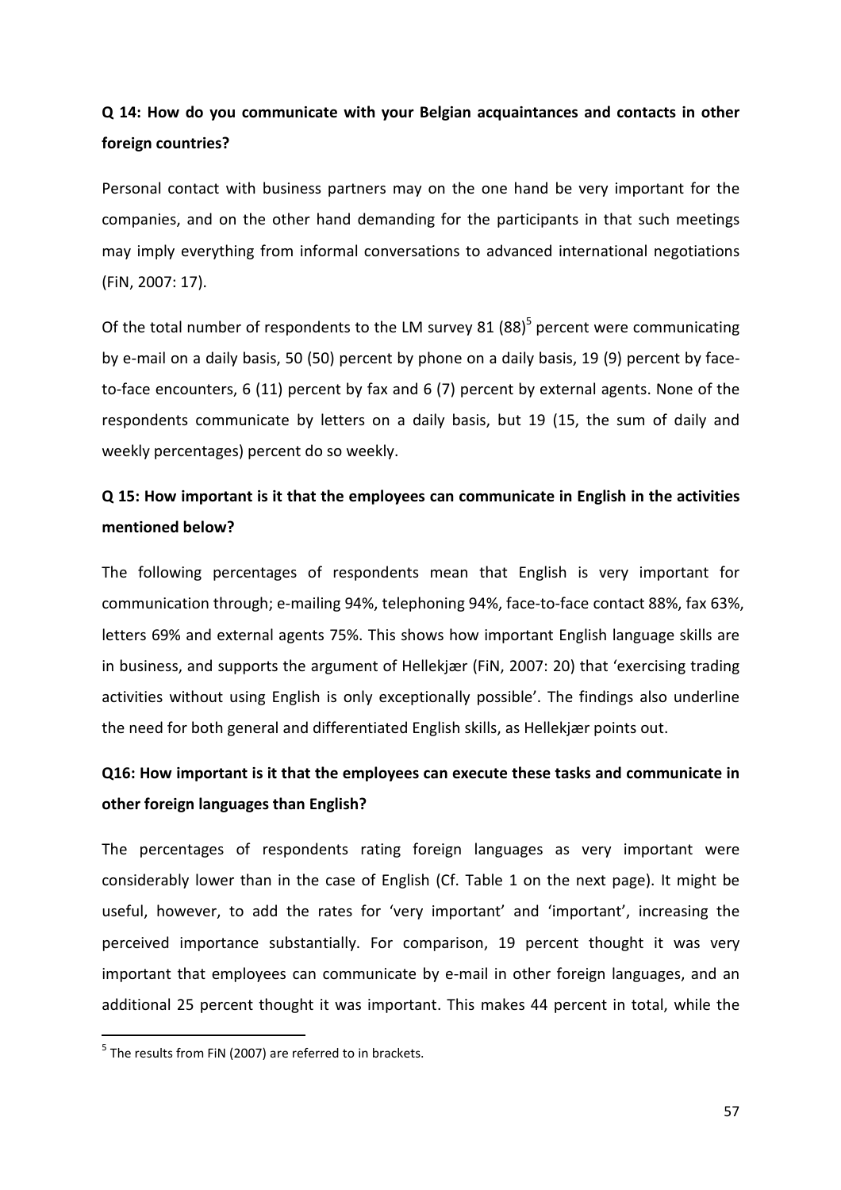**Q 14: How do you communicate with your Belgian acquaintances and contacts in other foreign countries?**

Personal contact with business partners may on the one hand be very important for the companies, and on the other hand demanding for the participants in that such meetings may imply everything from informal conversations to advanced international negotiations (FiN, 2007: 17).

Of the total number of respondents to the LM survey 81 (88)[5] percent were communicating by e-mail on a daily basis, 50 (50) percent by phone on a daily basis, 19 (9) percent by face-to-face encounters, 6 (11) percent by fax and 6 (7) percent by external agents. None of the respondents communicate by letters on a daily basis, but 19 (15, the sum of daily and weekly percentages) percent do so weekly.

**Q 15: How important is it that the employees can communicate in English in the activities mentioned below?**

The following percentages of respondents mean that English is very important for communication through; e-mailing 94%, telephoning 94%, face-to-face contact 88%, fax 63%, letters 69% and external agents 75%. This shows how important English language skills are in business, and supports the argument of Hellekjær (FiN, 2007: 20) that 'exercising trading activities without using English is only exceptionally possible'. The findings also underline the need for both general and differentiated English skills, as Hellekjær points out.

**Q16: How important is it that the employees can execute these tasks and communicate in other foreign languages than English?**

The percentages of respondents rating foreign languages as very important were considerably lower than in the case of English (Cf. Table 1 on the next page). It might be useful, however, to add the rates for 'very important' and 'important', increasing the perceived importance substantially. For comparison, 19 percent thought it was very important that employees can communicate by e-mail in other foreign languages, and an additional 25 percent thought it was important. This makes 44 percent in total, while the

[5] The results from FiN (2007) are referred to in brackets.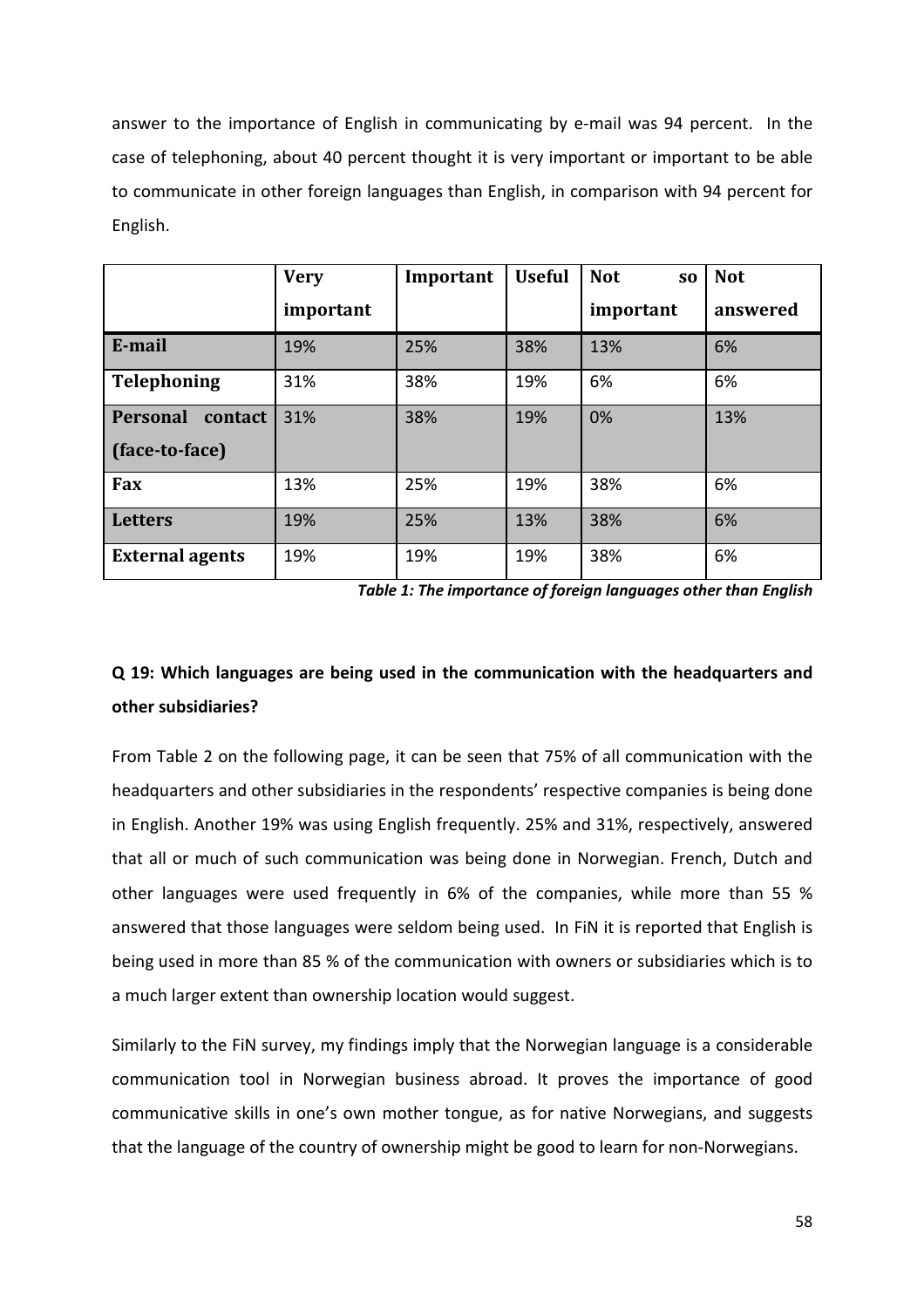answer to the importance of English in communicating by e-mail was 94 percent. In the case of telephoning, about 40 percent thought it is very important or important to be able to communicate in other foreign languages than English, in comparison with 94 percent for English.

| | **Very important** | **Important** | **Useful** | **Not so important** | **Not answered** |
|---|---|---|---|---|---|
| **E-mail** | 19% | 25% | 38% | 13% | 6% |
| **Telephoning** | 31% | 38% | 19% | 6% | 6% |
| **Personal contact (face-to-face)** | 31% | 38% | 19% | 0% | 13% |
| **Fax** | 13% | 25% | 19% | 38% | 6% |
| **Letters** | 19% | 25% | 13% | 38% | 6% |
| **External agents** | 19% | 19% | 19% | 38% | 6% |

***Table 1: The importance of foreign languages other than English***

**Q 19: Which languages are being used in the communication with the headquarters and other subsidiaries?**

From Table 2 on the following page, it can be seen that 75% of all communication with the headquarters and other subsidiaries in the respondents' respective companies is being done in English. Another 19% was using English frequently. 25% and 31%, respectively, answered that all or much of such communication was being done in Norwegian. French, Dutch and other languages were used frequently in 6% of the companies, while more than 55 % answered that those languages were seldom being used. In FiN it is reported that English is being used in more than 85 % of the communication with owners or subsidiaries which is to a much larger extent than ownership location would suggest.

Similarly to the FiN survey, my findings imply that the Norwegian language is a considerable communication tool in Norwegian business abroad. It proves the importance of good communicative skills in one's own mother tongue, as for native Norwegians, and suggests that the language of the country of ownership might be good to learn for non-Norwegians.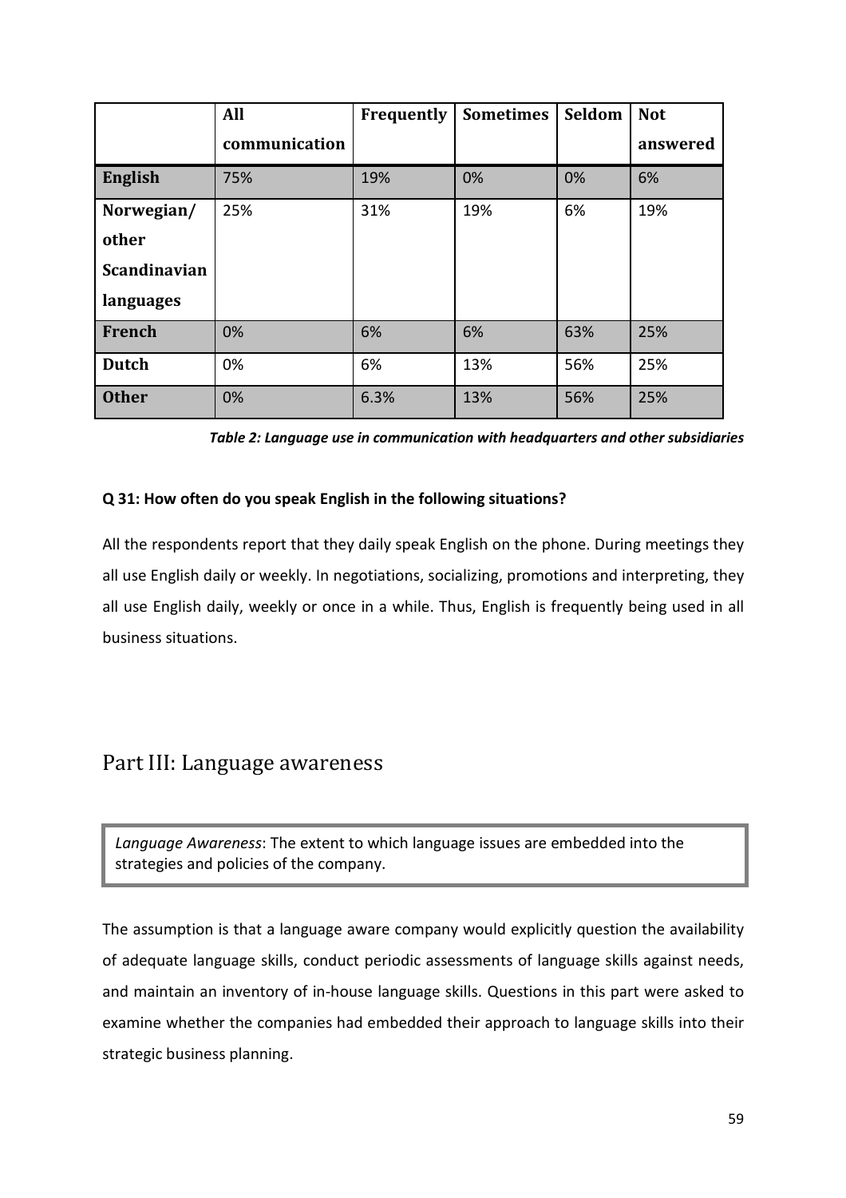| | All communication | Frequently | Sometimes | Seldom | Not answered |
|---|---|---|---|---|---|
| **English** | 75% | 19% | 0% | 0% | 6% |
| **Norwegian/ other Scandinavian languages** | 25% | 31% | 19% | 6% | 19% |
| **French** | 0% | 6% | 6% | 63% | 25% |
| **Dutch** | 0% | 6% | 13% | 56% | 25% |
| **Other** | 0% | 6.3% | 13% | 56% | 25% |

***Table 2: Language use in communication with headquarters and other subsidiaries***

**Q 31: How often do you speak English in the following situations?**

All the respondents report that they daily speak English on the phone. During meetings they all use English daily or weekly. In negotiations, socializing, promotions and interpreting, they all use English daily, weekly or once in a while. Thus, English is frequently being used in all business situations.

## Part III: Language awareness

*Language Awareness*: The extent to which language issues are embedded into the strategies and policies of the company.

The assumption is that a language aware company would explicitly question the availability of adequate language skills, conduct periodic assessments of language skills against needs, and maintain an inventory of in-house language skills. Questions in this part were asked to examine whether the companies had embedded their approach to language skills into their strategic business planning.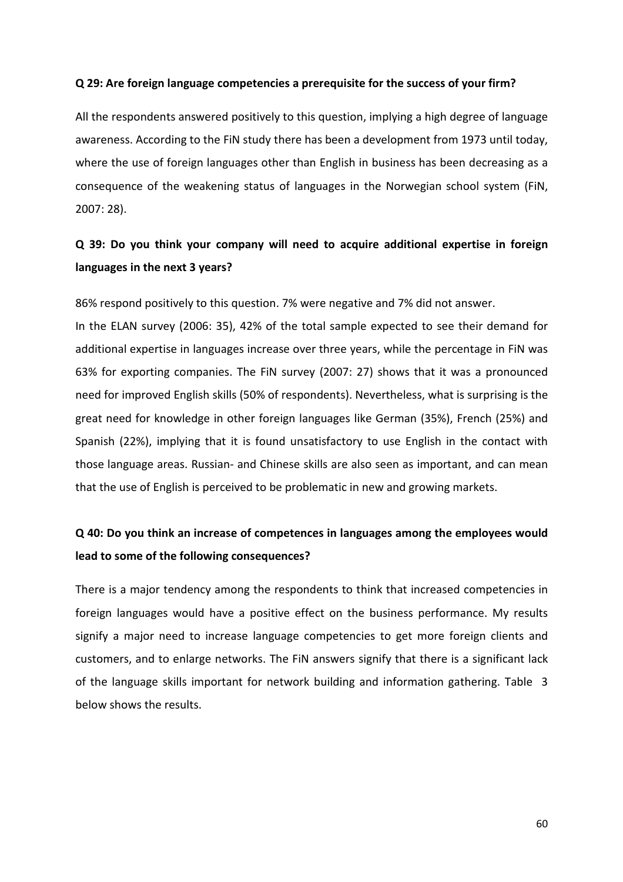**Q 29: Are foreign language competencies a prerequisite for the success of your firm?**

All the respondents answered positively to this question, implying a high degree of language awareness. According to the FiN study there has been a development from 1973 until today, where the use of foreign languages other than English in business has been decreasing as a consequence of the weakening status of languages in the Norwegian school system (FiN, 2007: 28).

**Q 39: Do you think your company will need to acquire additional expertise in foreign languages in the next 3 years?**

86% respond positively to this question. 7% were negative and 7% did not answer.

In the ELAN survey (2006: 35), 42% of the total sample expected to see their demand for additional expertise in languages increase over three years, while the percentage in FiN was 63% for exporting companies. The FiN survey (2007: 27) shows that it was a pronounced need for improved English skills (50% of respondents). Nevertheless, what is surprising is the great need for knowledge in other foreign languages like German (35%), French (25%) and Spanish (22%), implying that it is found unsatisfactory to use English in the contact with those language areas. Russian- and Chinese skills are also seen as important, and can mean that the use of English is perceived to be problematic in new and growing markets.

**Q 40: Do you think an increase of competences in languages among the employees would lead to some of the following consequences?**

There is a major tendency among the respondents to think that increased competencies in foreign languages would have a positive effect on the business performance. My results signify a major need to increase language competencies to get more foreign clients and customers, and to enlarge networks. The FiN answers signify that there is a significant lack of the language skills important for network building and information gathering. Table 3 below shows the results.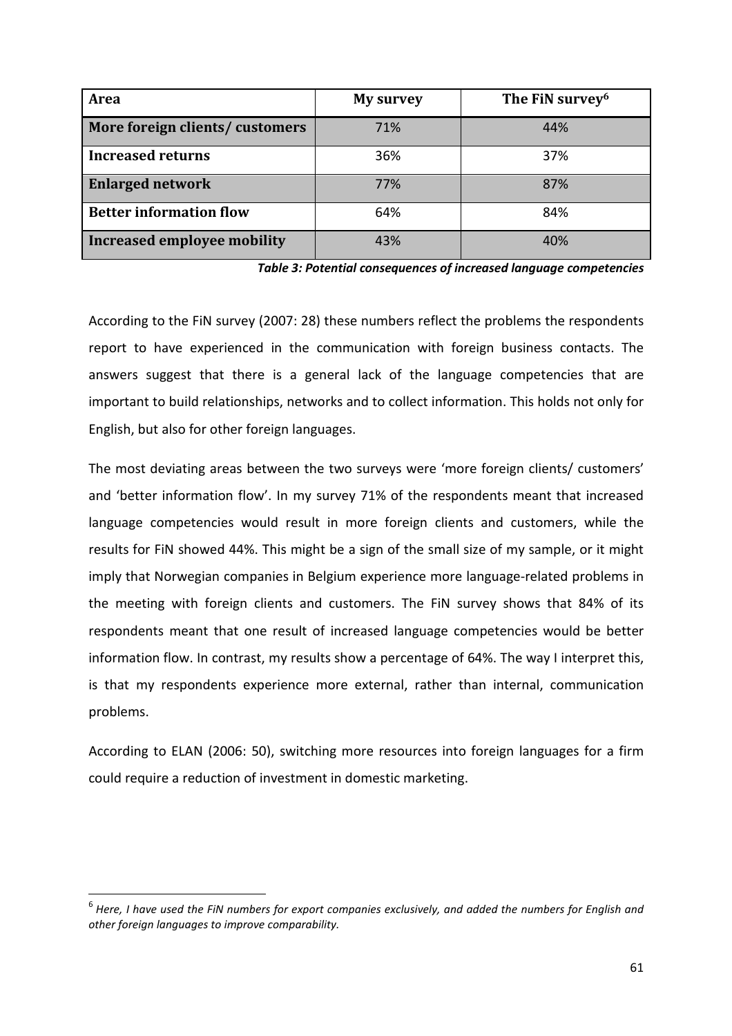| Area | My survey | The FiN survey[6] |
|---|---|---|
| **More foreign clients/ customers** | 71% | 44% |
| **Increased returns** | 36% | 37% |
| **Enlarged network** | 77% | 87% |
| **Better information flow** | 64% | 84% |
| **Increased employee mobility** | 43% | 40% |

***Table 3: Potential consequences of increased language competencies***

According to the FiN survey (2007: 28) these numbers reflect the problems the respondents report to have experienced in the communication with foreign business contacts. The answers suggest that there is a general lack of the language competencies that are important to build relationships, networks and to collect information. This holds not only for English, but also for other foreign languages.

The most deviating areas between the two surveys were 'more foreign clients/ customers' and 'better information flow'. In my survey 71% of the respondents meant that increased language competencies would result in more foreign clients and customers, while the results for FiN showed 44%. This might be a sign of the small size of my sample, or it might imply that Norwegian companies in Belgium experience more language-related problems in the meeting with foreign clients and customers. The FiN survey shows that 84% of its respondents meant that one result of increased language competencies would be better information flow. In contrast, my results show a percentage of 64%. The way I interpret this, is that my respondents experience more external, rather than internal, communication problems.

According to ELAN (2006: 50), switching more resources into foreign languages for a firm could require a reduction of investment in domestic marketing.

[6] *Here, I have used the FiN numbers for export companies exclusively, and added the numbers for English and other foreign languages to improve comparability.*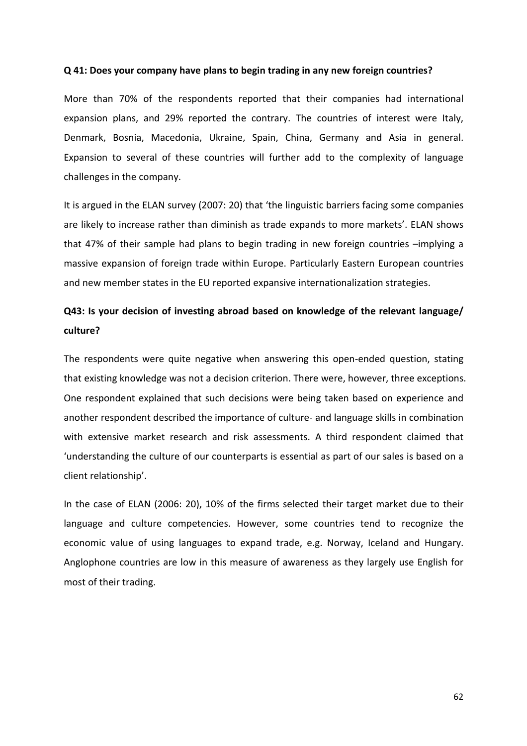**Q 41: Does your company have plans to begin trading in any new foreign countries?**

More than 70% of the respondents reported that their companies had international expansion plans, and 29% reported the contrary. The countries of interest were Italy, Denmark, Bosnia, Macedonia, Ukraine, Spain, China, Germany and Asia in general. Expansion to several of these countries will further add to the complexity of language challenges in the company.

It is argued in the ELAN survey (2007: 20) that 'the linguistic barriers facing some companies are likely to increase rather than diminish as trade expands to more markets'. ELAN shows that 47% of their sample had plans to begin trading in new foreign countries –implying a massive expansion of foreign trade within Europe. Particularly Eastern European countries and new member states in the EU reported expansive internationalization strategies.

**Q43: Is your decision of investing abroad based on knowledge of the relevant language/ culture?**

The respondents were quite negative when answering this open-ended question, stating that existing knowledge was not a decision criterion. There were, however, three exceptions. One respondent explained that such decisions were being taken based on experience and another respondent described the importance of culture- and language skills in combination with extensive market research and risk assessments. A third respondent claimed that 'understanding the culture of our counterparts is essential as part of our sales is based on a client relationship'.

In the case of ELAN (2006: 20), 10% of the firms selected their target market due to their language and culture competencies. However, some countries tend to recognize the economic value of using languages to expand trade, e.g. Norway, Iceland and Hungary. Anglophone countries are low in this measure of awareness as they largely use English for most of their trading.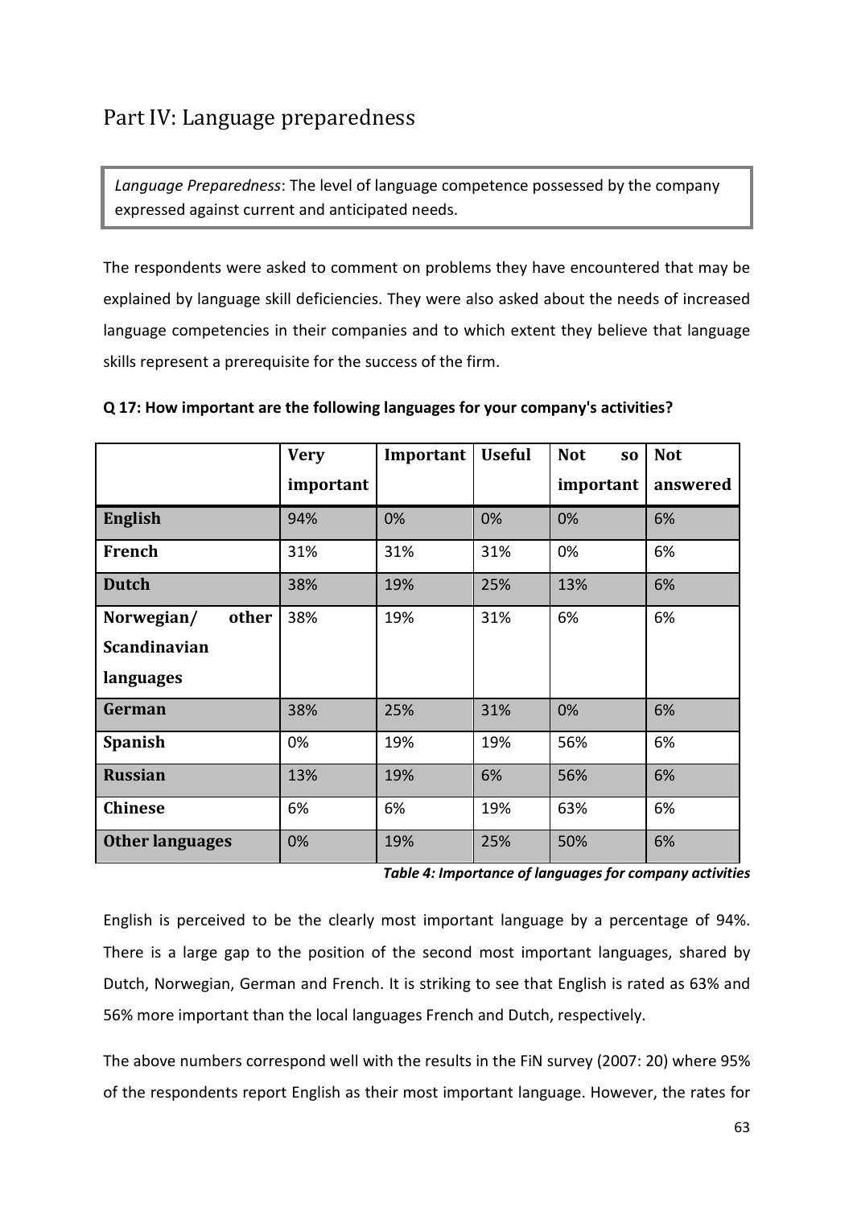## Part IV: Language preparedness

*Language Preparedness*: The level of language competence possessed by the company expressed against current and anticipated needs.

The respondents were asked to comment on problems they have encountered that may be explained by language skill deficiencies. They were also asked about the needs of increased language competencies in their companies and to which extent they believe that language skills represent a prerequisite for the success of the firm.

**Q 17: How important are the following languages for your company's activities?**

| | Very important | Important | Useful | Not so important | Not answered |
|---|---|---|---|---|---|
| **English** | 94% | 0% | 0% | 0% | 6% |
| **French** | 31% | 31% | 31% | 0% | 6% |
| **Dutch** | 38% | 19% | 25% | 13% | 6% |
| **Norwegian/ other Scandinavian languages** | 38% | 19% | 31% | 6% | 6% |
| **German** | 38% | 25% | 31% | 0% | 6% |
| **Spanish** | 0% | 19% | 19% | 56% | 6% |
| **Russian** | 13% | 19% | 6% | 56% | 6% |
| **Chinese** | 6% | 6% | 19% | 63% | 6% |
| **Other languages** | 0% | 19% | 25% | 50% | 6% |

***Table 4: Importance of languages for company activities***

English is perceived to be the clearly most important language by a percentage of 94%. There is a large gap to the position of the second most important languages, shared by Dutch, Norwegian, German and French. It is striking to see that English is rated as 63% and 56% more important than the local languages French and Dutch, respectively.

The above numbers correspond well with the results in the FiN survey (2007: 20) where 95% of the respondents report English as their most important language. However, the rates for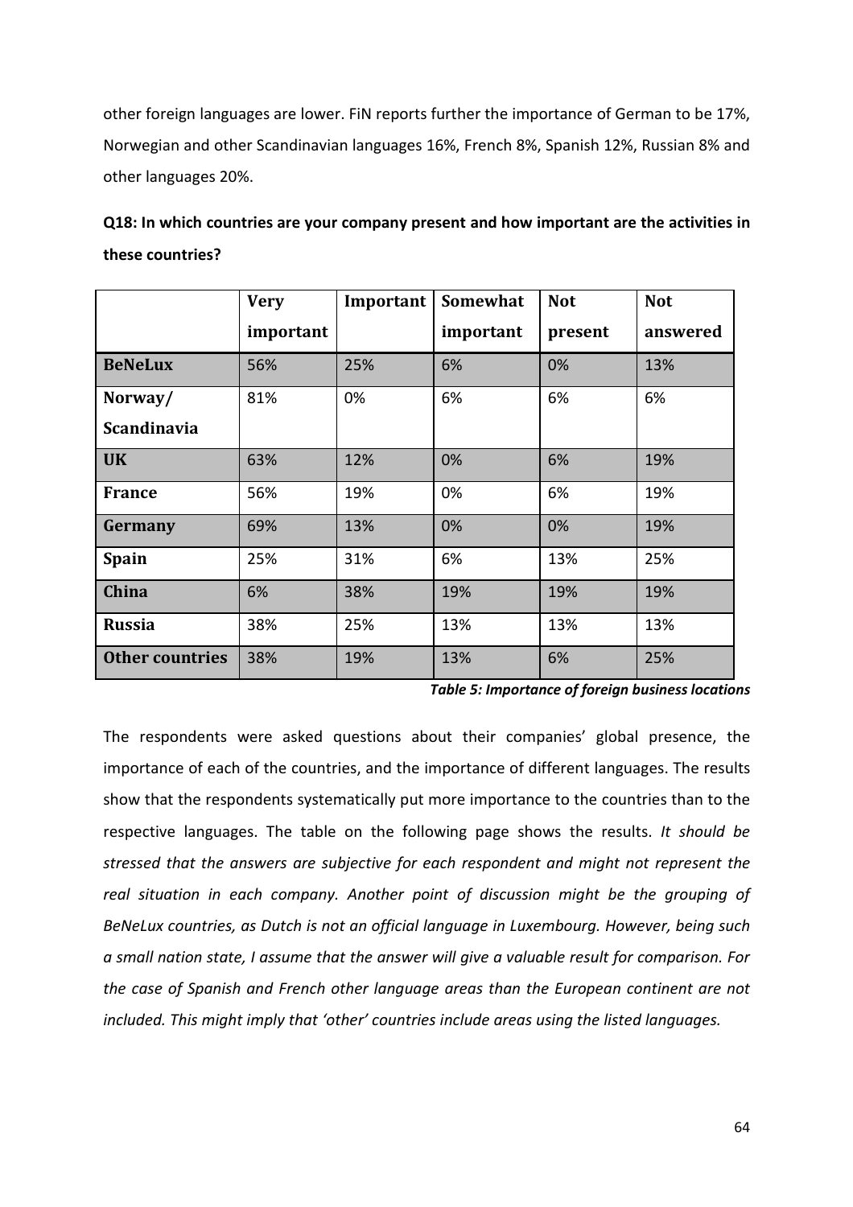other foreign languages are lower. FiN reports further the importance of German to be 17%, Norwegian and other Scandinavian languages 16%, French 8%, Spanish 12%, Russian 8% and other languages 20%.

**Q18: In which countries are your company present and how important are the activities in these countries?**

| | Very important | Important | Somewhat important | Not present | Not answered |
|---|---|---|---|---|---|
| **BeNeLux** | 56% | 25% | 6% | 0% | 13% |
| **Norway/ Scandinavia** | 81% | 0% | 6% | 6% | 6% |
| **UK** | 63% | 12% | 0% | 6% | 19% |
| **France** | 56% | 19% | 0% | 6% | 19% |
| **Germany** | 69% | 13% | 0% | 0% | 19% |
| **Spain** | 25% | 31% | 6% | 13% | 25% |
| **China** | 6% | 38% | 19% | 19% | 19% |
| **Russia** | 38% | 25% | 13% | 13% | 13% |
| **Other countries** | 38% | 19% | 13% | 6% | 25% |

***Table 5: Importance of foreign business locations***

The respondents were asked questions about their companies' global presence, the importance of each of the countries, and the importance of different languages. The results show that the respondents systematically put more importance to the countries than to the respective languages. The table on the following page shows the results. *It should be stressed that the answers are subjective for each respondent and might not represent the real situation in each company. Another point of discussion might be the grouping of BeNeLux countries, as Dutch is not an official language in Luxembourg. However, being such a small nation state, I assume that the answer will give a valuable result for comparison. For the case of Spanish and French other language areas than the European continent are not included. This might imply that 'other' countries include areas using the listed languages.*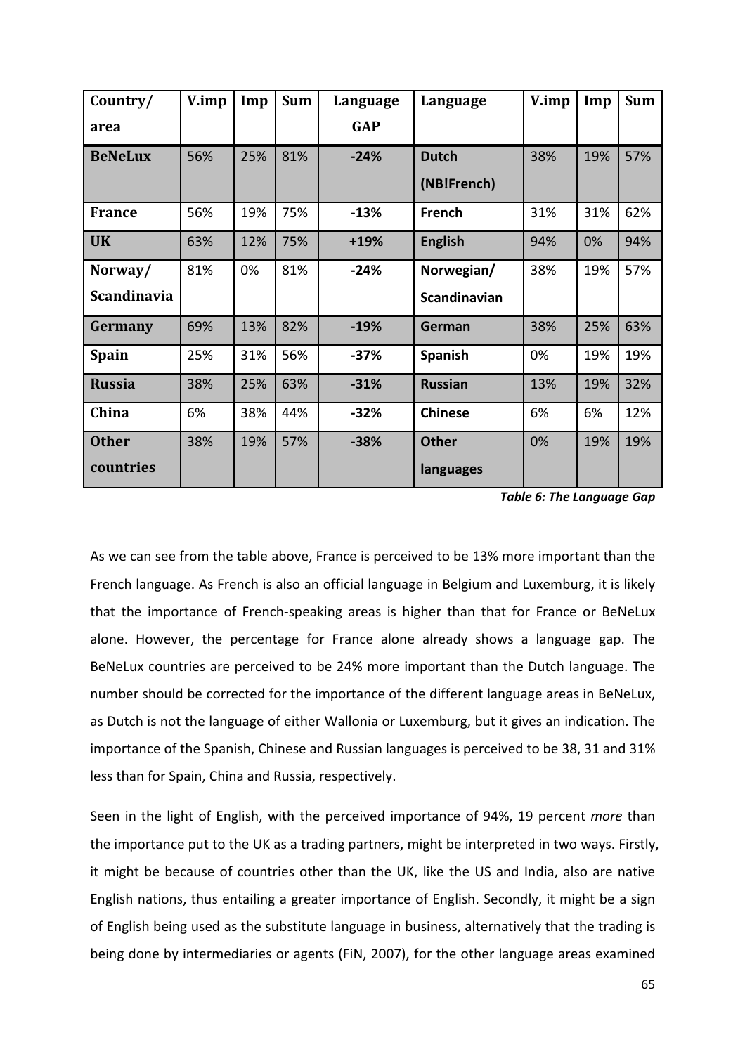| Country/ area | V.imp | Imp | Sum | Language GAP | Language | V.imp | Imp | Sum |
|---|---|---|---|---|---|---|---|---|
| **BeNeLux** | 56% | 25% | 81% | **-24%** | **Dutch (NB!French)** | 38% | 19% | 57% |
| **France** | 56% | 19% | 75% | **-13%** | **French** | 31% | 31% | 62% |
| **UK** | 63% | 12% | 75% | **+19%** | **English** | 94% | 0% | 94% |
| **Norway/ Scandinavia** | 81% | 0% | 81% | **-24%** | **Norwegian/ Scandinavian** | 38% | 19% | 57% |
| **Germany** | 69% | 13% | 82% | **-19%** | **German** | 38% | 25% | 63% |
| **Spain** | 25% | 31% | 56% | **-37%** | **Spanish** | 0% | 19% | 19% |
| **Russia** | 38% | 25% | 63% | **-31%** | **Russian** | 13% | 19% | 32% |
| **China** | 6% | 38% | 44% | **-32%** | **Chinese** | 6% | 6% | 12% |
| **Other countries** | 38% | 19% | 57% | **-38%** | **Other languages** | 0% | 19% | 19% |

***Table 6: The Language Gap***

As we can see from the table above, France is perceived to be 13% more important than the French language. As French is also an official language in Belgium and Luxemburg, it is likely that the importance of French-speaking areas is higher than that for France or BeNeLux alone. However, the percentage for France alone already shows a language gap. The BeNeLux countries are perceived to be 24% more important than the Dutch language. The number should be corrected for the importance of the different language areas in BeNeLux, as Dutch is not the language of either Wallonia or Luxemburg, but it gives an indication. The importance of the Spanish, Chinese and Russian languages is perceived to be 38, 31 and 31% less than for Spain, China and Russia, respectively.

Seen in the light of English, with the perceived importance of 94%, 19 percent *more* than the importance put to the UK as a trading partners, might be interpreted in two ways. Firstly, it might be because of countries other than the UK, like the US and India, also are native English nations, thus entailing a greater importance of English. Secondly, it might be a sign of English being used as the substitute language in business, alternatively that the trading is being done by intermediaries or agents (FiN, 2007), for the other language areas examined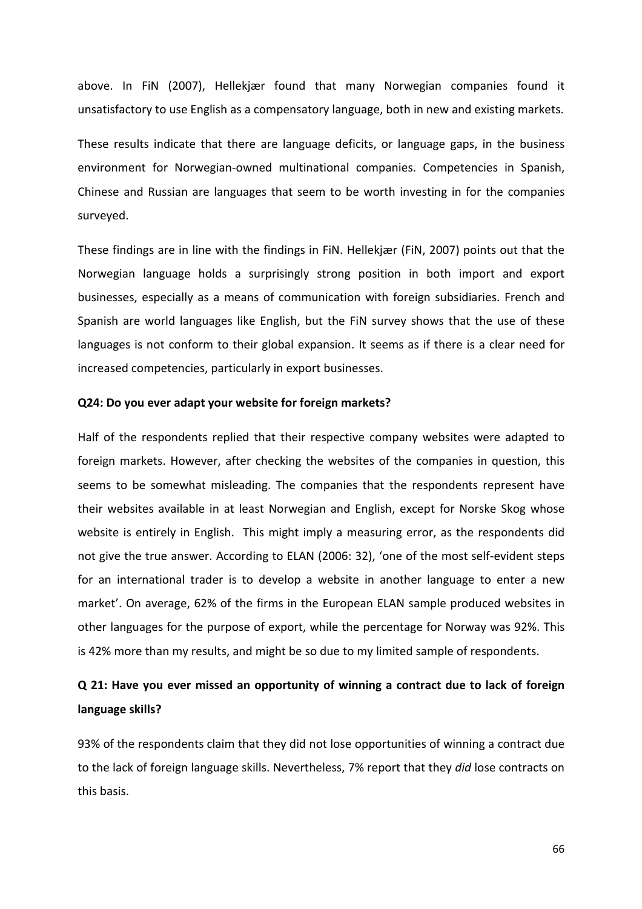above. In FiN (2007), Hellekjær found that many Norwegian companies found it unsatisfactory to use English as a compensatory language, both in new and existing markets.

These results indicate that there are language deficits, or language gaps, in the business environment for Norwegian-owned multinational companies. Competencies in Spanish, Chinese and Russian are languages that seem to be worth investing in for the companies surveyed.

These findings are in line with the findings in FiN. Hellekjær (FiN, 2007) points out that the Norwegian language holds a surprisingly strong position in both import and export businesses, especially as a means of communication with foreign subsidiaries. French and Spanish are world languages like English, but the FiN survey shows that the use of these languages is not conform to their global expansion. It seems as if there is a clear need for increased competencies, particularly in export businesses.

**Q24: Do you ever adapt your website for foreign markets?**

Half of the respondents replied that their respective company websites were adapted to foreign markets. However, after checking the websites of the companies in question, this seems to be somewhat misleading. The companies that the respondents represent have their websites available in at least Norwegian and English, except for Norske Skog whose website is entirely in English. This might imply a measuring error, as the respondents did not give the true answer. According to ELAN (2006: 32), 'one of the most self-evident steps for an international trader is to develop a website in another language to enter a new market'. On average, 62% of the firms in the European ELAN sample produced websites in other languages for the purpose of export, while the percentage for Norway was 92%. This is 42% more than my results, and might be so due to my limited sample of respondents.

**Q 21: Have you ever missed an opportunity of winning a contract due to lack of foreign language skills?**

93% of the respondents claim that they did not lose opportunities of winning a contract due to the lack of foreign language skills. Nevertheless, 7% report that they *did* lose contracts on this basis.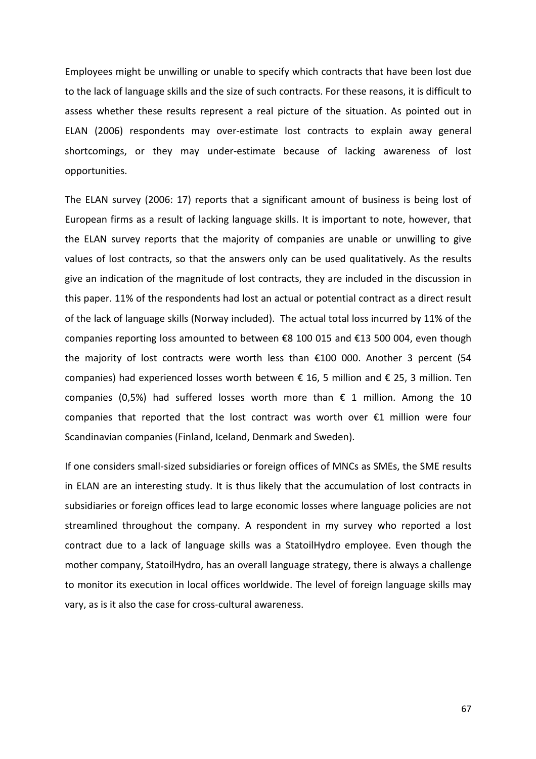Employees might be unwilling or unable to specify which contracts that have been lost due to the lack of language skills and the size of such contracts. For these reasons, it is difficult to assess whether these results represent a real picture of the situation. As pointed out in ELAN (2006) respondents may over-estimate lost contracts to explain away general shortcomings, or they may under-estimate because of lacking awareness of lost opportunities.

The ELAN survey (2006: 17) reports that a significant amount of business is being lost of European firms as a result of lacking language skills. It is important to note, however, that the ELAN survey reports that the majority of companies are unable or unwilling to give values of lost contracts, so that the answers only can be used qualitatively. As the results give an indication of the magnitude of lost contracts, they are included in the discussion in this paper. 11% of the respondents had lost an actual or potential contract as a direct result of the lack of language skills (Norway included). The actual total loss incurred by 11% of the companies reporting loss amounted to between €8 100 015 and €13 500 004, even though the majority of lost contracts were worth less than €100 000. Another 3 percent (54 companies) had experienced losses worth between € 16, 5 million and € 25, 3 million. Ten companies (0,5%) had suffered losses worth more than € 1 million. Among the 10 companies that reported that the lost contract was worth over €1 million were four Scandinavian companies (Finland, Iceland, Denmark and Sweden).

If one considers small-sized subsidiaries or foreign offices of MNCs as SMEs, the SME results in ELAN are an interesting study. It is thus likely that the accumulation of lost contracts in subsidiaries or foreign offices lead to large economic losses where language policies are not streamlined throughout the company. A respondent in my survey who reported a lost contract due to a lack of language skills was a StatoilHydro employee. Even though the mother company, StatoilHydro, has an overall language strategy, there is always a challenge to monitor its execution in local offices worldwide. The level of foreign language skills may vary, as is it also the case for cross-cultural awareness.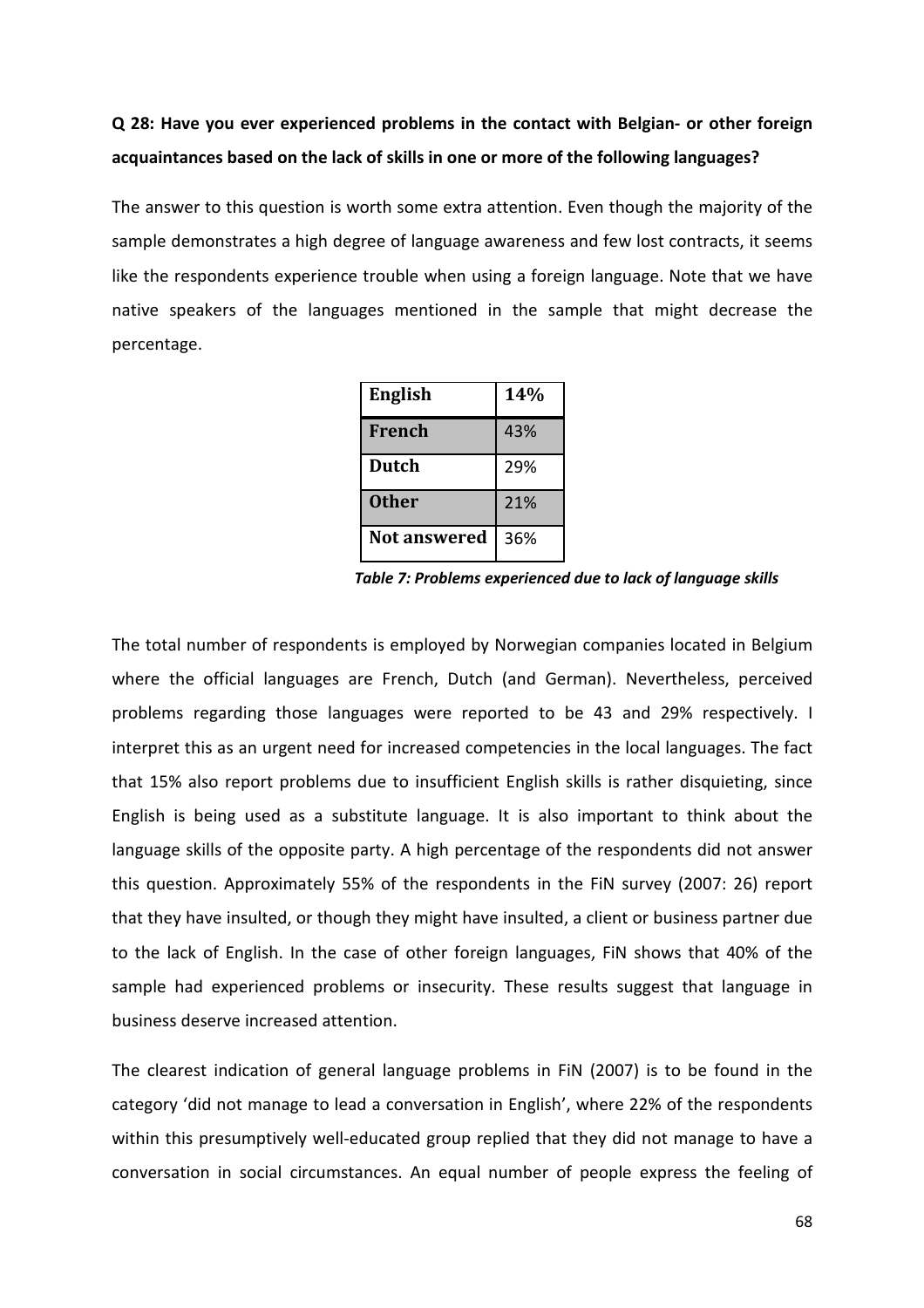**Q 28: Have you ever experienced problems in the contact with Belgian- or other foreign acquaintances based on the lack of skills in one or more of the following languages?**

The answer to this question is worth some extra attention. Even though the majority of the sample demonstrates a high degree of language awareness and few lost contracts, it seems like the respondents experience trouble when using a foreign language. Note that we have native speakers of the languages mentioned in the sample that might decrease the percentage.

| **English** | **14%** |
|---|---|
| **French** | 43% |
| **Dutch** | 29% |
| **Other** | 21% |
| **Not answered** | 36% |

***Table 7: Problems experienced due to lack of language skills***

The total number of respondents is employed by Norwegian companies located in Belgium where the official languages are French, Dutch (and German). Nevertheless, perceived problems regarding those languages were reported to be 43 and 29% respectively. I interpret this as an urgent need for increased competencies in the local languages. The fact that 15% also report problems due to insufficient English skills is rather disquieting, since English is being used as a substitute language. It is also important to think about the language skills of the opposite party. A high percentage of the respondents did not answer this question. Approximately 55% of the respondents in the FiN survey (2007: 26) report that they have insulted, or though they might have insulted, a client or business partner due to the lack of English. In the case of other foreign languages, FiN shows that 40% of the sample had experienced problems or insecurity. These results suggest that language in business deserve increased attention.

The clearest indication of general language problems in FiN (2007) is to be found in the category 'did not manage to lead a conversation in English', where 22% of the respondents within this presumptively well-educated group replied that they did not manage to have a conversation in social circumstances. An equal number of people express the feeling of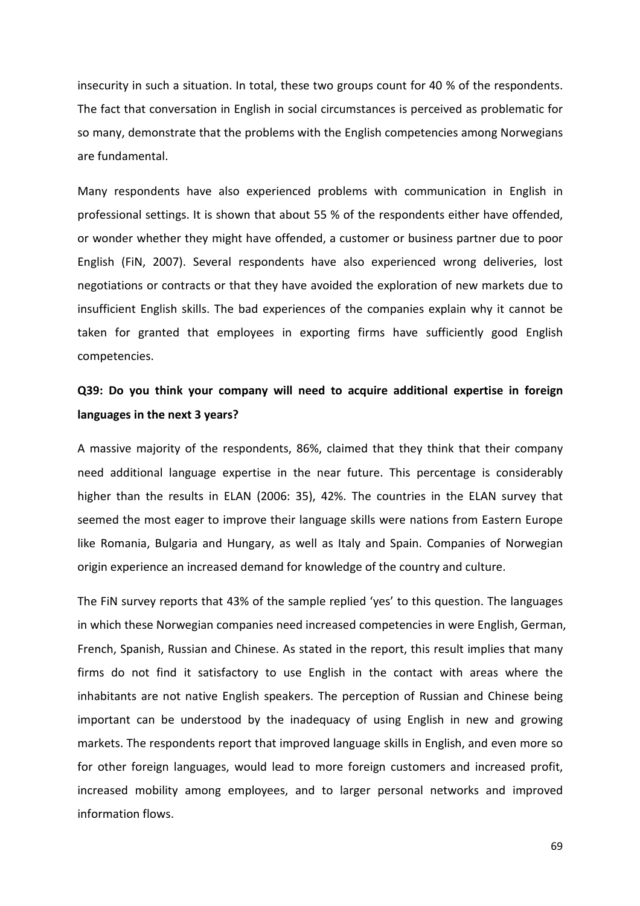insecurity in such a situation. In total, these two groups count for 40 % of the respondents. The fact that conversation in English in social circumstances is perceived as problematic for so many, demonstrate that the problems with the English competencies among Norwegians are fundamental.

Many respondents have also experienced problems with communication in English in professional settings. It is shown that about 55 % of the respondents either have offended, or wonder whether they might have offended, a customer or business partner due to poor English (FiN, 2007). Several respondents have also experienced wrong deliveries, lost negotiations or contracts or that they have avoided the exploration of new markets due to insufficient English skills. The bad experiences of the companies explain why it cannot be taken for granted that employees in exporting firms have sufficiently good English competencies.

**Q39: Do you think your company will need to acquire additional expertise in foreign languages in the next 3 years?**

A massive majority of the respondents, 86%, claimed that they think that their company need additional language expertise in the near future. This percentage is considerably higher than the results in ELAN (2006: 35), 42%. The countries in the ELAN survey that seemed the most eager to improve their language skills were nations from Eastern Europe like Romania, Bulgaria and Hungary, as well as Italy and Spain. Companies of Norwegian origin experience an increased demand for knowledge of the country and culture.

The FiN survey reports that 43% of the sample replied 'yes' to this question. The languages in which these Norwegian companies need increased competencies in were English, German, French, Spanish, Russian and Chinese. As stated in the report, this result implies that many firms do not find it satisfactory to use English in the contact with areas where the inhabitants are not native English speakers. The perception of Russian and Chinese being important can be understood by the inadequacy of using English in new and growing markets. The respondents report that improved language skills in English, and even more so for other foreign languages, would lead to more foreign customers and increased profit, increased mobility among employees, and to larger personal networks and improved information flows.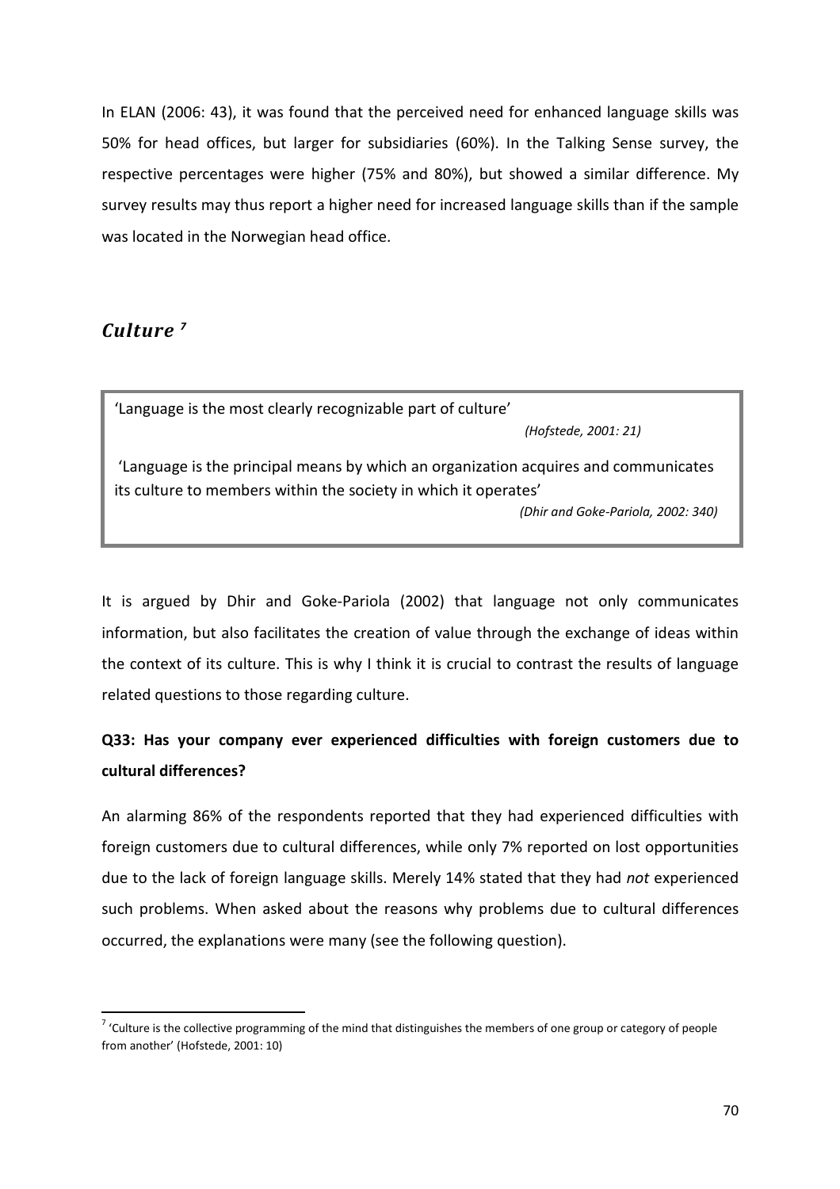In ELAN (2006: 43), it was found that the perceived need for enhanced language skills was 50% for head offices, but larger for subsidiaries (60%). In the Talking Sense survey, the respective percentages were higher (75% and 80%), but showed a similar difference. My survey results may thus report a higher need for increased language skills than if the sample was located in the Norwegian head office.

## *Culture* [7]

> 'Language is the most clearly recognizable part of culture'
>
> *(Hofstede, 2001: 21)*
>
> 'Language is the principal means by which an organization acquires and communicates its culture to members within the society in which it operates'
>
> *(Dhir and Goke-Pariola, 2002: 340)*

It is argued by Dhir and Goke-Pariola (2002) that language not only communicates information, but also facilitates the creation of value through the exchange of ideas within the context of its culture. This is why I think it is crucial to contrast the results of language related questions to those regarding culture.

**Q33: Has your company ever experienced difficulties with foreign customers due to cultural differences?**

An alarming 86% of the respondents reported that they had experienced difficulties with foreign customers due to cultural differences, while only 7% reported on lost opportunities due to the lack of foreign language skills. Merely 14% stated that they had *not* experienced such problems. When asked about the reasons why problems due to cultural differences occurred, the explanations were many (see the following question).

[7] 'Culture is the collective programming of the mind that distinguishes the members of one group or category of people from another' (Hofstede, 2001: 10)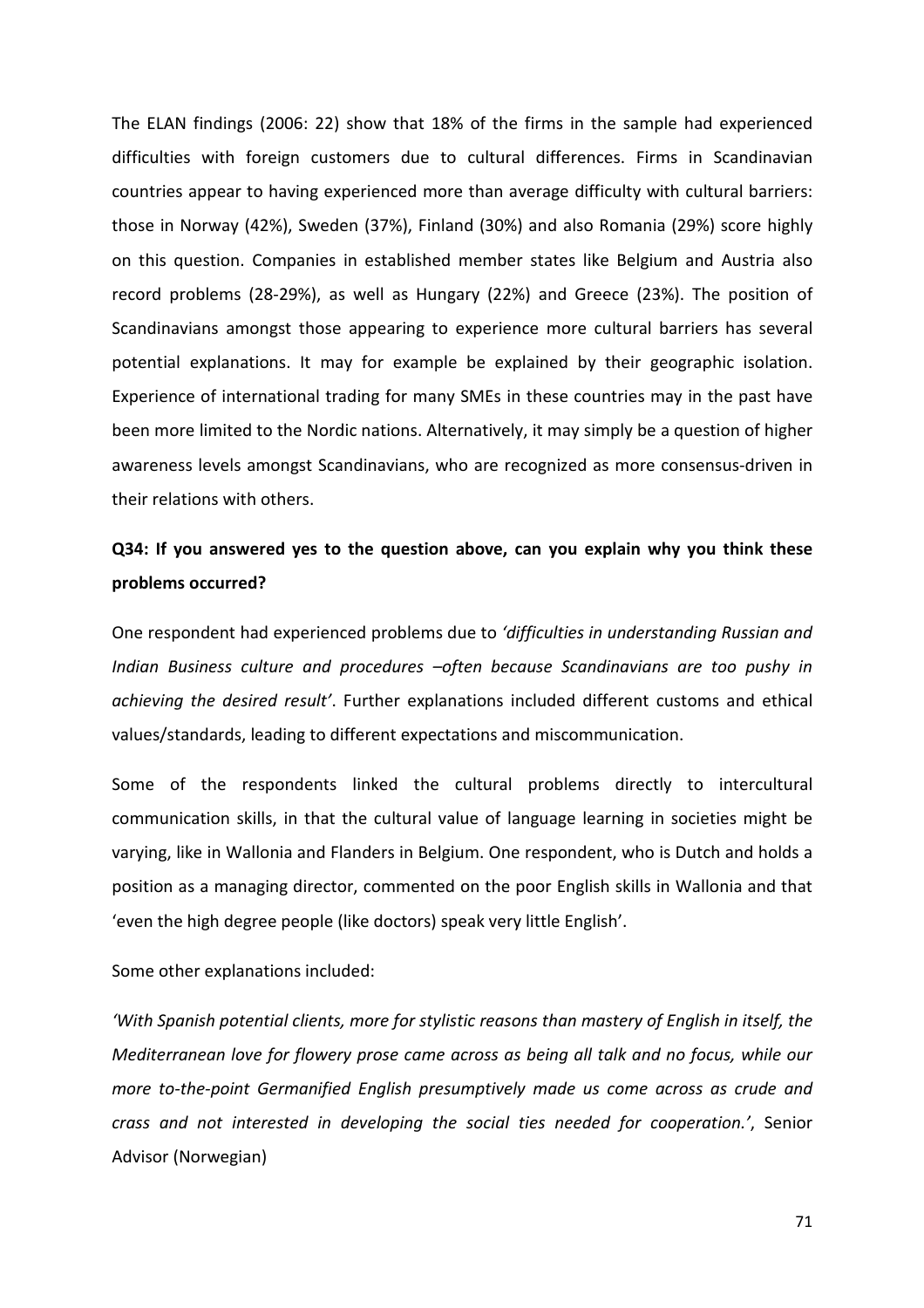The ELAN findings (2006: 22) show that 18% of the firms in the sample had experienced difficulties with foreign customers due to cultural differences. Firms in Scandinavian countries appear to having experienced more than average difficulty with cultural barriers: those in Norway (42%), Sweden (37%), Finland (30%) and also Romania (29%) score highly on this question. Companies in established member states like Belgium and Austria also record problems (28-29%), as well as Hungary (22%) and Greece (23%). The position of Scandinavians amongst those appearing to experience more cultural barriers has several potential explanations. It may for example be explained by their geographic isolation. Experience of international trading for many SMEs in these countries may in the past have been more limited to the Nordic nations. Alternatively, it may simply be a question of higher awareness levels amongst Scandinavians, who are recognized as more consensus-driven in their relations with others.

**Q34: If you answered yes to the question above, can you explain why you think these problems occurred?**

One respondent had experienced problems due to *'difficulties in understanding Russian and Indian Business culture and procedures –often because Scandinavians are too pushy in achieving the desired result'*. Further explanations included different customs and ethical values/standards, leading to different expectations and miscommunication.

Some of the respondents linked the cultural problems directly to intercultural communication skills, in that the cultural value of language learning in societies might be varying, like in Wallonia and Flanders in Belgium. One respondent, who is Dutch and holds a position as a managing director, commented on the poor English skills in Wallonia and that 'even the high degree people (like doctors) speak very little English'.

Some other explanations included:

*'With Spanish potential clients, more for stylistic reasons than mastery of English in itself, the Mediterranean love for flowery prose came across as being all talk and no focus, while our more to-the-point Germanified English presumptively made us come across as crude and crass and not interested in developing the social ties needed for cooperation.'*, Senior Advisor (Norwegian)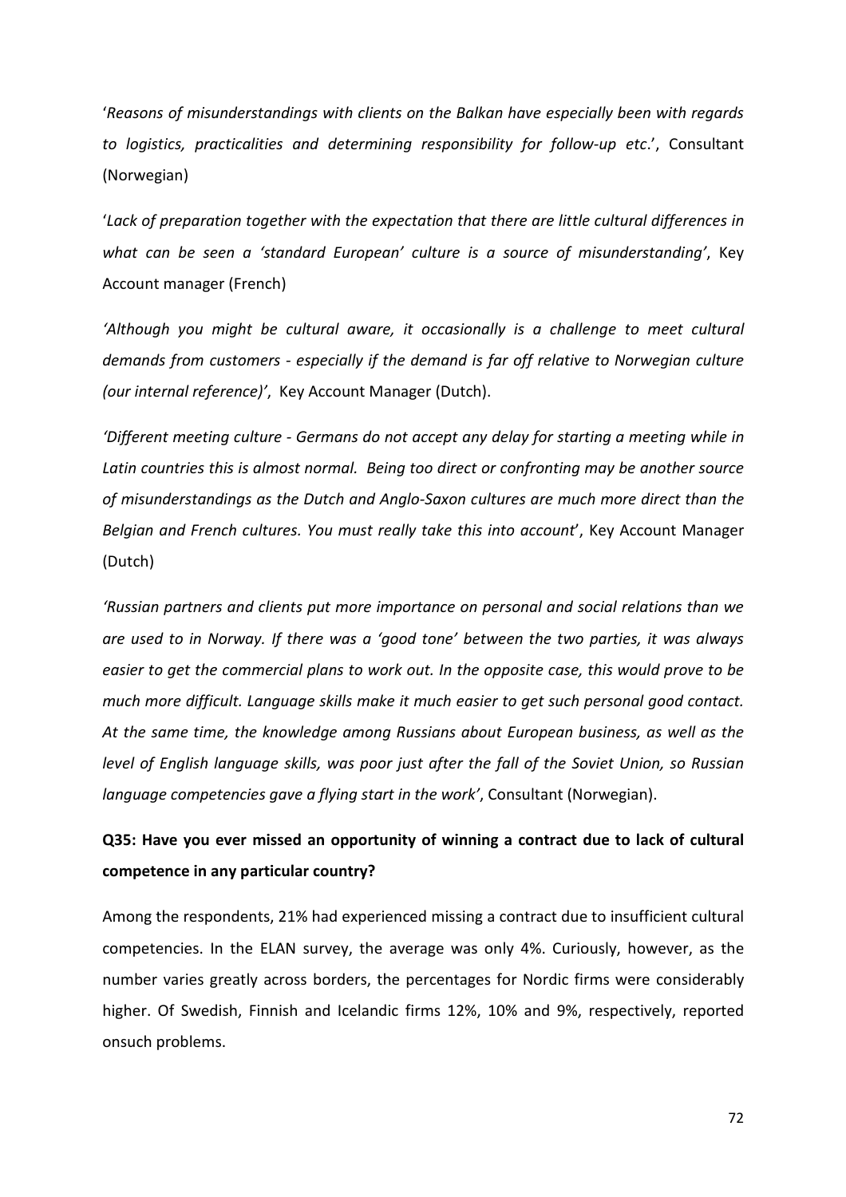'*Reasons of misunderstandings with clients on the Balkan have especially been with regards to logistics, practicalities and determining responsibility for follow-up etc*.', Consultant (Norwegian)

'*Lack of preparation together with the expectation that there are little cultural differences in what can be seen a 'standard European' culture is a source of misunderstanding'*, Key Account manager (French)

*'Although you might be cultural aware, it occasionally is a challenge to meet cultural demands from customers - especially if the demand is far off relative to Norwegian culture (our internal reference)'*, Key Account Manager (Dutch).

*'Different meeting culture - Germans do not accept any delay for starting a meeting while in Latin countries this is almost normal. Being too direct or confronting may be another source of misunderstandings as the Dutch and Anglo-Saxon cultures are much more direct than the Belgian and French cultures. You must really take this into account*', Key Account Manager (Dutch)

*'Russian partners and clients put more importance on personal and social relations than we are used to in Norway. If there was a 'good tone' between the two parties, it was always easier to get the commercial plans to work out. In the opposite case, this would prove to be much more difficult. Language skills make it much easier to get such personal good contact. At the same time, the knowledge among Russians about European business, as well as the level of English language skills, was poor just after the fall of the Soviet Union, so Russian language competencies gave a flying start in the work'*, Consultant (Norwegian).

**Q35: Have you ever missed an opportunity of winning a contract due to lack of cultural competence in any particular country?**

Among the respondents, 21% had experienced missing a contract due to insufficient cultural competencies. In the ELAN survey, the average was only 4%. Curiously, however, as the number varies greatly across borders, the percentages for Nordic firms were considerably higher. Of Swedish, Finnish and Icelandic firms 12%, 10% and 9%, respectively, reported onsuch problems.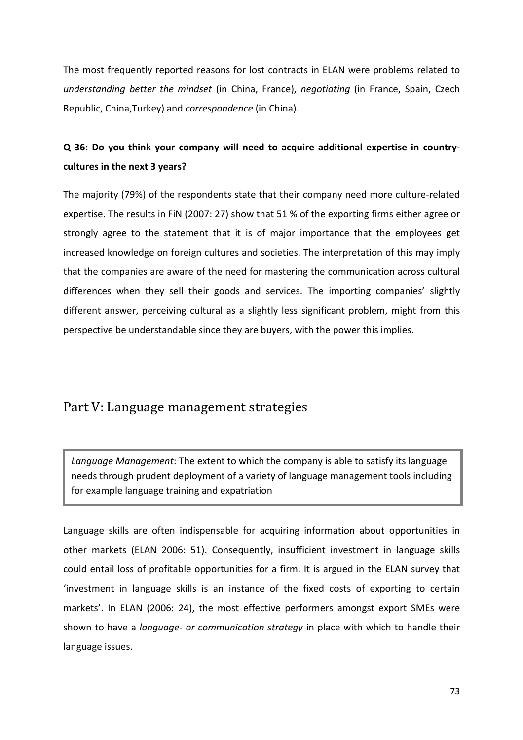The most frequently reported reasons for lost contracts in ELAN were problems related to *understanding better the mindset* (in China, France), *negotiating* (in France, Spain, Czech Republic, China,Turkey) and *correspondence* (in China).

**Q 36: Do you think your company will need to acquire additional expertise in country-cultures in the next 3 years?**

The majority (79%) of the respondents state that their company need more culture-related expertise. The results in FiN (2007: 27) show that 51 % of the exporting firms either agree or strongly agree to the statement that it is of major importance that the employees get increased knowledge on foreign cultures and societies. The interpretation of this may imply that the companies are aware of the need for mastering the communication across cultural differences when they sell their goods and services. The importing companies' slightly different answer, perceiving cultural as a slightly less significant problem, might from this perspective be understandable since they are buyers, with the power this implies.

## Part V: Language management strategies

> *Language Management*: The extent to which the company is able to satisfy its language needs through prudent deployment of a variety of language management tools including for example language training and expatriation

Language skills are often indispensable for acquiring information about opportunities in other markets (ELAN 2006: 51). Consequently, insufficient investment in language skills could entail loss of profitable opportunities for a firm. It is argued in the ELAN survey that 'investment in language skills is an instance of the fixed costs of exporting to certain markets'. In ELAN (2006: 24), the most effective performers amongst export SMEs were shown to have a *language- or communication strategy* in place with which to handle their language issues.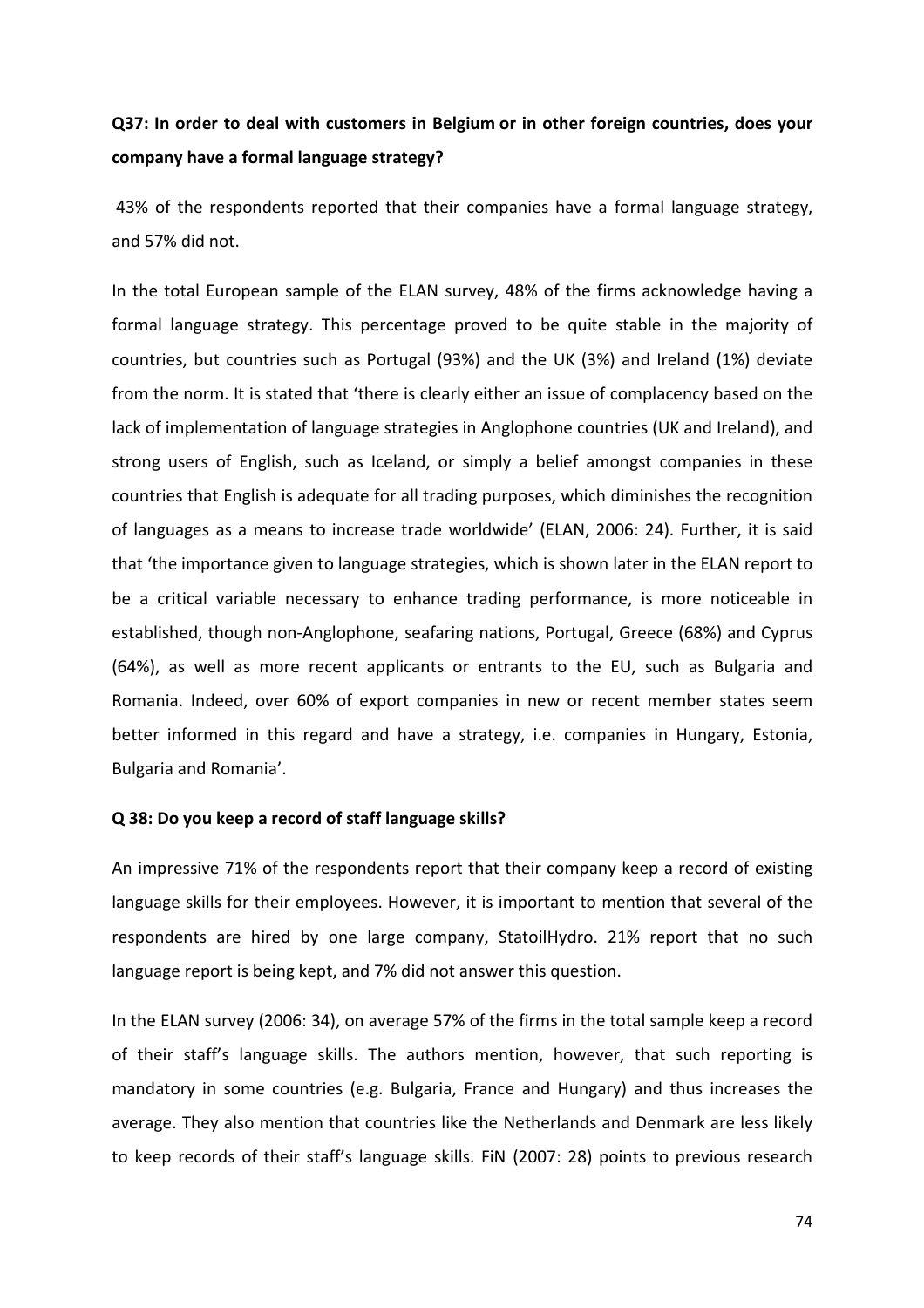**Q37: In order to deal with customers in Belgium or in other foreign countries, does your company have a formal language strategy?**

43% of the respondents reported that their companies have a formal language strategy, and 57% did not.

In the total European sample of the ELAN survey, 48% of the firms acknowledge having a formal language strategy. This percentage proved to be quite stable in the majority of countries, but countries such as Portugal (93%) and the UK (3%) and Ireland (1%) deviate from the norm. It is stated that 'there is clearly either an issue of complacency based on the lack of implementation of language strategies in Anglophone countries (UK and Ireland), and strong users of English, such as Iceland, or simply a belief amongst companies in these countries that English is adequate for all trading purposes, which diminishes the recognition of languages as a means to increase trade worldwide' (ELAN, 2006: 24). Further, it is said that 'the importance given to language strategies, which is shown later in the ELAN report to be a critical variable necessary to enhance trading performance, is more noticeable in established, though non-Anglophone, seafaring nations, Portugal, Greece (68%) and Cyprus (64%), as well as more recent applicants or entrants to the EU, such as Bulgaria and Romania. Indeed, over 60% of export companies in new or recent member states seem better informed in this regard and have a strategy, i.e. companies in Hungary, Estonia, Bulgaria and Romania'.

**Q 38: Do you keep a record of staff language skills?**

An impressive 71% of the respondents report that their company keep a record of existing language skills for their employees. However, it is important to mention that several of the respondents are hired by one large company, StatoilHydro. 21% report that no such language report is being kept, and 7% did not answer this question.

In the ELAN survey (2006: 34), on average 57% of the firms in the total sample keep a record of their staff's language skills. The authors mention, however, that such reporting is mandatory in some countries (e.g. Bulgaria, France and Hungary) and thus increases the average. They also mention that countries like the Netherlands and Denmark are less likely to keep records of their staff's language skills. FiN (2007: 28) points to previous research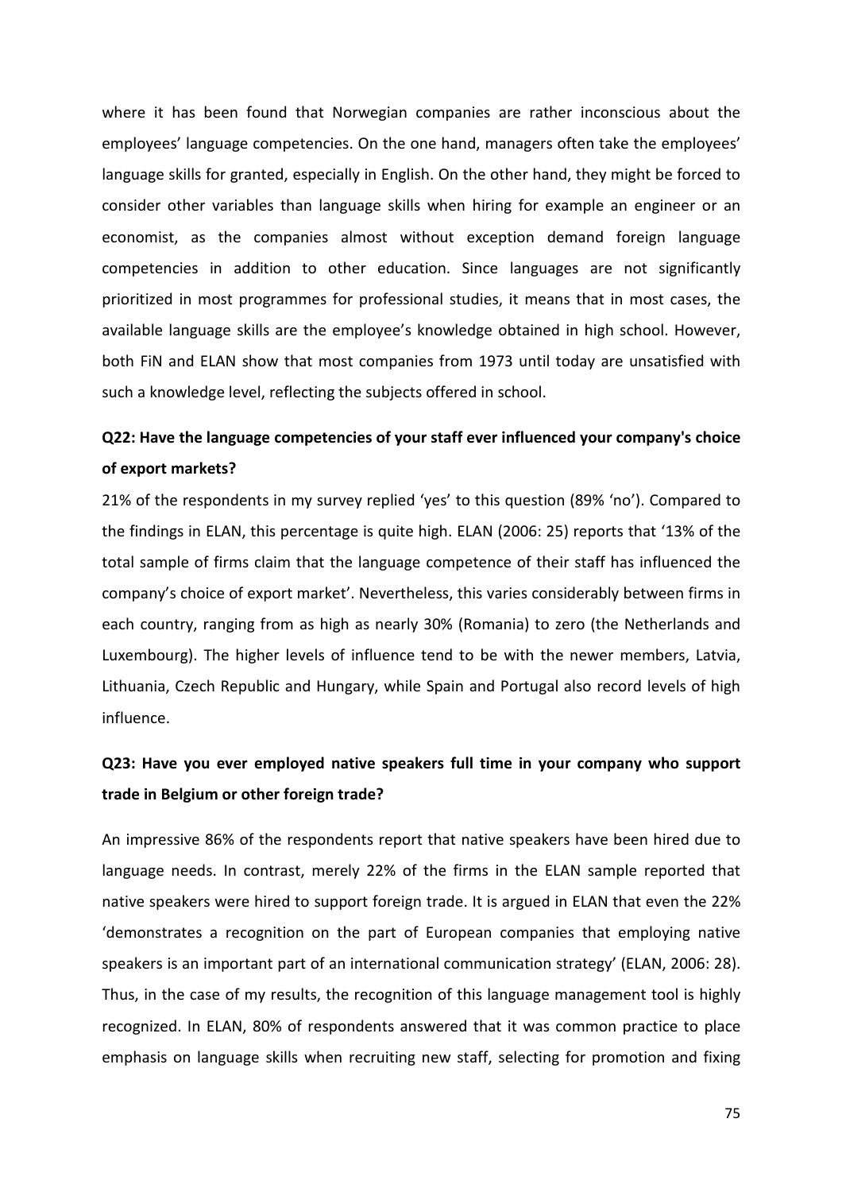where it has been found that Norwegian companies are rather inconscious about the employees' language competencies. On the one hand, managers often take the employees' language skills for granted, especially in English. On the other hand, they might be forced to consider other variables than language skills when hiring for example an engineer or an economist, as the companies almost without exception demand foreign language competencies in addition to other education. Since languages are not significantly prioritized in most programmes for professional studies, it means that in most cases, the available language skills are the employee's knowledge obtained in high school. However, both FiN and ELAN show that most companies from 1973 until today are unsatisfied with such a knowledge level, reflecting the subjects offered in school.

**Q22: Have the language competencies of your staff ever influenced your company's choice of export markets?**

21% of the respondents in my survey replied 'yes' to this question (89% 'no'). Compared to the findings in ELAN, this percentage is quite high. ELAN (2006: 25) reports that '13% of the total sample of firms claim that the language competence of their staff has influenced the company's choice of export market'. Nevertheless, this varies considerably between firms in each country, ranging from as high as nearly 30% (Romania) to zero (the Netherlands and Luxembourg). The higher levels of influence tend to be with the newer members, Latvia, Lithuania, Czech Republic and Hungary, while Spain and Portugal also record levels of high influence.

**Q23: Have you ever employed native speakers full time in your company who support trade in Belgium or other foreign trade?**

An impressive 86% of the respondents report that native speakers have been hired due to language needs. In contrast, merely 22% of the firms in the ELAN sample reported that native speakers were hired to support foreign trade. It is argued in ELAN that even the 22% 'demonstrates a recognition on the part of European companies that employing native speakers is an important part of an international communication strategy' (ELAN, 2006: 28). Thus, in the case of my results, the recognition of this language management tool is highly recognized. In ELAN, 80% of respondents answered that it was common practice to place emphasis on language skills when recruiting new staff, selecting for promotion and fixing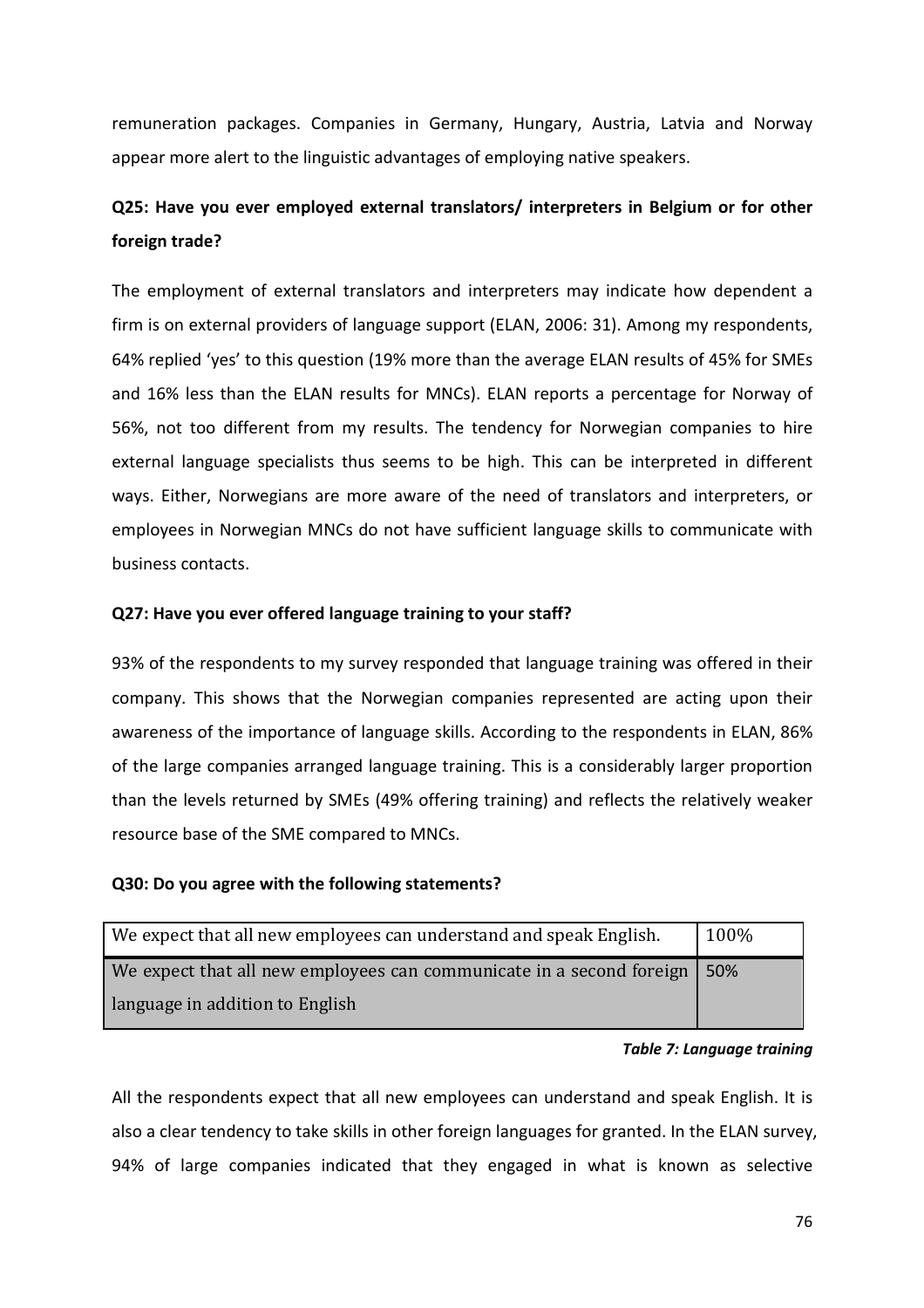remuneration packages. Companies in Germany, Hungary, Austria, Latvia and Norway appear more alert to the linguistic advantages of employing native speakers.

**Q25: Have you ever employed external translators/ interpreters in Belgium or for other foreign trade?**

The employment of external translators and interpreters may indicate how dependent a firm is on external providers of language support (ELAN, 2006: 31). Among my respondents, 64% replied 'yes' to this question (19% more than the average ELAN results of 45% for SMEs and 16% less than the ELAN results for MNCs). ELAN reports a percentage for Norway of 56%, not too different from my results. The tendency for Norwegian companies to hire external language specialists thus seems to be high. This can be interpreted in different ways. Either, Norwegians are more aware of the need of translators and interpreters, or employees in Norwegian MNCs do not have sufficient language skills to communicate with business contacts.

**Q27: Have you ever offered language training to your staff?**

93% of the respondents to my survey responded that language training was offered in their company. This shows that the Norwegian companies represented are acting upon their awareness of the importance of language skills. According to the respondents in ELAN, 86% of the large companies arranged language training. This is a considerably larger proportion than the levels returned by SMEs (49% offering training) and reflects the relatively weaker resource base of the SME compared to MNCs.

**Q30: Do you agree with the following statements?**

| Statement | % |
|---|---|
| We expect that all new employees can understand and speak English. | 100% |
| We expect that all new employees can communicate in a second foreign language in addition to English | 50% |

***Table 7: Language training***

All the respondents expect that all new employees can understand and speak English. It is also a clear tendency to take skills in other foreign languages for granted. In the ELAN survey, 94% of large companies indicated that they engaged in what is known as selective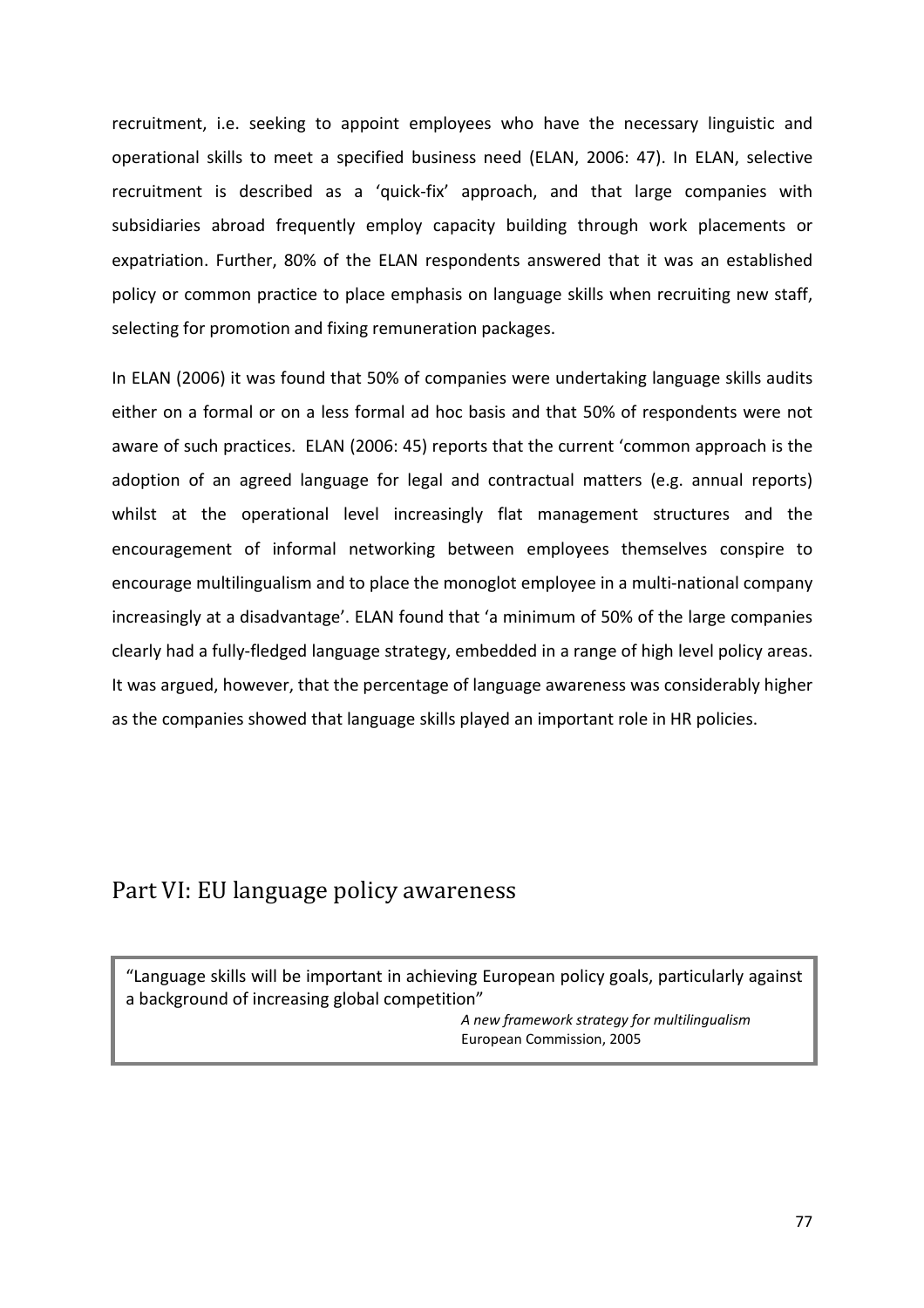recruitment, i.e. seeking to appoint employees who have the necessary linguistic and operational skills to meet a specified business need (ELAN, 2006: 47). In ELAN, selective recruitment is described as a 'quick-fix' approach, and that large companies with subsidiaries abroad frequently employ capacity building through work placements or expatriation. Further, 80% of the ELAN respondents answered that it was an established policy or common practice to place emphasis on language skills when recruiting new staff, selecting for promotion and fixing remuneration packages.

In ELAN (2006) it was found that 50% of companies were undertaking language skills audits either on a formal or on a less formal ad hoc basis and that 50% of respondents were not aware of such practices. ELAN (2006: 45) reports that the current 'common approach is the adoption of an agreed language for legal and contractual matters (e.g. annual reports) whilst at the operational level increasingly flat management structures and the encouragement of informal networking between employees themselves conspire to encourage multilingualism and to place the monoglot employee in a multi-national company increasingly at a disadvantage'. ELAN found that 'a minimum of 50% of the large companies clearly had a fully-fledged language strategy, embedded in a range of high level policy areas. It was argued, however, that the percentage of language awareness was considerably higher as the companies showed that language skills played an important role in HR policies.

# Part VI: EU language policy awareness

> "Language skills will be important in achieving European policy goals, particularly against a background of increasing global competition"
>
> *A new framework strategy for multilingualism*
> European Commission, 2005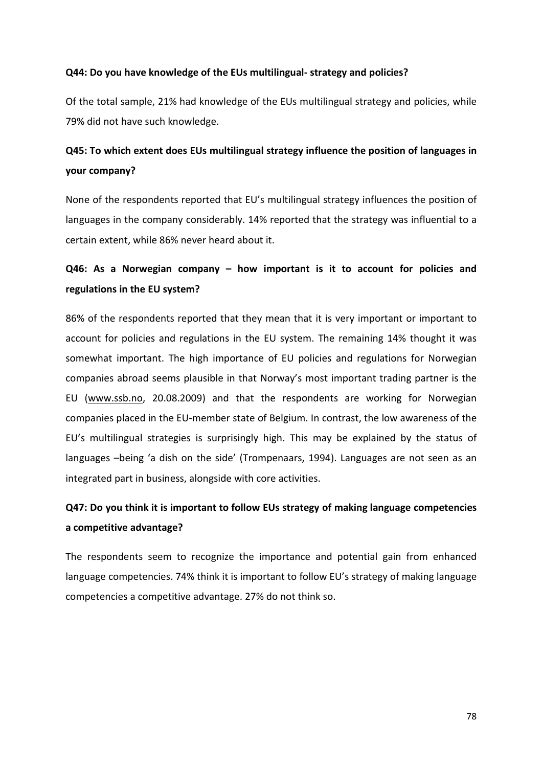**Q44: Do you have knowledge of the EUs multilingual- strategy and policies?**

Of the total sample, 21% had knowledge of the EUs multilingual strategy and policies, while 79% did not have such knowledge.

**Q45: To which extent does EUs multilingual strategy influence the position of languages in your company?**

None of the respondents reported that EU's multilingual strategy influences the position of languages in the company considerably. 14% reported that the strategy was influential to a certain extent, while 86% never heard about it.

**Q46: As a Norwegian company – how important is it to account for policies and regulations in the EU system?**

86% of the respondents reported that they mean that it is very important or important to account for policies and regulations in the EU system. The remaining 14% thought it was somewhat important. The high importance of EU policies and regulations for Norwegian companies abroad seems plausible in that Norway's most important trading partner is the EU (www.ssb.no, 20.08.2009) and that the respondents are working for Norwegian companies placed in the EU-member state of Belgium. In contrast, the low awareness of the EU's multilingual strategies is surprisingly high. This may be explained by the status of languages –being 'a dish on the side' (Trompenaars, 1994). Languages are not seen as an integrated part in business, alongside with core activities.

**Q47: Do you think it is important to follow EUs strategy of making language competencies a competitive advantage?**

The respondents seem to recognize the importance and potential gain from enhanced language competencies. 74% think it is important to follow EU's strategy of making language competencies a competitive advantage. 27% do not think so.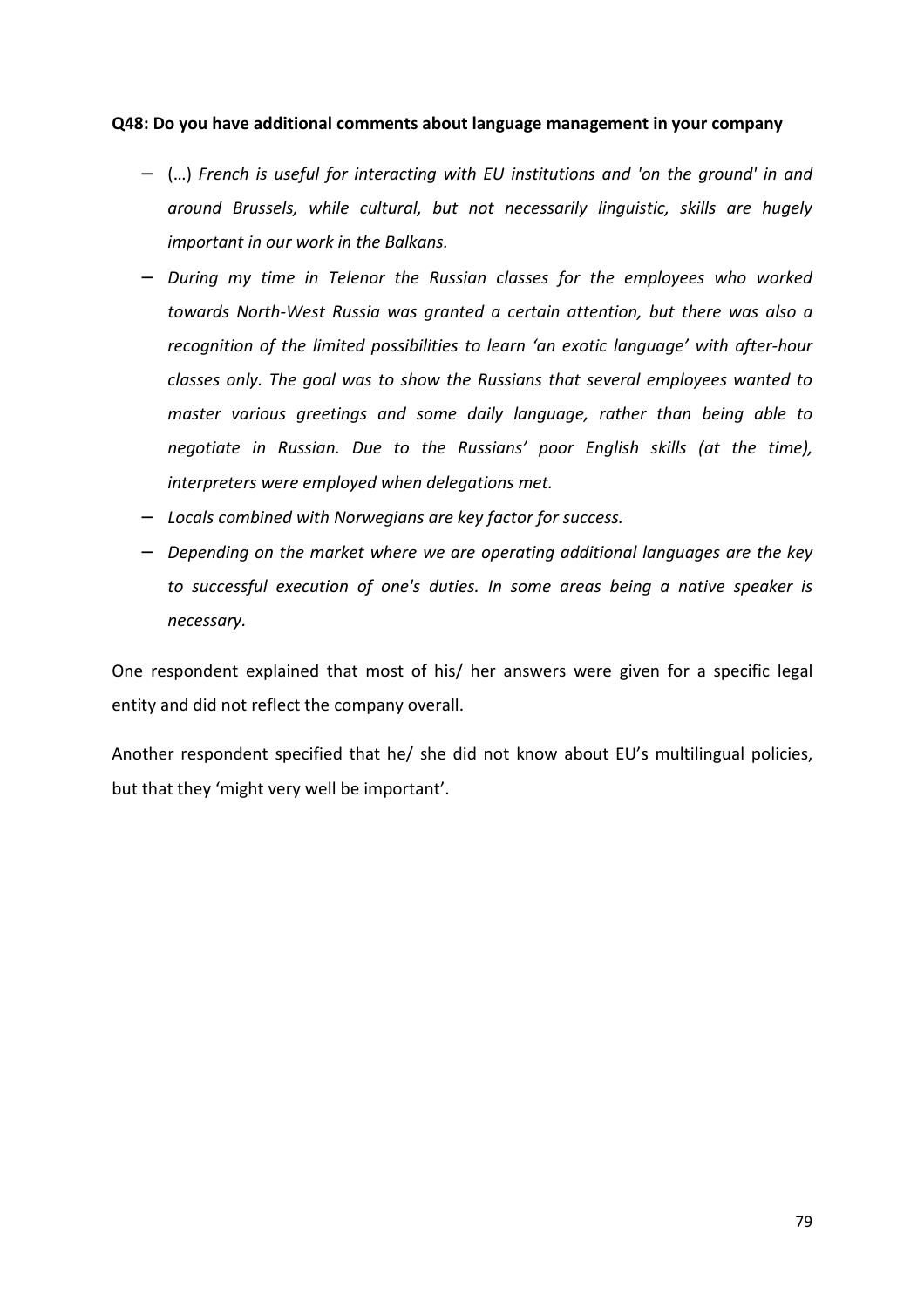**Q48: Do you have additional comments about language management in your company**

- (…) *French is useful for interacting with EU institutions and 'on the ground' in and around Brussels, while cultural, but not necessarily linguistic, skills are hugely important in our work in the Balkans.*
- *During my time in Telenor the Russian classes for the employees who worked towards North-West Russia was granted a certain attention, but there was also a recognition of the limited possibilities to learn 'an exotic language' with after-hour classes only. The goal was to show the Russians that several employees wanted to master various greetings and some daily language, rather than being able to negotiate in Russian. Due to the Russians' poor English skills (at the time), interpreters were employed when delegations met.*
- *Locals combined with Norwegians are key factor for success.*
- *Depending on the market where we are operating additional languages are the key to successful execution of one's duties. In some areas being a native speaker is necessary.*

One respondent explained that most of his/ her answers were given for a specific legal entity and did not reflect the company overall.

Another respondent specified that he/ she did not know about EU's multilingual policies, but that they 'might very well be important'.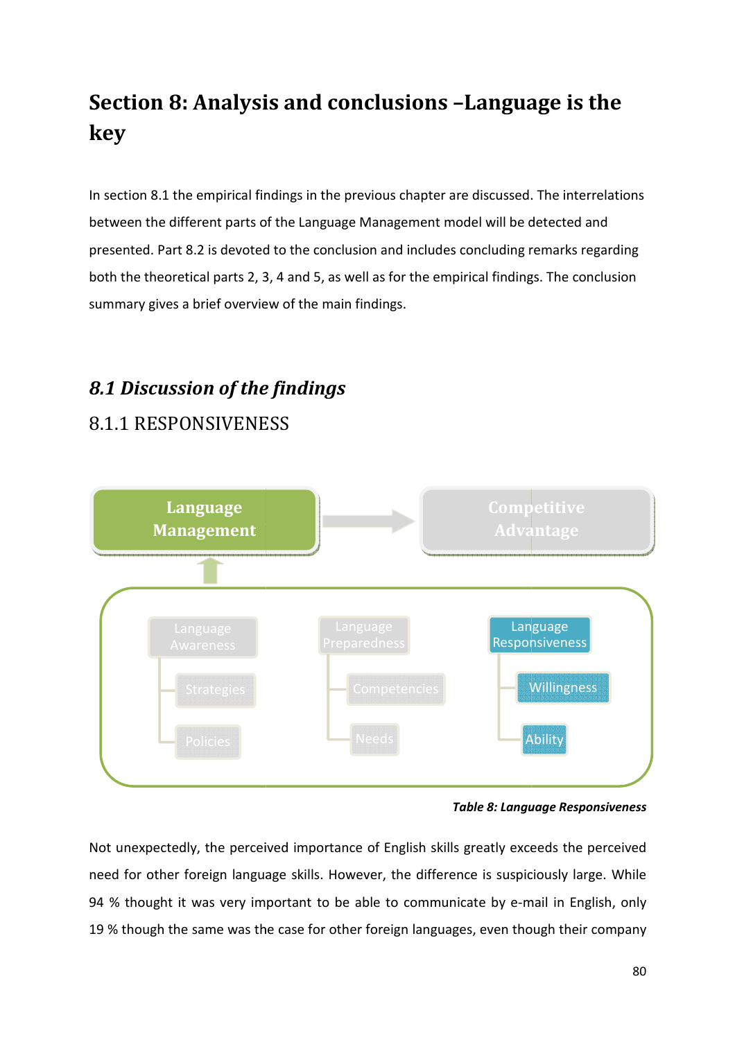# Section 8: Analysis and conclusions –Language is the key

In section 8.1 the empirical findings in the previous chapter are discussed. The interrelations between the different parts of the Language Management model will be detected and presented. Part 8.2 is devoted to the conclusion and includes concluding remarks regarding both the theoretical parts 2, 3, 4 and 5, as well as for the empirical findings. The conclusion summary gives a brief overview of the main findings.

## 8.1 Discussion of the findings

### 8.1.1 RESPONSIVENESS

Language Management → Competitive Advantage

Language Awareness: Strategies, Policies

Language Preparedness: Competencies, Needs

Language Responsiveness: Willingness, Ability

***Table 8: Language Responsiveness***

Not unexpectedly, the perceived importance of English skills greatly exceeds the perceived need for other foreign language skills. However, the difference is suspiciously large. While 94 % thought it was very important to be able to communicate by e-mail in English, only 19 % though the same was the case for other foreign languages, even though their company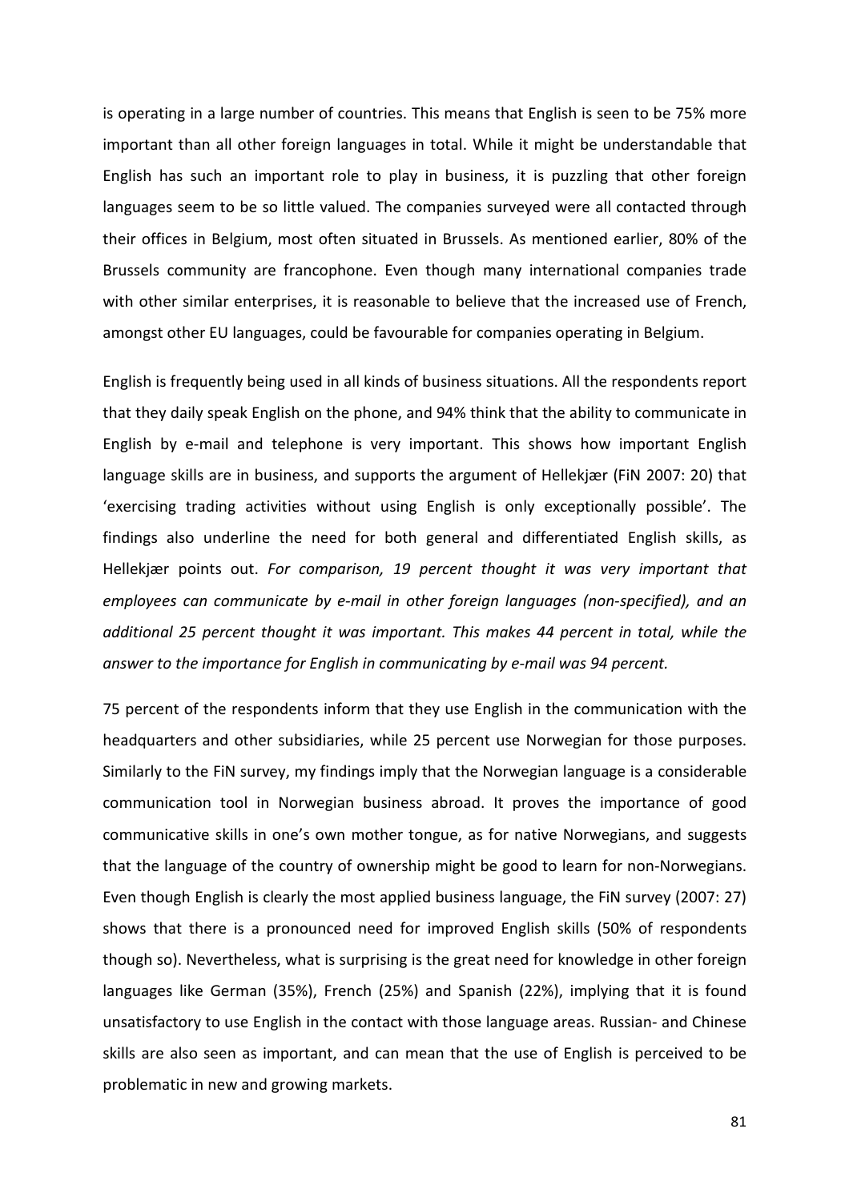is operating in a large number of countries. This means that English is seen to be 75% more important than all other foreign languages in total. While it might be understandable that English has such an important role to play in business, it is puzzling that other foreign languages seem to be so little valued. The companies surveyed were all contacted through their offices in Belgium, most often situated in Brussels. As mentioned earlier, 80% of the Brussels community are francophone. Even though many international companies trade with other similar enterprises, it is reasonable to believe that the increased use of French, amongst other EU languages, could be favourable for companies operating in Belgium.

English is frequently being used in all kinds of business situations. All the respondents report that they daily speak English on the phone, and 94% think that the ability to communicate in English by e-mail and telephone is very important. This shows how important English language skills are in business, and supports the argument of Hellekjær (FiN 2007: 20) that 'exercising trading activities without using English is only exceptionally possible'. The findings also underline the need for both general and differentiated English skills, as Hellekjær points out. *For comparison, 19 percent thought it was very important that employees can communicate by e-mail in other foreign languages (non-specified), and an additional 25 percent thought it was important. This makes 44 percent in total, while the answer to the importance for English in communicating by e-mail was 94 percent.*

75 percent of the respondents inform that they use English in the communication with the headquarters and other subsidiaries, while 25 percent use Norwegian for those purposes. Similarly to the FiN survey, my findings imply that the Norwegian language is a considerable communication tool in Norwegian business abroad. It proves the importance of good communicative skills in one's own mother tongue, as for native Norwegians, and suggests that the language of the country of ownership might be good to learn for non-Norwegians. Even though English is clearly the most applied business language, the FiN survey (2007: 27) shows that there is a pronounced need for improved English skills (50% of respondents though so). Nevertheless, what is surprising is the great need for knowledge in other foreign languages like German (35%), French (25%) and Spanish (22%), implying that it is found unsatisfactory to use English in the contact with those language areas. Russian- and Chinese skills are also seen as important, and can mean that the use of English is perceived to be problematic in new and growing markets.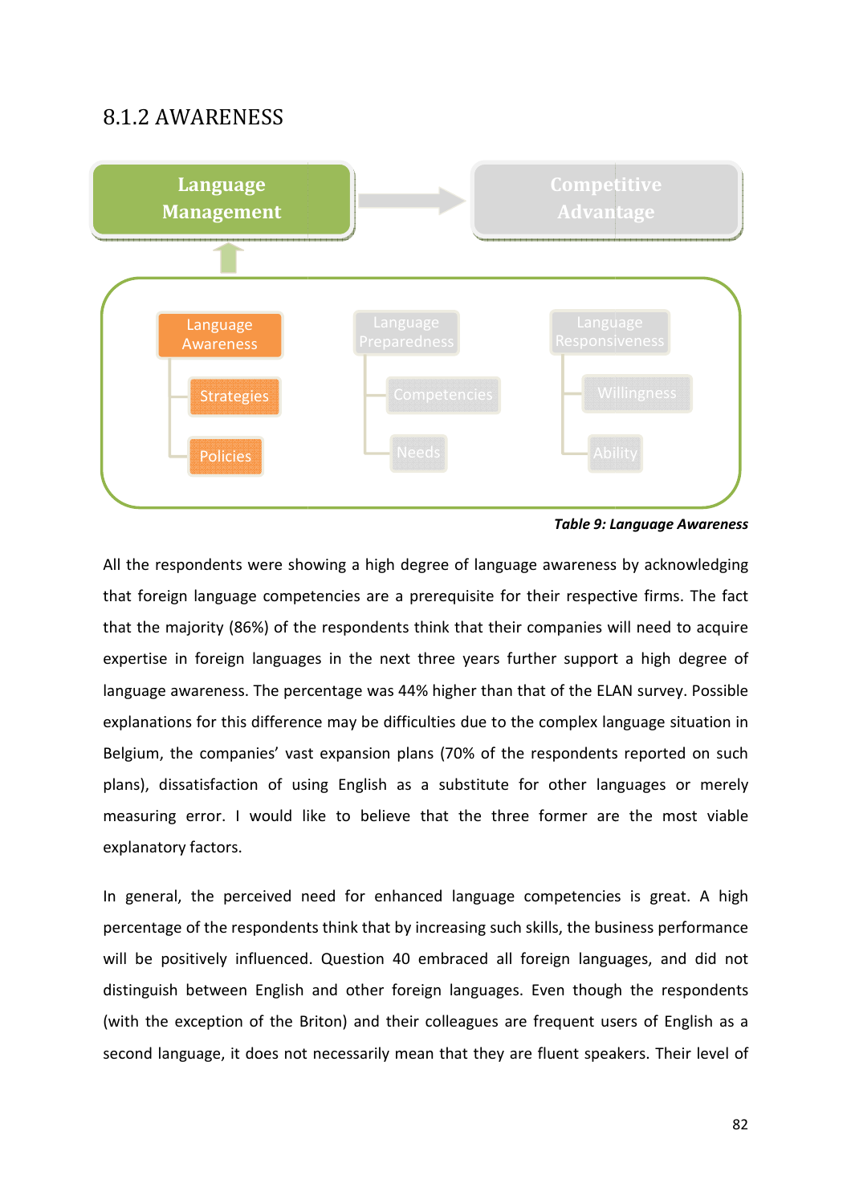## 8.1.2 AWARENESS

Language Management → Competitive Advantage

Language Awareness
- Strategies
- Policies

Language Preparedness
- Competencies
- Needs

Language Responsiveness
- Willingness
- Ability

***Table 9: Language Awareness***

All the respondents were showing a high degree of language awareness by acknowledging that foreign language competencies are a prerequisite for their respective firms. The fact that the majority (86%) of the respondents think that their companies will need to acquire expertise in foreign languages in the next three years further support a high degree of language awareness. The percentage was 44% higher than that of the ELAN survey. Possible explanations for this difference may be difficulties due to the complex language situation in Belgium, the companies' vast expansion plans (70% of the respondents reported on such plans), dissatisfaction of using English as a substitute for other languages or merely measuring error. I would like to believe that the three former are the most viable explanatory factors.

In general, the perceived need for enhanced language competencies is great. A high percentage of the respondents think that by increasing such skills, the business performance will be positively influenced. Question 40 embraced all foreign languages, and did not distinguish between English and other foreign languages. Even though the respondents (with the exception of the Briton) and their colleagues are frequent users of English as a second language, it does not necessarily mean that they are fluent speakers. Their level of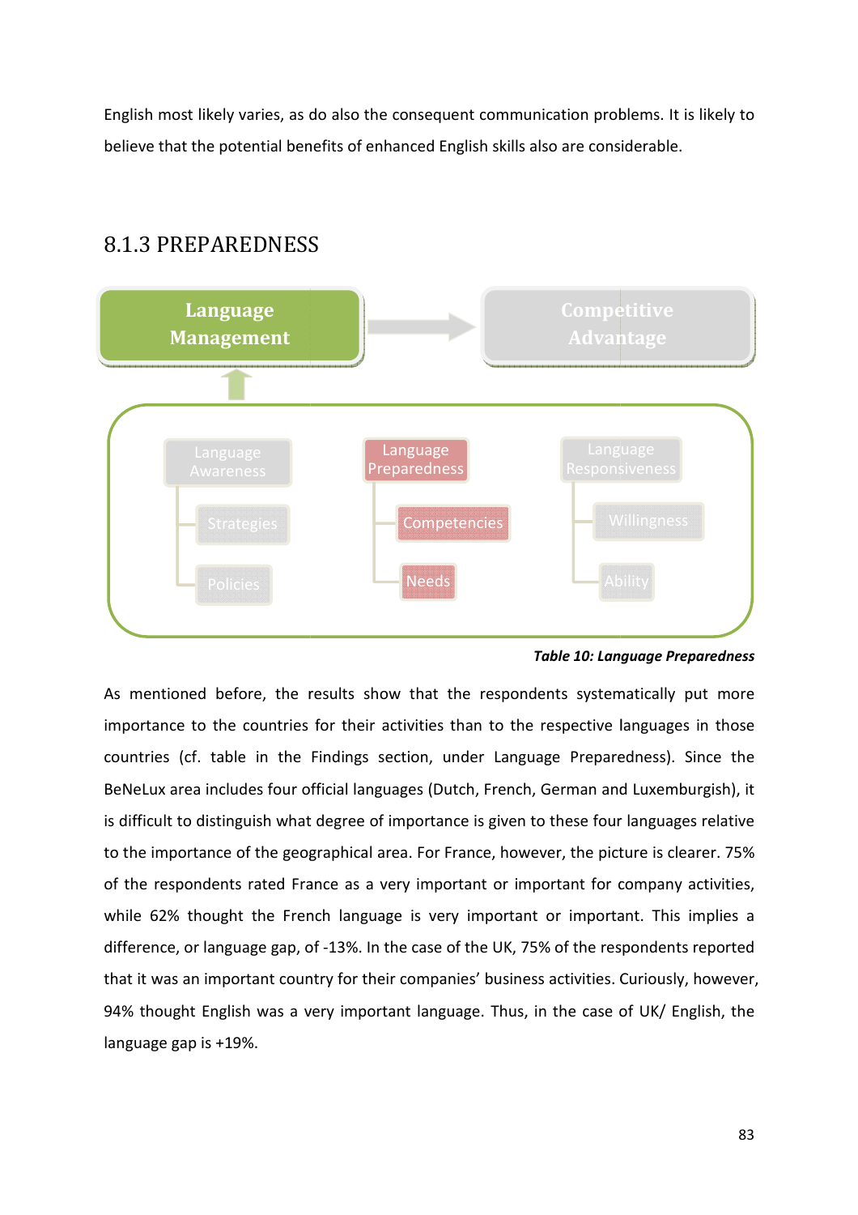English most likely varies, as do also the consequent communication problems. It is likely to believe that the potential benefits of enhanced English skills also are considerable.

### 8.1.3 PREPAREDNESS

Language Management → Competitive Advantage

Language Awareness: Strategies, Policies

Language Preparedness: Competencies, Needs

Language Responsiveness: Willingness, Ability

***Table 10: Language Preparedness***

As mentioned before, the results show that the respondents systematically put more importance to the countries for their activities than to the respective languages in those countries (cf. table in the Findings section, under Language Preparedness). Since the BeNeLux area includes four official languages (Dutch, French, German and Luxemburgish), it is difficult to distinguish what degree of importance is given to these four languages relative to the importance of the geographical area. For France, however, the picture is clearer. 75% of the respondents rated France as a very important or important for company activities, while 62% thought the French language is very important or important. This implies a difference, or language gap, of -13%. In the case of the UK, 75% of the respondents reported that it was an important country for their companies' business activities. Curiously, however, 94% thought English was a very important language. Thus, in the case of UK/ English, the language gap is +19%.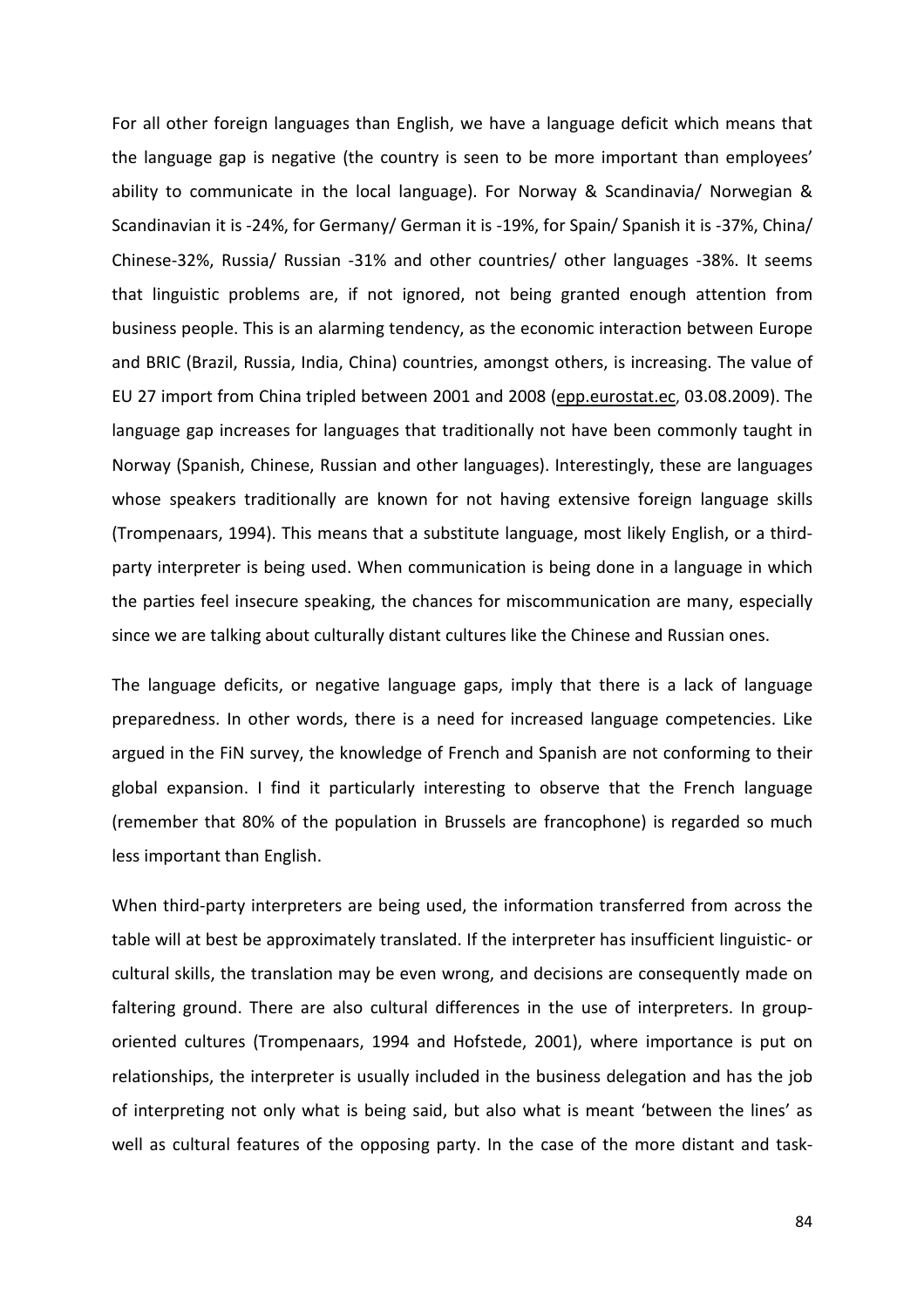For all other foreign languages than English, we have a language deficit which means that the language gap is negative (the country is seen to be more important than employees' ability to communicate in the local language). For Norway & Scandinavia/ Norwegian & Scandinavian it is -24%, for Germany/ German it is -19%, for Spain/ Spanish it is -37%, China/ Chinese-32%, Russia/ Russian -31% and other countries/ other languages -38%. It seems that linguistic problems are, if not ignored, not being granted enough attention from business people. This is an alarming tendency, as the economic interaction between Europe and BRIC (Brazil, Russia, India, China) countries, amongst others, is increasing. The value of EU 27 import from China tripled between 2001 and 2008 (epp.eurostat.ec, 03.08.2009). The language gap increases for languages that traditionally not have been commonly taught in Norway (Spanish, Chinese, Russian and other languages). Interestingly, these are languages whose speakers traditionally are known for not having extensive foreign language skills (Trompenaars, 1994). This means that a substitute language, most likely English, or a third-party interpreter is being used. When communication is being done in a language in which the parties feel insecure speaking, the chances for miscommunication are many, especially since we are talking about culturally distant cultures like the Chinese and Russian ones.

The language deficits, or negative language gaps, imply that there is a lack of language preparedness. In other words, there is a need for increased language competencies. Like argued in the FiN survey, the knowledge of French and Spanish are not conforming to their global expansion. I find it particularly interesting to observe that the French language (remember that 80% of the population in Brussels are francophone) is regarded so much less important than English.

When third-party interpreters are being used, the information transferred from across the table will at best be approximately translated. If the interpreter has insufficient linguistic- or cultural skills, the translation may be even wrong, and decisions are consequently made on faltering ground. There are also cultural differences in the use of interpreters. In group-oriented cultures (Trompenaars, 1994 and Hofstede, 2001), where importance is put on relationships, the interpreter is usually included in the business delegation and has the job of interpreting not only what is being said, but also what is meant 'between the lines' as well as cultural features of the opposing party. In the case of the more distant and task-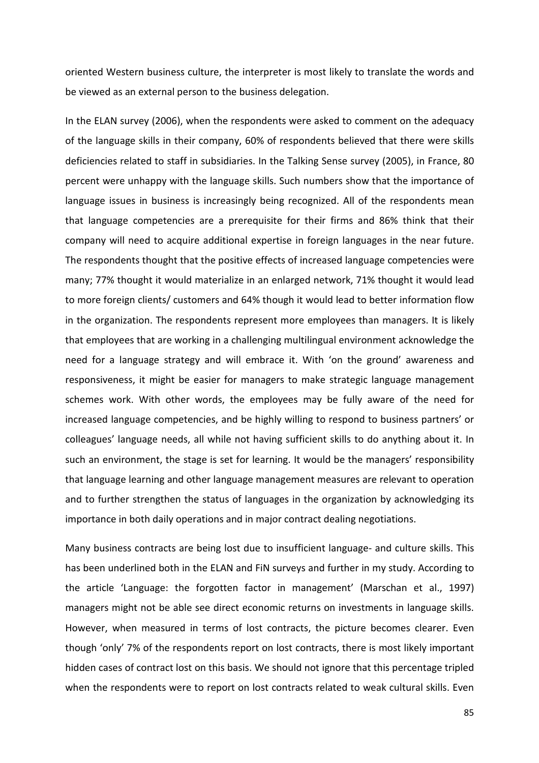oriented Western business culture, the interpreter is most likely to translate the words and be viewed as an external person to the business delegation.

In the ELAN survey (2006), when the respondents were asked to comment on the adequacy of the language skills in their company, 60% of respondents believed that there were skills deficiencies related to staff in subsidiaries. In the Talking Sense survey (2005), in France, 80 percent were unhappy with the language skills. Such numbers show that the importance of language issues in business is increasingly being recognized. All of the respondents mean that language competencies are a prerequisite for their firms and 86% think that their company will need to acquire additional expertise in foreign languages in the near future. The respondents thought that the positive effects of increased language competencies were many; 77% thought it would materialize in an enlarged network, 71% thought it would lead to more foreign clients/ customers and 64% though it would lead to better information flow in the organization. The respondents represent more employees than managers. It is likely that employees that are working in a challenging multilingual environment acknowledge the need for a language strategy and will embrace it. With 'on the ground' awareness and responsiveness, it might be easier for managers to make strategic language management schemes work. With other words, the employees may be fully aware of the need for increased language competencies, and be highly willing to respond to business partners' or colleagues' language needs, all while not having sufficient skills to do anything about it. In such an environment, the stage is set for learning. It would be the managers' responsibility that language learning and other language management measures are relevant to operation and to further strengthen the status of languages in the organization by acknowledging its importance in both daily operations and in major contract dealing negotiations.

Many business contracts are being lost due to insufficient language- and culture skills. This has been underlined both in the ELAN and FiN surveys and further in my study. According to the article 'Language: the forgotten factor in management' (Marschan et al., 1997) managers might not be able see direct economic returns on investments in language skills. However, when measured in terms of lost contracts, the picture becomes clearer. Even though 'only' 7% of the respondents report on lost contracts, there is most likely important hidden cases of contract lost on this basis. We should not ignore that this percentage tripled when the respondents were to report on lost contracts related to weak cultural skills. Even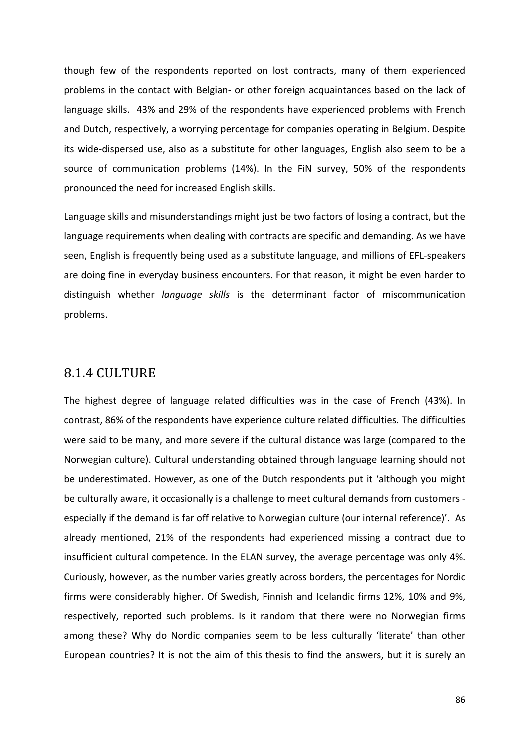though few of the respondents reported on lost contracts, many of them experienced problems in the contact with Belgian- or other foreign acquaintances based on the lack of language skills. 43% and 29% of the respondents have experienced problems with French and Dutch, respectively, a worrying percentage for companies operating in Belgium. Despite its wide-dispersed use, also as a substitute for other languages, English also seem to be a source of communication problems (14%). In the FiN survey, 50% of the respondents pronounced the need for increased English skills.

Language skills and misunderstandings might just be two factors of losing a contract, but the language requirements when dealing with contracts are specific and demanding. As we have seen, English is frequently being used as a substitute language, and millions of EFL-speakers are doing fine in everyday business encounters. For that reason, it might be even harder to distinguish whether *language skills* is the determinant factor of miscommunication problems.

### 8.1.4 CULTURE

The highest degree of language related difficulties was in the case of French (43%). In contrast, 86% of the respondents have experience culture related difficulties. The difficulties were said to be many, and more severe if the cultural distance was large (compared to the Norwegian culture). Cultural understanding obtained through language learning should not be underestimated. However, as one of the Dutch respondents put it 'although you might be culturally aware, it occasionally is a challenge to meet cultural demands from customers - especially if the demand is far off relative to Norwegian culture (our internal reference)'. As already mentioned, 21% of the respondents had experienced missing a contract due to insufficient cultural competence. In the ELAN survey, the average percentage was only 4%. Curiously, however, as the number varies greatly across borders, the percentages for Nordic firms were considerably higher. Of Swedish, Finnish and Icelandic firms 12%, 10% and 9%, respectively, reported such problems. Is it random that there were no Norwegian firms among these? Why do Nordic companies seem to be less culturally 'literate' than other European countries? It is not the aim of this thesis to find the answers, but it is surely an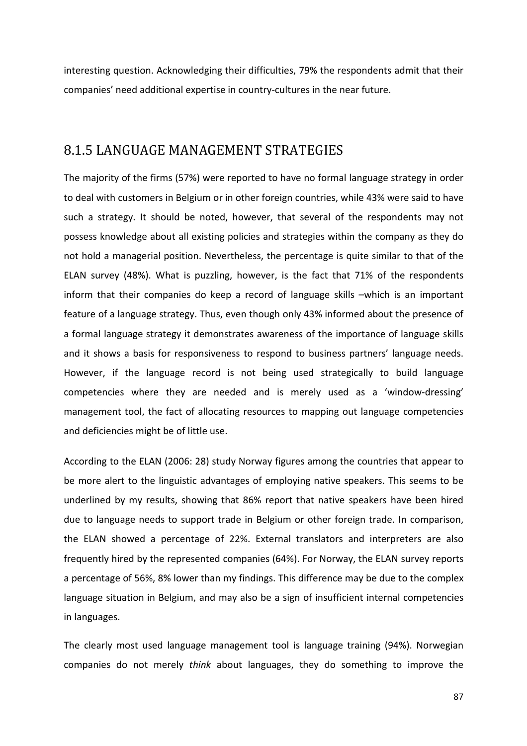interesting question. Acknowledging their difficulties, 79% the respondents admit that their companies' need additional expertise in country-cultures in the near future.

### 8.1.5 LANGUAGE MANAGEMENT STRATEGIES

The majority of the firms (57%) were reported to have no formal language strategy in order to deal with customers in Belgium or in other foreign countries, while 43% were said to have such a strategy. It should be noted, however, that several of the respondents may not possess knowledge about all existing policies and strategies within the company as they do not hold a managerial position. Nevertheless, the percentage is quite similar to that of the ELAN survey (48%). What is puzzling, however, is the fact that 71% of the respondents inform that their companies do keep a record of language skills –which is an important feature of a language strategy. Thus, even though only 43% informed about the presence of a formal language strategy it demonstrates awareness of the importance of language skills and it shows a basis for responsiveness to respond to business partners' language needs. However, if the language record is not being used strategically to build language competencies where they are needed and is merely used as a 'window-dressing' management tool, the fact of allocating resources to mapping out language competencies and deficiencies might be of little use.

According to the ELAN (2006: 28) study Norway figures among the countries that appear to be more alert to the linguistic advantages of employing native speakers. This seems to be underlined by my results, showing that 86% report that native speakers have been hired due to language needs to support trade in Belgium or other foreign trade. In comparison, the ELAN showed a percentage of 22%. External translators and interpreters are also frequently hired by the represented companies (64%). For Norway, the ELAN survey reports a percentage of 56%, 8% lower than my findings. This difference may be due to the complex language situation in Belgium, and may also be a sign of insufficient internal competencies in languages.

The clearly most used language management tool is language training (94%). Norwegian companies do not merely *think* about languages, they do something to improve the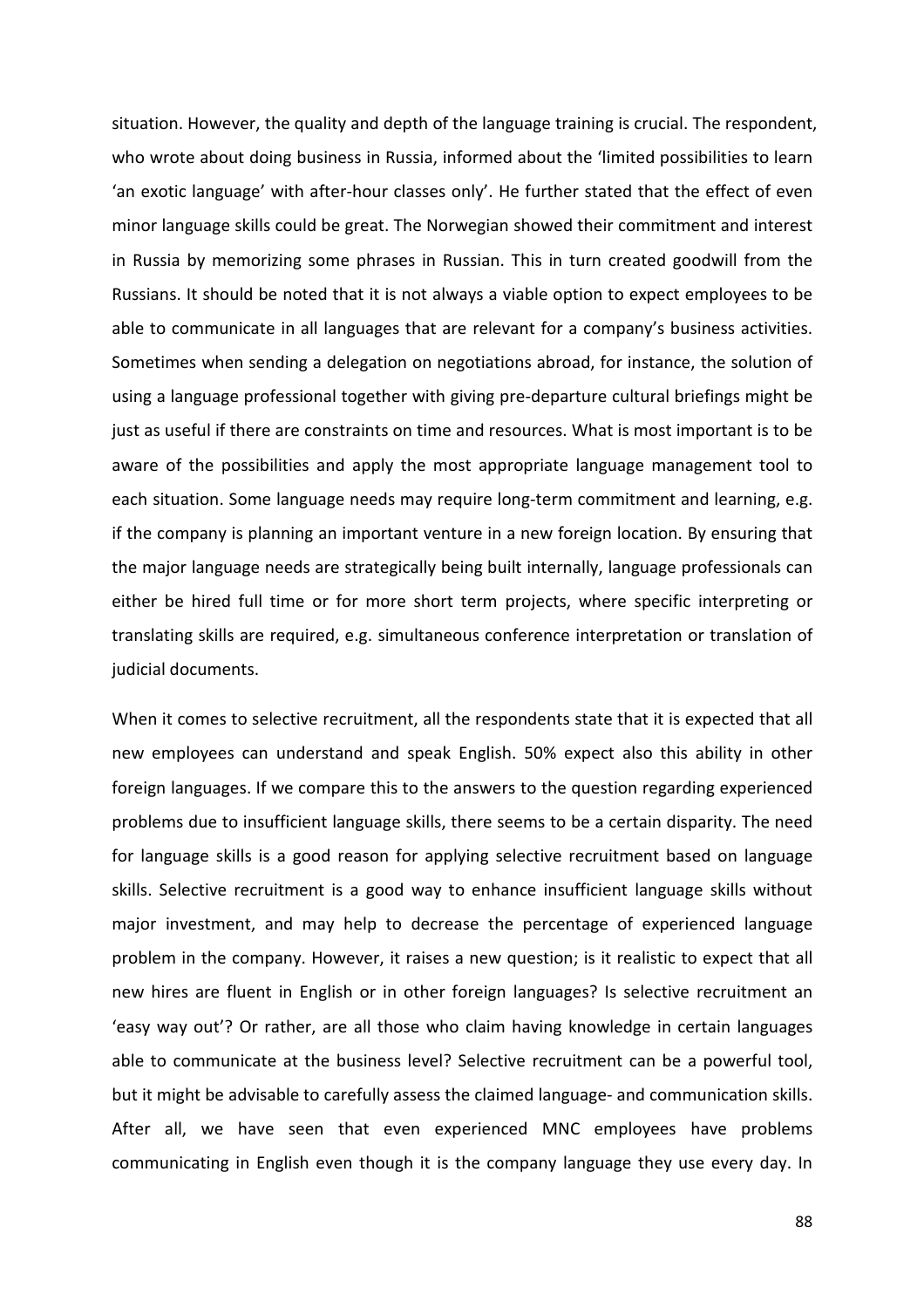situation. However, the quality and depth of the language training is crucial. The respondent, who wrote about doing business in Russia, informed about the 'limited possibilities to learn 'an exotic language' with after-hour classes only'. He further stated that the effect of even minor language skills could be great. The Norwegian showed their commitment and interest in Russia by memorizing some phrases in Russian. This in turn created goodwill from the Russians. It should be noted that it is not always a viable option to expect employees to be able to communicate in all languages that are relevant for a company's business activities. Sometimes when sending a delegation on negotiations abroad, for instance, the solution of using a language professional together with giving pre-departure cultural briefings might be just as useful if there are constraints on time and resources. What is most important is to be aware of the possibilities and apply the most appropriate language management tool to each situation. Some language needs may require long-term commitment and learning, e.g. if the company is planning an important venture in a new foreign location. By ensuring that the major language needs are strategically being built internally, language professionals can either be hired full time or for more short term projects, where specific interpreting or translating skills are required, e.g. simultaneous conference interpretation or translation of judicial documents.

When it comes to selective recruitment, all the respondents state that it is expected that all new employees can understand and speak English. 50% expect also this ability in other foreign languages. If we compare this to the answers to the question regarding experienced problems due to insufficient language skills, there seems to be a certain disparity. The need for language skills is a good reason for applying selective recruitment based on language skills. Selective recruitment is a good way to enhance insufficient language skills without major investment, and may help to decrease the percentage of experienced language problem in the company. However, it raises a new question; is it realistic to expect that all new hires are fluent in English or in other foreign languages? Is selective recruitment an 'easy way out'? Or rather, are all those who claim having knowledge in certain languages able to communicate at the business level? Selective recruitment can be a powerful tool, but it might be advisable to carefully assess the claimed language- and communication skills. After all, we have seen that even experienced MNC employees have problems communicating in English even though it is the company language they use every day. In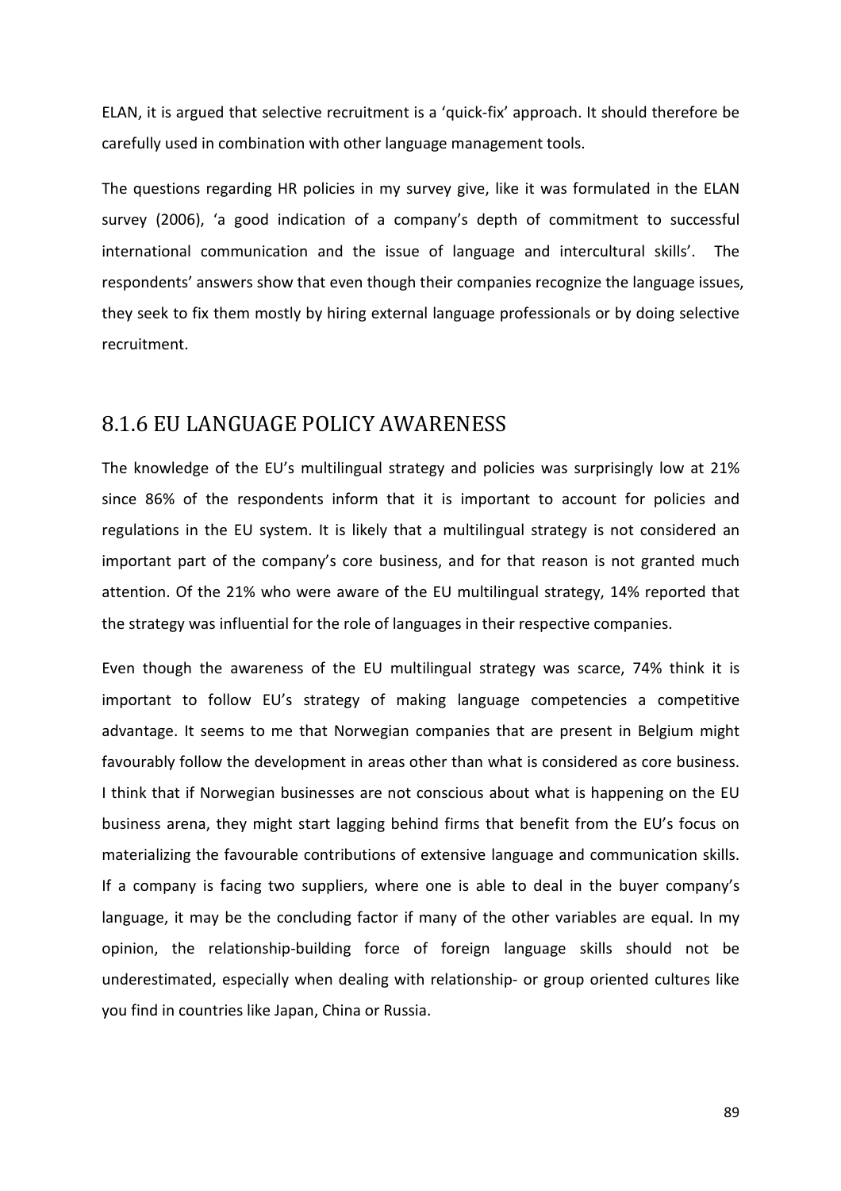ELAN, it is argued that selective recruitment is a 'quick-fix' approach. It should therefore be carefully used in combination with other language management tools.

The questions regarding HR policies in my survey give, like it was formulated in the ELAN survey (2006), 'a good indication of a company's depth of commitment to successful international communication and the issue of language and intercultural skills'. The respondents' answers show that even though their companies recognize the language issues, they seek to fix them mostly by hiring external language professionals or by doing selective recruitment.

## 8.1.6 EU LANGUAGE POLICY AWARENESS

The knowledge of the EU's multilingual strategy and policies was surprisingly low at 21% since 86% of the respondents inform that it is important to account for policies and regulations in the EU system. It is likely that a multilingual strategy is not considered an important part of the company's core business, and for that reason is not granted much attention. Of the 21% who were aware of the EU multilingual strategy, 14% reported that the strategy was influential for the role of languages in their respective companies.

Even though the awareness of the EU multilingual strategy was scarce, 74% think it is important to follow EU's strategy of making language competencies a competitive advantage. It seems to me that Norwegian companies that are present in Belgium might favourably follow the development in areas other than what is considered as core business. I think that if Norwegian businesses are not conscious about what is happening on the EU business arena, they might start lagging behind firms that benefit from the EU's focus on materializing the favourable contributions of extensive language and communication skills. If a company is facing two suppliers, where one is able to deal in the buyer company's language, it may be the concluding factor if many of the other variables are equal. In my opinion, the relationship-building force of foreign language skills should not be underestimated, especially when dealing with relationship- or group oriented cultures like you find in countries like Japan, China or Russia.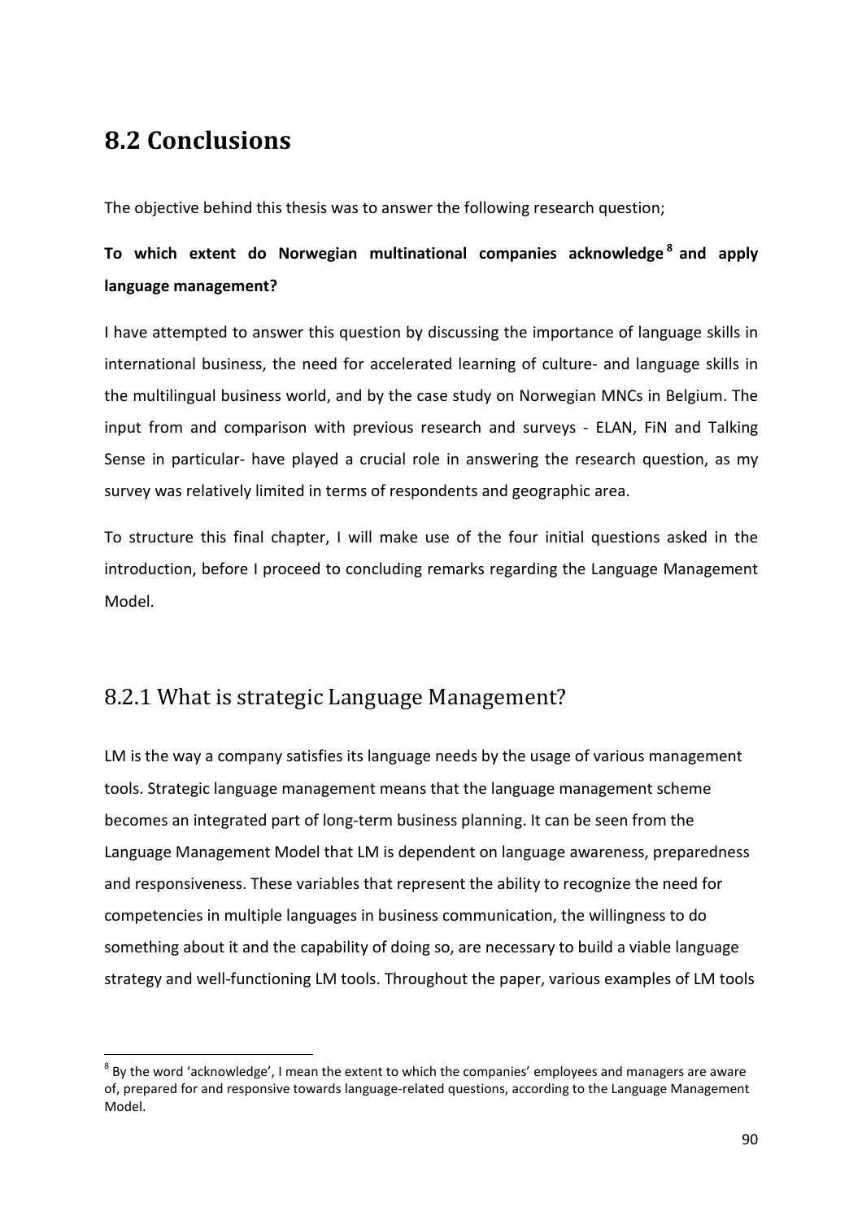## 8.2 Conclusions

The objective behind this thesis was to answer the following research question;

**To which extent do Norwegian multinational companies acknowledge[8] and apply language management?**

I have attempted to answer this question by discussing the importance of language skills in international business, the need for accelerated learning of culture- and language skills in the multilingual business world, and by the case study on Norwegian MNCs in Belgium. The input from and comparison with previous research and surveys - ELAN, FiN and Talking Sense in particular- have played a crucial role in answering the research question, as my survey was relatively limited in terms of respondents and geographic area.

To structure this final chapter, I will make use of the four initial questions asked in the introduction, before I proceed to concluding remarks regarding the Language Management Model.

### 8.2.1 What is strategic Language Management?

LM is the way a company satisfies its language needs by the usage of various management tools. Strategic language management means that the language management scheme becomes an integrated part of long-term business planning. It can be seen from the Language Management Model that LM is dependent on language awareness, preparedness and responsiveness. These variables that represent the ability to recognize the need for competencies in multiple languages in business communication, the willingness to do something about it and the capability of doing so, are necessary to build a viable language strategy and well-functioning LM tools. Throughout the paper, various examples of LM tools

[8] By the word 'acknowledge', I mean the extent to which the companies' employees and managers are aware of, prepared for and responsive towards language-related questions, according to the Language Management Model.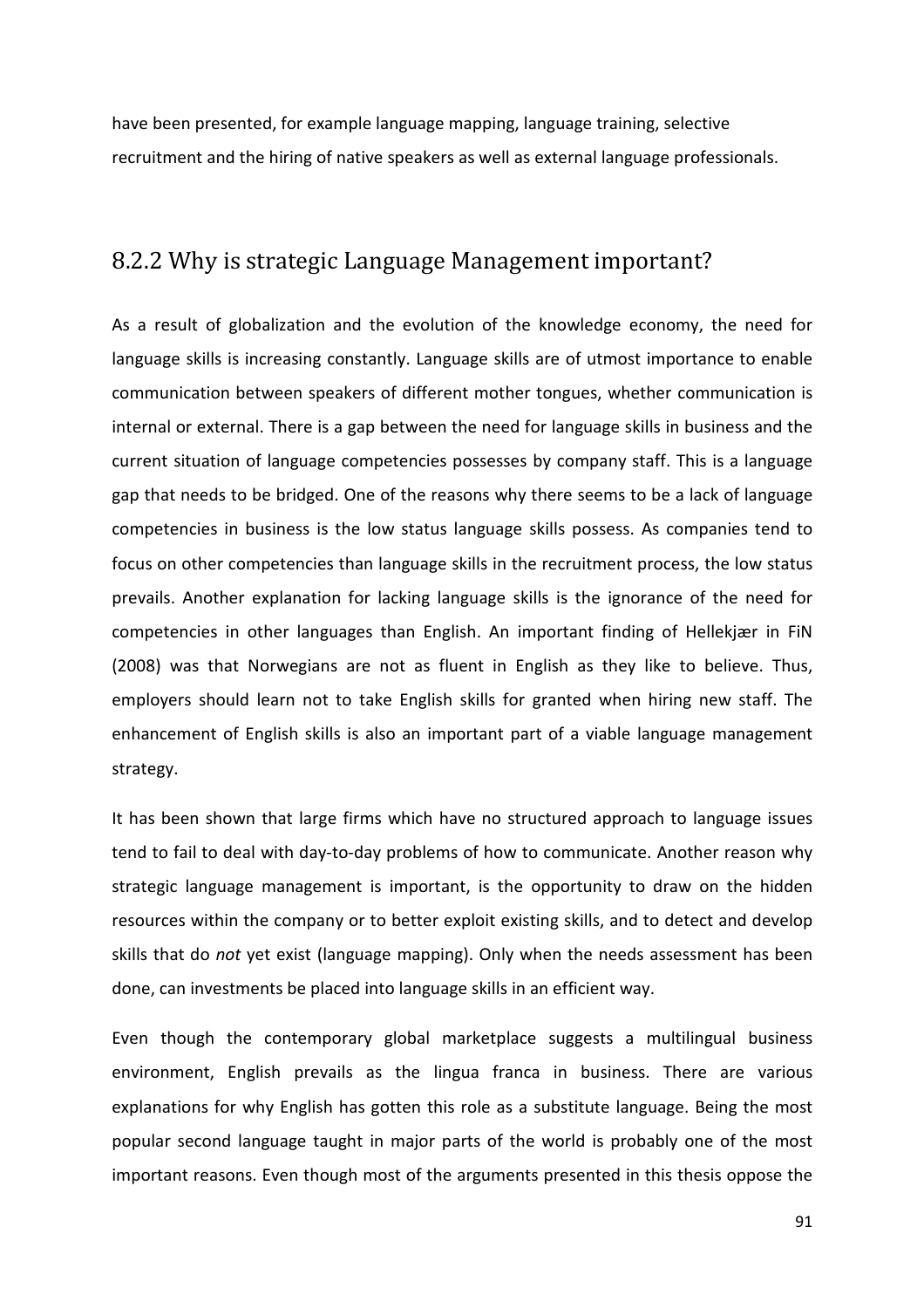have been presented, for example language mapping, language training, selective recruitment and the hiring of native speakers as well as external language professionals.

### 8.2.2 Why is strategic Language Management important?

As a result of globalization and the evolution of the knowledge economy, the need for language skills is increasing constantly. Language skills are of utmost importance to enable communication between speakers of different mother tongues, whether communication is internal or external. There is a gap between the need for language skills in business and the current situation of language competencies possesses by company staff. This is a language gap that needs to be bridged. One of the reasons why there seems to be a lack of language competencies in business is the low status language skills possess. As companies tend to focus on other competencies than language skills in the recruitment process, the low status prevails. Another explanation for lacking language skills is the ignorance of the need for competencies in other languages than English. An important finding of Hellekjær in FiN (2008) was that Norwegians are not as fluent in English as they like to believe. Thus, employers should learn not to take English skills for granted when hiring new staff. The enhancement of English skills is also an important part of a viable language management strategy.

It has been shown that large firms which have no structured approach to language issues tend to fail to deal with day-to-day problems of how to communicate. Another reason why strategic language management is important, is the opportunity to draw on the hidden resources within the company or to better exploit existing skills, and to detect and develop skills that do *not* yet exist (language mapping). Only when the needs assessment has been done, can investments be placed into language skills in an efficient way.

Even though the contemporary global marketplace suggests a multilingual business environment, English prevails as the lingua franca in business. There are various explanations for why English has gotten this role as a substitute language. Being the most popular second language taught in major parts of the world is probably one of the most important reasons. Even though most of the arguments presented in this thesis oppose the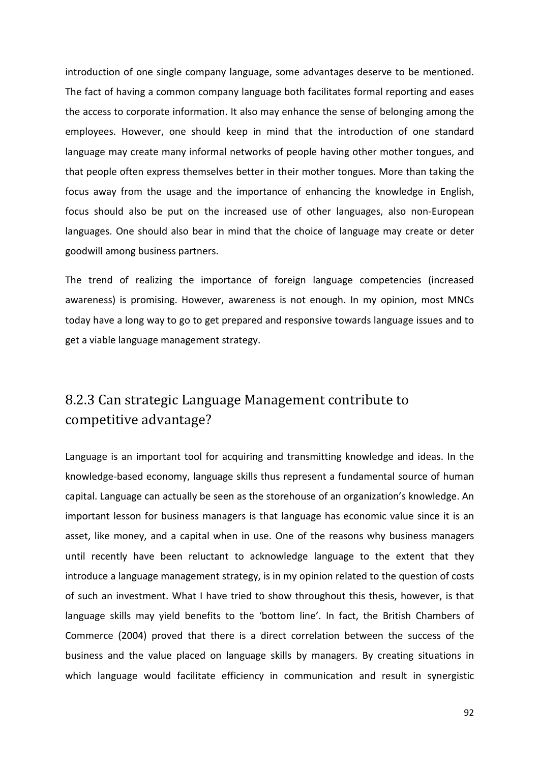introduction of one single company language, some advantages deserve to be mentioned. The fact of having a common company language both facilitates formal reporting and eases the access to corporate information. It also may enhance the sense of belonging among the employees. However, one should keep in mind that the introduction of one standard language may create many informal networks of people having other mother tongues, and that people often express themselves better in their mother tongues. More than taking the focus away from the usage and the importance of enhancing the knowledge in English, focus should also be put on the increased use of other languages, also non-European languages. One should also bear in mind that the choice of language may create or deter goodwill among business partners.

The trend of realizing the importance of foreign language competencies (increased awareness) is promising. However, awareness is not enough. In my opinion, most MNCs today have a long way to go to get prepared and responsive towards language issues and to get a viable language management strategy.

### 8.2.3 Can strategic Language Management contribute to competitive advantage?

Language is an important tool for acquiring and transmitting knowledge and ideas. In the knowledge-based economy, language skills thus represent a fundamental source of human capital. Language can actually be seen as the storehouse of an organization's knowledge. An important lesson for business managers is that language has economic value since it is an asset, like money, and a capital when in use. One of the reasons why business managers until recently have been reluctant to acknowledge language to the extent that they introduce a language management strategy, is in my opinion related to the question of costs of such an investment. What I have tried to show throughout this thesis, however, is that language skills may yield benefits to the 'bottom line'. In fact, the British Chambers of Commerce (2004) proved that there is a direct correlation between the success of the business and the value placed on language skills by managers. By creating situations in which language would facilitate efficiency in communication and result in synergistic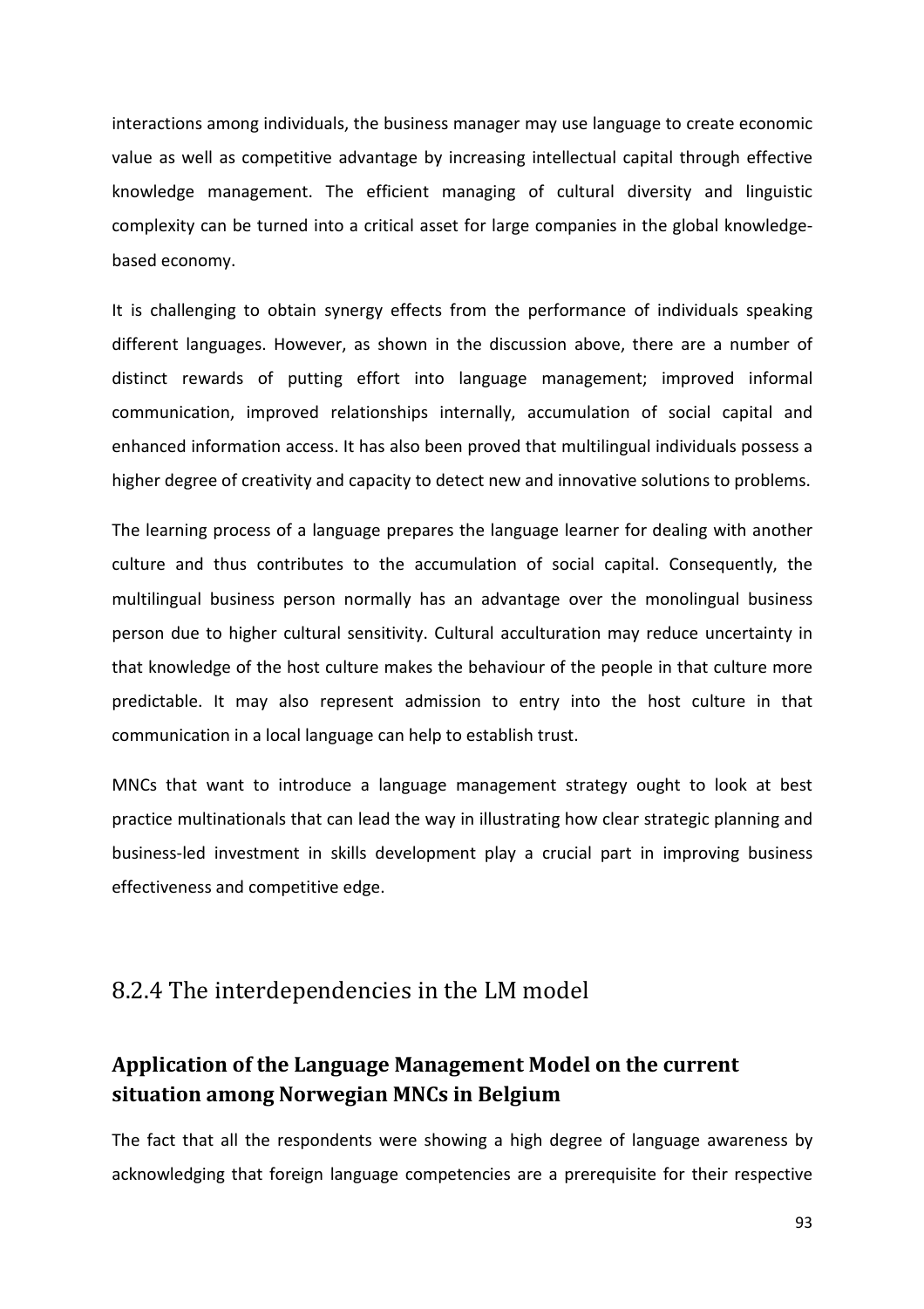interactions among individuals, the business manager may use language to create economic value as well as competitive advantage by increasing intellectual capital through effective knowledge management. The efficient managing of cultural diversity and linguistic complexity can be turned into a critical asset for large companies in the global knowledge-based economy.

It is challenging to obtain synergy effects from the performance of individuals speaking different languages. However, as shown in the discussion above, there are a number of distinct rewards of putting effort into language management; improved informal communication, improved relationships internally, accumulation of social capital and enhanced information access. It has also been proved that multilingual individuals possess a higher degree of creativity and capacity to detect new and innovative solutions to problems.

The learning process of a language prepares the language learner for dealing with another culture and thus contributes to the accumulation of social capital. Consequently, the multilingual business person normally has an advantage over the monolingual business person due to higher cultural sensitivity. Cultural acculturation may reduce uncertainty in that knowledge of the host culture makes the behaviour of the people in that culture more predictable. It may also represent admission to entry into the host culture in that communication in a local language can help to establish trust.

MNCs that want to introduce a language management strategy ought to look at best practice multinationals that can lead the way in illustrating how clear strategic planning and business-led investment in skills development play a crucial part in improving business effectiveness and competitive edge.

## 8.2.4 The interdependencies in the LM model

### Application of the Language Management Model on the current situation among Norwegian MNCs in Belgium

The fact that all the respondents were showing a high degree of language awareness by acknowledging that foreign language competencies are a prerequisite for their respective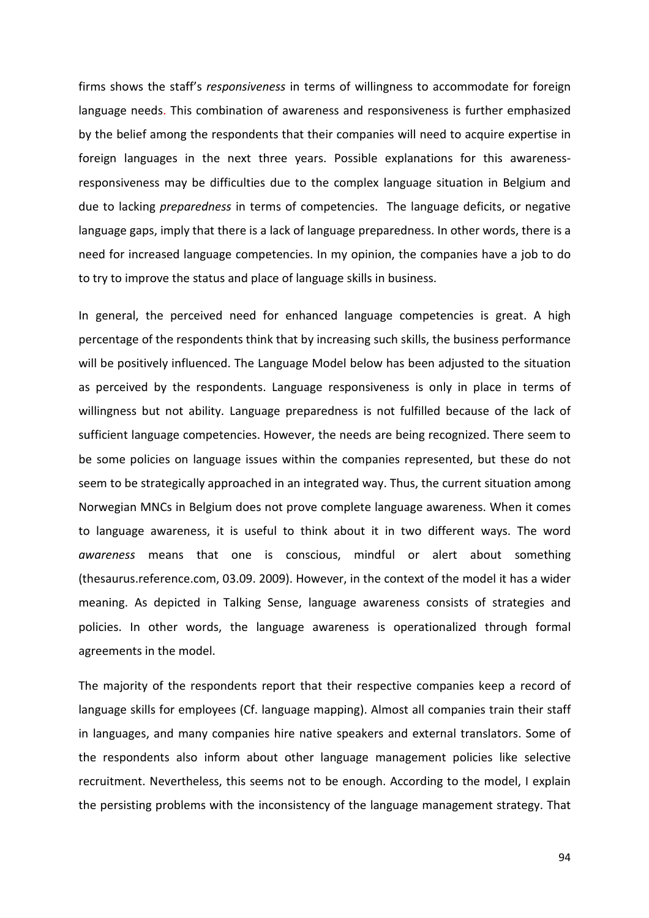firms shows the staff's *responsiveness* in terms of willingness to accommodate for foreign language needs. This combination of awareness and responsiveness is further emphasized by the belief among the respondents that their companies will need to acquire expertise in foreign languages in the next three years. Possible explanations for this awareness-responsiveness may be difficulties due to the complex language situation in Belgium and due to lacking *preparedness* in terms of competencies. The language deficits, or negative language gaps, imply that there is a lack of language preparedness. In other words, there is a need for increased language competencies. In my opinion, the companies have a job to do to try to improve the status and place of language skills in business.

In general, the perceived need for enhanced language competencies is great. A high percentage of the respondents think that by increasing such skills, the business performance will be positively influenced. The Language Model below has been adjusted to the situation as perceived by the respondents. Language responsiveness is only in place in terms of willingness but not ability. Language preparedness is not fulfilled because of the lack of sufficient language competencies. However, the needs are being recognized. There seem to be some policies on language issues within the companies represented, but these do not seem to be strategically approached in an integrated way. Thus, the current situation among Norwegian MNCs in Belgium does not prove complete language awareness. When it comes to language awareness, it is useful to think about it in two different ways. The word *awareness* means that one is conscious, mindful or alert about something (thesaurus.reference.com, 03.09. 2009). However, in the context of the model it has a wider meaning. As depicted in Talking Sense, language awareness consists of strategies and policies. In other words, the language awareness is operationalized through formal agreements in the model.

The majority of the respondents report that their respective companies keep a record of language skills for employees (Cf. language mapping). Almost all companies train their staff in languages, and many companies hire native speakers and external translators. Some of the respondents also inform about other language management policies like selective recruitment. Nevertheless, this seems not to be enough. According to the model, I explain the persisting problems with the inconsistency of the language management strategy. That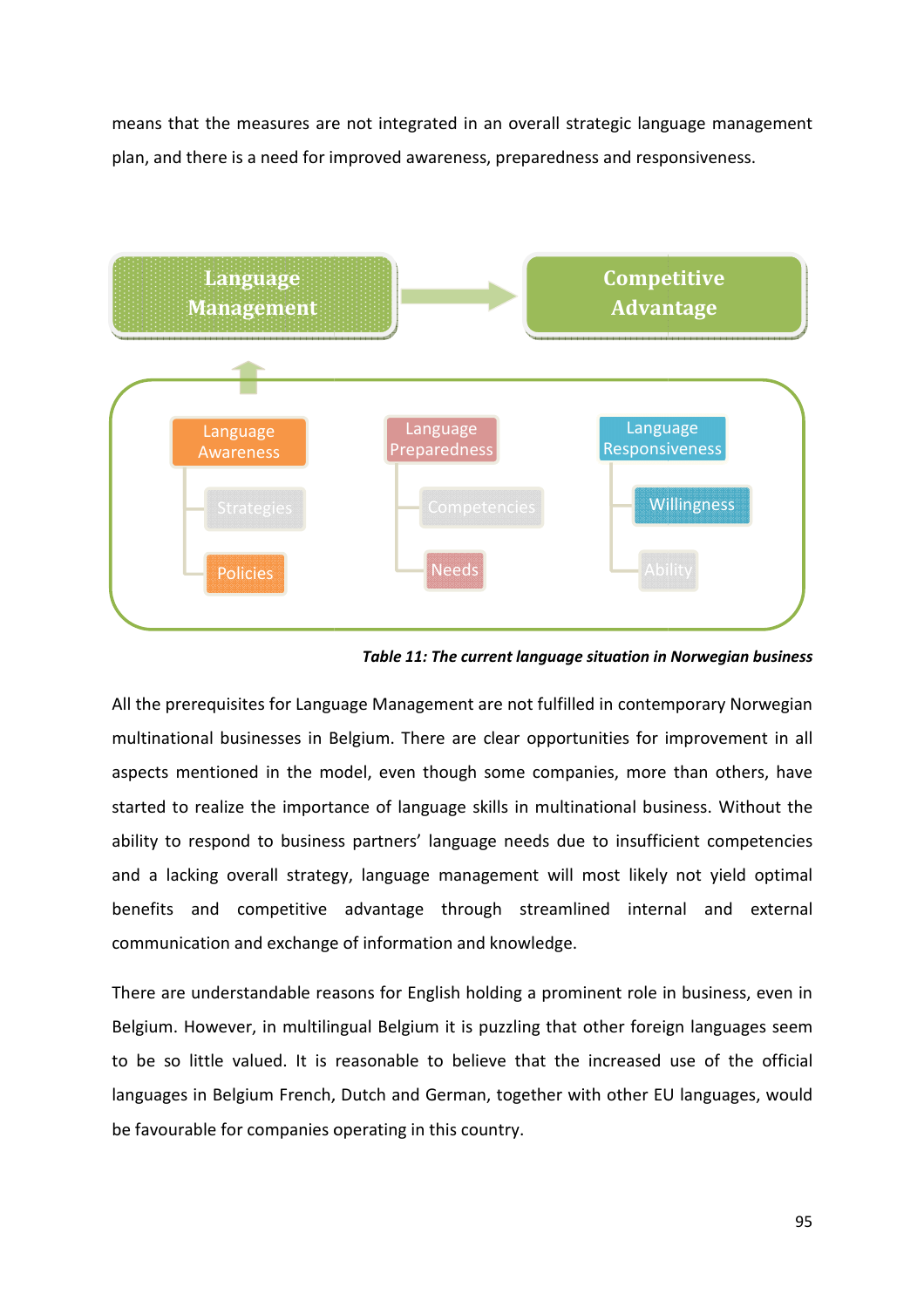means that the measures are not integrated in an overall strategic language management plan, and there is a need for improved awareness, preparedness and responsiveness.

Language Management → Competitive Advantage

- Language Awareness
  - Strategies
  - Policies
- Language Preparedness
  - Competencies
  - Needs
- Language Responsiveness
  - Willingness
  - Ability

***Table 11: The current language situation in Norwegian business***

All the prerequisites for Language Management are not fulfilled in contemporary Norwegian multinational businesses in Belgium. There are clear opportunities for improvement in all aspects mentioned in the model, even though some companies, more than others, have started to realize the importance of language skills in multinational business. Without the ability to respond to business partners' language needs due to insufficient competencies and a lacking overall strategy, language management will most likely not yield optimal benefits and competitive advantage through streamlined internal and external communication and exchange of information and knowledge.

There are understandable reasons for English holding a prominent role in business, even in Belgium. However, in multilingual Belgium it is puzzling that other foreign languages seem to be so little valued. It is reasonable to believe that the increased use of the official languages in Belgium French, Dutch and German, together with other EU languages, would be favourable for companies operating in this country.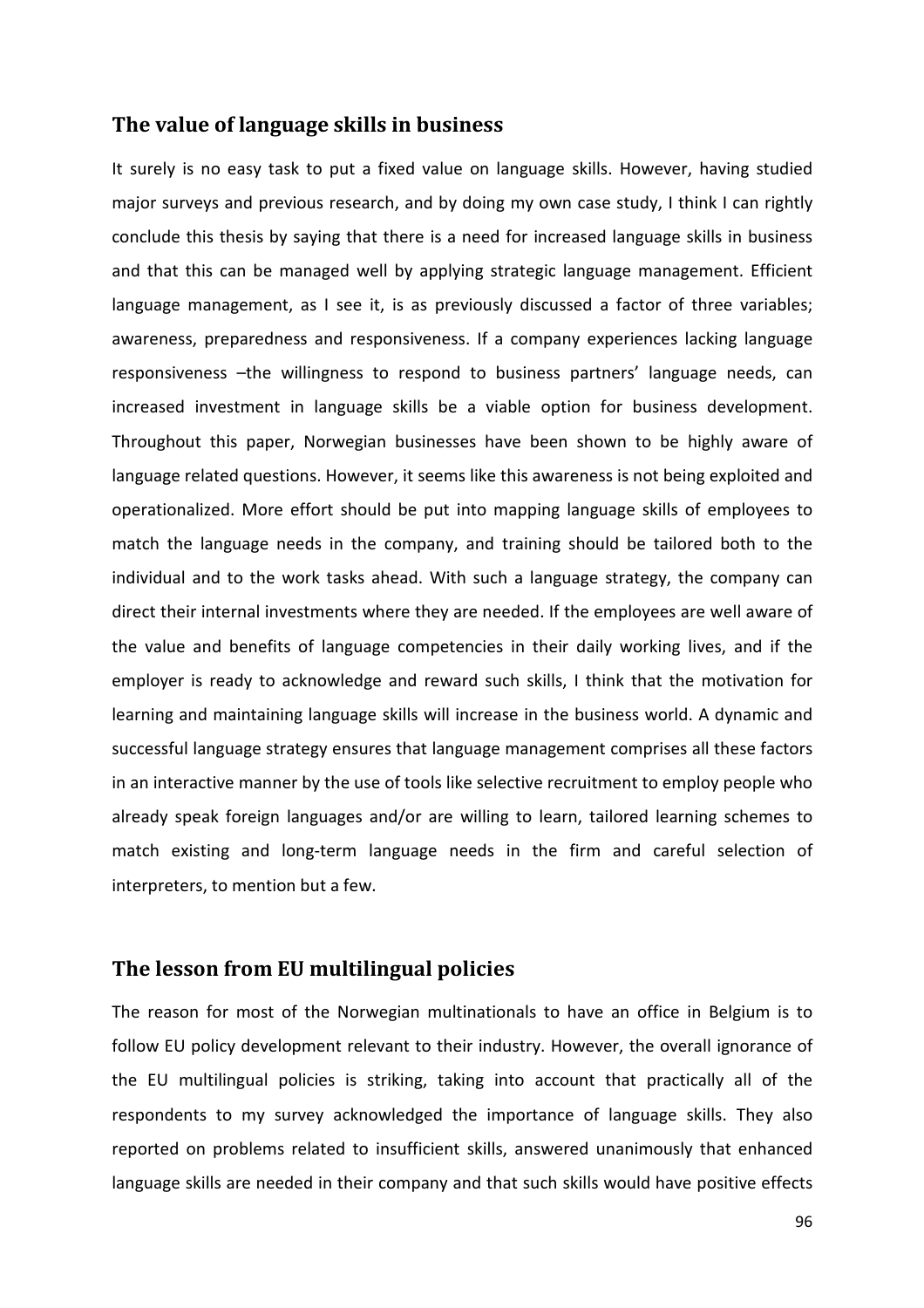## The value of language skills in business

It surely is no easy task to put a fixed value on language skills. However, having studied major surveys and previous research, and by doing my own case study, I think I can rightly conclude this thesis by saying that there is a need for increased language skills in business and that this can be managed well by applying strategic language management. Efficient language management, as I see it, is as previously discussed a factor of three variables; awareness, preparedness and responsiveness. If a company experiences lacking language responsiveness –the willingness to respond to business partners' language needs, can increased investment in language skills be a viable option for business development. Throughout this paper, Norwegian businesses have been shown to be highly aware of language related questions. However, it seems like this awareness is not being exploited and operationalized. More effort should be put into mapping language skills of employees to match the language needs in the company, and training should be tailored both to the individual and to the work tasks ahead. With such a language strategy, the company can direct their internal investments where they are needed. If the employees are well aware of the value and benefits of language competencies in their daily working lives, and if the employer is ready to acknowledge and reward such skills, I think that the motivation for learning and maintaining language skills will increase in the business world. A dynamic and successful language strategy ensures that language management comprises all these factors in an interactive manner by the use of tools like selective recruitment to employ people who already speak foreign languages and/or are willing to learn, tailored learning schemes to match existing and long-term language needs in the firm and careful selection of interpreters, to mention but a few.

## The lesson from EU multilingual policies

The reason for most of the Norwegian multinationals to have an office in Belgium is to follow EU policy development relevant to their industry. However, the overall ignorance of the EU multilingual policies is striking, taking into account that practically all of the respondents to my survey acknowledged the importance of language skills. They also reported on problems related to insufficient skills, answered unanimously that enhanced language skills are needed in their company and that such skills would have positive effects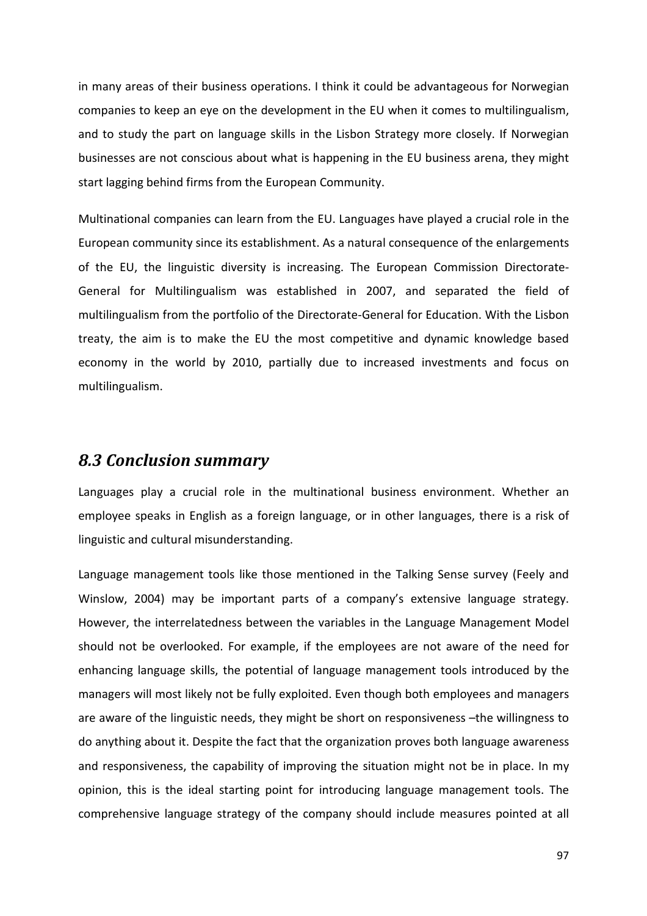in many areas of their business operations. I think it could be advantageous for Norwegian companies to keep an eye on the development in the EU when it comes to multilingualism, and to study the part on language skills in the Lisbon Strategy more closely. If Norwegian businesses are not conscious about what is happening in the EU business arena, they might start lagging behind firms from the European Community.

Multinational companies can learn from the EU. Languages have played a crucial role in the European community since its establishment. As a natural consequence of the enlargements of the EU, the linguistic diversity is increasing. The European Commission Directorate-General for Multilingualism was established in 2007, and separated the field of multilingualism from the portfolio of the Directorate-General for Education. With the Lisbon treaty, the aim is to make the EU the most competitive and dynamic knowledge based economy in the world by 2010, partially due to increased investments and focus on multilingualism.

## *8.3 Conclusion summary*

Languages play a crucial role in the multinational business environment. Whether an employee speaks in English as a foreign language, or in other languages, there is a risk of linguistic and cultural misunderstanding.

Language management tools like those mentioned in the Talking Sense survey (Feely and Winslow, 2004) may be important parts of a company's extensive language strategy. However, the interrelatedness between the variables in the Language Management Model should not be overlooked. For example, if the employees are not aware of the need for enhancing language skills, the potential of language management tools introduced by the managers will most likely not be fully exploited. Even though both employees and managers are aware of the linguistic needs, they might be short on responsiveness –the willingness to do anything about it. Despite the fact that the organization proves both language awareness and responsiveness, the capability of improving the situation might not be in place. In my opinion, this is the ideal starting point for introducing language management tools. The comprehensive language strategy of the company should include measures pointed at all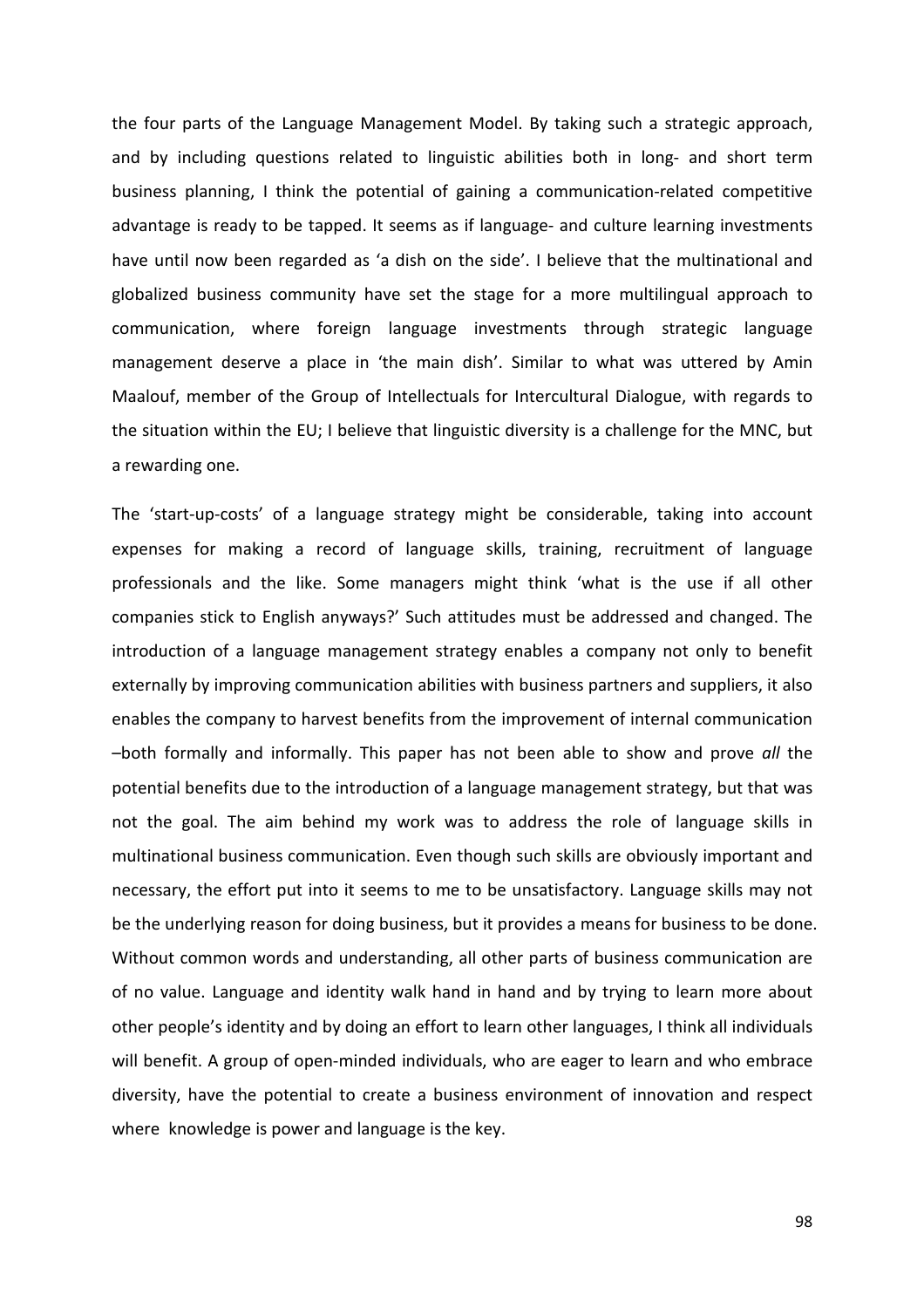the four parts of the Language Management Model. By taking such a strategic approach, and by including questions related to linguistic abilities both in long- and short term business planning, I think the potential of gaining a communication-related competitive advantage is ready to be tapped. It seems as if language- and culture learning investments have until now been regarded as 'a dish on the side'. I believe that the multinational and globalized business community have set the stage for a more multilingual approach to communication, where foreign language investments through strategic language management deserve a place in 'the main dish'. Similar to what was uttered by Amin Maalouf, member of the Group of Intellectuals for Intercultural Dialogue, with regards to the situation within the EU; I believe that linguistic diversity is a challenge for the MNC, but a rewarding one.

The 'start-up-costs' of a language strategy might be considerable, taking into account expenses for making a record of language skills, training, recruitment of language professionals and the like. Some managers might think 'what is the use if all other companies stick to English anyways?' Such attitudes must be addressed and changed. The introduction of a language management strategy enables a company not only to benefit externally by improving communication abilities with business partners and suppliers, it also enables the company to harvest benefits from the improvement of internal communication –both formally and informally. This paper has not been able to show and prove *all* the potential benefits due to the introduction of a language management strategy, but that was not the goal. The aim behind my work was to address the role of language skills in multinational business communication. Even though such skills are obviously important and necessary, the effort put into it seems to me to be unsatisfactory. Language skills may not be the underlying reason for doing business, but it provides a means for business to be done. Without common words and understanding, all other parts of business communication are of no value. Language and identity walk hand in hand and by trying to learn more about other people's identity and by doing an effort to learn other languages, I think all individuals will benefit. A group of open-minded individuals, who are eager to learn and who embrace diversity, have the potential to create a business environment of innovation and respect where knowledge is power and language is the key.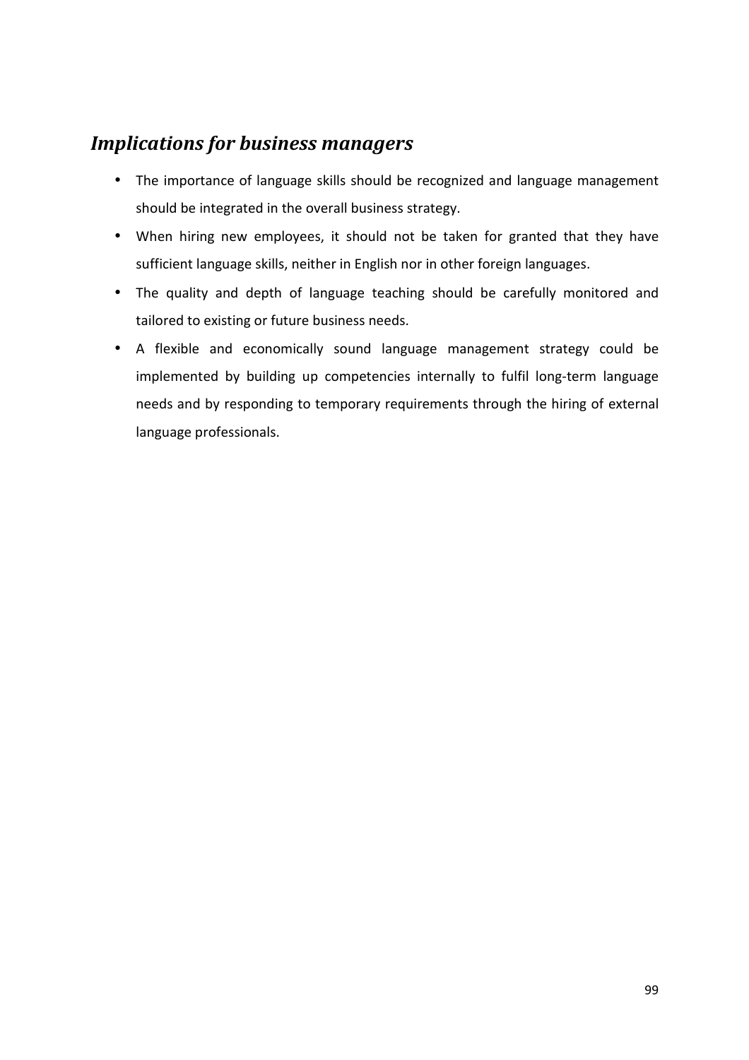## *Implications for business managers*

- The importance of language skills should be recognized and language management should be integrated in the overall business strategy.
- When hiring new employees, it should not be taken for granted that they have sufficient language skills, neither in English nor in other foreign languages.
- The quality and depth of language teaching should be carefully monitored and tailored to existing or future business needs.
- A flexible and economically sound language management strategy could be implemented by building up competencies internally to fulfil long-term language needs and by responding to temporary requirements through the hiring of external language professionals.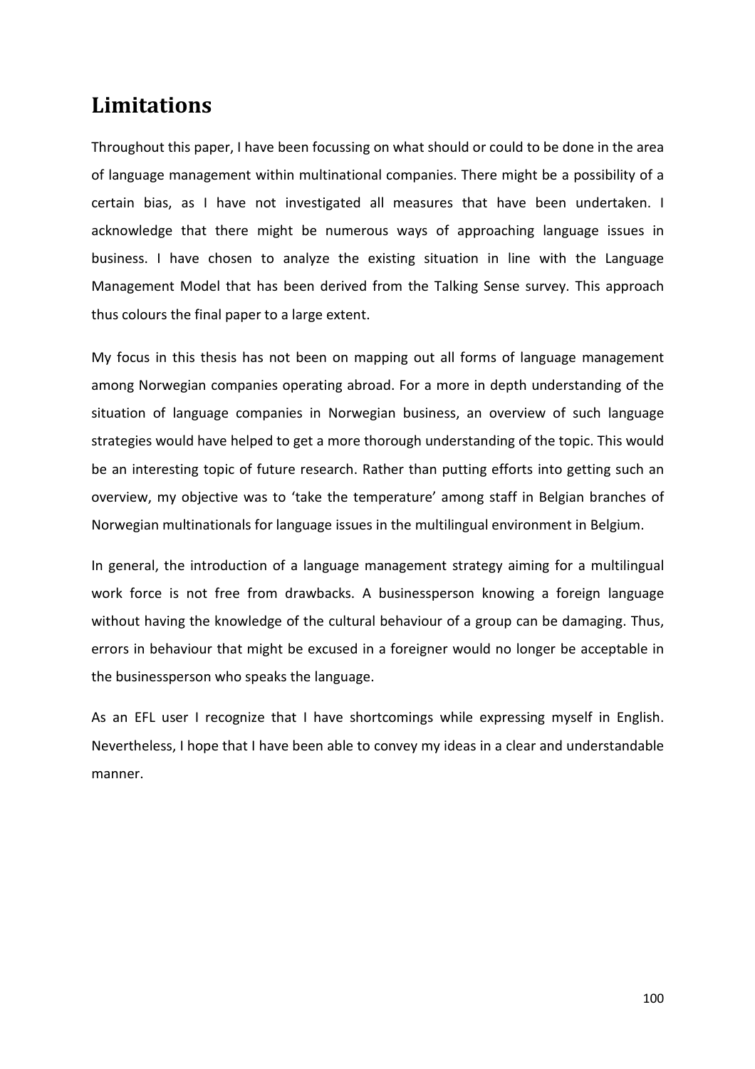# Limitations

Throughout this paper, I have been focussing on what should or could to be done in the area of language management within multinational companies. There might be a possibility of a certain bias, as I have not investigated all measures that have been undertaken. I acknowledge that there might be numerous ways of approaching language issues in business. I have chosen to analyze the existing situation in line with the Language Management Model that has been derived from the Talking Sense survey. This approach thus colours the final paper to a large extent.

My focus in this thesis has not been on mapping out all forms of language management among Norwegian companies operating abroad. For a more in depth understanding of the situation of language companies in Norwegian business, an overview of such language strategies would have helped to get a more thorough understanding of the topic. This would be an interesting topic of future research. Rather than putting efforts into getting such an overview, my objective was to 'take the temperature' among staff in Belgian branches of Norwegian multinationals for language issues in the multilingual environment in Belgium.

In general, the introduction of a language management strategy aiming for a multilingual work force is not free from drawbacks. A businessperson knowing a foreign language without having the knowledge of the cultural behaviour of a group can be damaging. Thus, errors in behaviour that might be excused in a foreigner would no longer be acceptable in the businessperson who speaks the language.

As an EFL user I recognize that I have shortcomings while expressing myself in English. Nevertheless, I hope that I have been able to convey my ideas in a clear and understandable manner.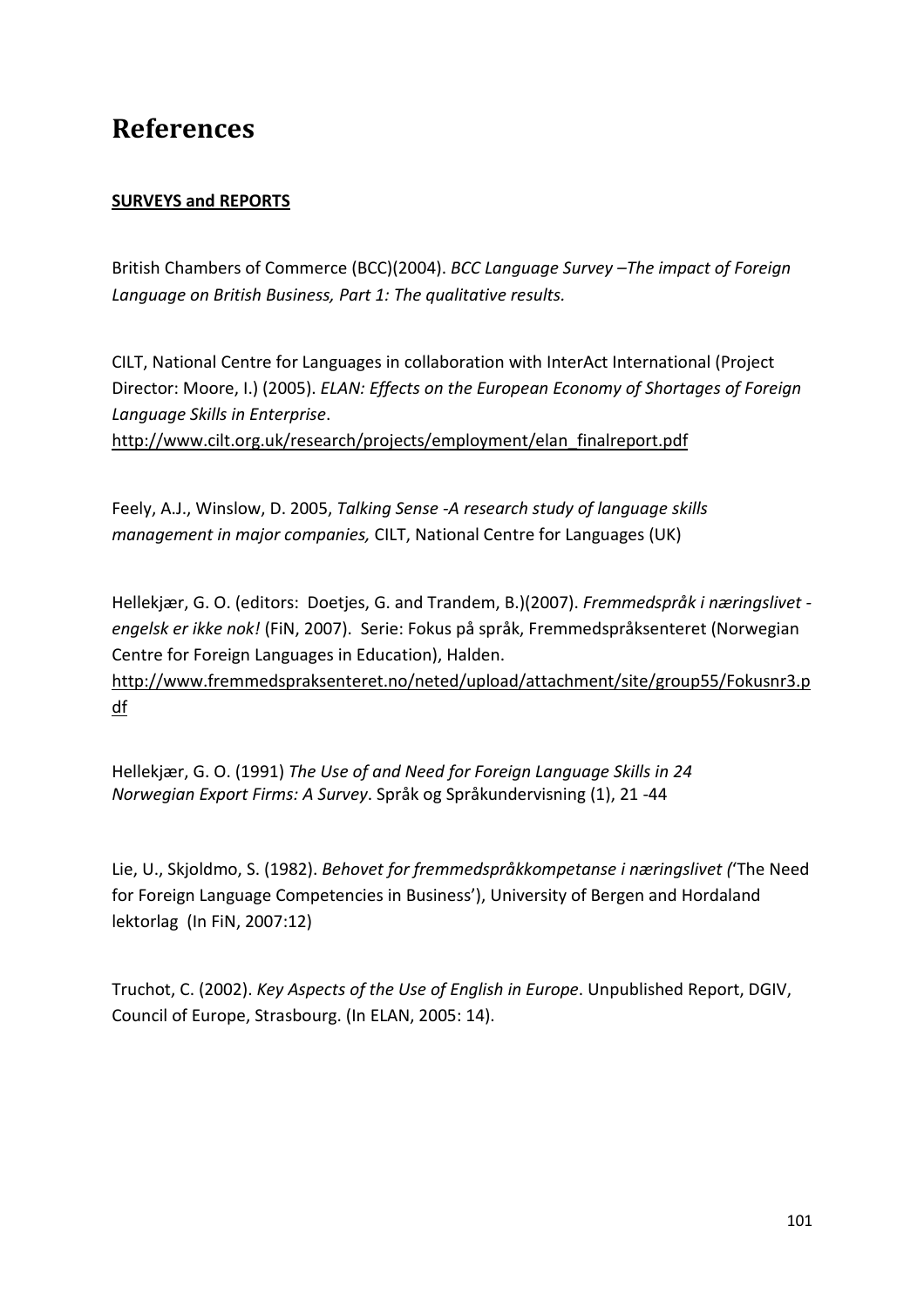# References

**SURVEYS and REPORTS**

British Chambers of Commerce (BCC)(2004). *BCC Language Survey –The impact of Foreign Language on British Business, Part 1: The qualitative results.*

CILT, National Centre for Languages in collaboration with InterAct International (Project Director: Moore, I.) (2005). *ELAN: Effects on the European Economy of Shortages of Foreign Language Skills in Enterprise*. http://www.cilt.org.uk/research/projects/employment/elan_finalreport.pdf

Feely, A.J., Winslow, D. 2005, *Talking Sense -A research study of language skills management in major companies,* CILT, National Centre for Languages (UK)

Hellekjær, G. O. (editors: Doetjes, G. and Trandem, B.)(2007). *Fremmedspråk i næringslivet - engelsk er ikke nok!* (FiN, 2007). Serie: Fokus på språk, Fremmedspråksenteret (Norwegian Centre for Foreign Languages in Education), Halden. http://www.fremmedspraksenteret.no/neted/upload/attachment/site/group55/Fokusnr3.pdf

Hellekjær, G. O. (1991) *The Use of and Need for Foreign Language Skills in 24 Norwegian Export Firms: A Survey*. Språk og Språkundervisning (1), 21 -44

Lie, U., Skjoldmo, S. (1982). *Behovet for fremmedspråkkompetanse i næringslivet (*'The Need for Foreign Language Competencies in Business'), University of Bergen and Hordaland lektorlag (In FiN, 2007:12)

Truchot, C. (2002). *Key Aspects of the Use of English in Europe*. Unpublished Report, DGIV, Council of Europe, Strasbourg. (In ELAN, 2005: 14).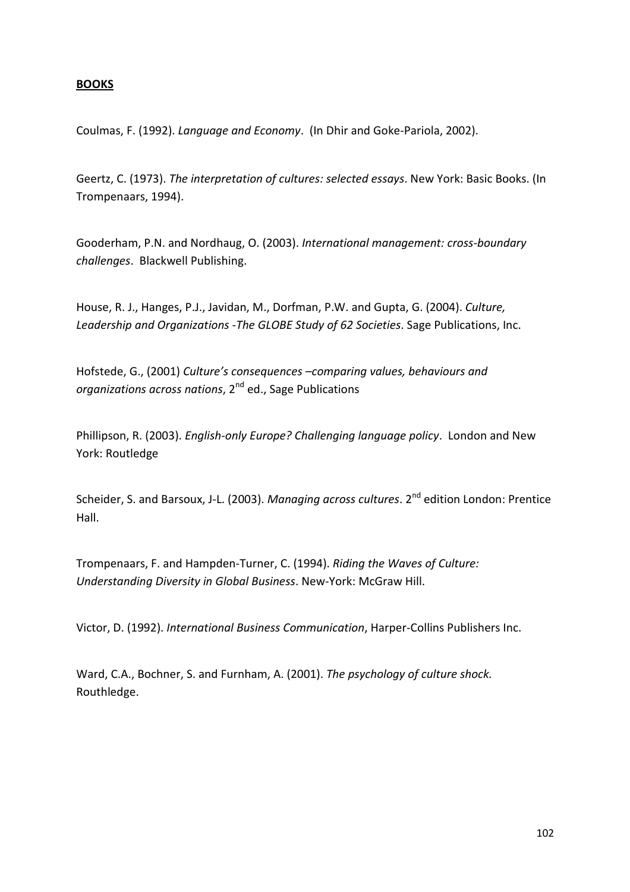**BOOKS**

Coulmas, F. (1992). *Language and Economy*. (In Dhir and Goke-Pariola, 2002).

Geertz, C. (1973). *The interpretation of cultures: selected essays*. New York: Basic Books. (In Trompenaars, 1994).

Gooderham, P.N. and Nordhaug, O. (2003). *International management: cross-boundary challenges*. Blackwell Publishing.

House, R. J., Hanges, P.J., Javidan, M., Dorfman, P.W. and Gupta, G. (2004). *Culture, Leadership and Organizations -The GLOBE Study of 62 Societies*. Sage Publications, Inc.

Hofstede, G., (2001) *Culture's consequences –comparing values, behaviours and organizations across nations*, 2nd ed., Sage Publications

Phillipson, R. (2003). *English-only Europe? Challenging language policy*. London and New York: Routledge

Scheider, S. and Barsoux, J-L. (2003). *Managing across cultures*. 2nd edition London: Prentice Hall.

Trompenaars, F. and Hampden-Turner, C. (1994). *Riding the Waves of Culture: Understanding Diversity in Global Business*. New-York: McGraw Hill.

Victor, D. (1992). *International Business Communication*, Harper-Collins Publishers Inc.

Ward, C.A., Bochner, S. and Furnham, A. (2001). *The psychology of culture shock.* Routhledge.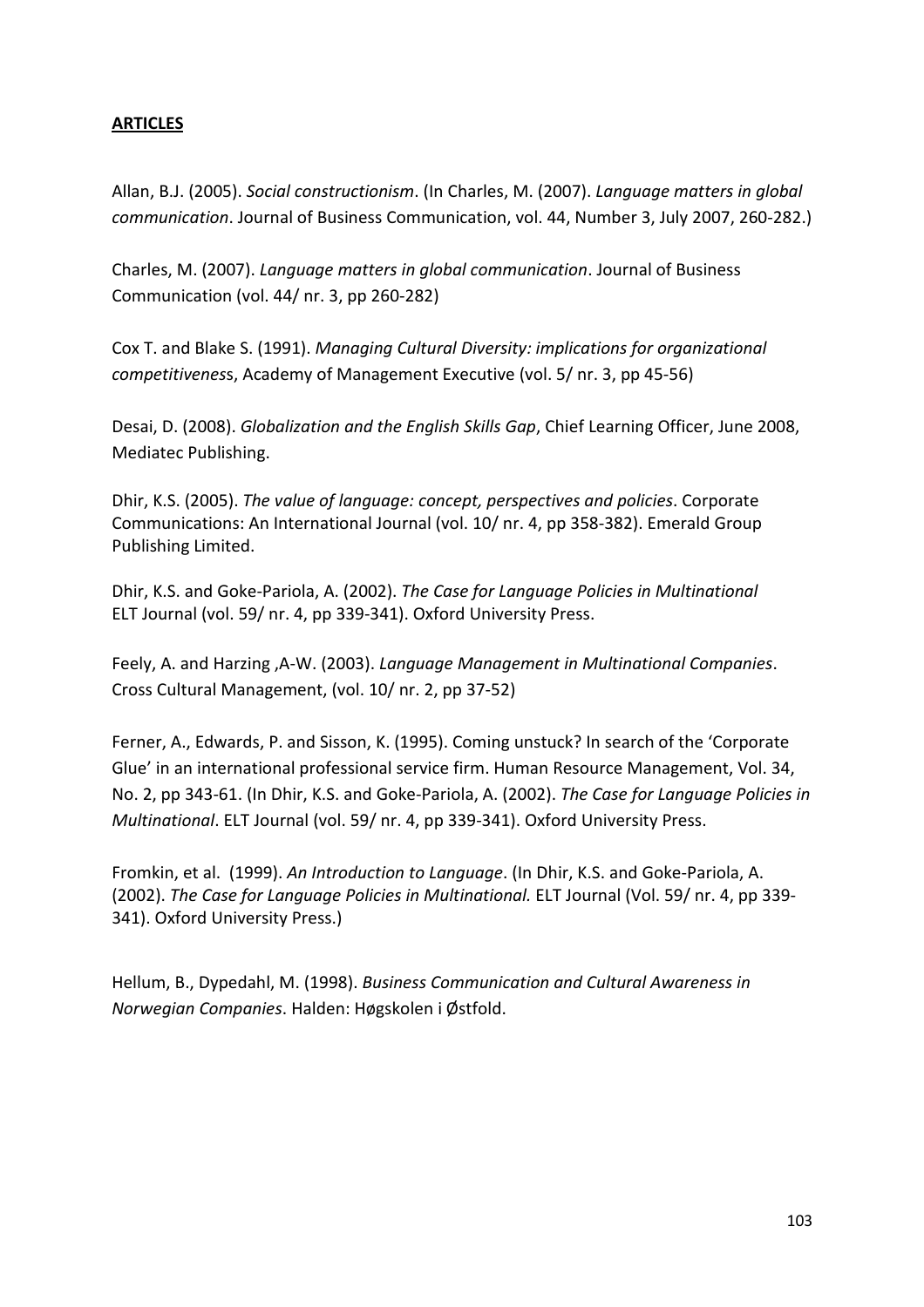**ARTICLES**

Allan, B.J. (2005). *Social constructionism*. (In Charles, M. (2007). *Language matters in global communication*. Journal of Business Communication, vol. 44, Number 3, July 2007, 260-282.)

Charles, M. (2007). *Language matters in global communication*. Journal of Business Communication (vol. 44/ nr. 3, pp 260-282)

Cox T. and Blake S. (1991). *Managing Cultural Diversity: implications for organizational competitiveness*, Academy of Management Executive (vol. 5/ nr. 3, pp 45-56)

Desai, D. (2008). *Globalization and the English Skills Gap*, Chief Learning Officer, June 2008, Mediatec Publishing.

Dhir, K.S. (2005). *The value of language: concept, perspectives and policies*. Corporate Communications: An International Journal (vol. 10/ nr. 4, pp 358-382). Emerald Group Publishing Limited.

Dhir, K.S. and Goke-Pariola, A. (2002). *The Case for Language Policies in Multinational* ELT Journal (vol. 59/ nr. 4, pp 339-341). Oxford University Press.

Feely, A. and Harzing ,A-W. (2003). *Language Management in Multinational Companies*. Cross Cultural Management, (vol. 10/ nr. 2, pp 37-52)

Ferner, A., Edwards, P. and Sisson, K. (1995). Coming unstuck? In search of the 'Corporate Glue' in an international professional service firm. Human Resource Management, Vol. 34, No. 2, pp 343-61. (In Dhir, K.S. and Goke-Pariola, A. (2002). *The Case for Language Policies in Multinational*. ELT Journal (vol. 59/ nr. 4, pp 339-341). Oxford University Press.

Fromkin, et al. (1999). *An Introduction to Language*. (In Dhir, K.S. and Goke-Pariola, A. (2002). *The Case for Language Policies in Multinational.* ELT Journal (Vol. 59/ nr. 4, pp 339-341). Oxford University Press.)

Hellum, B., Dypedahl, M. (1998). *Business Communication and Cultural Awareness in Norwegian Companies*. Halden: Høgskolen i Østfold.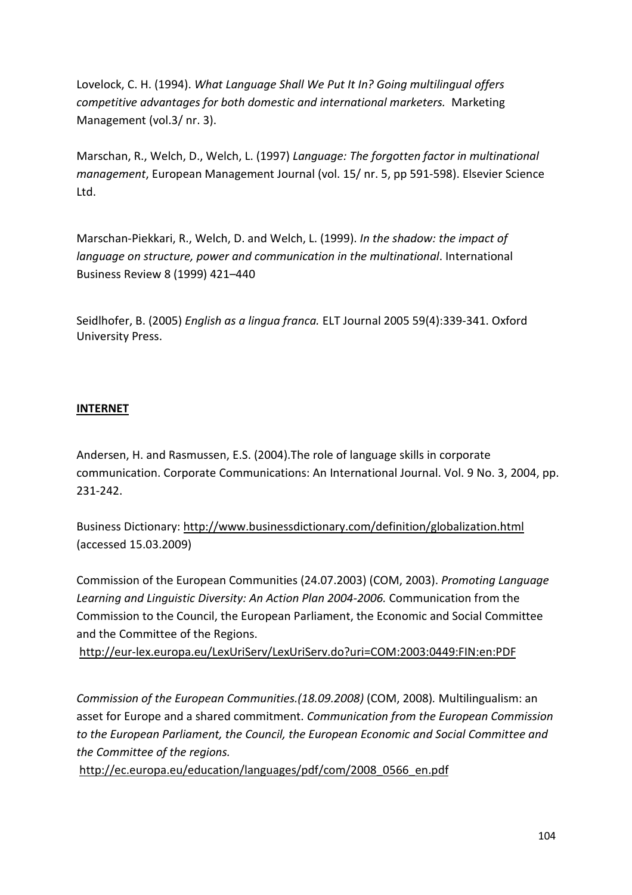Lovelock, C. H. (1994). *What Language Shall We Put It In? Going multilingual offers competitive advantages for both domestic and international marketers.* Marketing Management (vol.3/ nr. 3).

Marschan, R., Welch, D., Welch, L. (1997) *Language: The forgotten factor in multinational management*, European Management Journal (vol. 15/ nr. 5, pp 591-598). Elsevier Science Ltd.

Marschan-Piekkari, R., Welch, D. and Welch, L. (1999). *In the shadow: the impact of language on structure, power and communication in the multinational*. International Business Review 8 (1999) 421–440

Seidlhofer, B. (2005) *English as a lingua franca.* ELT Journal 2005 59(4):339-341. Oxford University Press.

**INTERNET**

Andersen, H. and Rasmussen, E.S. (2004).The role of language skills in corporate communication. Corporate Communications: An International Journal. Vol. 9 No. 3, 2004, pp. 231-242.

Business Dictionary: http://www.businessdictionary.com/definition/globalization.html (accessed 15.03.2009)

Commission of the European Communities (24.07.2003) (COM, 2003). *Promoting Language Learning and Linguistic Diversity: An Action Plan 2004-2006.* Communication from the Commission to the Council, the European Parliament, the Economic and Social Committee and the Committee of the Regions.
http://eur-lex.europa.eu/LexUriServ/LexUriServ.do?uri=COM:2003:0449:FIN:en:PDF

*Commission of the European Communities.(18.09.2008)* (COM, 2008)*.* Multilingualism: an asset for Europe and a shared commitment. *Communication from the European Commission to the European Parliament, the Council, the European Economic and Social Committee and the Committee of the regions.*
http://ec.europa.eu/education/languages/pdf/com/2008_0566_en.pdf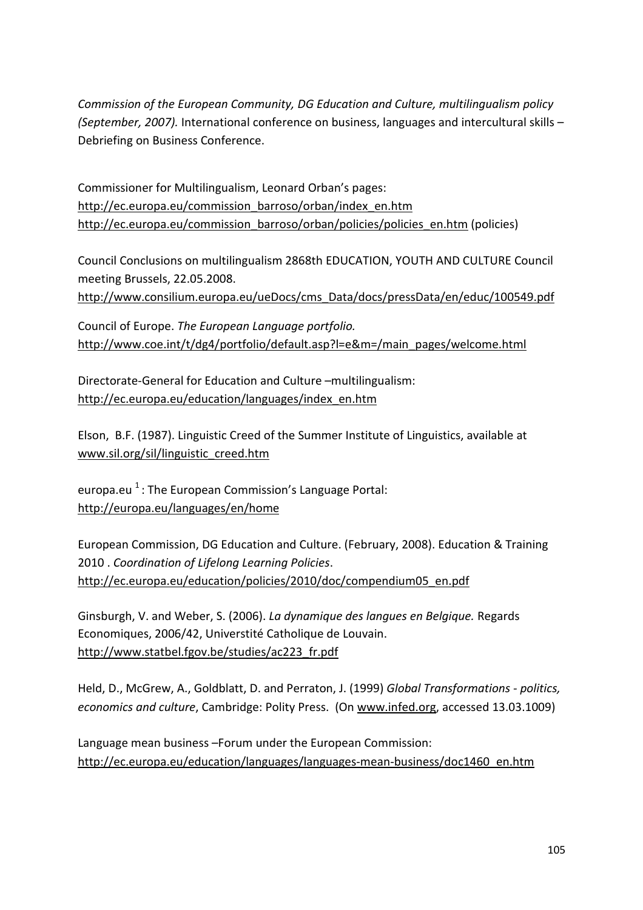*Commission of the European Community, DG Education and Culture, multilingualism policy (September, 2007).* International conference on business, languages and intercultural skills – Debriefing on Business Conference.

Commissioner for Multilingualism, Leonard Orban's pages:
http://ec.europa.eu/commission_barroso/orban/index_en.htm
http://ec.europa.eu/commission_barroso/orban/policies/policies_en.htm (policies)

Council Conclusions on multilingualism 2868th EDUCATION, YOUTH AND CULTURE Council meeting Brussels, 22.05.2008.
http://www.consilium.europa.eu/ueDocs/cms_Data/docs/pressData/en/educ/100549.pdf

Council of Europe. *The European Language portfolio.*
http://www.coe.int/t/dg4/portfolio/default.asp?l=e&m=/main_pages/welcome.html

Directorate-General for Education and Culture –multilingualism:
http://ec.europa.eu/education/languages/index_en.htm

Elson, B.F. (1987). Linguistic Creed of the Summer Institute of Linguistics, available at www.sil.org/sil/linguistic_creed.htm

europa.eu [1]: The European Commission's Language Portal:
http://europa.eu/languages/en/home

European Commission, DG Education and Culture. (February, 2008). Education & Training 2010 . *Coordination of Lifelong Learning Policies*.
http://ec.europa.eu/education/policies/2010/doc/compendium05_en.pdf

Ginsburgh, V. and Weber, S. (2006). *La dynamique des langues en Belgique.* Regards Economiques, 2006/42, Universtité Catholique de Louvain.
http://www.statbel.fgov.be/studies/ac223_fr.pdf

Held, D., McGrew, A., Goldblatt, D. and Perraton, J. (1999) *Global Transformations - politics, economics and culture*, Cambridge: Polity Press. (On www.infed.org, accessed 13.03.1009)

Language mean business –Forum under the European Commission:
http://ec.europa.eu/education/languages/languages-mean-business/doc1460_en.htm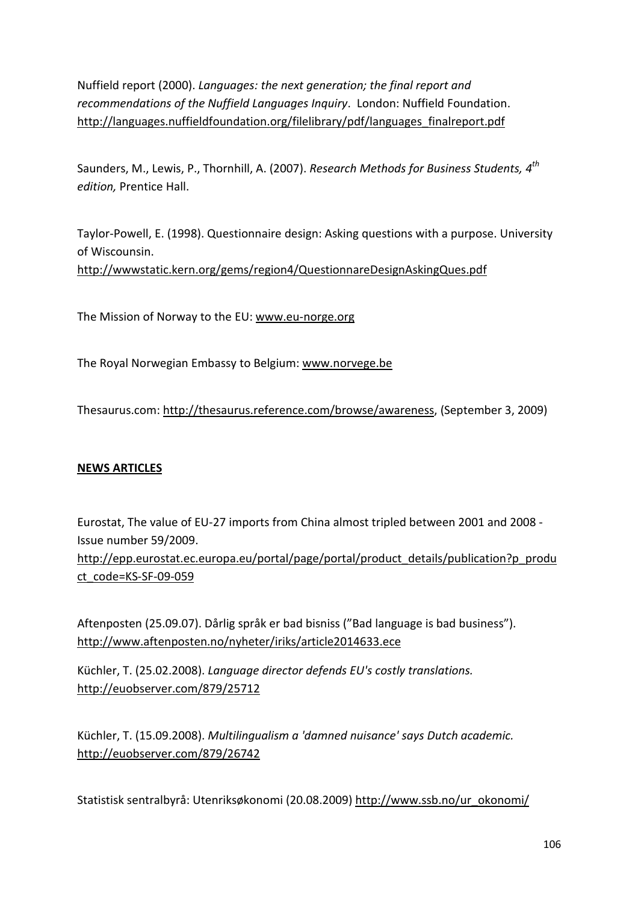Nuffield report (2000). *Languages: the next generation; the final report and recommendations of the Nuffield Languages Inquiry*. London: Nuffield Foundation. http://languages.nuffieldfoundation.org/filelibrary/pdf/languages_finalreport.pdf

Saunders, M., Lewis, P., Thornhill, A. (2007). *Research Methods for Business Students, 4th edition,* Prentice Hall.

Taylor-Powell, E. (1998). Questionnaire design: Asking questions with a purpose. University of Wiscounsin. http://wwwstatic.kern.org/gems/region4/QuestionnareDesignAskingQues.pdf

The Mission of Norway to the EU: www.eu-norge.org

The Royal Norwegian Embassy to Belgium: www.norvege.be

Thesaurus.com: http://thesaurus.reference.com/browse/awareness, (September 3, 2009)

**NEWS ARTICLES**

Eurostat, The value of EU-27 imports from China almost tripled between 2001 and 2008 - Issue number 59/2009. http://epp.eurostat.ec.europa.eu/portal/page/portal/product_details/publication?p_product_code=KS-SF-09-059

Aftenposten (25.09.07). Dårlig språk er bad bisniss ("Bad language is bad business"). http://www.aftenposten.no/nyheter/iriks/article2014633.ece

Küchler, T. (25.02.2008). *Language director defends EU's costly translations.* http://euobserver.com/879/25712

Küchler, T. (15.09.2008). *Multilingualism a 'damned nuisance' says Dutch academic.* http://euobserver.com/879/26742

Statistisk sentralbyrå: Utenriksøkonomi (20.08.2009) http://www.ssb.no/ur_okonomi/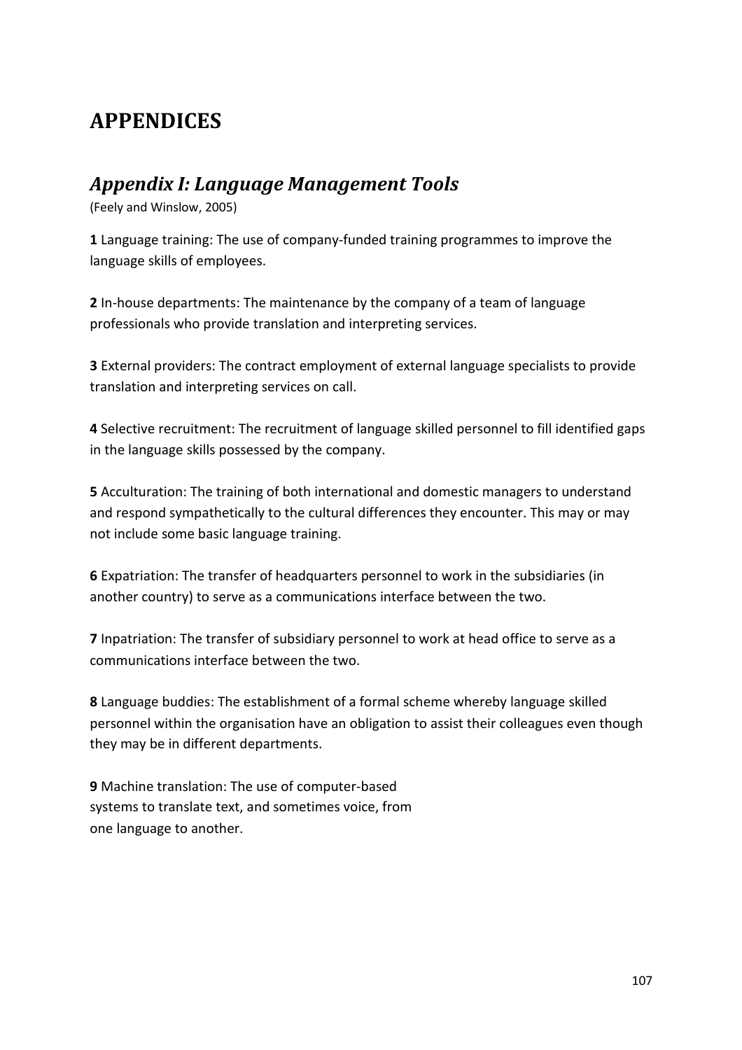# APPENDICES

## *Appendix I: Language Management Tools*

(Feely and Winslow, 2005)

**1** Language training: The use of company-funded training programmes to improve the language skills of employees.

**2** In-house departments: The maintenance by the company of a team of language professionals who provide translation and interpreting services.

**3** External providers: The contract employment of external language specialists to provide translation and interpreting services on call.

**4** Selective recruitment: The recruitment of language skilled personnel to fill identified gaps in the language skills possessed by the company.

**5** Acculturation: The training of both international and domestic managers to understand and respond sympathetically to the cultural differences they encounter. This may or may not include some basic language training.

**6** Expatriation: The transfer of headquarters personnel to work in the subsidiaries (in another country) to serve as a communications interface between the two.

**7** Inpatriation: The transfer of subsidiary personnel to work at head office to serve as a communications interface between the two.

**8** Language buddies: The establishment of a formal scheme whereby language skilled personnel within the organisation have an obligation to assist their colleagues even though they may be in different departments.

**9** Machine translation: The use of computer-based systems to translate text, and sometimes voice, from one language to another.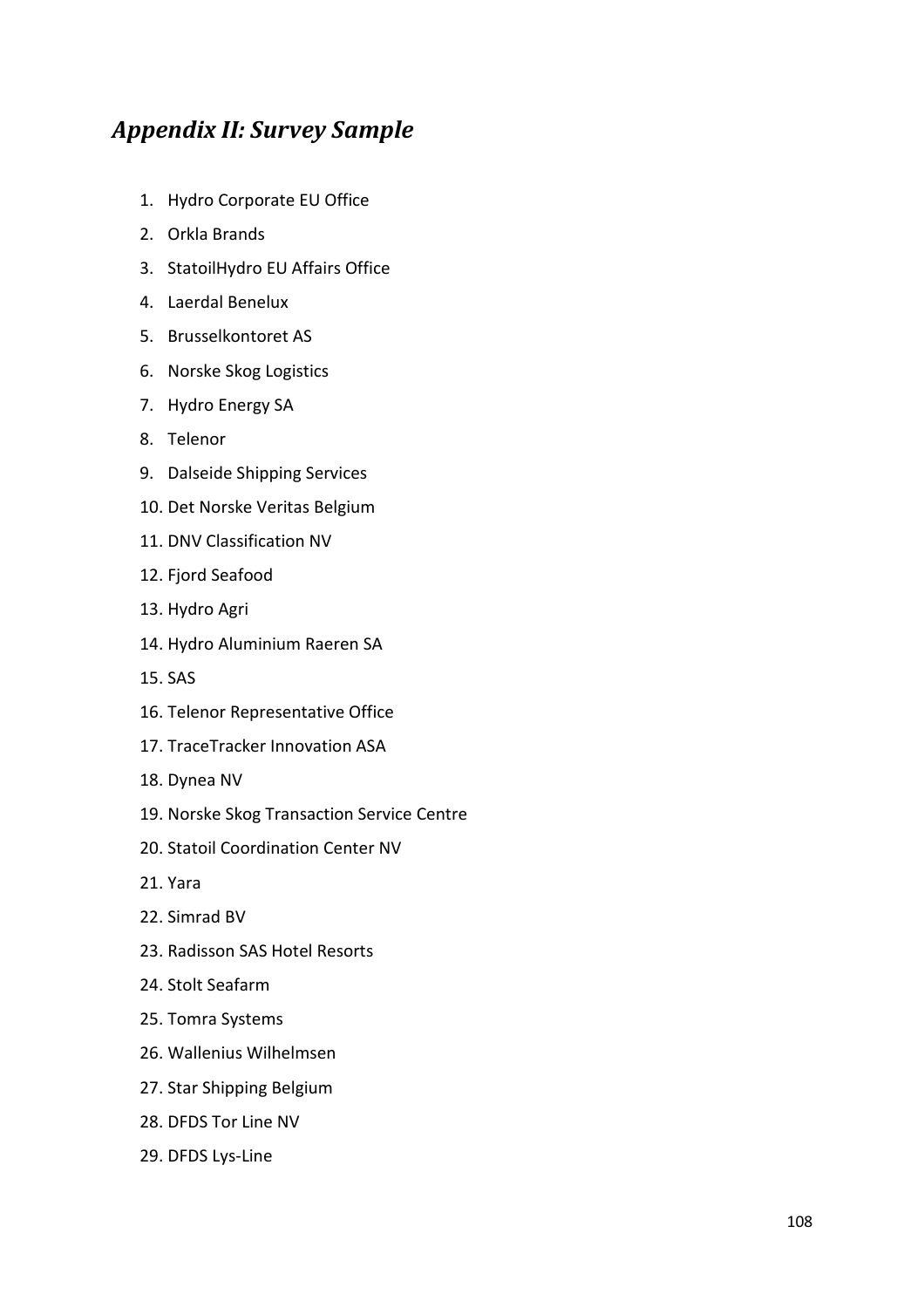## *Appendix II: Survey Sample*

1. Hydro Corporate EU Office
2. Orkla Brands
3. StatoilHydro EU Affairs Office
4. Laerdal Benelux
5. Brusselkontoret AS
6. Norske Skog Logistics
7. Hydro Energy SA
8. Telenor
9. Dalseide Shipping Services
10. Det Norske Veritas Belgium
11. DNV Classification NV
12. Fjord Seafood
13. Hydro Agri
14. Hydro Aluminium Raeren SA
15. SAS
16. Telenor Representative Office
17. TraceTracker Innovation ASA
18. Dynea NV
19. Norske Skog Transaction Service Centre
20. Statoil Coordination Center NV
21. Yara
22. Simrad BV
23. Radisson SAS Hotel Resorts
24. Stolt Seafarm
25. Tomra Systems
26. Wallenius Wilhelmsen
27. Star Shipping Belgium
28. DFDS Tor Line NV
29. DFDS Lys-Line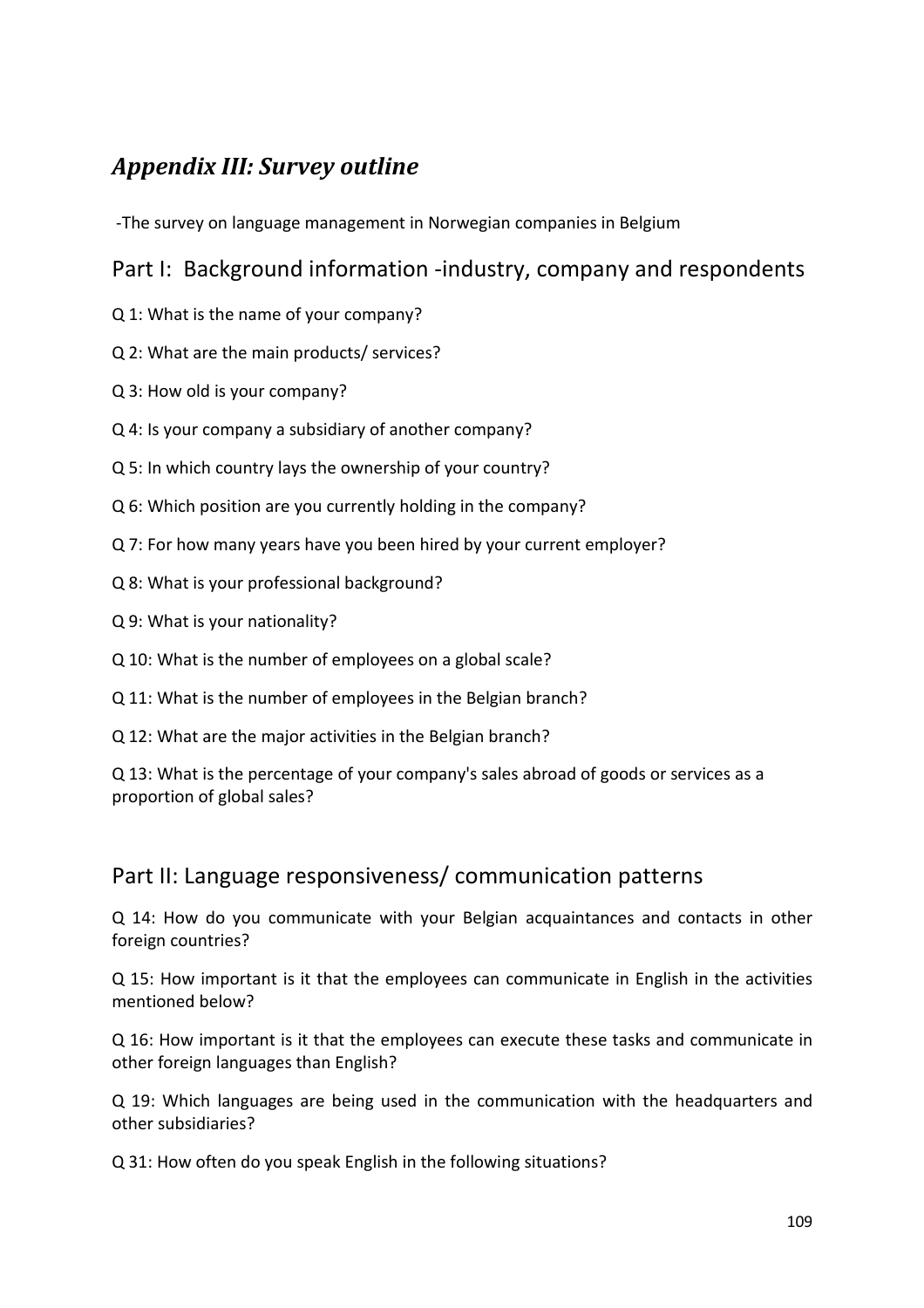## *Appendix III: Survey outline*

-The survey on language management in Norwegian companies in Belgium

### Part I: Background information -industry, company and respondents

Q 1: What is the name of your company?

Q 2: What are the main products/ services?

Q 3: How old is your company?

Q 4: Is your company a subsidiary of another company?

Q 5: In which country lays the ownership of your country?

Q 6: Which position are you currently holding in the company?

Q 7: For how many years have you been hired by your current employer?

Q 8: What is your professional background?

Q 9: What is your nationality?

Q 10: What is the number of employees on a global scale?

Q 11: What is the number of employees in the Belgian branch?

Q 12: What are the major activities in the Belgian branch?

Q 13: What is the percentage of your company's sales abroad of goods or services as a proportion of global sales?

### Part II: Language responsiveness/ communication patterns

Q 14: How do you communicate with your Belgian acquaintances and contacts in other foreign countries?

Q 15: How important is it that the employees can communicate in English in the activities mentioned below?

Q 16: How important is it that the employees can execute these tasks and communicate in other foreign languages than English?

Q 19: Which languages are being used in the communication with the headquarters and other subsidiaries?

Q 31: How often do you speak English in the following situations?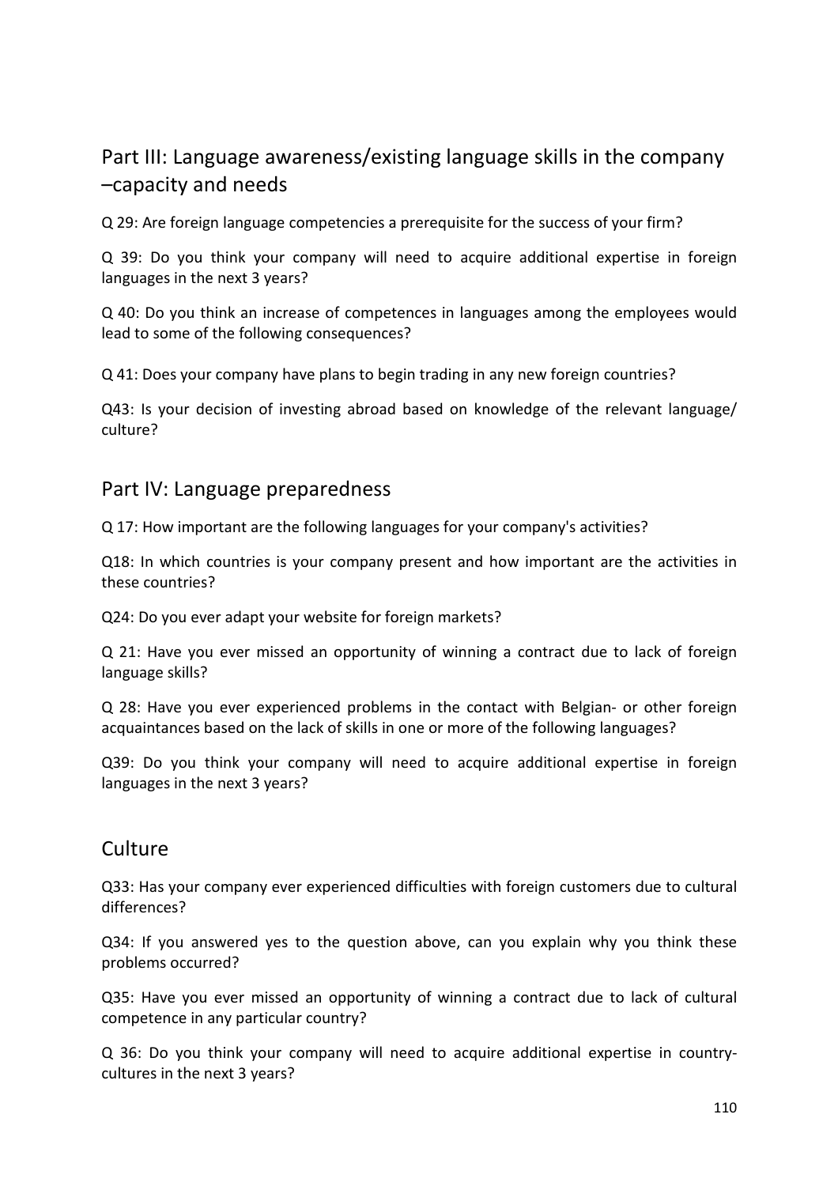## Part III: Language awareness/existing language skills in the company –capacity and needs

Q 29: Are foreign language competencies a prerequisite for the success of your firm?

Q 39: Do you think your company will need to acquire additional expertise in foreign languages in the next 3 years?

Q 40: Do you think an increase of competences in languages among the employees would lead to some of the following consequences?

Q 41: Does your company have plans to begin trading in any new foreign countries?

Q43: Is your decision of investing abroad based on knowledge of the relevant language/ culture?

## Part IV: Language preparedness

Q 17: How important are the following languages for your company's activities?

Q18: In which countries is your company present and how important are the activities in these countries?

Q24: Do you ever adapt your website for foreign markets?

Q 21: Have you ever missed an opportunity of winning a contract due to lack of foreign language skills?

Q 28: Have you ever experienced problems in the contact with Belgian- or other foreign acquaintances based on the lack of skills in one or more of the following languages?

Q39: Do you think your company will need to acquire additional expertise in foreign languages in the next 3 years?

## Culture

Q33: Has your company ever experienced difficulties with foreign customers due to cultural differences?

Q34: If you answered yes to the question above, can you explain why you think these problems occurred?

Q35: Have you ever missed an opportunity of winning a contract due to lack of cultural competence in any particular country?

Q 36: Do you think your company will need to acquire additional expertise in country-cultures in the next 3 years?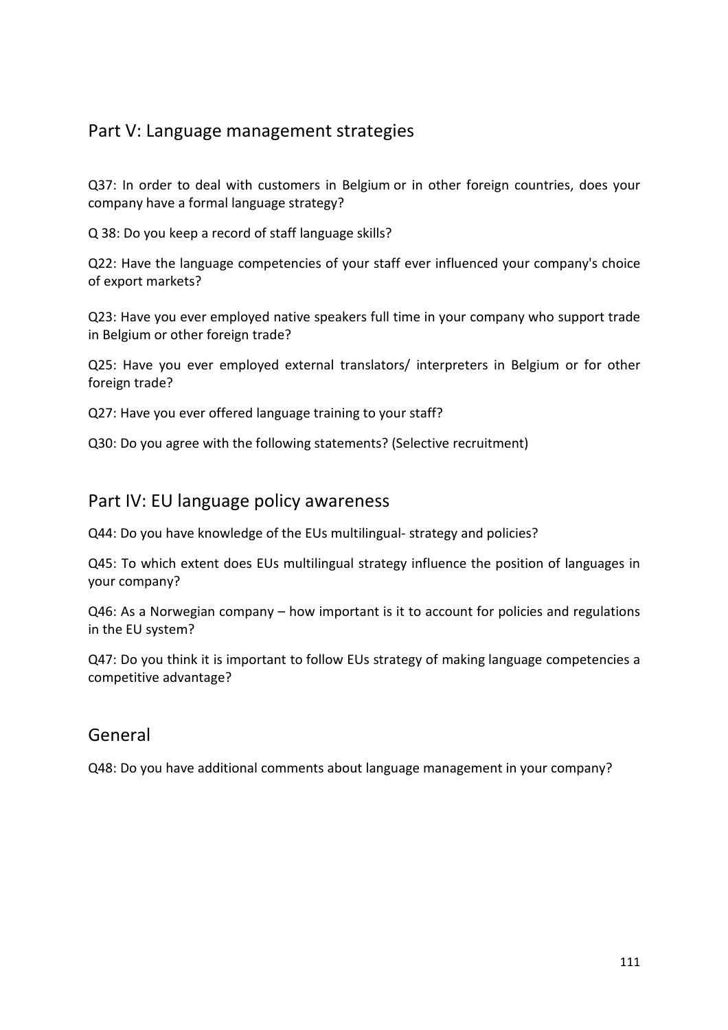## Part V: Language management strategies

Q37: In order to deal with customers in Belgium or in other foreign countries, does your company have a formal language strategy?

Q 38: Do you keep a record of staff language skills?

Q22: Have the language competencies of your staff ever influenced your company's choice of export markets?

Q23: Have you ever employed native speakers full time in your company who support trade in Belgium or other foreign trade?

Q25: Have you ever employed external translators/ interpreters in Belgium or for other foreign trade?

Q27: Have you ever offered language training to your staff?

Q30: Do you agree with the following statements? (Selective recruitment)

## Part IV: EU language policy awareness

Q44: Do you have knowledge of the EUs multilingual- strategy and policies?

Q45: To which extent does EUs multilingual strategy influence the position of languages in your company?

Q46: As a Norwegian company – how important is it to account for policies and regulations in the EU system?

Q47: Do you think it is important to follow EUs strategy of making language competencies a competitive advantage?

## General

Q48: Do you have additional comments about language management in your company?